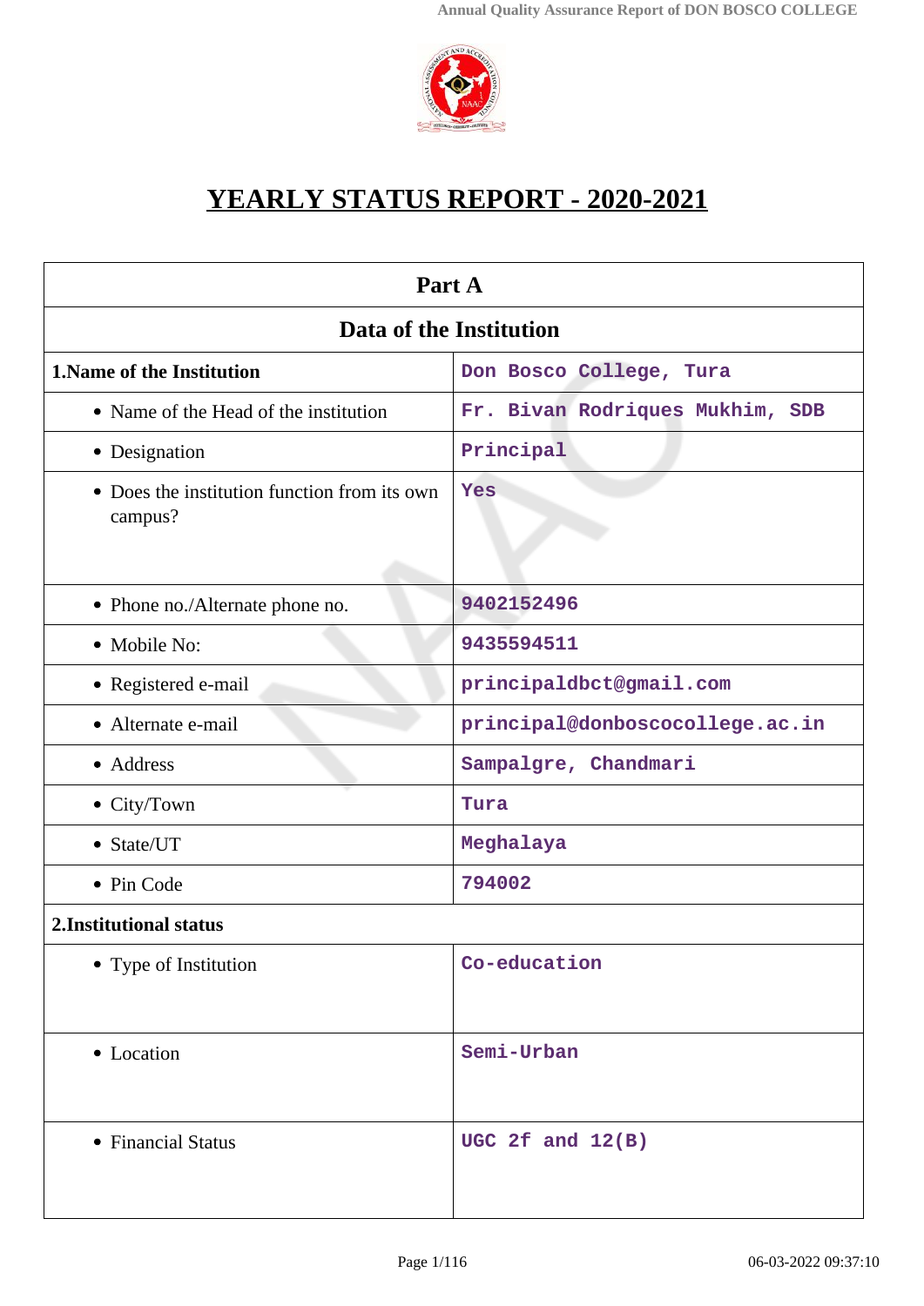# YEARLY STATUS REPORT - 2020-2021

| Part A | |
|---|---|
| **Data of the Institution** | |
| **1.Name of the Institution** | Don Bosco College, Tura |
| • Name of the Head of the institution | Fr. Bivan Rodriques Mukhim, SDB |
| • Designation | Principal |
| • Does the institution function from its own campus? | Yes |
| • Phone no./Alternate phone no. | 9402152496 |
| • Mobile No: | 9435594511 |
| • Registered e-mail | principaldbct@gmail.com |
| • Alternate e-mail | principal@donboscocollege.ac.in |
| • Address | Sampalgre, Chandmari |
| • City/Town | Tura |
| • State/UT | Meghalaya |
| • Pin Code | 794002 |
| **2.Institutional status** | |
| • Type of Institution | Co-education |
| • Location | Semi-Urban |
| • Financial Status | UGC 2f and 12(B) |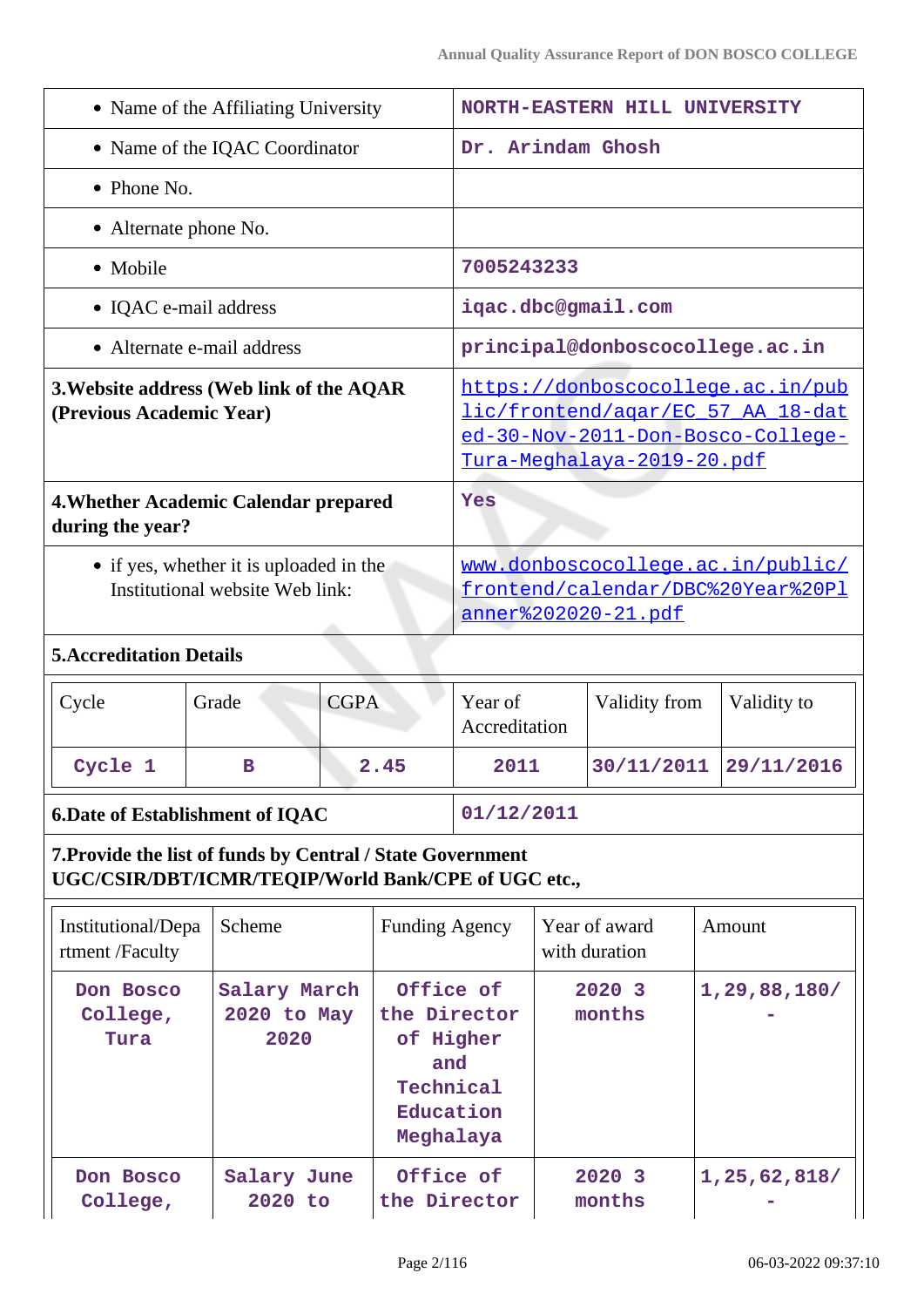| | |
|---|---|
| • Name of the Affiliating University | NORTH-EASTERN HILL UNIVERSITY |
| • Name of the IQAC Coordinator | Dr. Arindam Ghosh |
| • Phone No. | |
| • Alternate phone No. | |
| • Mobile | 7005243233 |
| • IQAC e-mail address | iqac.dbc@gmail.com |
| • Alternate e-mail address | principal@donboscocollege.ac.in |
| **3.Website address (Web link of the AQAR (Previous Academic Year)** | https://donboscocollege.ac.in/public/frontend/aqar/EC_57_AA_18-dated-30-Nov-2011-Don-Bosco-College-Tura-Meghalaya-2019-20.pdf |
| **4.Whether Academic Calendar prepared during the year?** | Yes |
| • if yes, whether it is uploaded in the Institutional website Web link: | www.donboscocollege.ac.in/public/frontend/calendar/DBC%20Year%20Planner%202020-21.pdf |

**5.Accreditation Details**

| Cycle | Grade | CGPA | Year of Accreditation | Validity from | Validity to |
|---|---|---|---|---|---|
| Cycle 1 | B | 2.45 | 2011 | 30/11/2011 | 29/11/2016 |

| | |
|---|---|
| **6.Date of Establishment of IQAC** | 01/12/2011 |

**7.Provide the list of funds by Central / State Government UGC/CSIR/DBT/ICMR/TEQIP/World Bank/CPE of UGC etc.,**

| Institutional/Department /Faculty | Scheme | Funding Agency | Year of award with duration | Amount |
|---|---|---|---|---|
| Don Bosco College, Tura | Salary March 2020 to May 2020 | Office of the Director of Higher and Technical Education Meghalaya | 2020 3 months | 1,29,88,180/- |
| Don Bosco College, | Salary June 2020 to | Office of the Director | 2020 3 months | 1,25,62,818/- |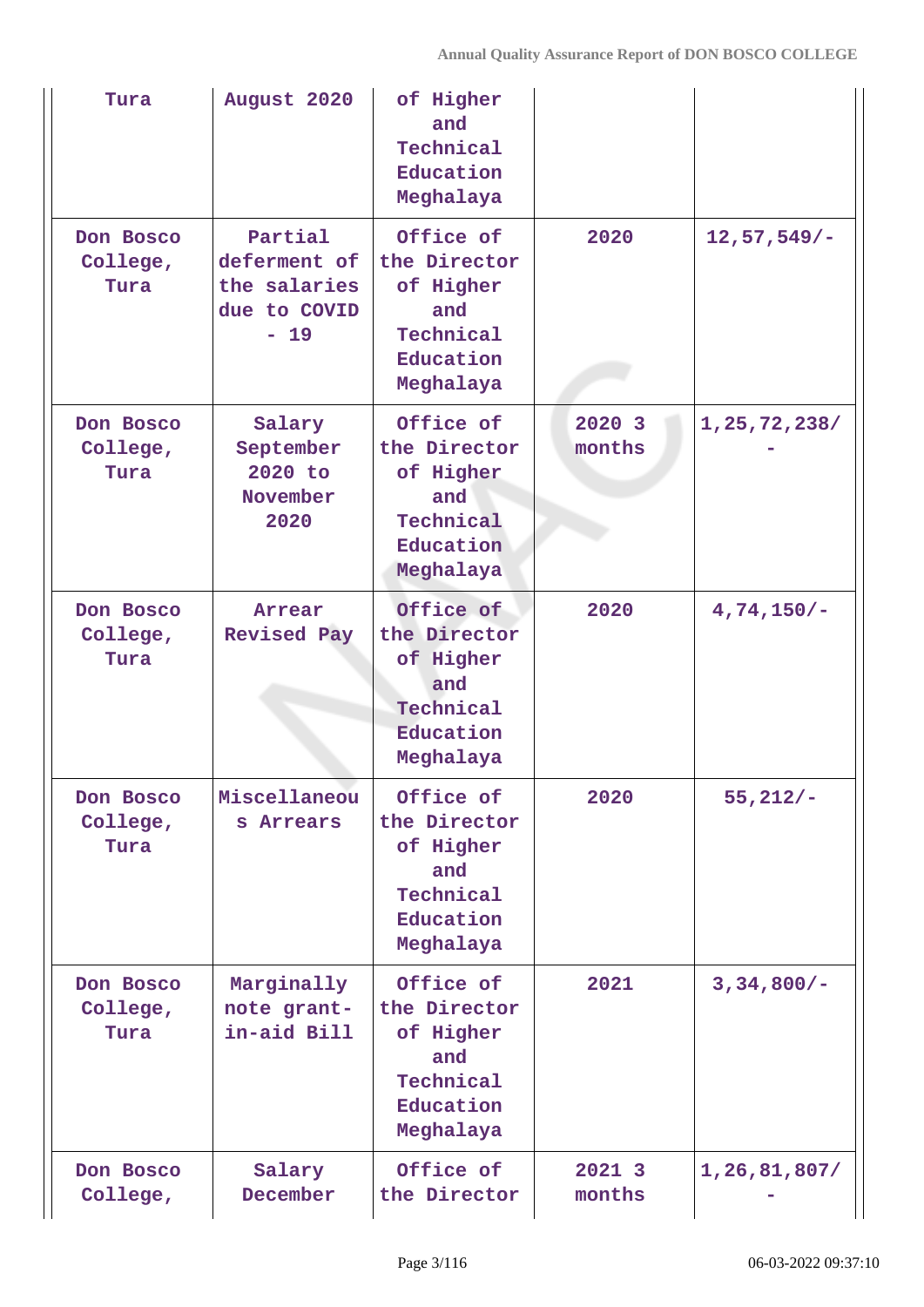| Tura | August 2020 | of Higher and Technical Education Meghalaya | | |
|---|---|---|---|---|
| Don Bosco College, Tura | Partial deferment of the salaries due to COVID - 19 | Office of the Director of Higher and Technical Education Meghalaya | 2020 | 12,57,549/- |
| Don Bosco College, Tura | Salary September 2020 to November 2020 | Office of the Director of Higher and Technical Education Meghalaya | 2020 3 months | 1,25,72,238/- |
| Don Bosco College, Tura | Arrear Revised Pay | Office of the Director of Higher and Technical Education Meghalaya | 2020 | 4,74,150/- |
| Don Bosco College, Tura | Miscellaneous Arrears | Office of the Director of Higher and Technical Education Meghalaya | 2020 | 55,212/- |
| Don Bosco College, Tura | Marginally note grant-in-aid Bill | Office of the Director of Higher and Technical Education Meghalaya | 2021 | 3,34,800/- |
| Don Bosco College, | Salary December | Office of the Director | 2021 3 months | 1,26,81,807/- |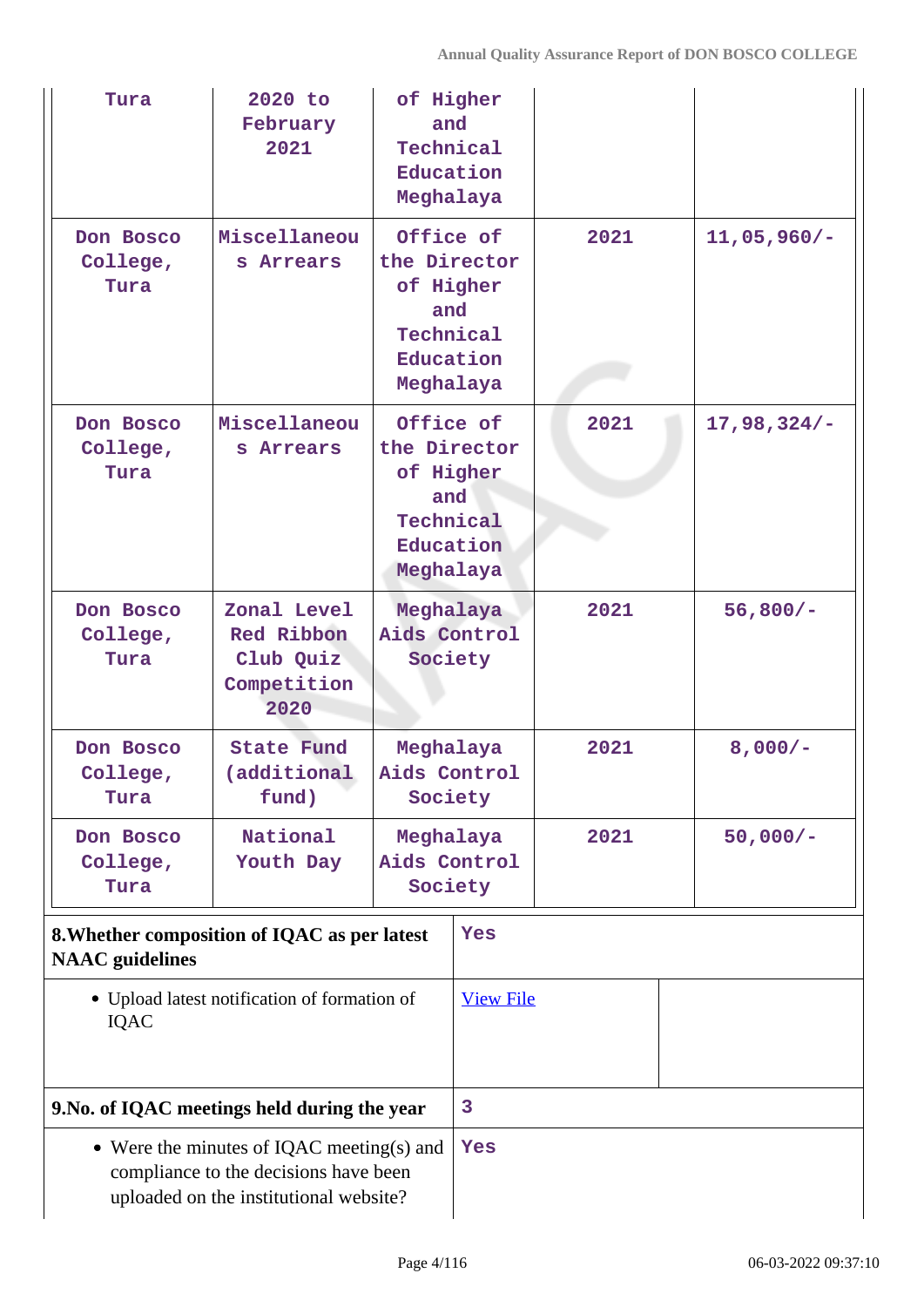| | | | | |
|---|---|---|---|---|
| Tura | 2020 to February 2021 | of Higher and Technical Education Meghalaya | | |
| Don Bosco College, Tura | Miscellaneous Arrears | Office of the Director of Higher and Technical Education Meghalaya | 2021 | 11,05,960/- |
| Don Bosco College, Tura | Miscellaneous Arrears | Office of the Director of Higher and Technical Education Meghalaya | 2021 | 17,98,324/- |
| Don Bosco College, Tura | Zonal Level Red Ribbon Club Quiz Competition 2020 | Meghalaya Aids Control Society | 2021 | 56,800/- |
| Don Bosco College, Tura | State Fund (additional fund) | Meghalaya Aids Control Society | 2021 | 8,000/- |
| Don Bosco College, Tura | National Youth Day | Meghalaya Aids Control Society | 2021 | 50,000/- |

| | |
|---|---|
| **8.Whether composition of IQAC as per latest NAAC guidelines** | Yes |
| • Upload latest notification of formation of IQAC | View File |
| **9.No. of IQAC meetings held during the year** | 3 |
| • Were the minutes of IQAC meeting(s) and compliance to the decisions have been uploaded on the institutional website? | Yes |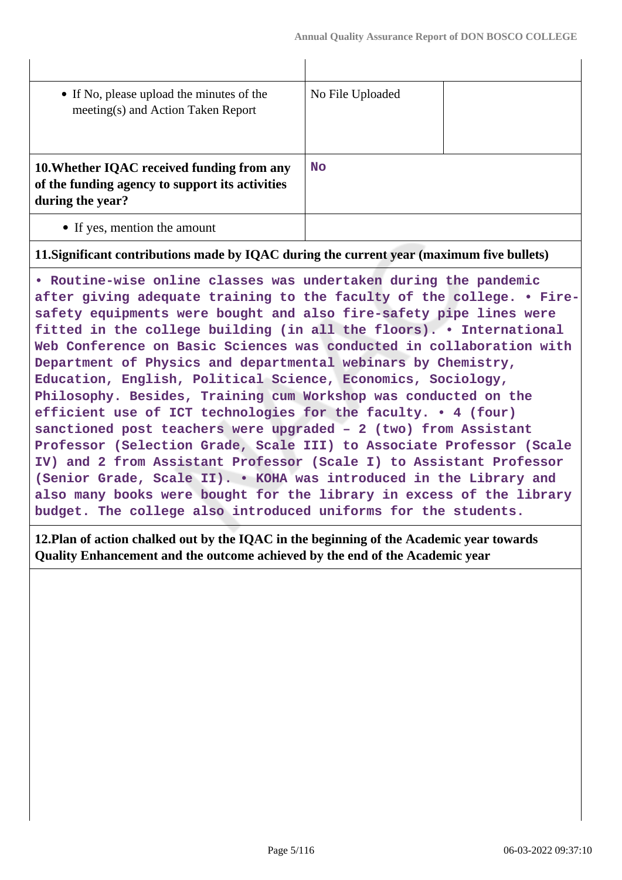| | | |
|---|---|---|
| • If No, please upload the minutes of the meeting(s) and Action Taken Report | No File Uploaded | |
| **10.Whether IQAC received funding from any of the funding agency to support its activities during the year?** | No | |
| • If yes, mention the amount | | |

**11.Significant contributions made by IQAC during the current year (maximum five bullets)**

• Routine-wise online classes was undertaken during the pandemic after giving adequate training to the faculty of the college. • Fire-safety equipments were bought and also fire-safety pipe lines were fitted in the college building (in all the floors). • International Web Conference on Basic Sciences was conducted in collaboration with Department of Physics and departmental webinars by Chemistry, Education, English, Political Science, Economics, Sociology, Philosophy. Besides, Training cum Workshop was conducted on the efficient use of ICT technologies for the faculty. • 4 (four) sanctioned post teachers were upgraded – 2 (two) from Assistant Professor (Selection Grade, Scale III) to Associate Professor (Scale IV) and 2 from Assistant Professor (Scale I) to Assistant Professor (Senior Grade, Scale II). • KOHA was introduced in the Library and also many books were bought for the library in excess of the library budget. The college also introduced uniforms for the students.

**12.Plan of action chalked out by the IQAC in the beginning of the Academic year towards Quality Enhancement and the outcome achieved by the end of the Academic year**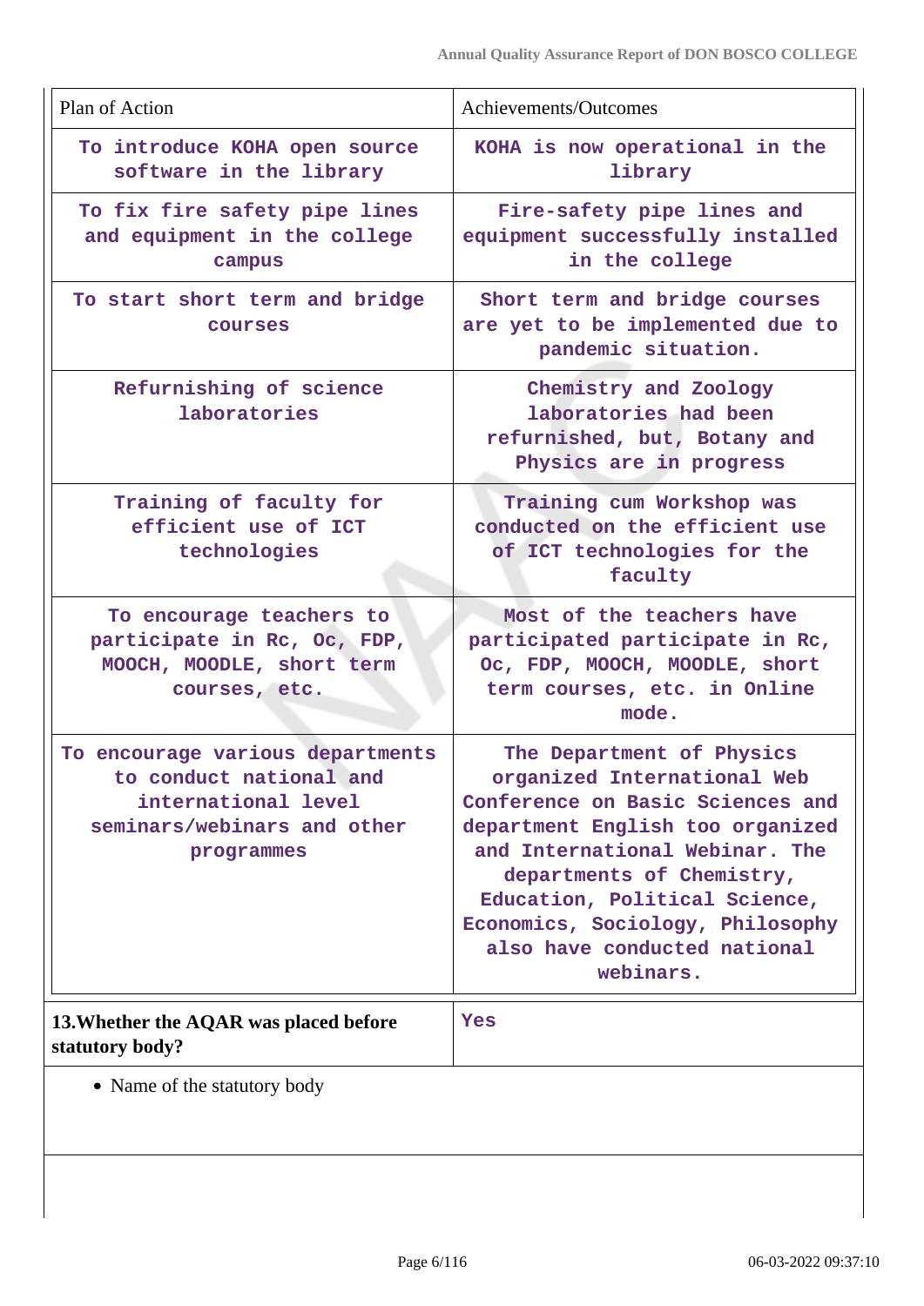| Plan of Action | Achievements/Outcomes |
|---|---|
| To introduce KOHA open source software in the library | KOHA is now operational in the library |
| To fix fire safety pipe lines and equipment in the college campus | Fire-safety pipe lines and equipment successfully installed in the college |
| To start short term and bridge courses | Short term and bridge courses are yet to be implemented due to pandemic situation. |
| Refurnishing of science laboratories | Chemistry and Zoology laboratories had been refurnished, but, Botany and Physics are in progress |
| Training of faculty for efficient use of ICT technologies | Training cum Workshop was conducted on the efficient use of ICT technologies for the faculty |
| To encourage teachers to participate in Rc, Oc, FDP, MOOCH, MOODLE, short term courses, etc. | Most of the teachers have participated participate in Rc, Oc, FDP, MOOCH, MOODLE, short term courses, etc. in Online mode. |
| To encourage various departments to conduct national and international level seminars/webinars and other programmes | The Department of Physics organized International Web Conference on Basic Sciences and department English too organized and International Webinar. The departments of Chemistry, Education, Political Science, Economics, Sociology, Philosophy also have conducted national webinars. |

| **13.Whether the AQAR was placed before statutory body?** | Yes |
|---|---|

- Name of the statutory body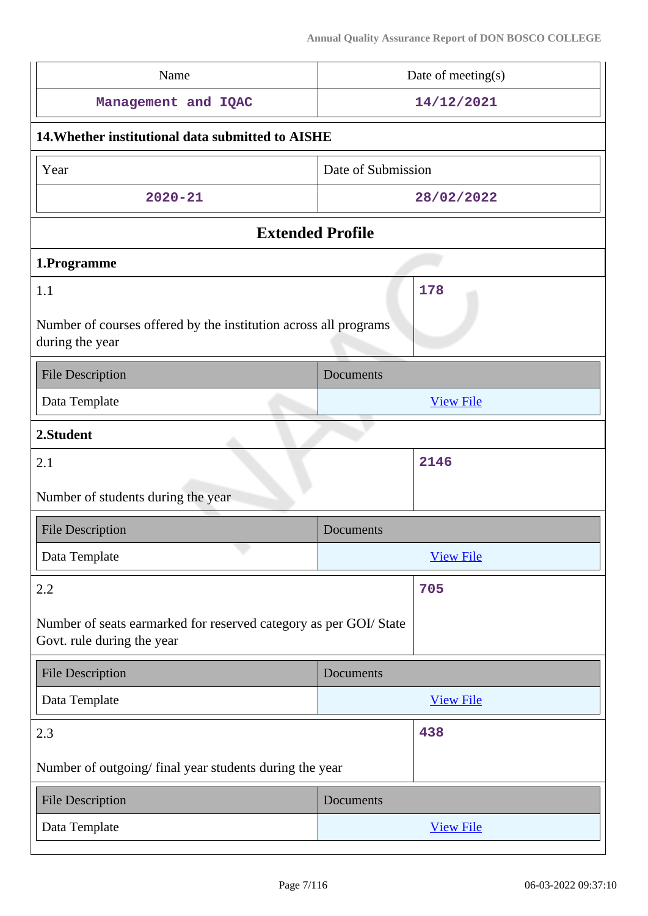| Name | Date of meeting(s) |
|---|---|
| Management and IQAC | 14/12/2021 |

**14.Whether institutional data submitted to AISHE**

| Year | Date of Submission |
|---|---|
| 2020-21 | 28/02/2022 |

## Extended Profile

### 1.Programme

| 1.1<br><br>Number of courses offered by the institution across all programs during the year | 178 |
|---|---|

| File Description | Documents |
|---|---|
| Data Template | View File |

### 2.Student

| 2.1<br><br>Number of students during the year | 2146 |
|---|---|

| File Description | Documents |
|---|---|
| Data Template | View File |

| 2.2<br><br>Number of seats earmarked for reserved category as per GOI/ State Govt. rule during the year | 705 |
|---|---|

| File Description | Documents |
|---|---|
| Data Template | View File |

| 2.3<br><br>Number of outgoing/ final year students during the year | 438 |
|---|---|

| File Description | Documents |
|---|---|
| Data Template | View File |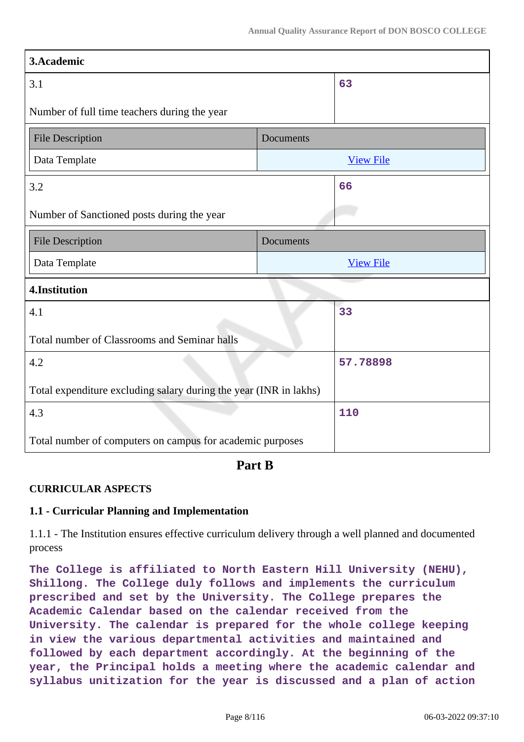| 3.Academic | |
|---|---|
| 3.1<br><br>Number of full time teachers during the year | 63 |

| File Description | Documents |
|---|---|
| Data Template | View File |

| | |
|---|---|
| 3.2<br><br>Number of Sanctioned posts during the year | 66 |

| File Description | Documents |
|---|---|
| Data Template | View File |

| 4.Institution | |
|---|---|
| 4.1<br><br>Total number of Classrooms and Seminar halls | 33 |
| 4.2<br><br>Total expenditure excluding salary during the year (INR in lakhs) | 57.78898 |
| 4.3<br><br>Total number of computers on campus for academic purposes | 110 |

## Part B

**CURRICULAR ASPECTS**

**1.1 - Curricular Planning and Implementation**

1.1.1 - The Institution ensures effective curriculum delivery through a well planned and documented process

**The College is affiliated to North Eastern Hill University (NEHU), Shillong. The College duly follows and implements the curriculum prescribed and set by the University. The College prepares the Academic Calendar based on the calendar received from the University. The calendar is prepared for the whole college keeping in view the various departmental activities and maintained and followed by each department accordingly. At the beginning of the year, the Principal holds a meeting where the academic calendar and syllabus unitization for the year is discussed and a plan of action**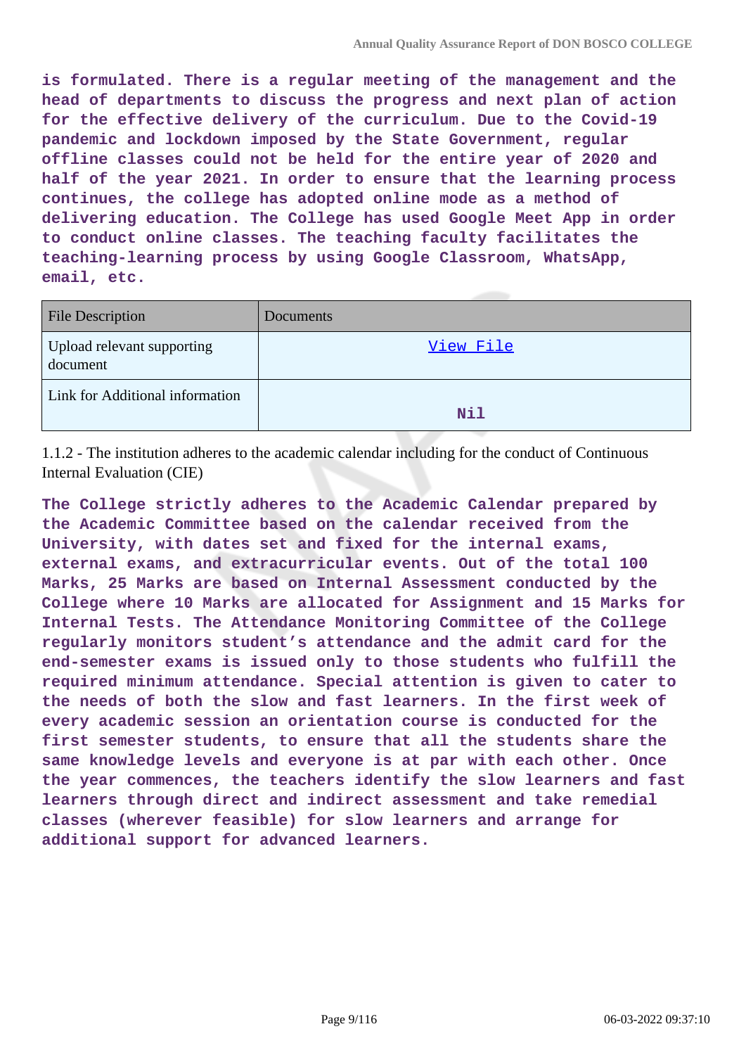**is formulated. There is a regular meeting of the management and the head of departments to discuss the progress and next plan of action for the effective delivery of the curriculum. Due to the Covid-19 pandemic and lockdown imposed by the State Government, regular offline classes could not be held for the entire year of 2020 and half of the year 2021. In order to ensure that the learning process continues, the college has adopted online mode as a method of delivering education. The College has used Google Meet App in order to conduct online classes. The teaching faculty facilitates the teaching-learning process by using Google Classroom, WhatsApp, email, etc.**

| File Description | Documents |
|---|---|
| Upload relevant supporting document | View File |
| Link for Additional information | **Nil** |

1.1.2 - The institution adheres to the academic calendar including for the conduct of Continuous Internal Evaluation (CIE)

**The College strictly adheres to the Academic Calendar prepared by the Academic Committee based on the calendar received from the University, with dates set and fixed for the internal exams, external exams, and extracurricular events. Out of the total 100 Marks, 25 Marks are based on Internal Assessment conducted by the College where 10 Marks are allocated for Assignment and 15 Marks for Internal Tests. The Attendance Monitoring Committee of the College regularly monitors student's attendance and the admit card for the end-semester exams is issued only to those students who fulfill the required minimum attendance. Special attention is given to cater to the needs of both the slow and fast learners. In the first week of every academic session an orientation course is conducted for the first semester students, to ensure that all the students share the same knowledge levels and everyone is at par with each other. Once the year commences, the teachers identify the slow learners and fast learners through direct and indirect assessment and take remedial classes (wherever feasible) for slow learners and arrange for additional support for advanced learners.**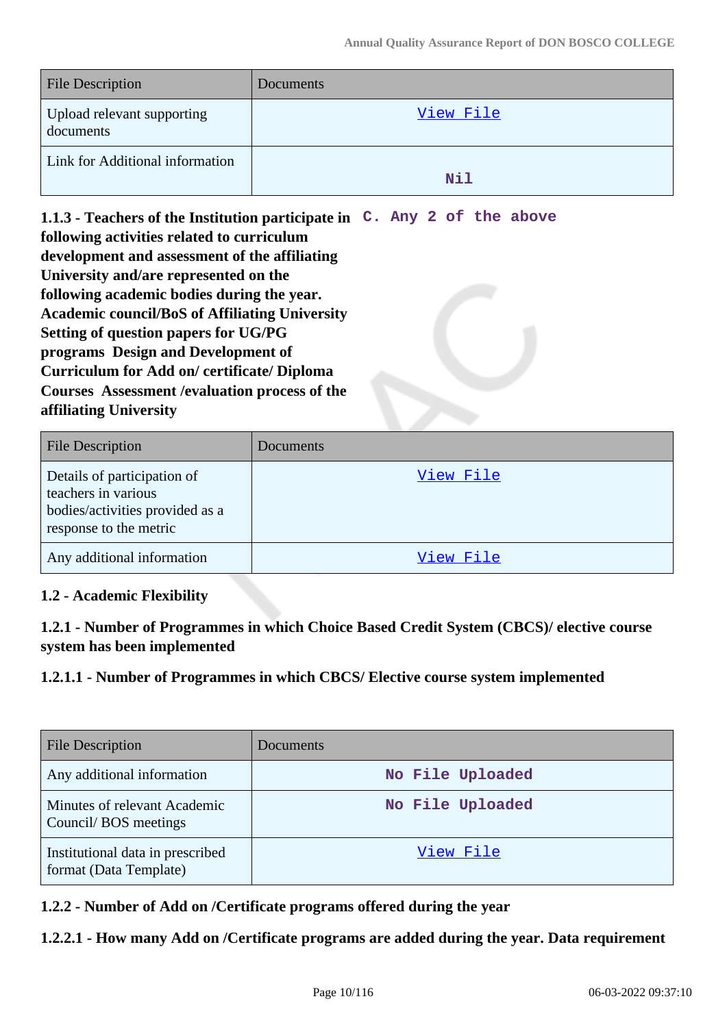| File Description | Documents |
| --- | --- |
| Upload relevant supporting documents | View File |
| Link for Additional information | Nil |

**1.1.3 - Teachers of the Institution participate in following activities related to curriculum development and assessment of the affiliating University and/are represented on the following academic bodies during the year. Academic council/BoS of Affiliating University Setting of question papers for UG/PG programs Design and Development of Curriculum for Add on/ certificate/ Diploma Courses Assessment /evaluation process of the affiliating University**

C. Any 2 of the above

| File Description | Documents |
| --- | --- |
| Details of participation of teachers in various bodies/activities provided as a response to the metric | View File |
| Any additional information | View File |

**1.2 - Academic Flexibility**

**1.2.1 - Number of Programmes in which Choice Based Credit System (CBCS)/ elective course system has been implemented**

**1.2.1.1 - Number of Programmes in which CBCS/ Elective course system implemented**

| File Description | Documents |
| --- | --- |
| Any additional information | No File Uploaded |
| Minutes of relevant Academic Council/ BOS meetings | No File Uploaded |
| Institutional data in prescribed format (Data Template) | View File |

**1.2.2 - Number of Add on /Certificate programs offered during the year**

**1.2.2.1 - How many Add on /Certificate programs are added during the year. Data requirement**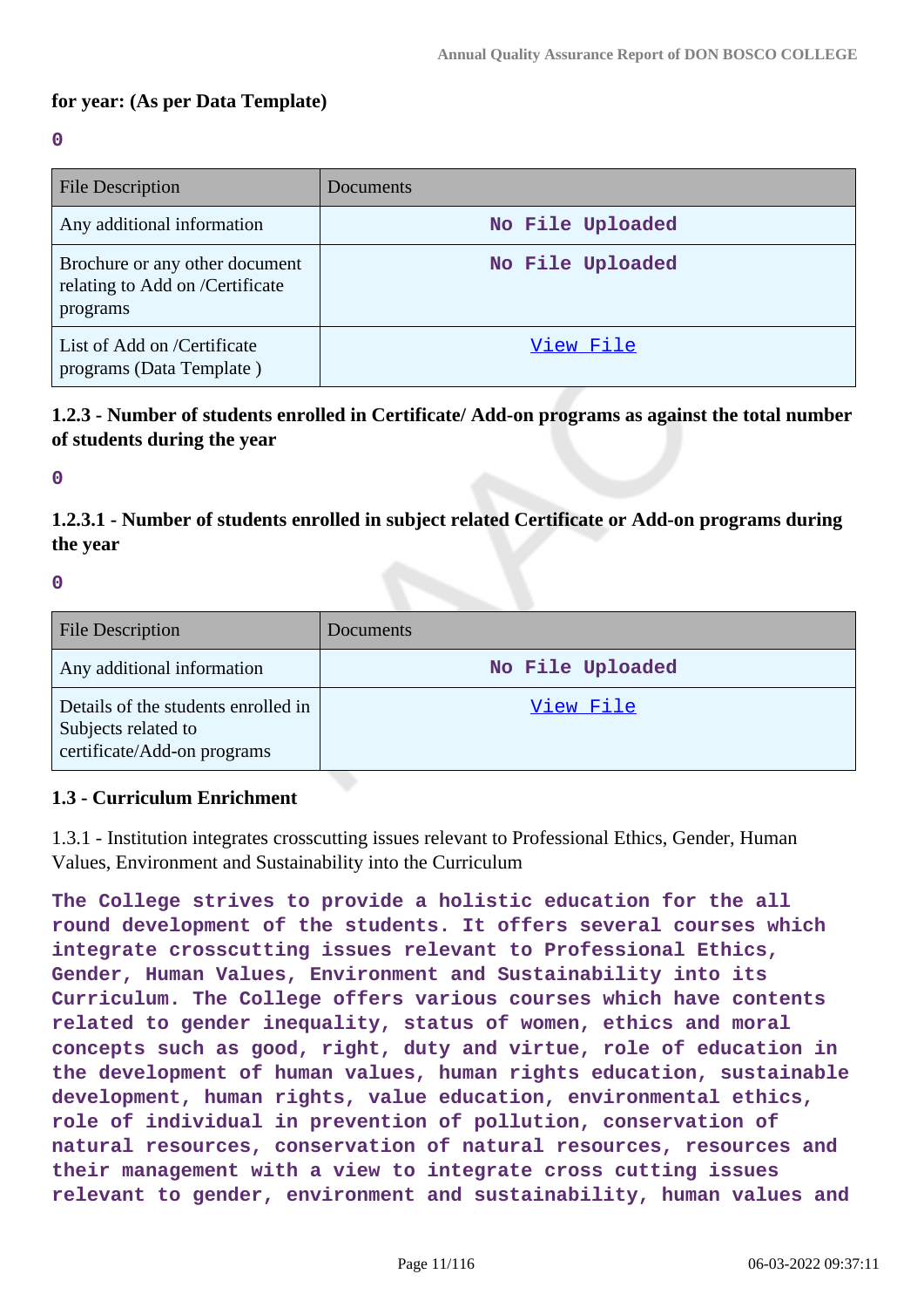**for year: (As per Data Template)**

0

| File Description | Documents |
|---|---|
| Any additional information | No File Uploaded |
| Brochure or any other document relating to Add on /Certificate programs | No File Uploaded |
| List of Add on /Certificate programs (Data Template ) | View File |

**1.2.3 - Number of students enrolled in Certificate/ Add-on programs as against the total number of students during the year**

0

**1.2.3.1 - Number of students enrolled in subject related Certificate or Add-on programs during the year**

0

| File Description | Documents |
|---|---|
| Any additional information | No File Uploaded |
| Details of the students enrolled in Subjects related to certificate/Add-on programs | View File |

**1.3 - Curriculum Enrichment**

1.3.1 - Institution integrates crosscutting issues relevant to Professional Ethics, Gender, Human Values, Environment and Sustainability into the Curriculum

**The College strives to provide a holistic education for the all round development of the students. It offers several courses which integrate crosscutting issues relevant to Professional Ethics, Gender, Human Values, Environment and Sustainability into its Curriculum. The College offers various courses which have contents related to gender inequality, status of women, ethics and moral concepts such as good, right, duty and virtue, role of education in the development of human values, human rights education, sustainable development, human rights, value education, environmental ethics, role of individual in prevention of pollution, conservation of natural resources, conservation of natural resources, resources and their management with a view to integrate cross cutting issues relevant to gender, environment and sustainability, human values and**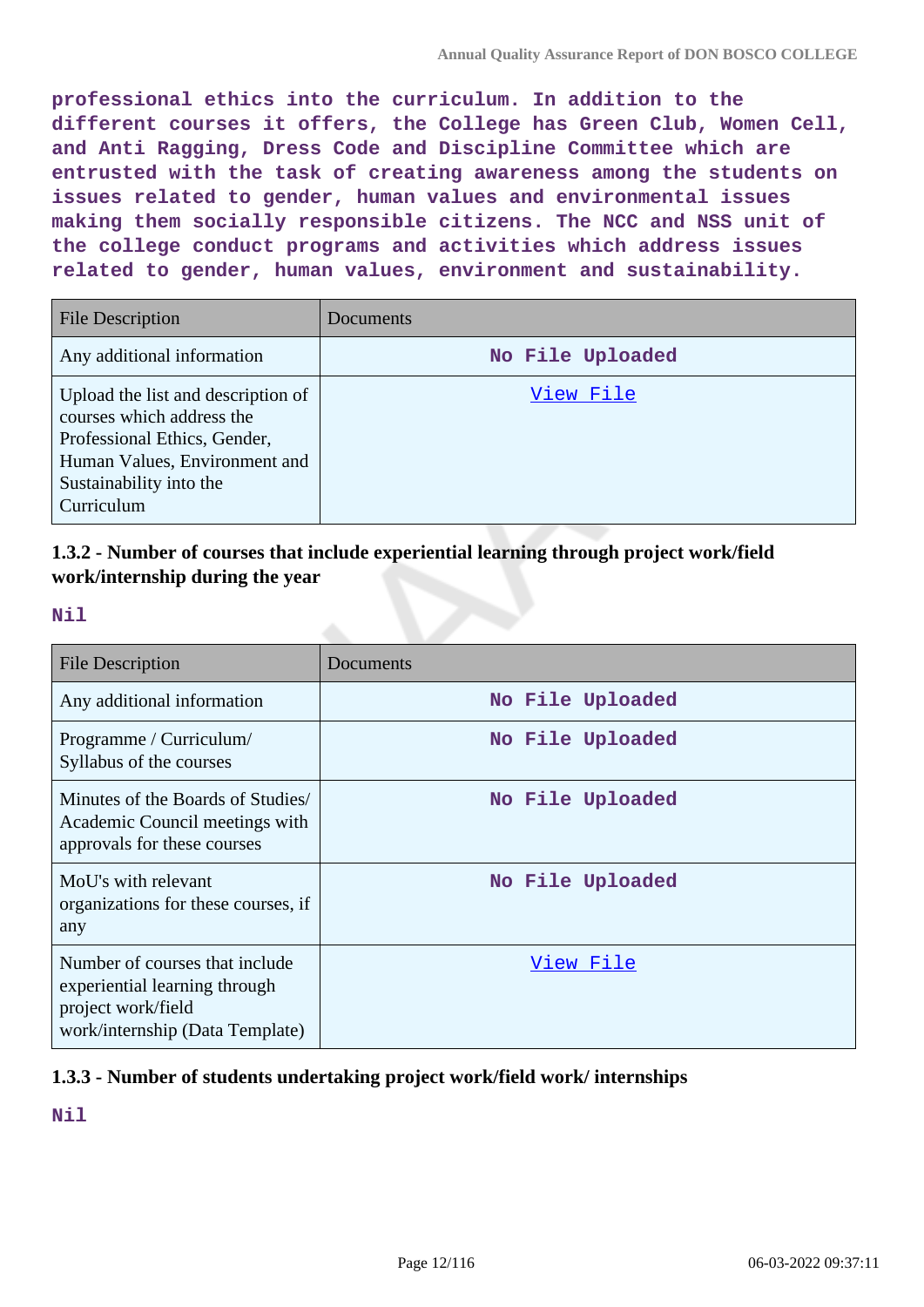**professional ethics into the curriculum. In addition to the different courses it offers, the College has Green Club, Women Cell, and Anti Ragging, Dress Code and Discipline Committee which are entrusted with the task of creating awareness among the students on issues related to gender, human values and environmental issues making them socially responsible citizens. The NCC and NSS unit of the college conduct programs and activities which address issues related to gender, human values, environment and sustainability.**

| File Description | Documents |
|---|---|
| Any additional information | No File Uploaded |
| Upload the list and description of courses which address the Professional Ethics, Gender, Human Values, Environment and Sustainability into the Curriculum | View File |

### 1.3.2 - Number of courses that include experiential learning through project work/field work/internship during the year

**Nil**

| File Description | Documents |
|---|---|
| Any additional information | No File Uploaded |
| Programme / Curriculum/ Syllabus of the courses | No File Uploaded |
| Minutes of the Boards of Studies/ Academic Council meetings with approvals for these courses | No File Uploaded |
| MoU's with relevant organizations for these courses, if any | No File Uploaded |
| Number of courses that include experiential learning through project work/field work/internship (Data Template) | View File |

### 1.3.3 - Number of students undertaking project work/field work/ internships

**Nil**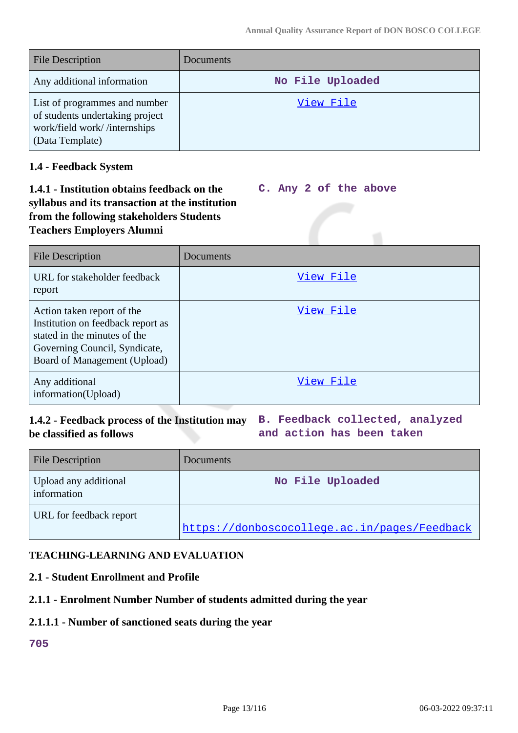| File Description | Documents |
| --- | --- |
| Any additional information | No File Uploaded |
| List of programmes and number of students undertaking project work/field work/ /internships (Data Template) | View File |

**1.4 - Feedback System**

**1.4.1 - Institution obtains feedback on the syllabus and its transaction at the institution from the following stakeholders Students Teachers Employers Alumni**

C. Any 2 of the above

| File Description | Documents |
| --- | --- |
| URL for stakeholder feedback report | View File |
| Action taken report of the Institution on feedback report as stated in the minutes of the Governing Council, Syndicate, Board of Management (Upload) | View File |
| Any additional information(Upload) | View File |

**1.4.2 - Feedback process of the Institution may be classified as follows**

B. Feedback collected, analyzed and action has been taken

| File Description | Documents |
| --- | --- |
| Upload any additional information | No File Uploaded |
| URL for feedback report | https://donboscocollege.ac.in/pages/Feedback |

**TEACHING-LEARNING AND EVALUATION**

**2.1 - Student Enrollment and Profile**

**2.1.1 - Enrolment Number Number of students admitted during the year**

**2.1.1.1 - Number of sanctioned seats during the year**

705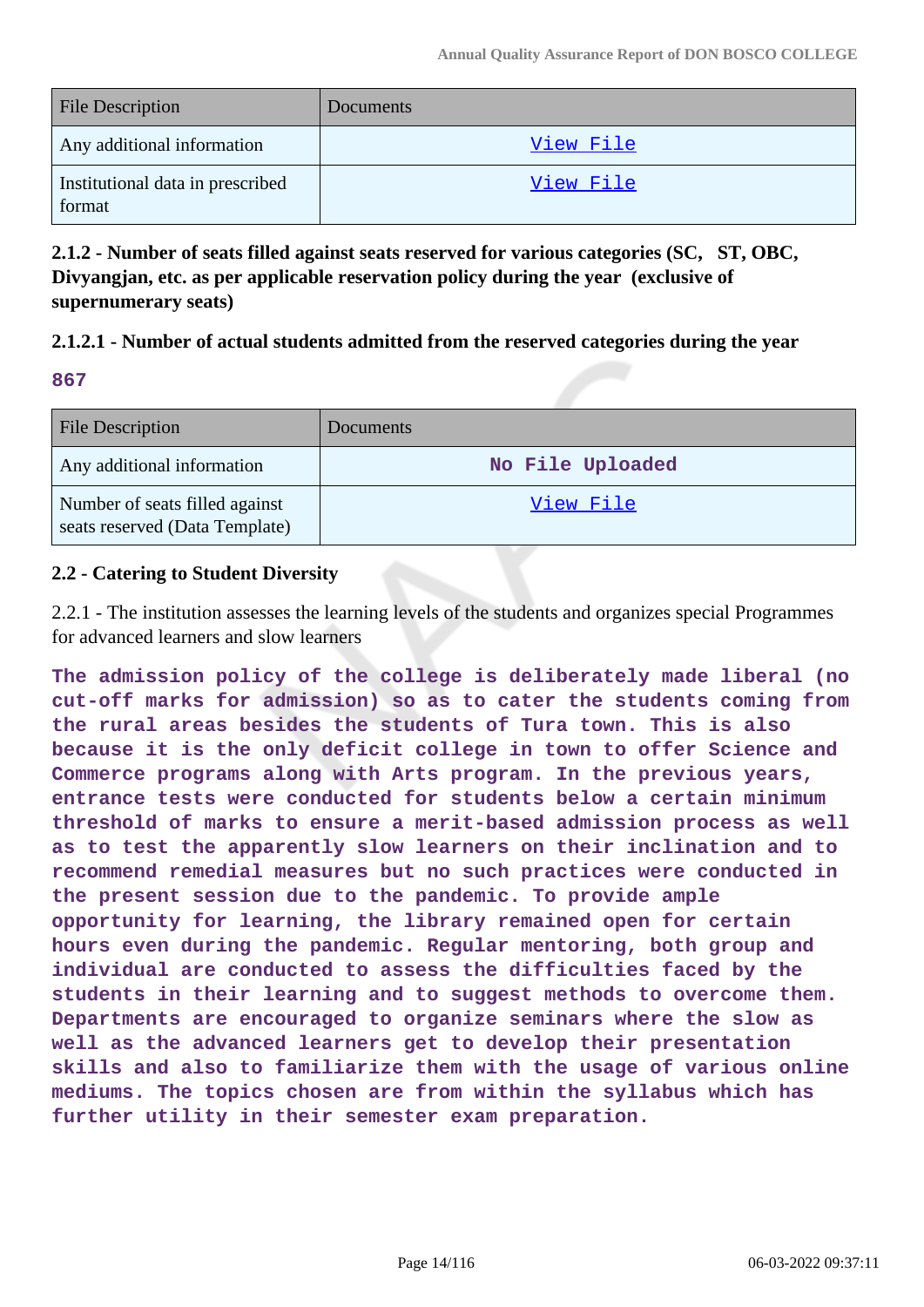| File Description | Documents |
| --- | --- |
| Any additional information | View File |
| Institutional data in prescribed format | View File |

**2.1.2 - Number of seats filled against seats reserved for various categories (SC, ST, OBC, Divyangjan, etc. as per applicable reservation policy during the year (exclusive of supernumerary seats)**

**2.1.2.1 - Number of actual students admitted from the reserved categories during the year**

**867**

| File Description | Documents |
| --- | --- |
| Any additional information | No File Uploaded |
| Number of seats filled against seats reserved (Data Template) | View File |

**2.2 - Catering to Student Diversity**

2.2.1 - The institution assesses the learning levels of the students and organizes special Programmes for advanced learners and slow learners

**The admission policy of the college is deliberately made liberal (no cut-off marks for admission) so as to cater the students coming from the rural areas besides the students of Tura town. This is also because it is the only deficit college in town to offer Science and Commerce programs along with Arts program. In the previous years, entrance tests were conducted for students below a certain minimum threshold of marks to ensure a merit-based admission process as well as to test the apparently slow learners on their inclination and to recommend remedial measures but no such practices were conducted in the present session due to the pandemic. To provide ample opportunity for learning, the library remained open for certain hours even during the pandemic. Regular mentoring, both group and individual are conducted to assess the difficulties faced by the students in their learning and to suggest methods to overcome them. Departments are encouraged to organize seminars where the slow as well as the advanced learners get to develop their presentation skills and also to familiarize them with the usage of various online mediums. The topics chosen are from within the syllabus which has further utility in their semester exam preparation.**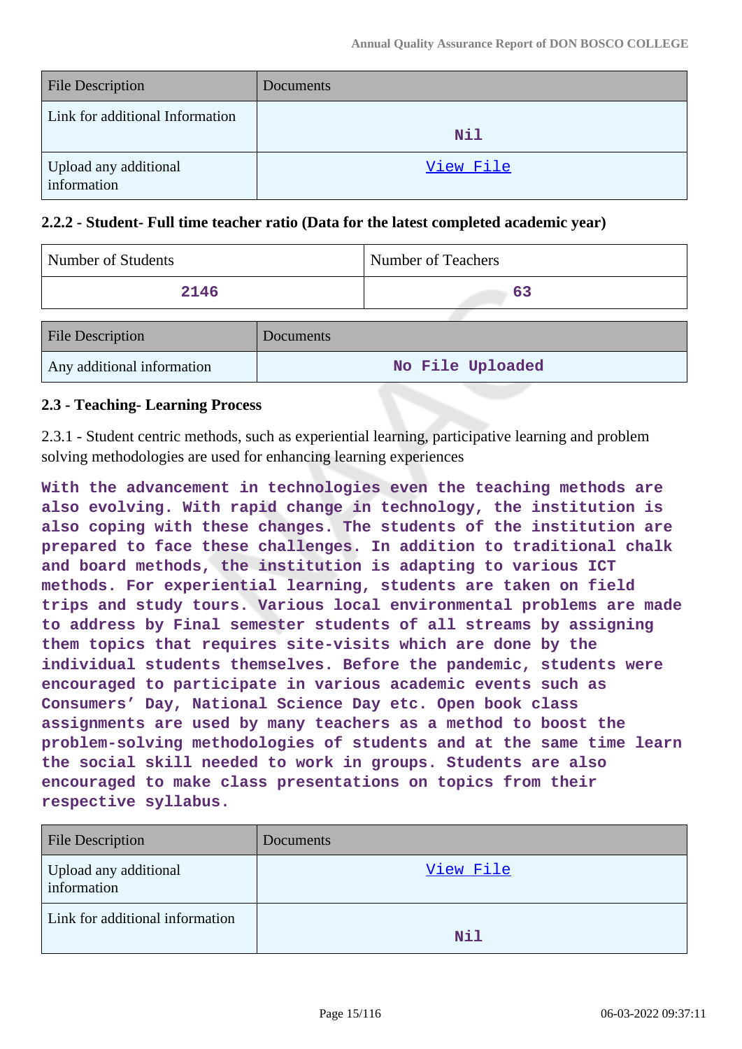| File Description | Documents |
|---|---|
| Link for additional Information | Nil |
| Upload any additional information | View File |

### 2.2.2 - Student- Full time teacher ratio (Data for the latest completed academic year)

| Number of Students | Number of Teachers |
|---|---|
| 2146 | 63 |

| File Description | Documents |
|---|---|
| Any additional information | No File Uploaded |

### 2.3 - Teaching- Learning Process

2.3.1 - Student centric methods, such as experiential learning, participative learning and problem solving methodologies are used for enhancing learning experiences

**With the advancement in technologies even the teaching methods are also evolving. With rapid change in technology, the institution is also coping with these changes. The students of the institution are prepared to face these challenges. In addition to traditional chalk and board methods, the institution is adapting to various ICT methods. For experiential learning, students are taken on field trips and study tours. Various local environmental problems are made to address by Final semester students of all streams by assigning them topics that requires site-visits which are done by the individual students themselves. Before the pandemic, students were encouraged to participate in various academic events such as Consumers' Day, National Science Day etc. Open book class assignments are used by many teachers as a method to boost the problem-solving methodologies of students and at the same time learn the social skill needed to work in groups. Students are also encouraged to make class presentations on topics from their respective syllabus.**

| File Description | Documents |
|---|---|
| Upload any additional information | View File |
| Link for additional information | Nil |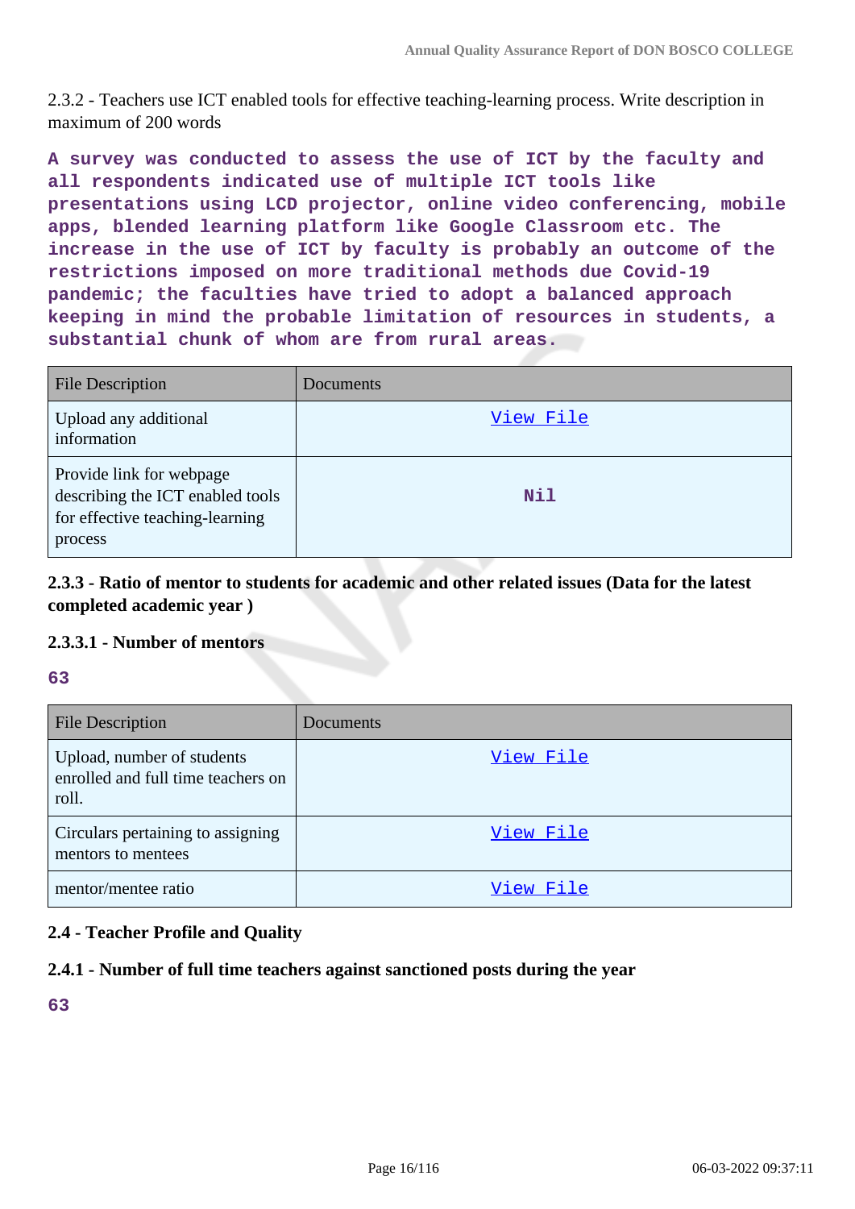2.3.2 - Teachers use ICT enabled tools for effective teaching-learning process. Write description in maximum of 200 words

**A survey was conducted to assess the use of ICT by the faculty and all respondents indicated use of multiple ICT tools like presentations using LCD projector, online video conferencing, mobile apps, blended learning platform like Google Classroom etc. The increase in the use of ICT by faculty is probably an outcome of the restrictions imposed on more traditional methods due Covid-19 pandemic; the faculties have tried to adopt a balanced approach keeping in mind the probable limitation of resources in students, a substantial chunk of whom are from rural areas.**

| File Description | Documents |
|---|---|
| Upload any additional information | View File |
| Provide link for webpage describing the ICT enabled tools for effective teaching-learning process | **Nil** |

### 2.3.3 - Ratio of mentor to students for academic and other related issues (Data for the latest completed academic year )

#### 2.3.3.1 - Number of mentors

**63**

| File Description | Documents |
|---|---|
| Upload, number of students enrolled and full time teachers on roll. | View File |
| Circulars pertaining to assigning mentors to mentees | View File |
| mentor/mentee ratio | View File |

### 2.4 - Teacher Profile and Quality

#### 2.4.1 - Number of full time teachers against sanctioned posts during the year

**63**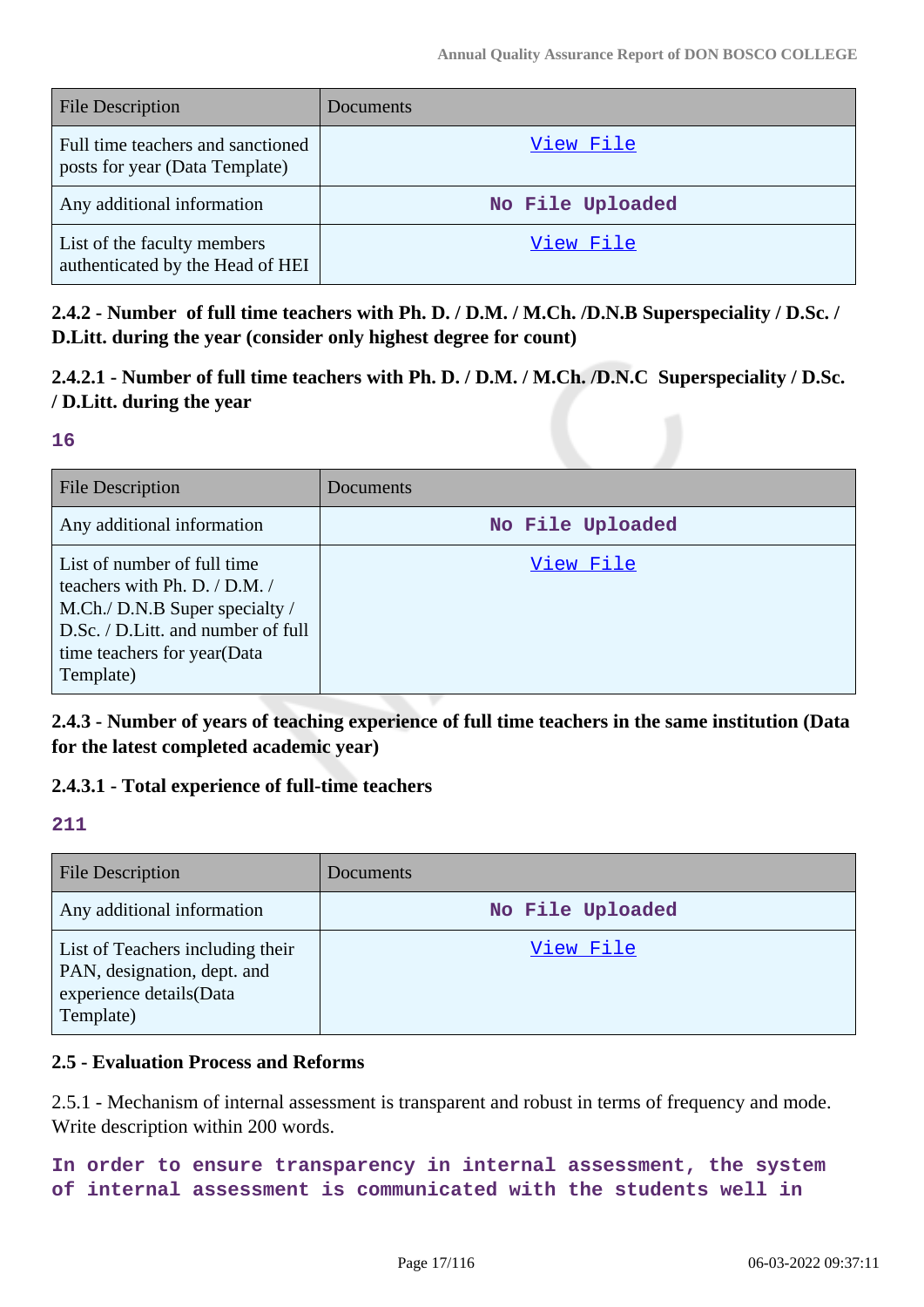| File Description | Documents |
|---|---|
| Full time teachers and sanctioned posts for year (Data Template) | View File |
| Any additional information | No File Uploaded |
| List of the faculty members authenticated by the Head of HEI | View File |

**2.4.2 - Number of full time teachers with Ph. D. / D.M. / M.Ch. /D.N.B Superspeciality / D.Sc. / D.Litt. during the year (consider only highest degree for count)**

**2.4.2.1 - Number of full time teachers with Ph. D. / D.M. / M.Ch. /D.N.C Superspeciality / D.Sc. / D.Litt. during the year**

**16**

| File Description | Documents |
|---|---|
| Any additional information | No File Uploaded |
| List of number of full time teachers with Ph. D. / D.M. / M.Ch./ D.N.B Super specialty / D.Sc. / D.Litt. and number of full time teachers for year(Data Template) | View File |

**2.4.3 - Number of years of teaching experience of full time teachers in the same institution (Data for the latest completed academic year)**

**2.4.3.1 - Total experience of full-time teachers**

**211**

| File Description | Documents |
|---|---|
| Any additional information | No File Uploaded |
| List of Teachers including their PAN, designation, dept. and experience details(Data Template) | View File |

**2.5 - Evaluation Process and Reforms**

2.5.1 - Mechanism of internal assessment is transparent and robust in terms of frequency and mode. Write description within 200 words.

In order to ensure transparency in internal assessment, the system of internal assessment is communicated with the students well in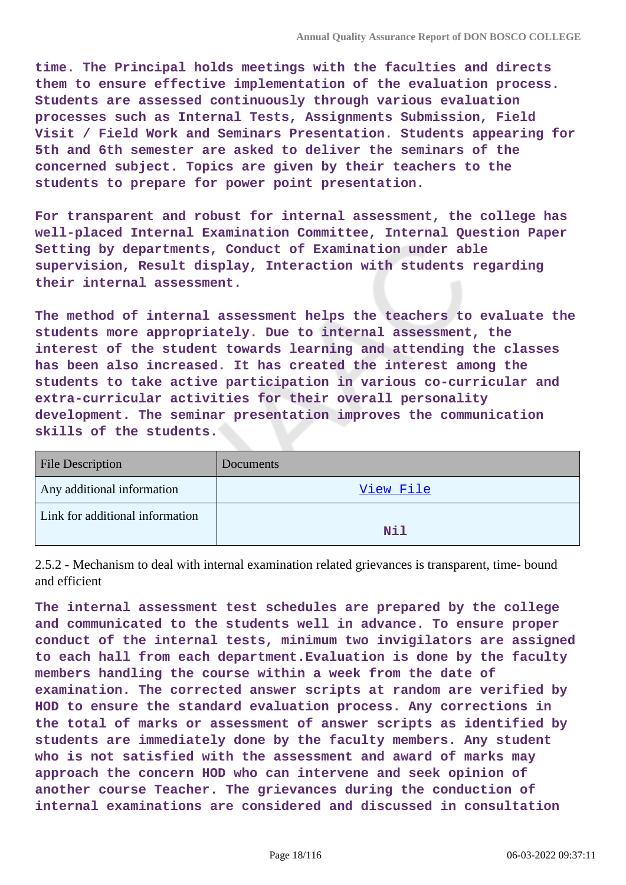time. The Principal holds meetings with the faculties and directs them to ensure effective implementation of the evaluation process. Students are assessed continuously through various evaluation processes such as Internal Tests, Assignments Submission, Field Visit / Field Work and Seminars Presentation. Students appearing for 5th and 6th semester are asked to deliver the seminars of the concerned subject. Topics are given by their teachers to the students to prepare for power point presentation.

For transparent and robust for internal assessment, the college has well-placed Internal Examination Committee, Internal Question Paper Setting by departments, Conduct of Examination under able supervision, Result display, Interaction with students regarding their internal assessment.

The method of internal assessment helps the teachers to evaluate the students more appropriately. Due to internal assessment, the interest of the student towards learning and attending the classes has been also increased. It has created the interest among the students to take active participation in various co-curricular and extra-curricular activities for their overall personality development. The seminar presentation improves the communication skills of the students.

| File Description | Documents |
|---|---|
| Any additional information | View File |
| Link for additional information | Nil |

2.5.2 - Mechanism to deal with internal examination related grievances is transparent, time- bound and efficient

The internal assessment test schedules are prepared by the college and communicated to the students well in advance. To ensure proper conduct of the internal tests, minimum two invigilators are assigned to each hall from each department.Evaluation is done by the faculty members handling the course within a week from the date of examination. The corrected answer scripts at random are verified by HOD to ensure the standard evaluation process. Any corrections in the total of marks or assessment of answer scripts as identified by students are immediately done by the faculty members. Any student who is not satisfied with the assessment and award of marks may approach the concern HOD who can intervene and seek opinion of another course Teacher. The grievances during the conduction of internal examinations are considered and discussed in consultation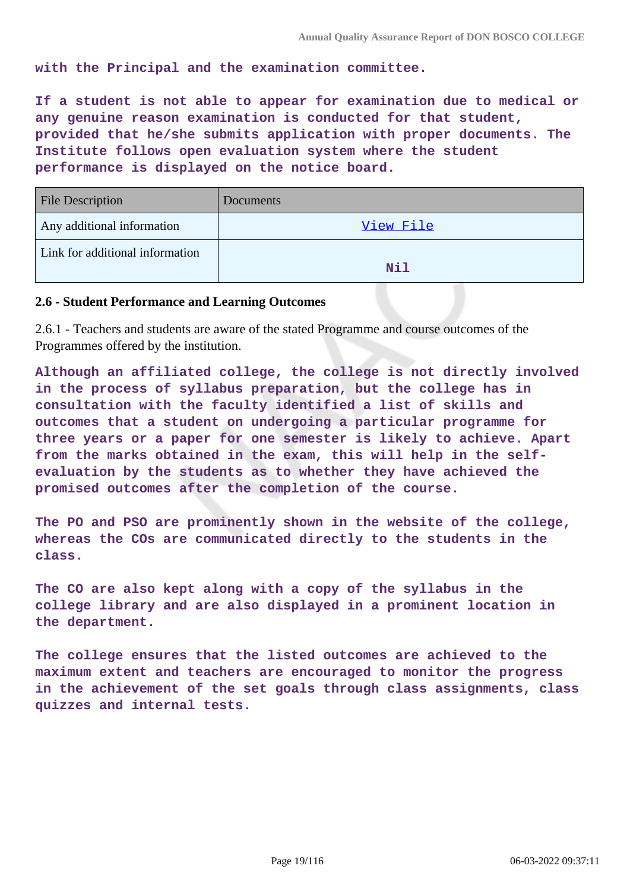with the Principal and the examination committee.

If a student is not able to appear for examination due to medical or any genuine reason examination is conducted for that student, provided that he/she submits application with proper documents. The Institute follows open evaluation system where the student performance is displayed on the notice board.

| File Description | Documents |
| --- | --- |
| Any additional information | View File |
| Link for additional information | Nil |

### 2.6 - Student Performance and Learning Outcomes

2.6.1 - Teachers and students are aware of the stated Programme and course outcomes of the Programmes offered by the institution.

Although an affiliated college, the college is not directly involved in the process of syllabus preparation, but the college has in consultation with the faculty identified a list of skills and outcomes that a student on undergoing a particular programme for three years or a paper for one semester is likely to achieve. Apart from the marks obtained in the exam, this will help in the self-evaluation by the students as to whether they have achieved the promised outcomes after the completion of the course.

The PO and PSO are prominently shown in the website of the college, whereas the COs are communicated directly to the students in the class.

The CO are also kept along with a copy of the syllabus in the college library and are also displayed in a prominent location in the department.

The college ensures that the listed outcomes are achieved to the maximum extent and teachers are encouraged to monitor the progress in the achievement of the set goals through class assignments, class quizzes and internal tests.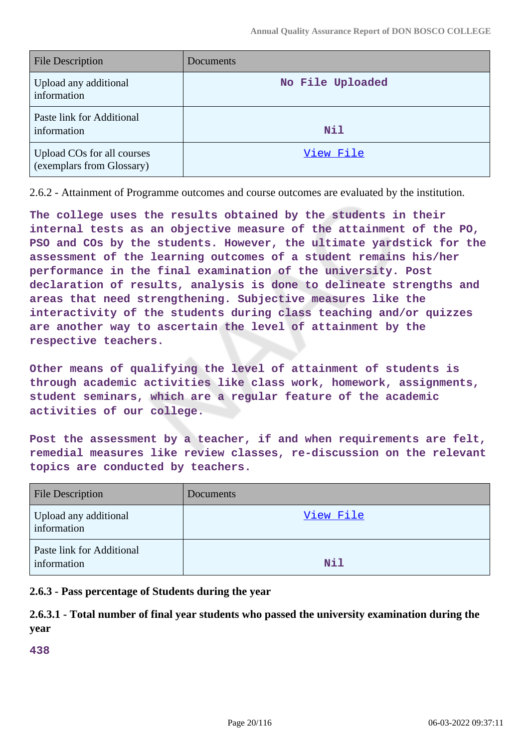| File Description | Documents |
|---|---|
| Upload any additional information | No File Uploaded |
| Paste link for Additional information | Nil |
| Upload COs for all courses (exemplars from Glossary) | View File |

2.6.2 - Attainment of Programme outcomes and course outcomes are evaluated by the institution.

**The college uses the results obtained by the students in their internal tests as an objective measure of the attainment of the PO, PSO and COs by the students. However, the ultimate yardstick for the assessment of the learning outcomes of a student remains his/her performance in the final examination of the university. Post declaration of results, analysis is done to delineate strengths and areas that need strengthening. Subjective measures like the interactivity of the students during class teaching and/or quizzes are another way to ascertain the level of attainment by the respective teachers.**

**Other means of qualifying the level of attainment of students is through academic activities like class work, homework, assignments, student seminars, which are a regular feature of the academic activities of our college.**

**Post the assessment by a teacher, if and when requirements are felt, remedial measures like review classes, re-discussion on the relevant topics are conducted by teachers.**

| File Description | Documents |
|---|---|
| Upload any additional information | View File |
| Paste link for Additional information | Nil |

**2.6.3 - Pass percentage of Students during the year**

**2.6.3.1 - Total number of final year students who passed the university examination during the year**

**438**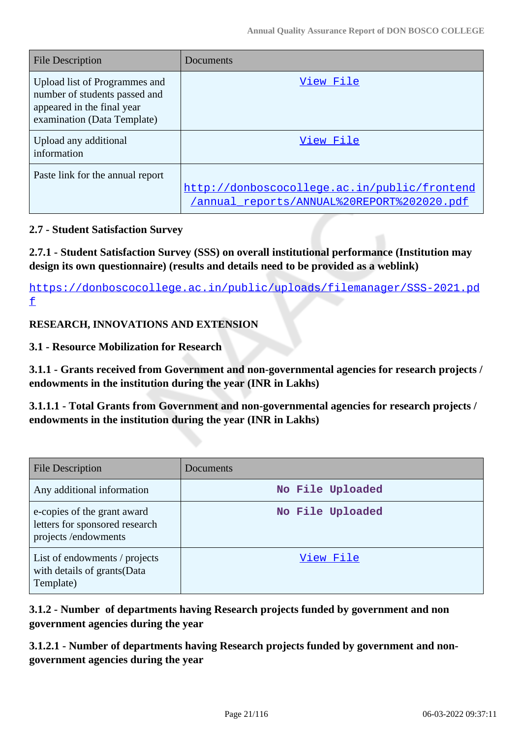| File Description | Documents |
| --- | --- |
| Upload list of Programmes and number of students passed and appeared in the final year examination (Data Template) | View File |
| Upload any additional information | View File |
| Paste link for the annual report | http://donboscocollege.ac.in/public/frontend/annual_reports/ANNUAL%20REPORT%202020.pdf |

**2.7 - Student Satisfaction Survey**

**2.7.1 - Student Satisfaction Survey (SSS) on overall institutional performance (Institution may design its own questionnaire) (results and details need to be provided as a weblink)**

https://donboscocollege.ac.in/public/uploads/filemanager/SSS-2021.pdf

**RESEARCH, INNOVATIONS AND EXTENSION**

**3.1 - Resource Mobilization for Research**

**3.1.1 - Grants received from Government and non-governmental agencies for research projects / endowments in the institution during the year (INR in Lakhs)**

**3.1.1.1 - Total Grants from Government and non-governmental agencies for research projects / endowments in the institution during the year (INR in Lakhs)**

| File Description | Documents |
| --- | --- |
| Any additional information | No File Uploaded |
| e-copies of the grant award letters for sponsored research projects /endowments | No File Uploaded |
| List of endowments / projects with details of grants(Data Template) | View File |

**3.1.2 - Number of departments having Research projects funded by government and non government agencies during the year**

**3.1.2.1 - Number of departments having Research projects funded by government and non-government agencies during the year**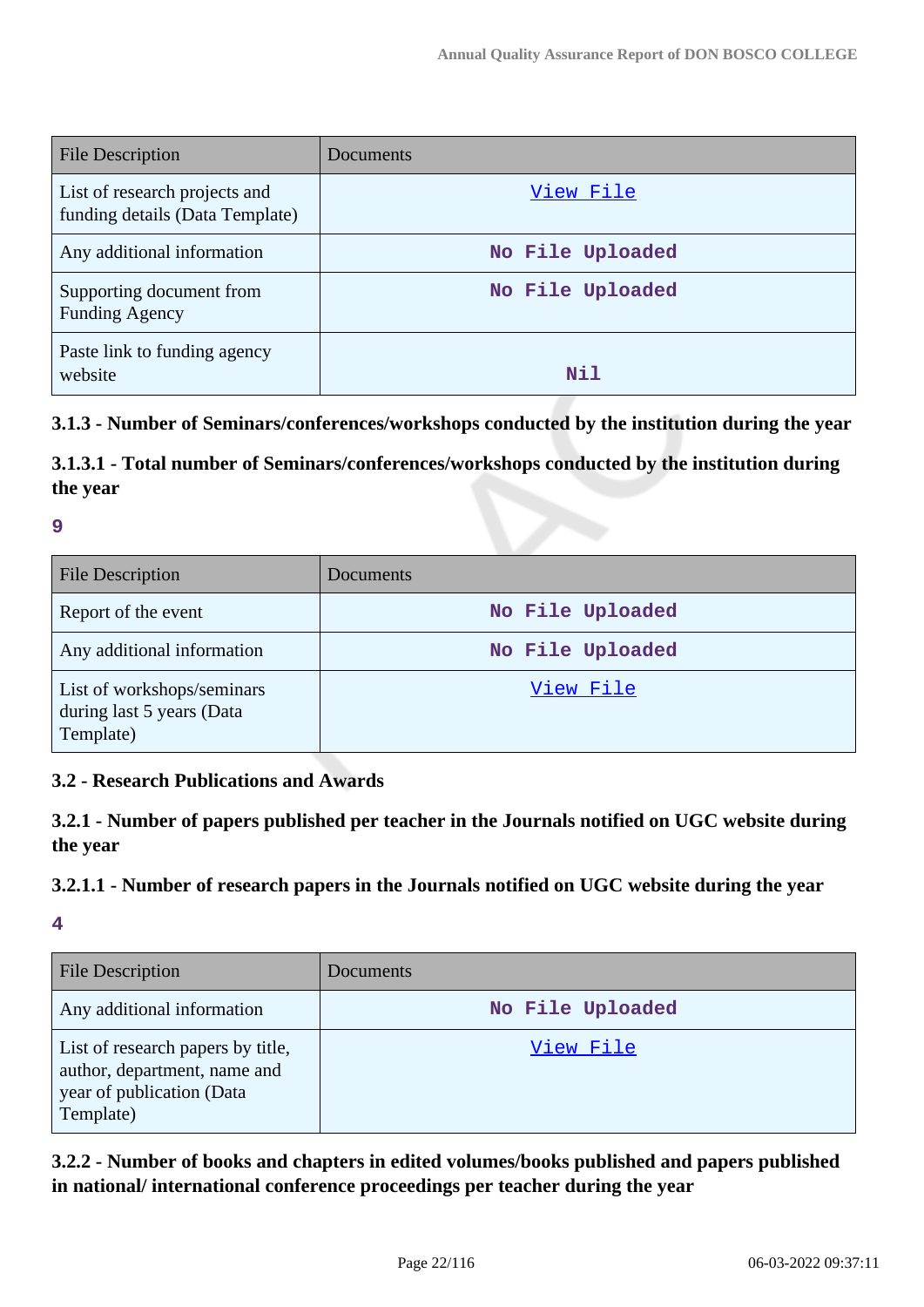| File Description | Documents |
| --- | --- |
| List of research projects and funding details (Data Template) | View File |
| Any additional information | No File Uploaded |
| Supporting document from Funding Agency | No File Uploaded |
| Paste link to funding agency website | Nil |

### 3.1.3 - Number of Seminars/conferences/workshops conducted by the institution during the year

### 3.1.3.1 - Total number of Seminars/conferences/workshops conducted by the institution during the year

9

| File Description | Documents |
| --- | --- |
| Report of the event | No File Uploaded |
| Any additional information | No File Uploaded |
| List of workshops/seminars during last 5 years (Data Template) | View File |

### 3.2 - Research Publications and Awards

### 3.2.1 - Number of papers published per teacher in the Journals notified on UGC website during the year

### 3.2.1.1 - Number of research papers in the Journals notified on UGC website during the year

4

| File Description | Documents |
| --- | --- |
| Any additional information | No File Uploaded |
| List of research papers by title, author, department, name and year of publication (Data Template) | View File |

### 3.2.2 - Number of books and chapters in edited volumes/books published and papers published in national/ international conference proceedings per teacher during the year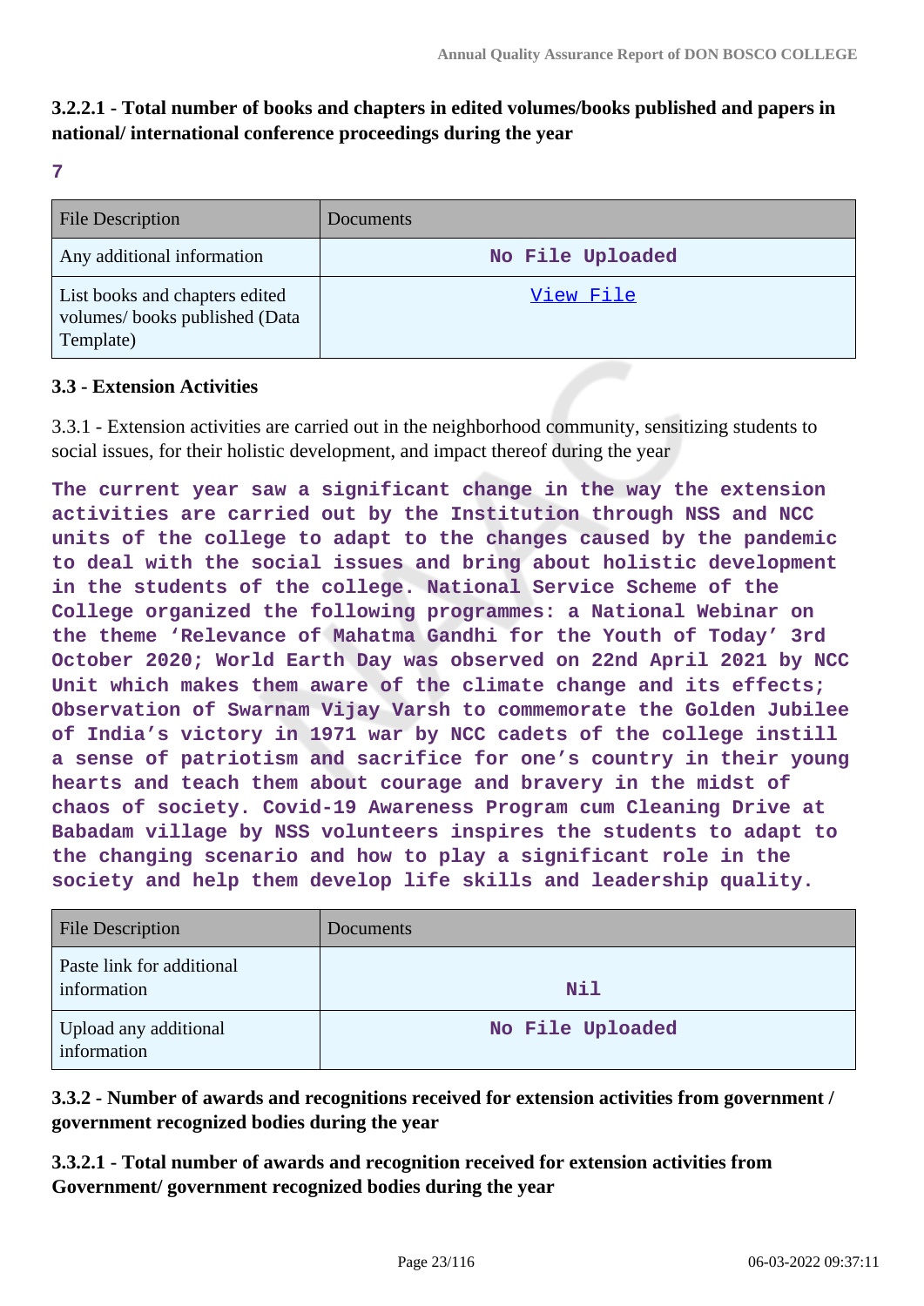**3.2.2.1 - Total number of books and chapters in edited volumes/books published and papers in national/ international conference proceedings during the year**

**7**

| File Description | Documents |
|---|---|
| Any additional information | No File Uploaded |
| List books and chapters edited volumes/ books published (Data Template) | View File |

### 3.3 - Extension Activities

3.3.1 - Extension activities are carried out in the neighborhood community, sensitizing students to social issues, for their holistic development, and impact thereof during the year

**The current year saw a significant change in the way the extension activities are carried out by the Institution through NSS and NCC units of the college to adapt to the changes caused by the pandemic to deal with the social issues and bring about holistic development in the students of the college. National Service Scheme of the College organized the following programmes: a National Webinar on the theme 'Relevance of Mahatma Gandhi for the Youth of Today' 3rd October 2020; World Earth Day was observed on 22nd April 2021 by NCC Unit which makes them aware of the climate change and its effects; Observation of Swarnam Vijay Varsh to commemorate the Golden Jubilee of India's victory in 1971 war by NCC cadets of the college instill a sense of patriotism and sacrifice for one's country in their young hearts and teach them about courage and bravery in the midst of chaos of society. Covid-19 Awareness Program cum Cleaning Drive at Babadam village by NSS volunteers inspires the students to adapt to the changing scenario and how to play a significant role in the society and help them develop life skills and leadership quality.**

| File Description | Documents |
|---|---|
| Paste link for additional information | Nil |
| Upload any additional information | No File Uploaded |

**3.3.2 - Number of awards and recognitions received for extension activities from government / government recognized bodies during the year**

**3.3.2.1 - Total number of awards and recognition received for extension activities from Government/ government recognized bodies during the year**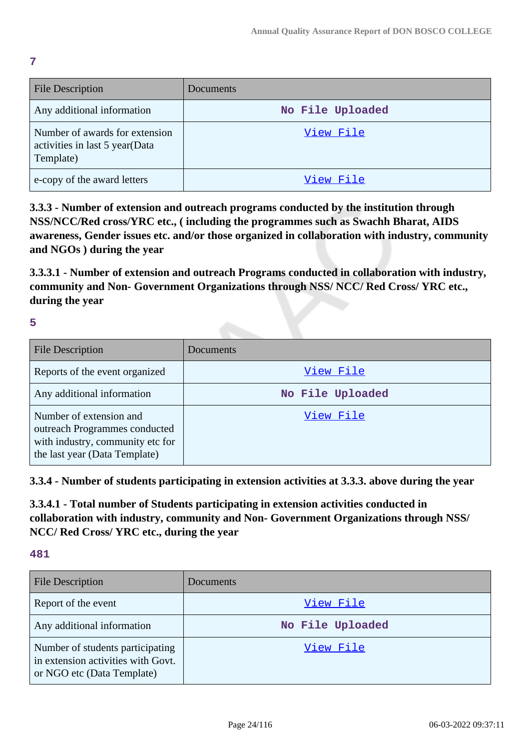7

| File Description | Documents |
|---|---|
| Any additional information | No File Uploaded |
| Number of awards for extension activities in last 5 year(Data Template) | View File |
| e-copy of the award letters | View File |

**3.3.3 - Number of extension and outreach programs conducted by the institution through NSS/NCC/Red cross/YRC etc., ( including the programmes such as Swachh Bharat, AIDS awareness, Gender issues etc. and/or those organized in collaboration with industry, community and NGOs ) during the year**

**3.3.3.1 - Number of extension and outreach Programs conducted in collaboration with industry, community and Non- Government Organizations through NSS/ NCC/ Red Cross/ YRC etc., during the year**

5

| File Description | Documents |
|---|---|
| Reports of the event organized | View File |
| Any additional information | No File Uploaded |
| Number of extension and outreach Programmes conducted with industry, community etc for the last year (Data Template) | View File |

**3.3.4 - Number of students participating in extension activities at 3.3.3. above during the year**

**3.3.4.1 - Total number of Students participating in extension activities conducted in collaboration with industry, community and Non- Government Organizations through NSS/ NCC/ Red Cross/ YRC etc., during the year**

481

| File Description | Documents |
|---|---|
| Report of the event | View File |
| Any additional information | No File Uploaded |
| Number of students participating in extension activities with Govt. or NGO etc (Data Template) | View File |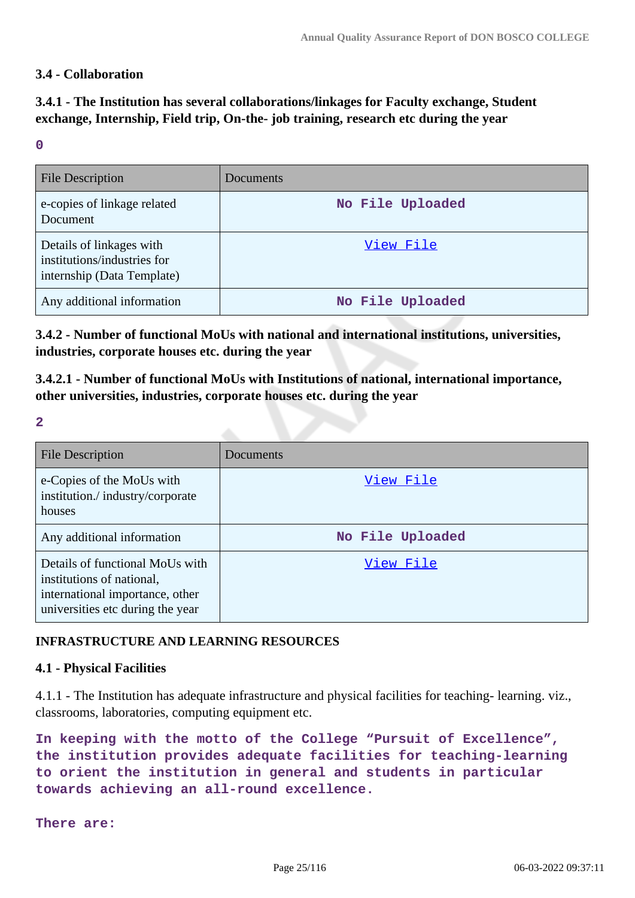### 3.4 - Collaboration

### 3.4.1 - The Institution has several collaborations/linkages for Faculty exchange, Student exchange, Internship, Field trip, On-the- job training, research etc during the year

0

| File Description | Documents |
|---|---|
| e-copies of linkage related Document | No File Uploaded |
| Details of linkages with institutions/industries for internship (Data Template) | View File |
| Any additional information | No File Uploaded |

### 3.4.2 - Number of functional MoUs with national and international institutions, universities, industries, corporate houses etc. during the year

### 3.4.2.1 - Number of functional MoUs with Institutions of national, international importance, other universities, industries, corporate houses etc. during the year

2

| File Description | Documents |
|---|---|
| e-Copies of the MoUs with institution./ industry/corporate houses | View File |
| Any additional information | No File Uploaded |
| Details of functional MoUs with institutions of national, international importance, other universities etc during the year | View File |

## INFRASTRUCTURE AND LEARNING RESOURCES

### 4.1 - Physical Facilities

4.1.1 - The Institution has adequate infrastructure and physical facilities for teaching- learning. viz., classrooms, laboratories, computing equipment etc.

In keeping with the motto of the College “Pursuit of Excellence”, the institution provides adequate facilities for teaching-learning to orient the institution in general and students in particular towards achieving an all-round excellence.

There are: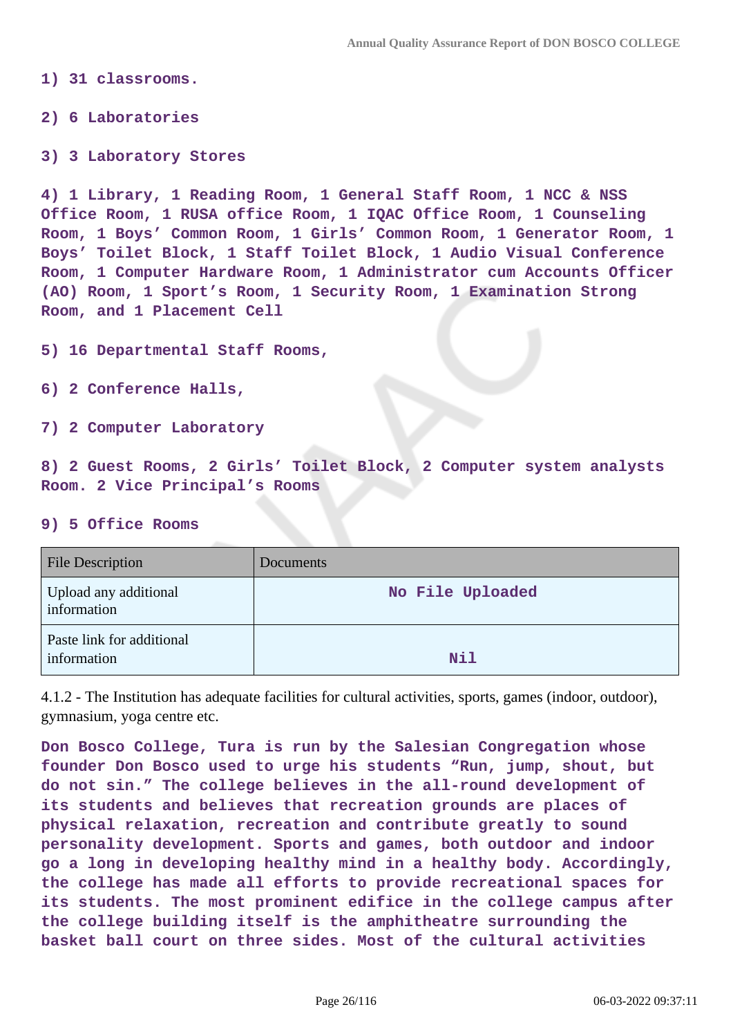**1) 31 classrooms.**

**2) 6 Laboratories**

**3) 3 Laboratory Stores**

**4) 1 Library, 1 Reading Room, 1 General Staff Room, 1 NCC & NSS Office Room, 1 RUSA office Room, 1 IQAC Office Room, 1 Counseling Room, 1 Boys' Common Room, 1 Girls' Common Room, 1 Generator Room, 1 Boys' Toilet Block, 1 Staff Toilet Block, 1 Audio Visual Conference Room, 1 Computer Hardware Room, 1 Administrator cum Accounts Officer (AO) Room, 1 Sport's Room, 1 Security Room, 1 Examination Strong Room, and 1 Placement Cell**

**5) 16 Departmental Staff Rooms,**

**6) 2 Conference Halls,**

**7) 2 Computer Laboratory**

**8) 2 Guest Rooms, 2 Girls' Toilet Block, 2 Computer system analysts Room. 2 Vice Principal's Rooms**

**9) 5 Office Rooms**

| File Description | Documents |
|---|---|
| Upload any additional information | No File Uploaded |
| Paste link for additional information | Nil |

4.1.2 - The Institution has adequate facilities for cultural activities, sports, games (indoor, outdoor), gymnasium, yoga centre etc.

**Don Bosco College, Tura is run by the Salesian Congregation whose founder Don Bosco used to urge his students "Run, jump, shout, but do not sin." The college believes in the all-round development of its students and believes that recreation grounds are places of physical relaxation, recreation and contribute greatly to sound personality development. Sports and games, both outdoor and indoor go a long in developing healthy mind in a healthy body. Accordingly, the college has made all efforts to provide recreational spaces for its students. The most prominent edifice in the college campus after the college building itself is the amphitheatre surrounding the basket ball court on three sides. Most of the cultural activities**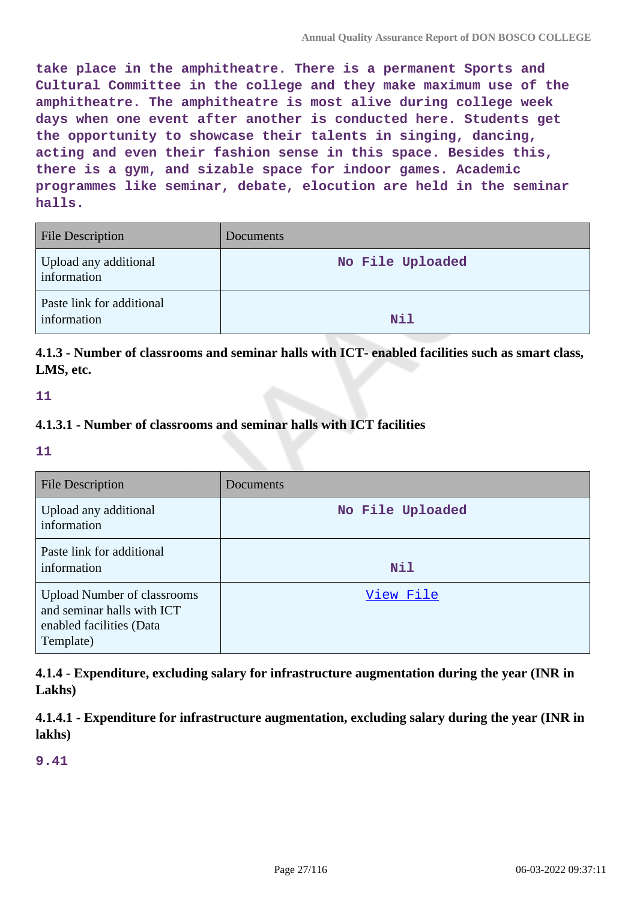take place in the amphitheatre. There is a permanent Sports and Cultural Committee in the college and they make maximum use of the amphitheatre. The amphitheatre is most alive during college week days when one event after another is conducted here. Students get the opportunity to showcase their talents in singing, dancing, acting and even their fashion sense in this space. Besides this, there is a gym, and sizable space for indoor games. Academic programmes like seminar, debate, elocution are held in the seminar halls.

| File Description | Documents |
|---|---|
| Upload any additional information | No File Uploaded |
| Paste link for additional information | Nil |

**4.1.3 - Number of classrooms and seminar halls with ICT- enabled facilities such as smart class, LMS, etc.**

11

**4.1.3.1 - Number of classrooms and seminar halls with ICT facilities**

11

| File Description | Documents |
|---|---|
| Upload any additional information | No File Uploaded |
| Paste link for additional information | Nil |
| Upload Number of classrooms and seminar halls with ICT enabled facilities (Data Template) | View File |

**4.1.4 - Expenditure, excluding salary for infrastructure augmentation during the year (INR in Lakhs)**

**4.1.4.1 - Expenditure for infrastructure augmentation, excluding salary during the year (INR in lakhs)**

9.41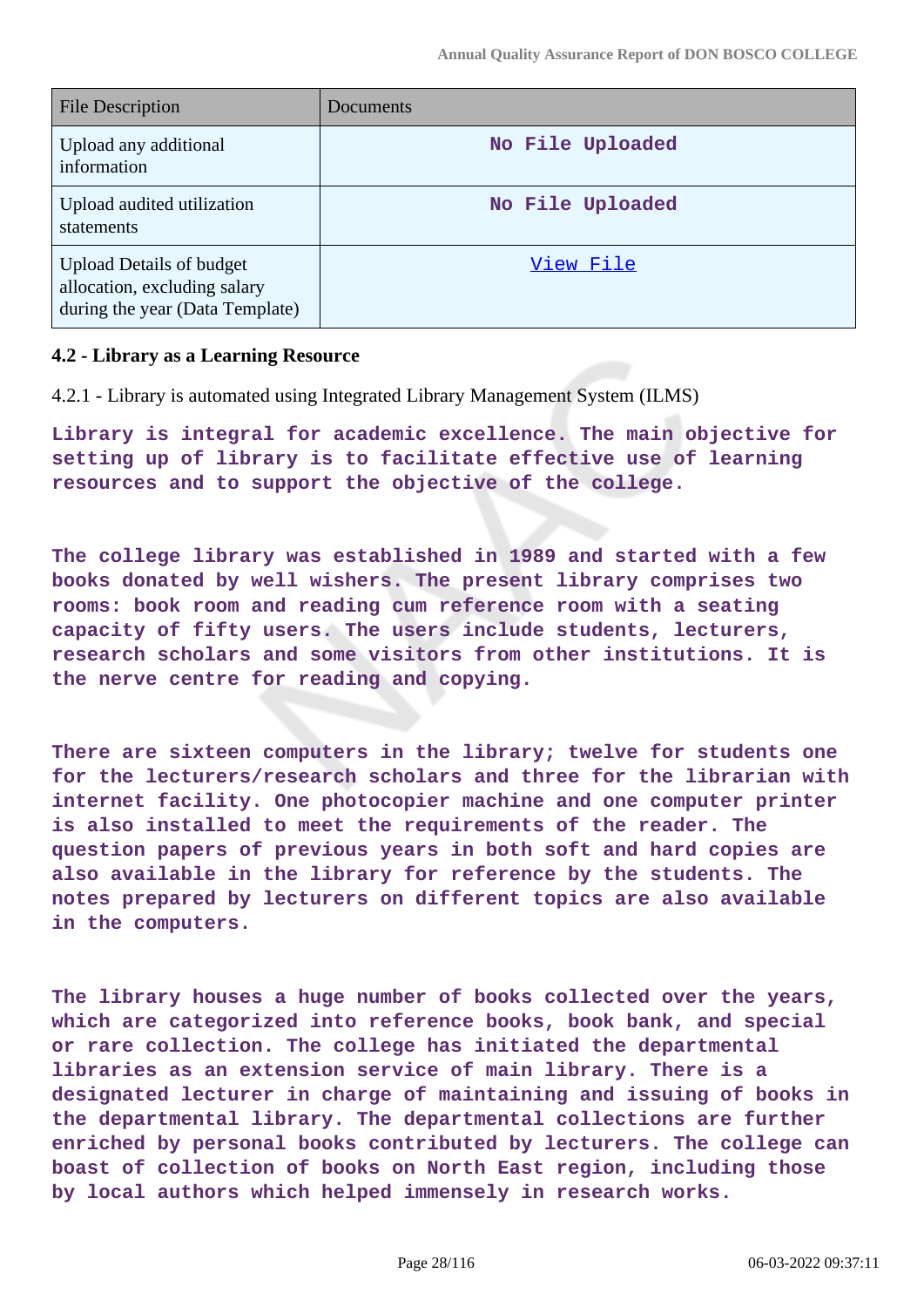| File Description | Documents |
| --- | --- |
| Upload any additional information | No File Uploaded |
| Upload audited utilization statements | No File Uploaded |
| Upload Details of budget allocation, excluding salary during the year (Data Template) | View File |

#### 4.2 - Library as a Learning Resource

4.2.1 - Library is automated using Integrated Library Management System (ILMS)

**Library is integral for academic excellence. The main objective for setting up of library is to facilitate effective use of learning resources and to support the objective of the college.**

**The college library was established in 1989 and started with a few books donated by well wishers. The present library comprises two rooms: book room and reading cum reference room with a seating capacity of fifty users. The users include students, lecturers, research scholars and some visitors from other institutions. It is the nerve centre for reading and copying.**

**There are sixteen computers in the library; twelve for students one for the lecturers/research scholars and three for the librarian with internet facility. One photocopier machine and one computer printer is also installed to meet the requirements of the reader. The question papers of previous years in both soft and hard copies are also available in the library for reference by the students. The notes prepared by lecturers on different topics are also available in the computers.**

**The library houses a huge number of books collected over the years, which are categorized into reference books, book bank, and special or rare collection. The college has initiated the departmental libraries as an extension service of main library. There is a designated lecturer in charge of maintaining and issuing of books in the departmental library. The departmental collections are further enriched by personal books contributed by lecturers. The college can boast of collection of books on North East region, including those by local authors which helped immensely in research works.**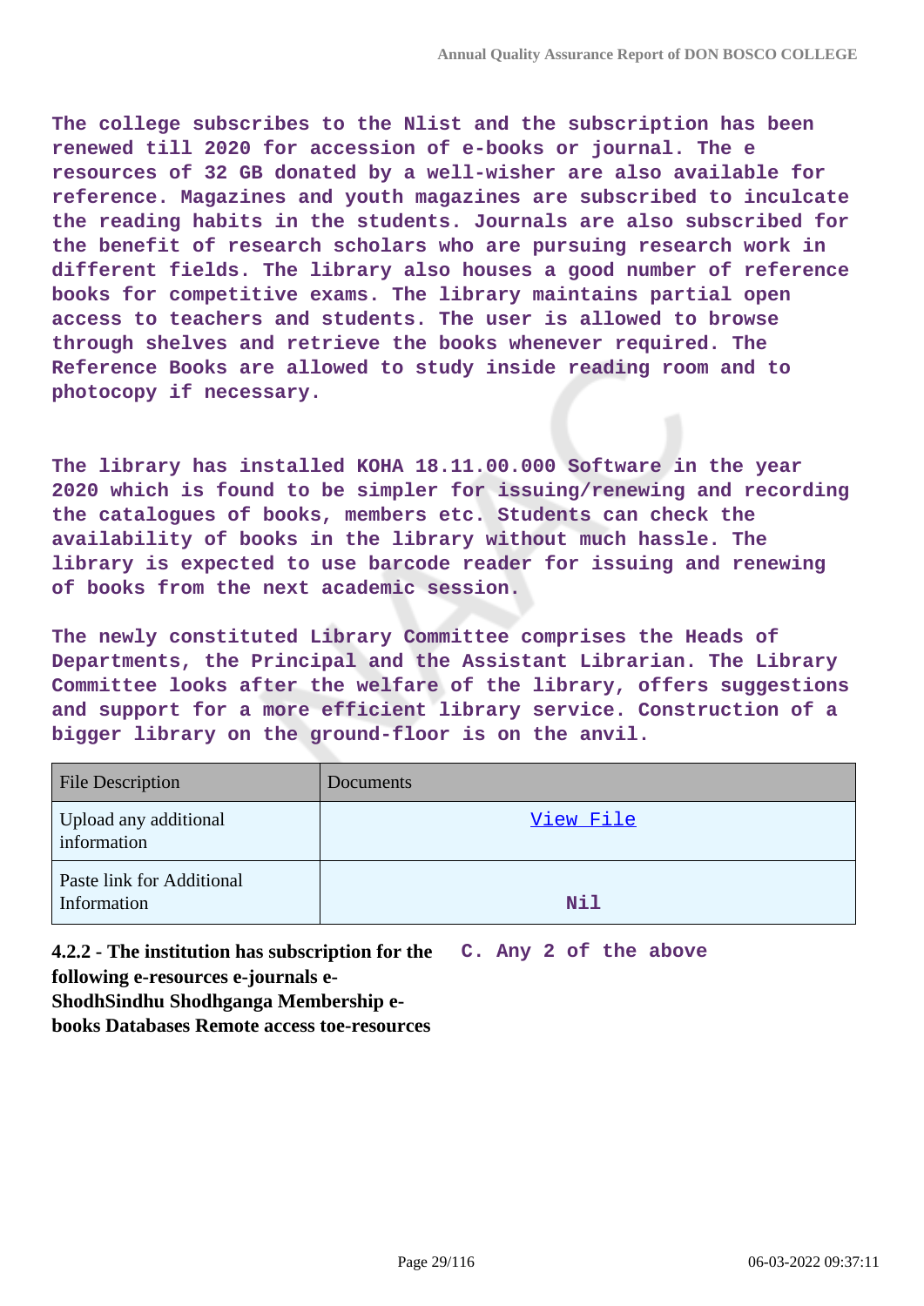The college subscribes to the Nlist and the subscription has been renewed till 2020 for accession of e-books or journal. The e resources of 32 GB donated by a well-wisher are also available for reference. Magazines and youth magazines are subscribed to inculcate the reading habits in the students. Journals are also subscribed for the benefit of research scholars who are pursuing research work in different fields. The library also houses a good number of reference books for competitive exams. The library maintains partial open access to teachers and students. The user is allowed to browse through shelves and retrieve the books whenever required. The Reference Books are allowed to study inside reading room and to photocopy if necessary.

The library has installed KOHA 18.11.00.000 Software in the year 2020 which is found to be simpler for issuing/renewing and recording the catalogues of books, members etc. Students can check the availability of books in the library without much hassle. The library is expected to use barcode reader for issuing and renewing of books from the next academic session.

The newly constituted Library Committee comprises the Heads of Departments, the Principal and the Assistant Librarian. The Library Committee looks after the welfare of the library, offers suggestions and support for a more efficient library service. Construction of a bigger library on the ground-floor is on the anvil.

| File Description | Documents |
|---|---|
| Upload any additional information | View File |
| Paste link for Additional Information | Nil |

**4.2.2 - The institution has subscription for the following e-resources e-journals e-ShodhSindhu Shodhganga Membership e-books Databases Remote access toe-resources**

C. Any 2 of the above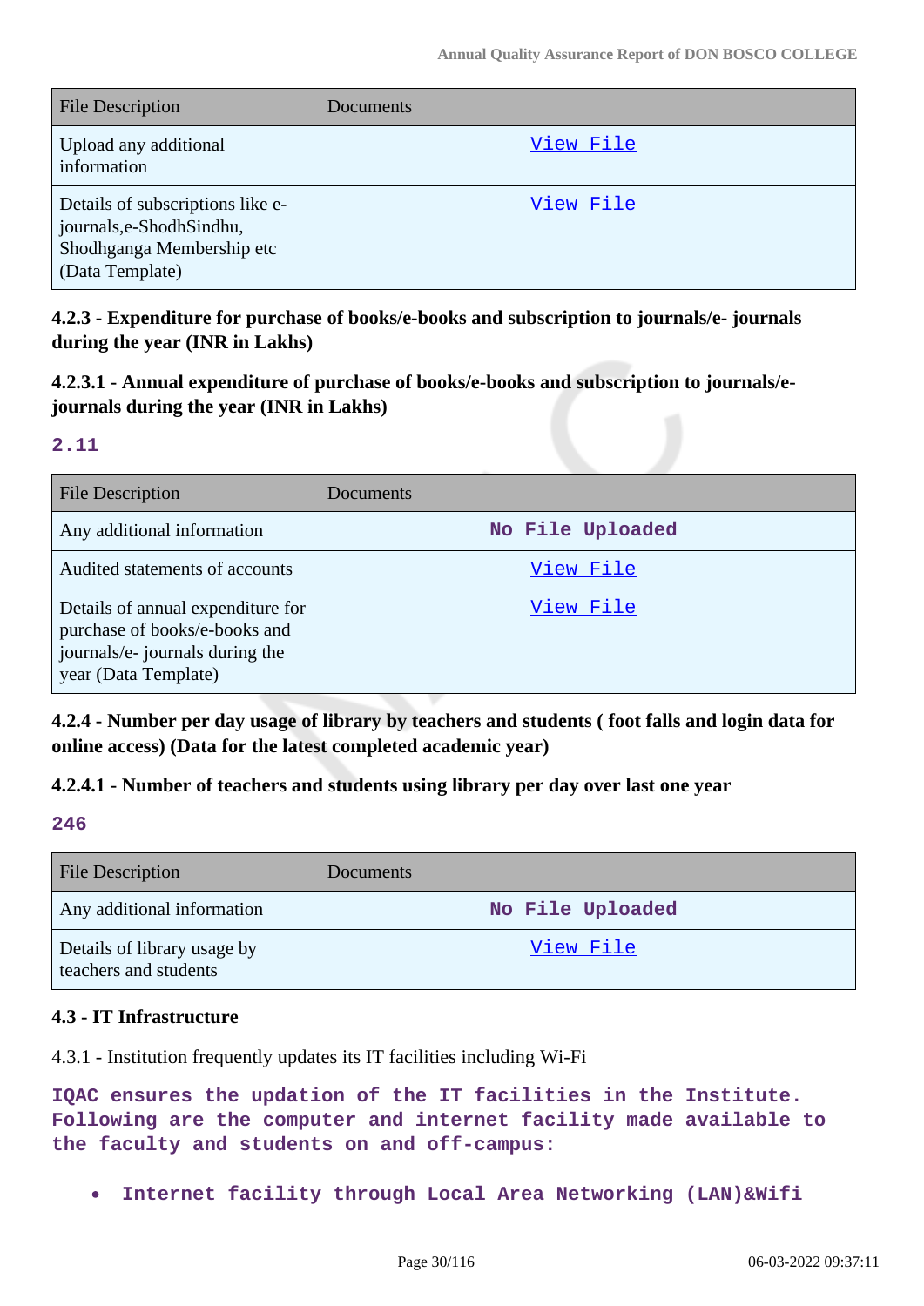| File Description | Documents |
|---|---|
| Upload any additional information | View File |
| Details of subscriptions like e-journals,e-ShodhSindhu, Shodhganga Membership etc (Data Template) | View File |

**4.2.3 - Expenditure for purchase of books/e-books and subscription to journals/e- journals during the year (INR in Lakhs)**

**4.2.3.1 - Annual expenditure of purchase of books/e-books and subscription to journals/e-journals during the year (INR in Lakhs)**

**2.11**

| File Description | Documents |
|---|---|
| Any additional information | No File Uploaded |
| Audited statements of accounts | View File |
| Details of annual expenditure for purchase of books/e-books and journals/e- journals during the year (Data Template) | View File |

**4.2.4 - Number per day usage of library by teachers and students ( foot falls and login data for online access) (Data for the latest completed academic year)**

**4.2.4.1 - Number of teachers and students using library per day over last one year**

**246**

| File Description | Documents |
|---|---|
| Any additional information | No File Uploaded |
| Details of library usage by teachers and students | View File |

**4.3 - IT Infrastructure**

4.3.1 - Institution frequently updates its IT facilities including Wi-Fi

**IQAC ensures the updation of the IT facilities in the Institute. Following are the computer and internet facility made available to the faculty and students on and off-campus:**

- **Internet facility through Local Area Networking (LAN)&Wifi**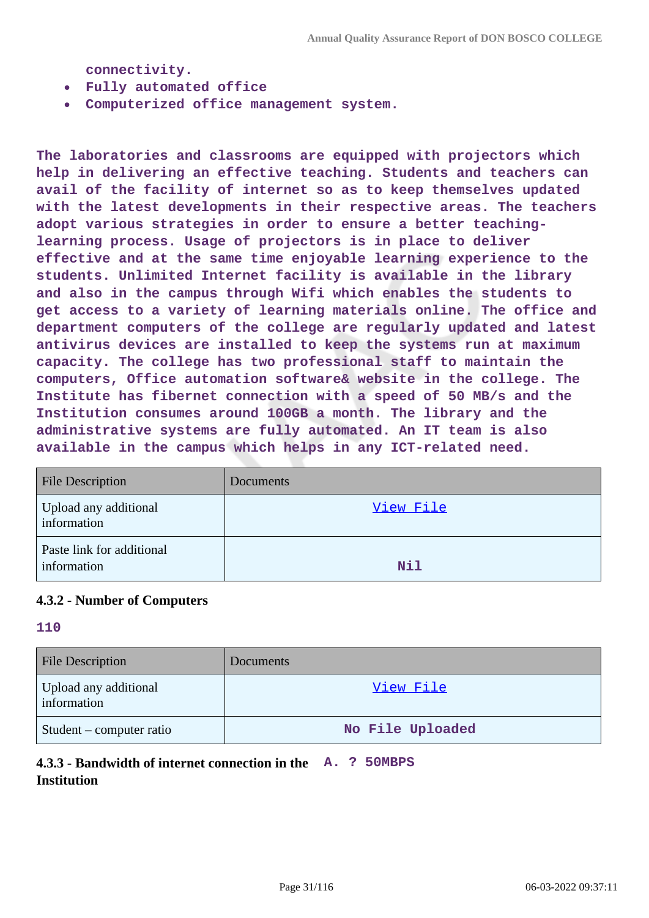connectivity.

- Fully automated office
- Computerized office management system.

The laboratories and classrooms are equipped with projectors which help in delivering an effective teaching. Students and teachers can avail of the facility of internet so as to keep themselves updated with the latest developments in their respective areas. The teachers adopt various strategies in order to ensure a better teaching-learning process. Usage of projectors is in place to deliver effective and at the same time enjoyable learning experience to the students. Unlimited Internet facility is available in the library and also in the campus through Wifi which enables the students to get access to a variety of learning materials online. The office and department computers of the college are regularly updated and latest antivirus devices are installed to keep the systems run at maximum capacity. The college has two professional staff to maintain the computers, Office automation software& website in the college. The Institute has fibernet connection with a speed of 50 MB/s and the Institution consumes around 100GB a month. The library and the administrative systems are fully automated. An IT team is also available in the campus which helps in any ICT-related need.

| File Description | Documents |
|---|---|
| Upload any additional information | View File |
| Paste link for additional information | Nil |

### 4.3.2 - Number of Computers

110

| File Description | Documents |
|---|---|
| Upload any additional information | View File |
| Student – computer ratio | No File Uploaded |

### 4.3.3 - Bandwidth of internet connection in the Institution

A. ? 50MBPS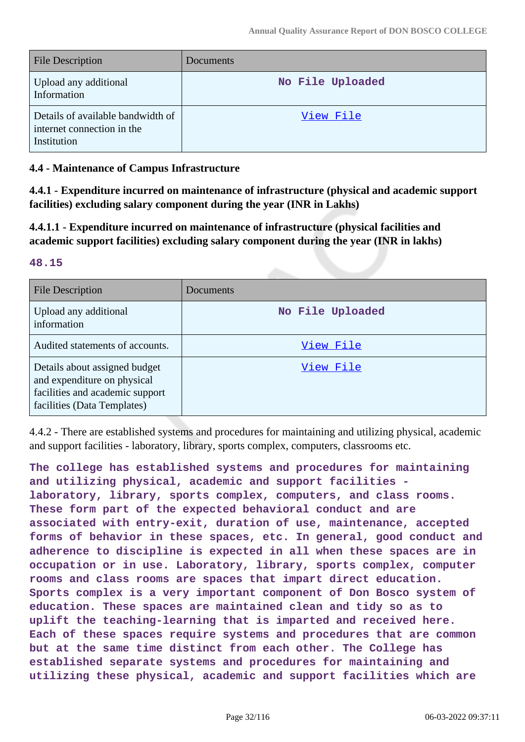| File Description | Documents |
|---|---|
| Upload any additional Information | No File Uploaded |
| Details of available bandwidth of internet connection in the Institution | View File |

**4.4 - Maintenance of Campus Infrastructure**

**4.4.1 - Expenditure incurred on maintenance of infrastructure (physical and academic support facilities) excluding salary component during the year (INR in Lakhs)**

**4.4.1.1 - Expenditure incurred on maintenance of infrastructure (physical facilities and academic support facilities) excluding salary component during the year (INR in lakhs)**

**48.15**

| File Description | Documents |
|---|---|
| Upload any additional information | No File Uploaded |
| Audited statements of accounts. | View File |
| Details about assigned budget and expenditure on physical facilities and academic support facilities (Data Templates) | View File |

4.4.2 - There are established systems and procedures for maintaining and utilizing physical, academic and support facilities - laboratory, library, sports complex, computers, classrooms etc.

**The college has established systems and procedures for maintaining and utilizing physical, academic and support facilities - laboratory, library, sports complex, computers, and class rooms. These form part of the expected behavioral conduct and are associated with entry-exit, duration of use, maintenance, accepted forms of behavior in these spaces, etc. In general, good conduct and adherence to discipline is expected in all when these spaces are in occupation or in use. Laboratory, library, sports complex, computer rooms and class rooms are spaces that impart direct education. Sports complex is a very important component of Don Bosco system of education. These spaces are maintained clean and tidy so as to uplift the teaching-learning that is imparted and received here. Each of these spaces require systems and procedures that are common but at the same time distinct from each other. The College has established separate systems and procedures for maintaining and utilizing these physical, academic and support facilities which are**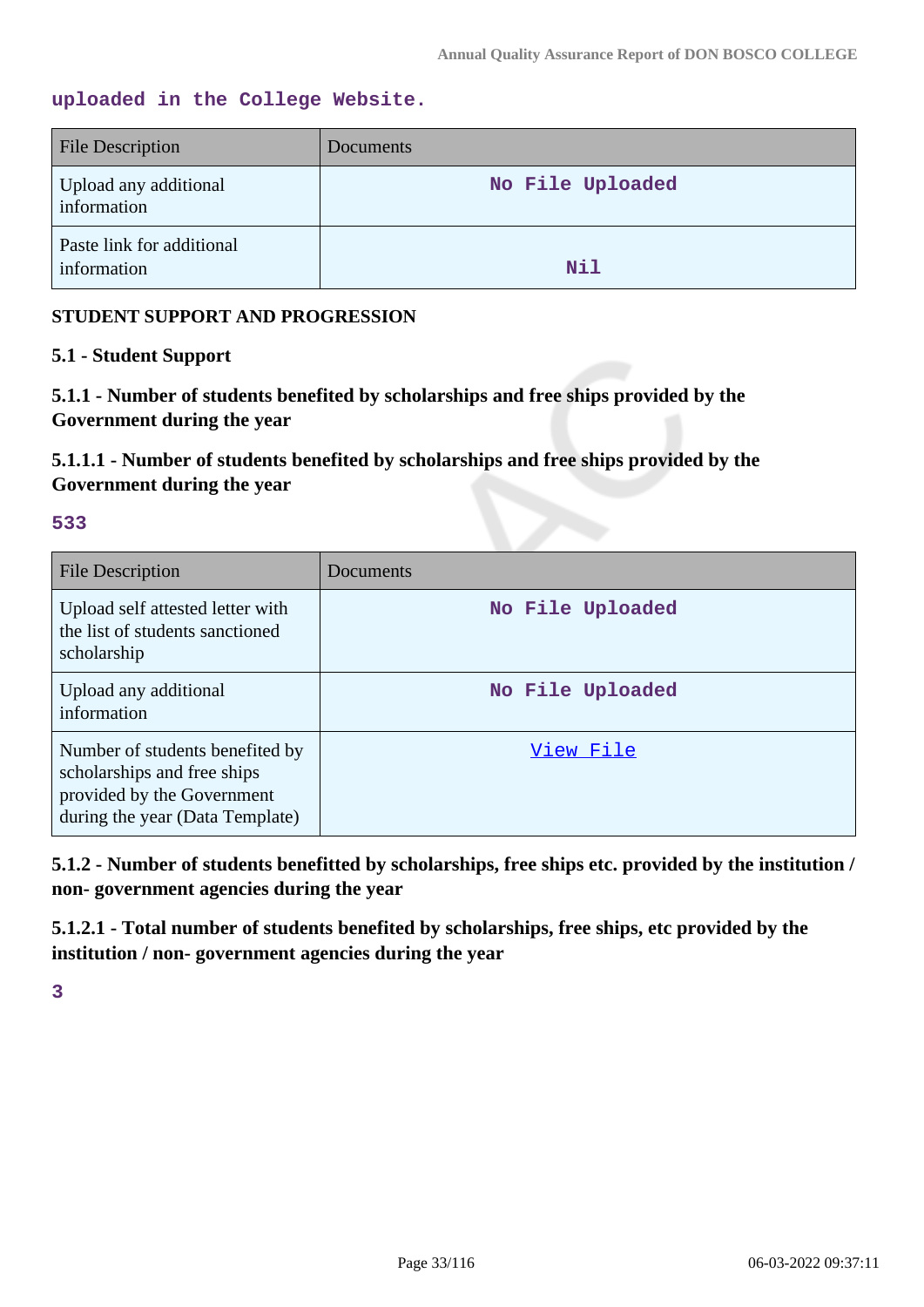uploaded in the College Website.

| File Description | Documents |
| --- | --- |
| Upload any additional information | No File Uploaded |
| Paste link for additional information | Nil |

**STUDENT SUPPORT AND PROGRESSION**

**5.1 - Student Support**

**5.1.1 - Number of students benefited by scholarships and free ships provided by the Government during the year**

**5.1.1.1 - Number of students benefited by scholarships and free ships provided by the Government during the year**

533

| File Description | Documents |
| --- | --- |
| Upload self attested letter with the list of students sanctioned scholarship | No File Uploaded |
| Upload any additional information | No File Uploaded |
| Number of students benefited by scholarships and free ships provided by the Government during the year (Data Template) | View File |

**5.1.2 - Number of students benefitted by scholarships, free ships etc. provided by the institution / non- government agencies during the year**

**5.1.2.1 - Total number of students benefited by scholarships, free ships, etc provided by the institution / non- government agencies during the year**

3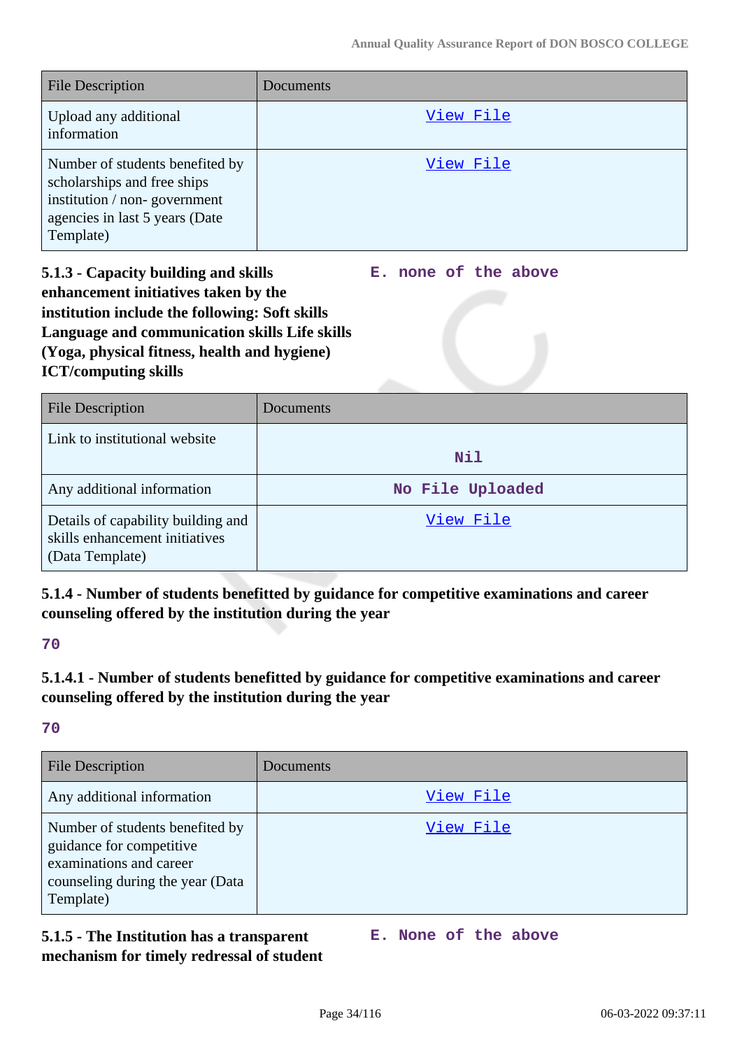| File Description | Documents |
|---|---|
| Upload any additional information | View File |
| Number of students benefited by scholarships and free ships institution / non- government agencies in last 5 years (Date Template) | View File |

**5.1.3 - Capacity building and skills enhancement initiatives taken by the institution include the following: Soft skills Language and communication skills Life skills (Yoga, physical fitness, health and hygiene) ICT/computing skills**

**E. none of the above**

| File Description | Documents |
|---|---|
| Link to institutional website | Nil |
| Any additional information | No File Uploaded |
| Details of capability building and skills enhancement initiatives (Data Template) | View File |

**5.1.4 - Number of students benefitted by guidance for competitive examinations and career counseling offered by the institution during the year**

**70**

**5.1.4.1 - Number of students benefitted by guidance for competitive examinations and career counseling offered by the institution during the year**

**70**

| File Description | Documents |
|---|---|
| Any additional information | View File |
| Number of students benefited by guidance for competitive examinations and career counseling during the year (Data Template) | View File |

**5.1.5 - The Institution has a transparent mechanism for timely redressal of student**

**E. None of the above**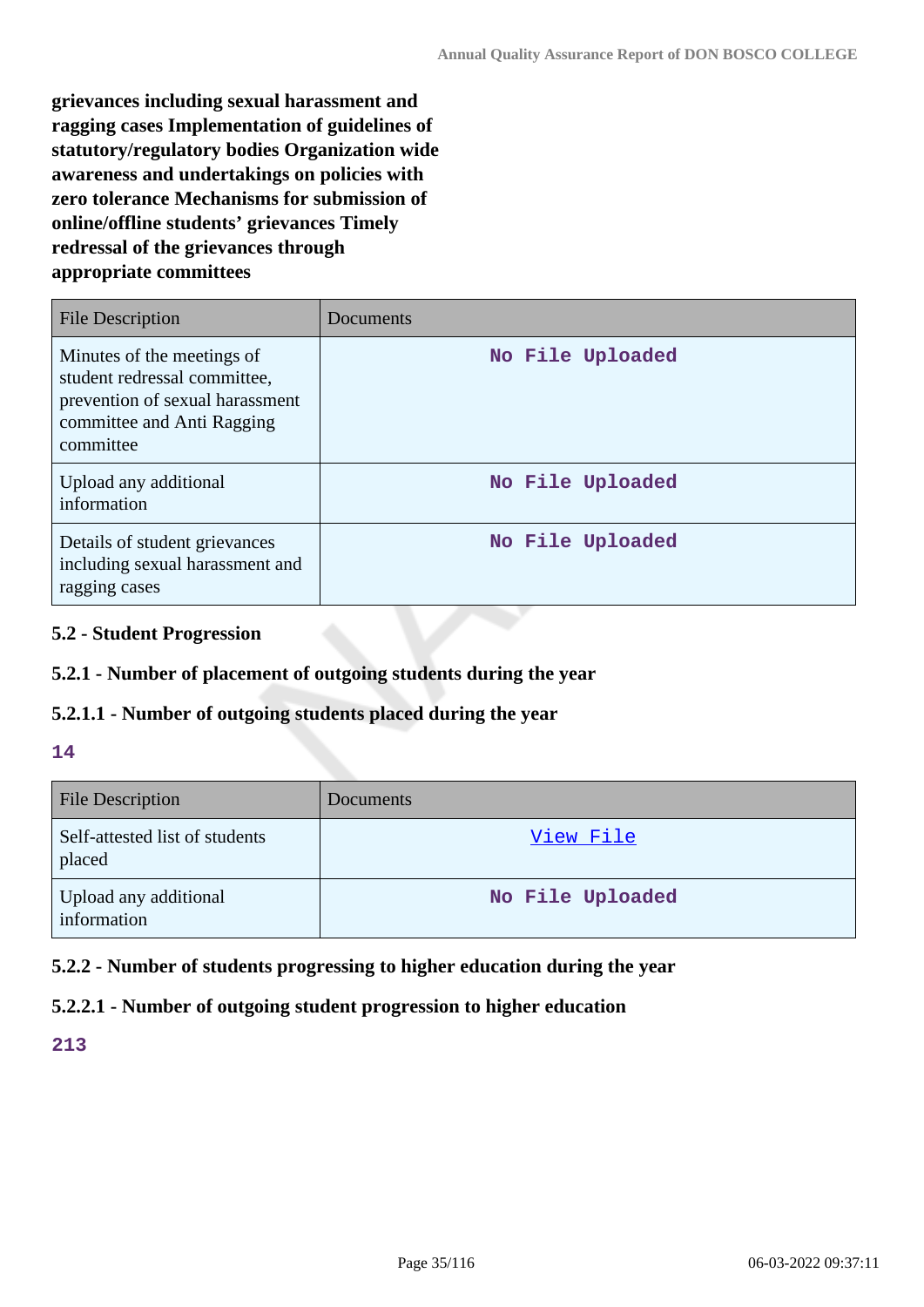**grievances including sexual harassment and ragging cases Implementation of guidelines of statutory/regulatory bodies Organization wide awareness and undertakings on policies with zero tolerance Mechanisms for submission of online/offline students' grievances Timely redressal of the grievances through appropriate committees**

| File Description | Documents |
|---|---|
| Minutes of the meetings of student redressal committee, prevention of sexual harassment committee and Anti Ragging committee | No File Uploaded |
| Upload any additional information | No File Uploaded |
| Details of student grievances including sexual harassment and ragging cases | No File Uploaded |

### 5.2 - Student Progression

#### 5.2.1 - Number of placement of outgoing students during the year

#### 5.2.1.1 - Number of outgoing students placed during the year

**14**

| File Description | Documents |
|---|---|
| Self-attested list of students placed | View File |
| Upload any additional information | No File Uploaded |

#### 5.2.2 - Number of students progressing to higher education during the year

#### 5.2.2.1 - Number of outgoing student progression to higher education

**213**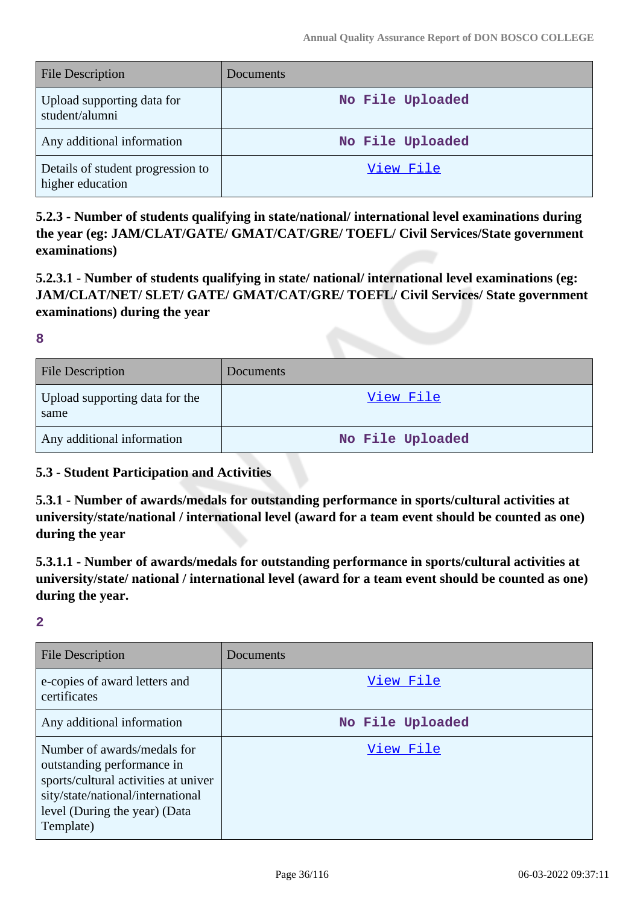| File Description | Documents |
|---|---|
| Upload supporting data for student/alumni | No File Uploaded |
| Any additional information | No File Uploaded |
| Details of student progression to higher education | View File |

**5.2.3 - Number of students qualifying in state/national/ international level examinations during the year (eg: JAM/CLAT/GATE/ GMAT/CAT/GRE/ TOEFL/ Civil Services/State government examinations)**

**5.2.3.1 - Number of students qualifying in state/ national/ international level examinations (eg: JAM/CLAT/NET/ SLET/ GATE/ GMAT/CAT/GRE/ TOEFL/ Civil Services/ State government examinations) during the year**

**8**

| File Description | Documents |
|---|---|
| Upload supporting data for the same | View File |
| Any additional information | No File Uploaded |

**5.3 - Student Participation and Activities**

**5.3.1 - Number of awards/medals for outstanding performance in sports/cultural activities at university/state/national / international level (award for a team event should be counted as one) during the year**

**5.3.1.1 - Number of awards/medals for outstanding performance in sports/cultural activities at university/state/ national / international level (award for a team event should be counted as one) during the year.**

**2**

| File Description | Documents |
|---|---|
| e-copies of award letters and certificates | View File |
| Any additional information | No File Uploaded |
| Number of awards/medals for outstanding performance in sports/cultural activities at university/state/national/international level (During the year) (Data Template) | View File |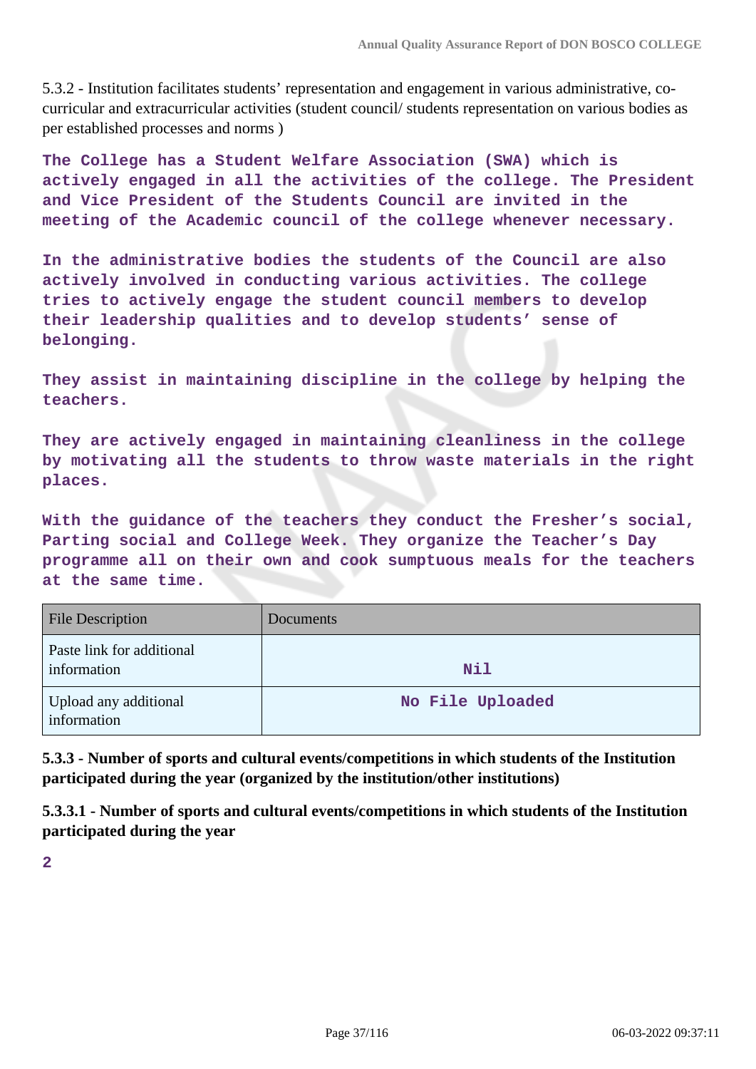5.3.2 - Institution facilitates students' representation and engagement in various administrative, co-curricular and extracurricular activities (student council/ students representation on various bodies as per established processes and norms )

**The College has a Student Welfare Association (SWA) which is actively engaged in all the activities of the college. The President and Vice President of the Students Council are invited in the meeting of the Academic council of the college whenever necessary.**

**In the administrative bodies the students of the Council are also actively involved in conducting various activities. The college tries to actively engage the student council members to develop their leadership qualities and to develop students' sense of belonging.**

**They assist in maintaining discipline in the college by helping the teachers.**

**They are actively engaged in maintaining cleanliness in the college by motivating all the students to throw waste materials in the right places.**

**With the guidance of the teachers they conduct the Fresher's social, Parting social and College Week. They organize the Teacher's Day programme all on their own and cook sumptuous meals for the teachers at the same time.**

| File Description | Documents |
|---|---|
| Paste link for additional information | **Nil** |
| Upload any additional information | **No File Uploaded** |

**5.3.3 - Number of sports and cultural events/competitions in which students of the Institution participated during the year (organized by the institution/other institutions)**

**5.3.3.1 - Number of sports and cultural events/competitions in which students of the Institution participated during the year**

**2**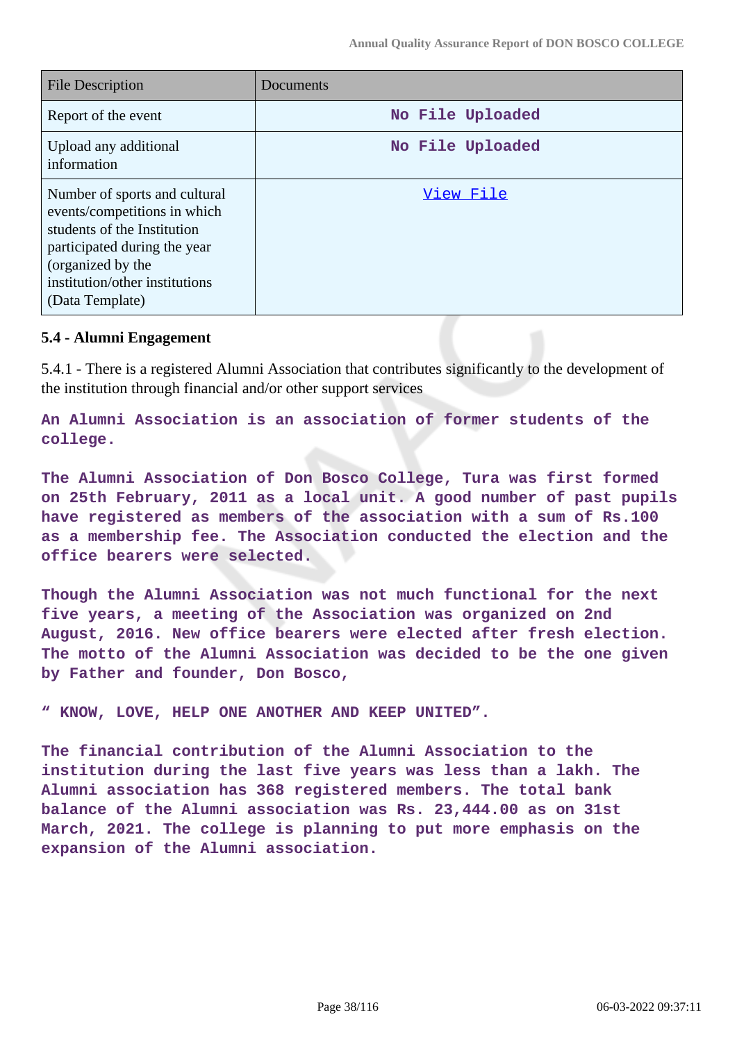| File Description | Documents |
|---|---|
| Report of the event | No File Uploaded |
| Upload any additional information | No File Uploaded |
| Number of sports and cultural events/competitions in which students of the Institution participated during the year (organized by the institution/other institutions (Data Template) | View File |

**5.4 - Alumni Engagement**

5.4.1 - There is a registered Alumni Association that contributes significantly to the development of the institution through financial and/or other support services

An Alumni Association is an association of former students of the college.

The Alumni Association of Don Bosco College, Tura was first formed on 25th February, 2011 as a local unit. A good number of past pupils have registered as members of the association with a sum of Rs.100 as a membership fee. The Association conducted the election and the office bearers were selected.

Though the Alumni Association was not much functional for the next five years, a meeting of the Association was organized on 2nd August, 2016. New office bearers were elected after fresh election. The motto of the Alumni Association was decided to be the one given by Father and founder, Don Bosco,

" KNOW, LOVE, HELP ONE ANOTHER AND KEEP UNITED".

The financial contribution of the Alumni Association to the institution during the last five years was less than a lakh. The Alumni association has 368 registered members. The total bank balance of the Alumni association was Rs. 23,444.00 as on 31st March, 2021. The college is planning to put more emphasis on the expansion of the Alumni association.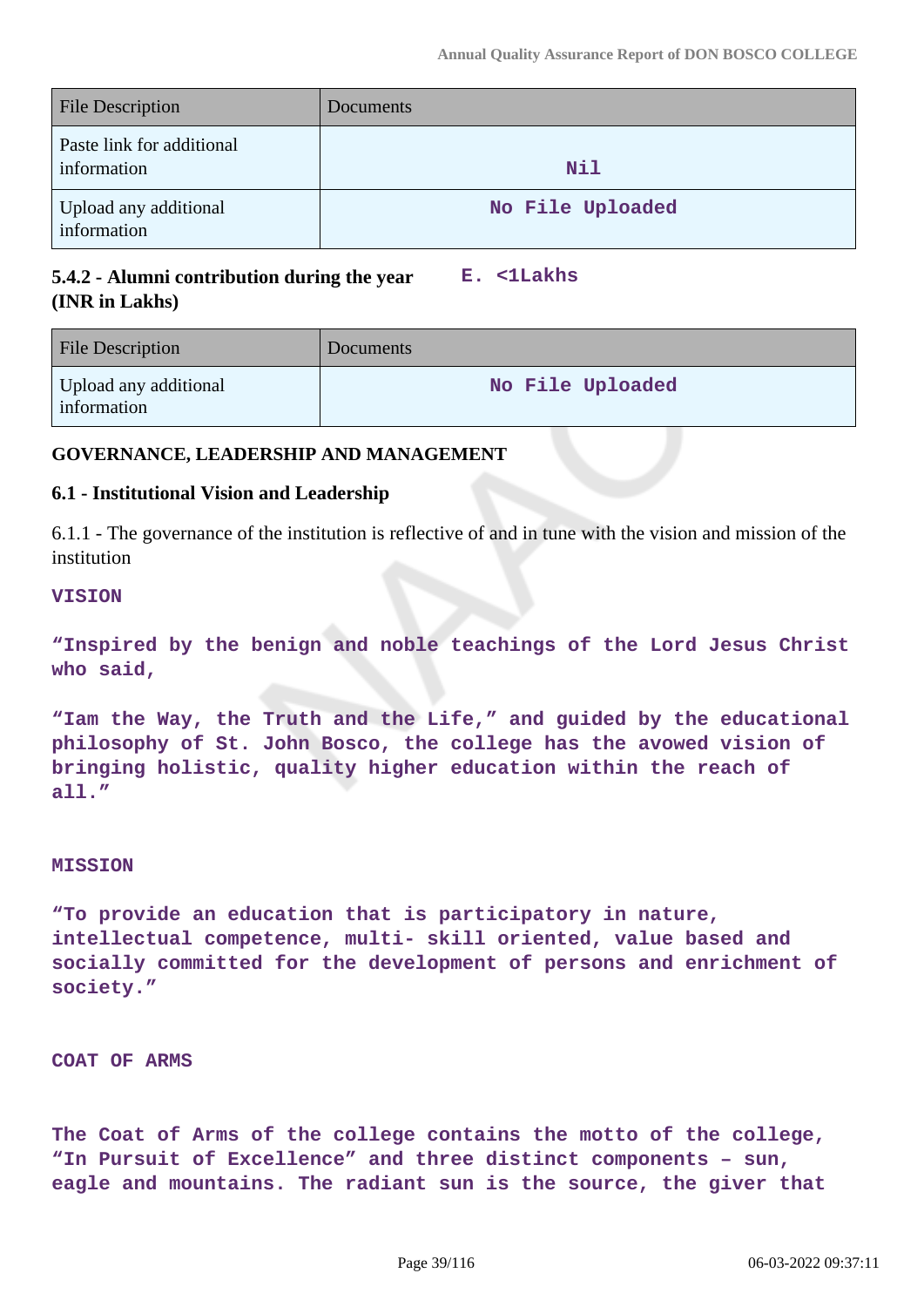| File Description | Documents |
|---|---|
| Paste link for additional information | Nil |
| Upload any additional information | No File Uploaded |

**5.4.2 - Alumni contribution during the year (INR in Lakhs)** E. <1Lakhs

| File Description | Documents |
|---|---|
| Upload any additional information | No File Uploaded |

**GOVERNANCE, LEADERSHIP AND MANAGEMENT**

**6.1 - Institutional Vision and Leadership**

6.1.1 - The governance of the institution is reflective of and in tune with the vision and mission of the institution

**VISION**

**“Inspired by the benign and noble teachings of the Lord Jesus Christ who said,**

**“Iam the Way, the Truth and the Life,” and guided by the educational philosophy of St. John Bosco, the college has the avowed vision of bringing holistic, quality higher education within the reach of all.”**

**MISSION**

**“To provide an education that is participatory in nature, intellectual competence, multi- skill oriented, value based and socially committed for the development of persons and enrichment of society.”**

**COAT OF ARMS**

**The Coat of Arms of the college contains the motto of the college, “In Pursuit of Excellence” and three distinct components – sun, eagle and mountains. The radiant sun is the source, the giver that**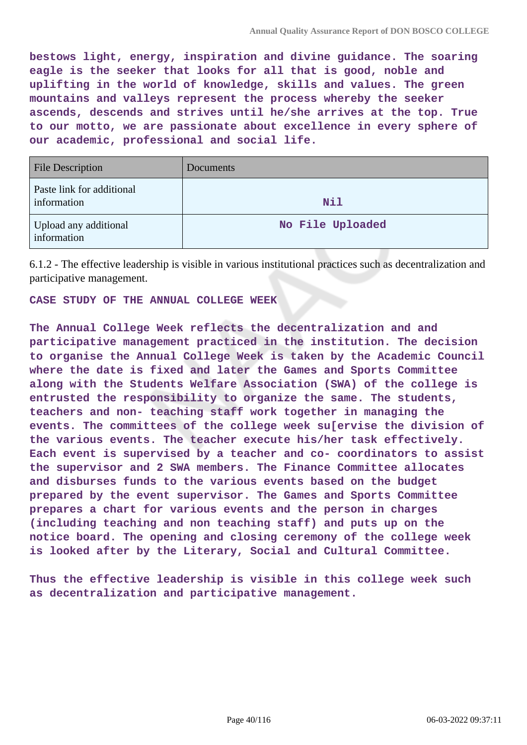**bestows light, energy, inspiration and divine guidance. The soaring eagle is the seeker that looks for all that is good, noble and uplifting in the world of knowledge, skills and values. The green mountains and valleys represent the process whereby the seeker ascends, descends and strives until he/she arrives at the top. True to our motto, we are passionate about excellence in every sphere of our academic, professional and social life.**

| File Description | Documents |
|---|---|
| Paste link for additional information | Nil |
| Upload any additional information | No File Uploaded |

6.1.2 - The effective leadership is visible in various institutional practices such as decentralization and participative management.

**CASE STUDY OF THE ANNUAL COLLEGE WEEK**

**The Annual College Week reflects the decentralization and and participative management practiced in the institution. The decision to organise the Annual College Week is taken by the Academic Council where the date is fixed and later the Games and Sports Committee along with the Students Welfare Association (SWA) of the college is entrusted the responsibility to organize the same. The students, teachers and non- teaching staff work together in managing the events. The committees of the college week su[ervise the division of the various events. The teacher execute his/her task effectively. Each event is supervised by a teacher and co- coordinators to assist the supervisor and 2 SWA members. The Finance Committee allocates and disburses funds to the various events based on the budget prepared by the event supervisor. The Games and Sports Committee prepares a chart for various events and the person in charges (including teaching and non teaching staff) and puts up on the notice board. The opening and closing ceremony of the college week is looked after by the Literary, Social and Cultural Committee.**

**Thus the effective leadership is visible in this college week such as decentralization and participative management.**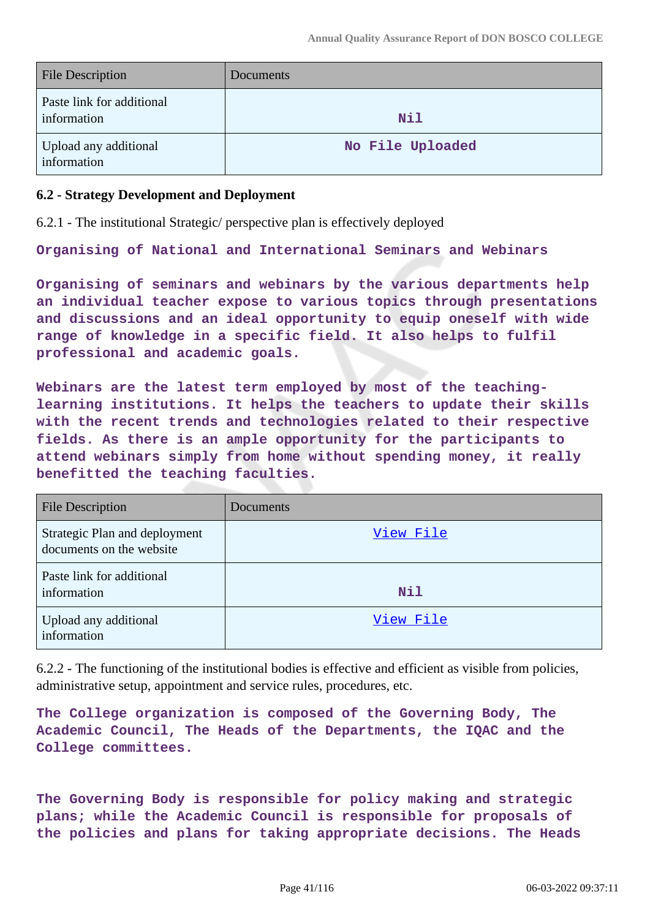| File Description | Documents |
|---|---|
| Paste link for additional information | Nil |
| Upload any additional information | No File Uploaded |

**6.2 - Strategy Development and Deployment**

6.2.1 - The institutional Strategic/ perspective plan is effectively deployed

**Organising of National and International Seminars and Webinars**

**Organising of seminars and webinars by the various departments help an individual teacher expose to various topics through presentations and discussions and an ideal opportunity to equip oneself with wide range of knowledge in a specific field. It also helps to fulfil professional and academic goals.**

**Webinars are the latest term employed by most of the teaching-learning institutions. It helps the teachers to update their skills with the recent trends and technologies related to their respective fields. As there is an ample opportunity for the participants to attend webinars simply from home without spending money, it really benefitted the teaching faculties.**

| File Description | Documents |
|---|---|
| Strategic Plan and deployment documents on the website | View File |
| Paste link for additional information | Nil |
| Upload any additional information | View File |

6.2.2 - The functioning of the institutional bodies is effective and efficient as visible from policies, administrative setup, appointment and service rules, procedures, etc.

**The College organization is composed of the Governing Body, The Academic Council, The Heads of the Departments, the IQAC and the College committees.**

**The Governing Body is responsible for policy making and strategic plans; while the Academic Council is responsible for proposals of the policies and plans for taking appropriate decisions. The Heads**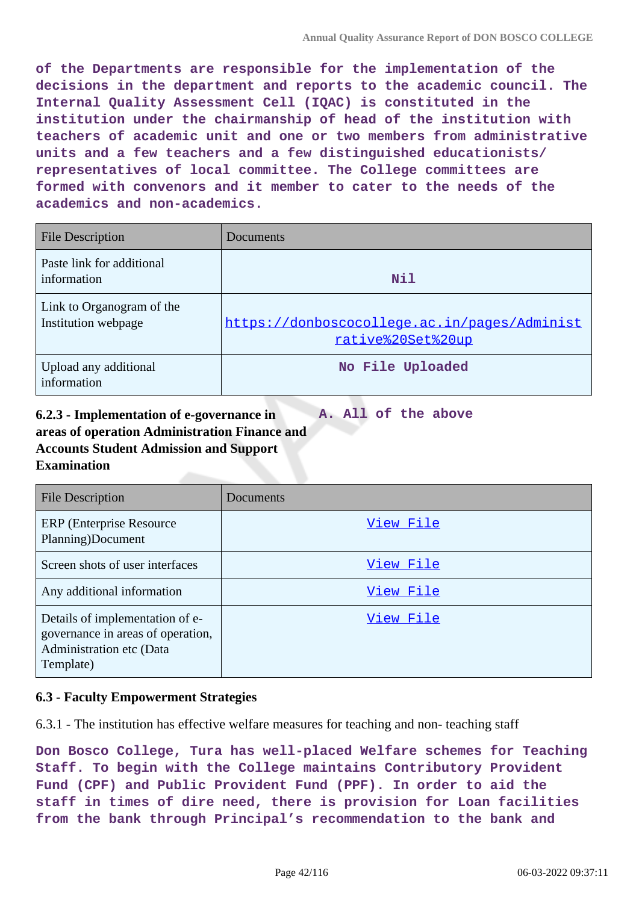**of the Departments are responsible for the implementation of the decisions in the department and reports to the academic council. The Internal Quality Assessment Cell (IQAC) is constituted in the institution under the chairmanship of head of the institution with teachers of academic unit and one or two members from administrative units and a few teachers and a few distinguished educationists/ representatives of local committee. The College committees are formed with convenors and it member to cater to the needs of the academics and non-academics.**

| File Description | Documents |
|---|---|
| Paste link for additional information | Nil |
| Link to Organogram of the Institution webpage | https://donboscocollege.ac.in/pages/Administrative%20Set%20up |
| Upload any additional information | No File Uploaded |

**6.2.3 - Implementation of e-governance in areas of operation Administration Finance and Accounts Student Admission and Support Examination**

**A. All of the above**

| File Description | Documents |
|---|---|
| ERP (Enterprise Resource Planning)Document | View File |
| Screen shots of user interfaces | View File |
| Any additional information | View File |
| Details of implementation of e-governance in areas of operation, Administration etc (Data Template) | View File |

**6.3 - Faculty Empowerment Strategies**

6.3.1 - The institution has effective welfare measures for teaching and non- teaching staff

**Don Bosco College, Tura has well-placed Welfare schemes for Teaching Staff. To begin with the College maintains Contributory Provident Fund (CPF) and Public Provident Fund (PPF). In order to aid the staff in times of dire need, there is provision for Loan facilities from the bank through Principal's recommendation to the bank and**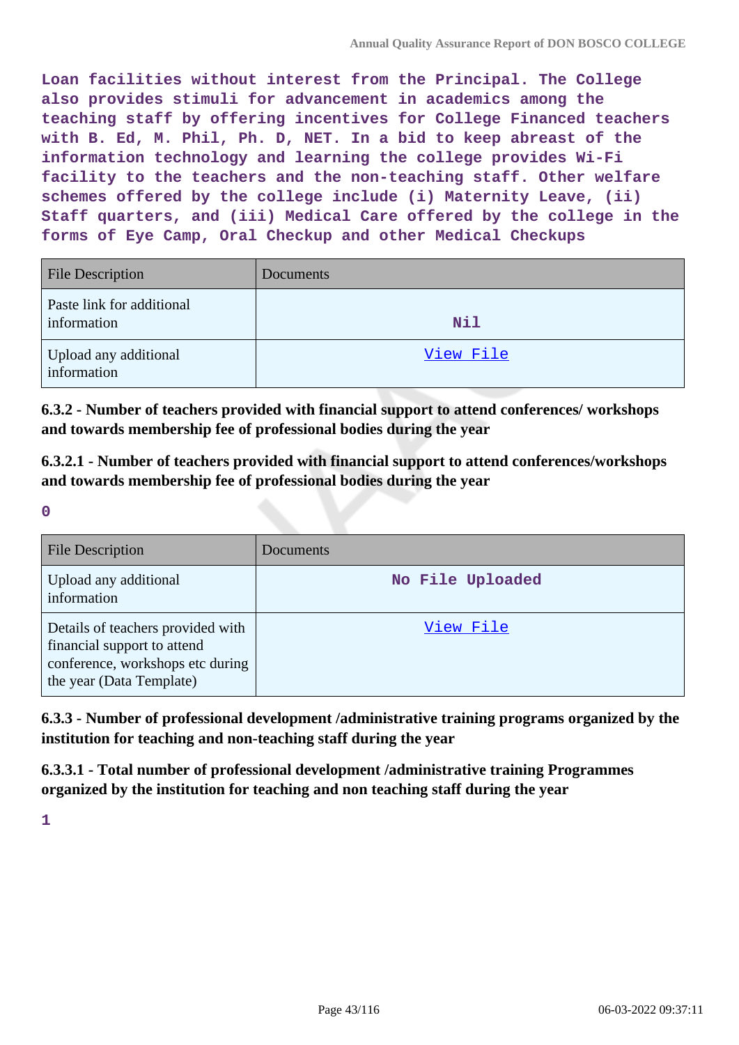Loan facilities without interest from the Principal. The College also provides stimuli for advancement in academics among the teaching staff by offering incentives for College Financed teachers with B. Ed, M. Phil, Ph. D, NET. In a bid to keep abreast of the information technology and learning the college provides Wi-Fi facility to the teachers and the non-teaching staff. Other welfare schemes offered by the college include (i) Maternity Leave, (ii) Staff quarters, and (iii) Medical Care offered by the college in the forms of Eye Camp, Oral Checkup and other Medical Checkups

| File Description | Documents |
| --- | --- |
| Paste link for additional information | Nil |
| Upload any additional information | View File |

**6.3.2 - Number of teachers provided with financial support to attend conferences/ workshops and towards membership fee of professional bodies during the year**

**6.3.2.1 - Number of teachers provided with financial support to attend conferences/workshops and towards membership fee of professional bodies during the year**

0

| File Description | Documents |
| --- | --- |
| Upload any additional information | No File Uploaded |
| Details of teachers provided with financial support to attend conference, workshops etc during the year (Data Template) | View File |

**6.3.3 - Number of professional development /administrative training programs organized by the institution for teaching and non-teaching staff during the year**

**6.3.3.1 - Total number of professional development /administrative training Programmes organized by the institution for teaching and non teaching staff during the year**

1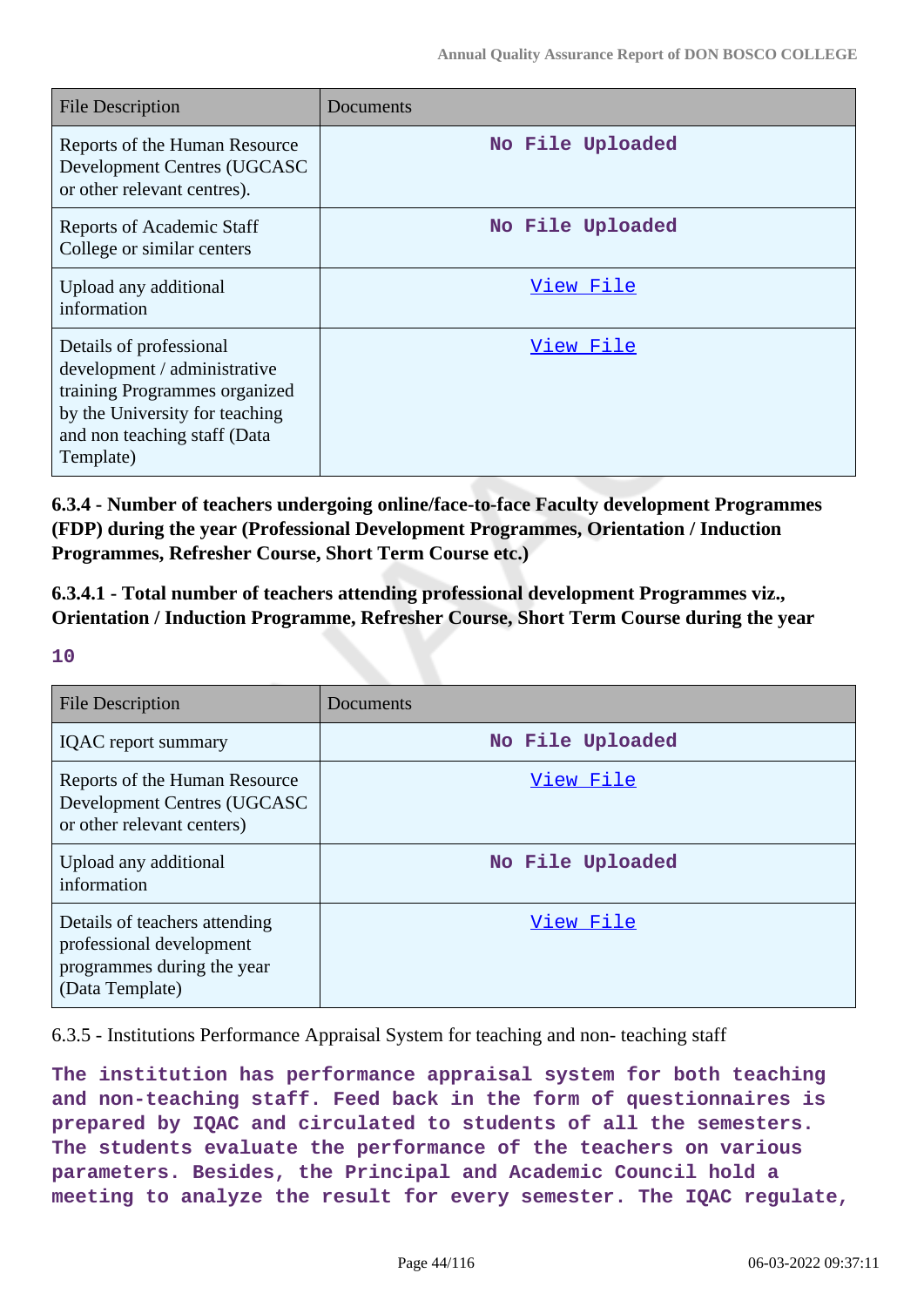| File Description | Documents |
|---|---|
| Reports of the Human Resource Development Centres (UGCASC or other relevant centres). | No File Uploaded |
| Reports of Academic Staff College or similar centers | No File Uploaded |
| Upload any additional information | View File |
| Details of professional development / administrative training Programmes organized by the University for teaching and non teaching staff (Data Template) | View File |

**6.3.4 - Number of teachers undergoing online/face-to-face Faculty development Programmes (FDP) during the year (Professional Development Programmes, Orientation / Induction Programmes, Refresher Course, Short Term Course etc.)**

**6.3.4.1 - Total number of teachers attending professional development Programmes viz., Orientation / Induction Programme, Refresher Course, Short Term Course during the year**

**10**

| File Description | Documents |
|---|---|
| IQAC report summary | No File Uploaded |
| Reports of the Human Resource Development Centres (UGCASC or other relevant centers) | View File |
| Upload any additional information | No File Uploaded |
| Details of teachers attending professional development programmes during the year (Data Template) | View File |

6.3.5 - Institutions Performance Appraisal System for teaching and non- teaching staff

**The institution has performance appraisal system for both teaching and non-teaching staff. Feed back in the form of questionnaires is prepared by IQAC and circulated to students of all the semesters. The students evaluate the performance of the teachers on various parameters. Besides, the Principal and Academic Council hold a meeting to analyze the result for every semester. The IQAC regulate,**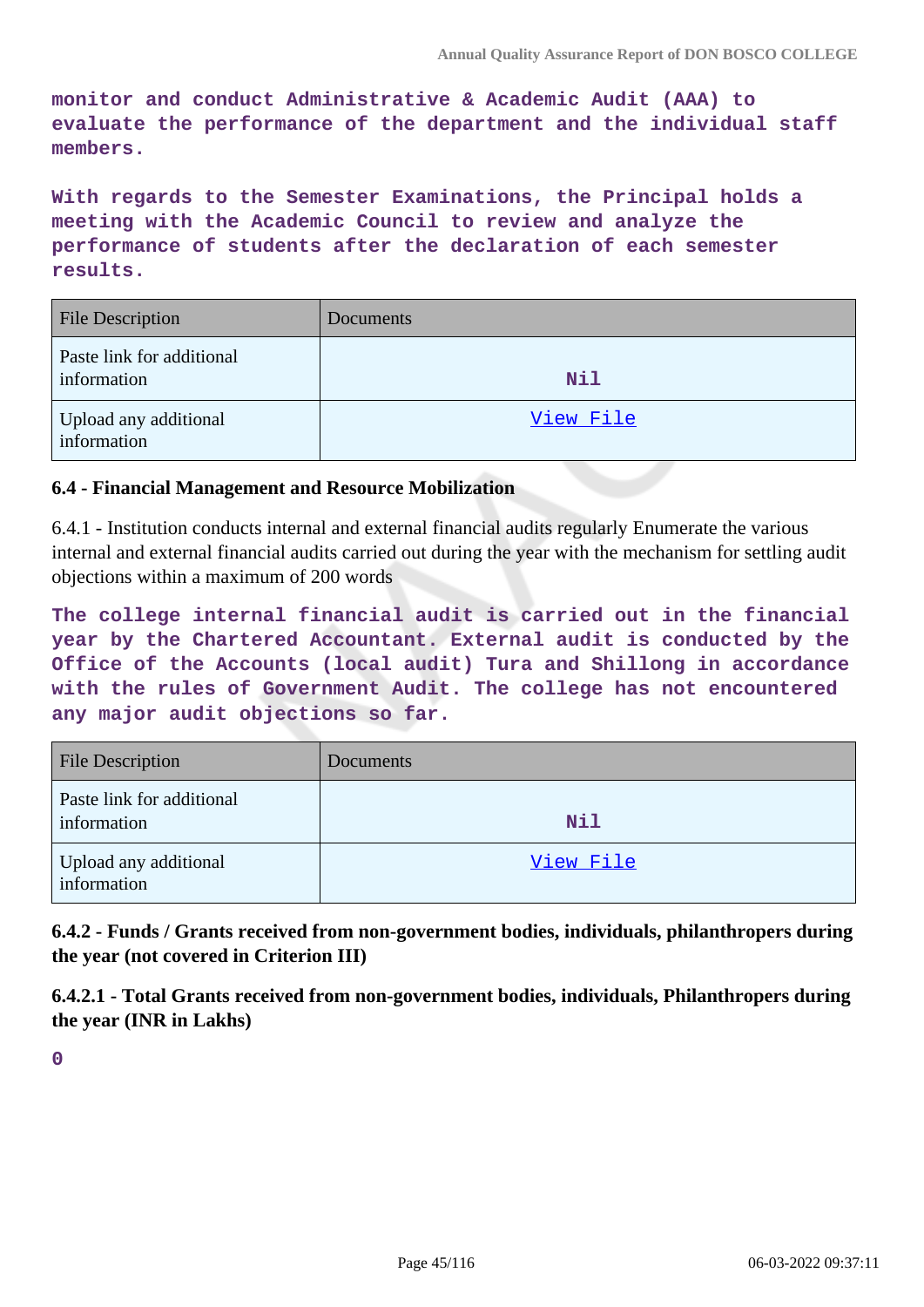**monitor and conduct Administrative & Academic Audit (AAA) to evaluate the performance of the department and the individual staff members.**

**With regards to the Semester Examinations, the Principal holds a meeting with the Academic Council to review and analyze the performance of students after the declaration of each semester results.**

| File Description | Documents |
|---|---|
| Paste link for additional information | Nil |
| Upload any additional information | View File |

### 6.4 - Financial Management and Resource Mobilization

6.4.1 - Institution conducts internal and external financial audits regularly Enumerate the various internal and external financial audits carried out during the year with the mechanism for settling audit objections within a maximum of 200 words

**The college internal financial audit is carried out in the financial year by the Chartered Accountant. External audit is conducted by the Office of the Accounts (local audit) Tura and Shillong in accordance with the rules of Government Audit. The college has not encountered any major audit objections so far.**

| File Description | Documents |
|---|---|
| Paste link for additional information | Nil |
| Upload any additional information | View File |

**6.4.2 - Funds / Grants received from non-government bodies, individuals, philanthropers during the year (not covered in Criterion III)**

**6.4.2.1 - Total Grants received from non-government bodies, individuals, Philanthropers during the year (INR in Lakhs)**

**0**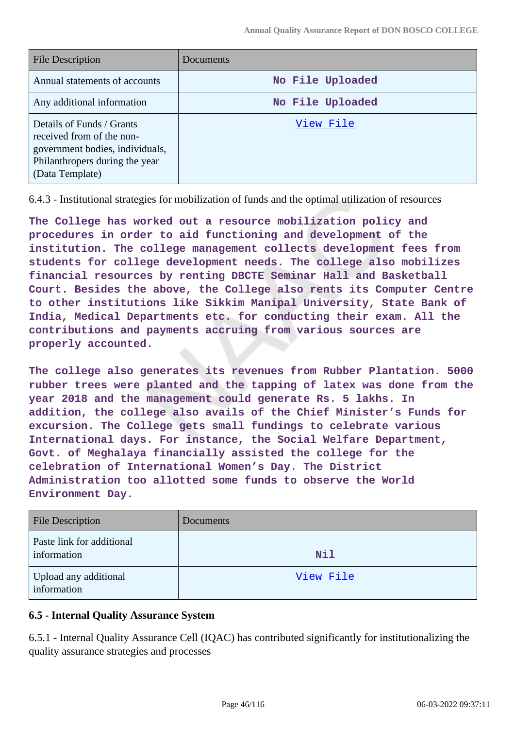| File Description | Documents |
|---|---|
| Annual statements of accounts | No File Uploaded |
| Any additional information | No File Uploaded |
| Details of Funds / Grants received from of the non-government bodies, individuals, Philanthropers during the year (Data Template) | View File |

6.4.3 - Institutional strategies for mobilization of funds and the optimal utilization of resources

**The College has worked out a resource mobilization policy and procedures in order to aid functioning and development of the institution. The college management collects development fees from students for college development needs. The college also mobilizes financial resources by renting DBCTE Seminar Hall and Basketball Court. Besides the above, the College also rents its Computer Centre to other institutions like Sikkim Manipal University, State Bank of India, Medical Departments etc. for conducting their exam. All the contributions and payments accruing from various sources are properly accounted.**

**The college also generates its revenues from Rubber Plantation. 5000 rubber trees were planted and the tapping of latex was done from the year 2018 and the management could generate Rs. 5 lakhs. In addition, the college also avails of the Chief Minister's Funds for excursion. The College gets small fundings to celebrate various International days. For instance, the Social Welfare Department, Govt. of Meghalaya financially assisted the college for the celebration of International Women's Day. The District Administration too allotted some funds to observe the World Environment Day.**

| File Description | Documents |
|---|---|
| Paste link for additional information | Nil |
| Upload any additional information | View File |

**6.5 - Internal Quality Assurance System**

6.5.1 - Internal Quality Assurance Cell (IQAC) has contributed significantly for institutionalizing the quality assurance strategies and processes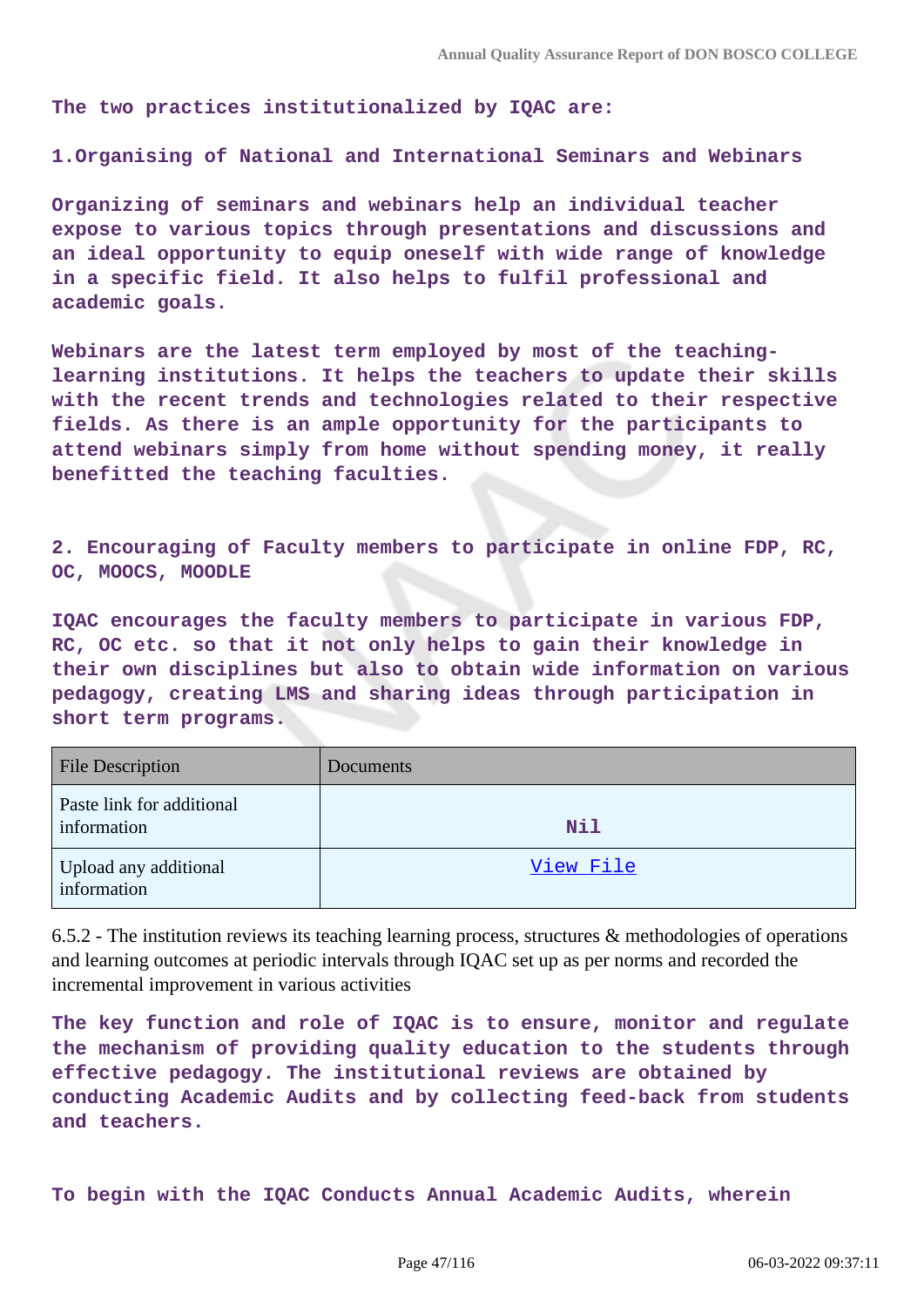**The two practices institutionalized by IQAC are:**

**1.Organising of National and International Seminars and Webinars**

**Organizing of seminars and webinars help an individual teacher expose to various topics through presentations and discussions and an ideal opportunity to equip oneself with wide range of knowledge in a specific field. It also helps to fulfil professional and academic goals.**

**Webinars are the latest term employed by most of the teaching-learning institutions. It helps the teachers to update their skills with the recent trends and technologies related to their respective fields. As there is an ample opportunity for the participants to attend webinars simply from home without spending money, it really benefitted the teaching faculties.**

**2. Encouraging of Faculty members to participate in online FDP, RC, OC, MOOCS, MOODLE**

**IQAC encourages the faculty members to participate in various FDP, RC, OC etc. so that it not only helps to gain their knowledge in their own disciplines but also to obtain wide information on various pedagogy, creating LMS and sharing ideas through participation in short term programs.**

| File Description | Documents |
|---|---|
| Paste link for additional information | Nil |
| Upload any additional information | View File |

6.5.2 - The institution reviews its teaching learning process, structures & methodologies of operations and learning outcomes at periodic intervals through IQAC set up as per norms and recorded the incremental improvement in various activities

**The key function and role of IQAC is to ensure, monitor and regulate the mechanism of providing quality education to the students through effective pedagogy. The institutional reviews are obtained by conducting Academic Audits and by collecting feed-back from students and teachers.**

**To begin with the IQAC Conducts Annual Academic Audits, wherein**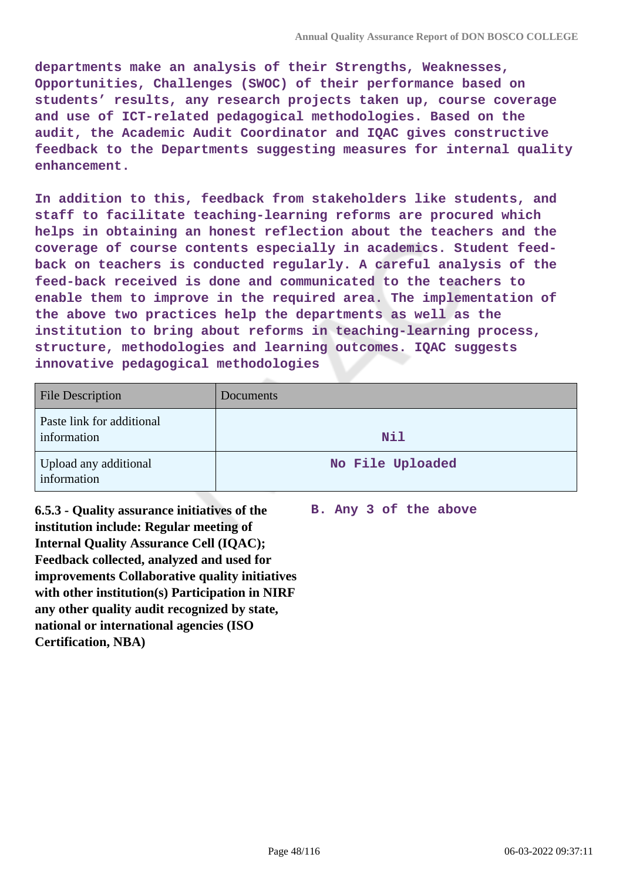**departments make an analysis of their Strengths, Weaknesses, Opportunities, Challenges (SWOC) of their performance based on students' results, any research projects taken up, course coverage and use of ICT-related pedagogical methodologies. Based on the audit, the Academic Audit Coordinator and IQAC gives constructive feedback to the Departments suggesting measures for internal quality enhancement.**

**In addition to this, feedback from stakeholders like students, and staff to facilitate teaching-learning reforms are procured which helps in obtaining an honest reflection about the teachers and the coverage of course contents especially in academics. Student feed-back on teachers is conducted regularly. A careful analysis of the feed-back received is done and communicated to the teachers to enable them to improve in the required area. The implementation of the above two practices help the departments as well as the institution to bring about reforms in teaching-learning process, structure, methodologies and learning outcomes. IQAC suggests innovative pedagogical methodologies**

| File Description | Documents |
|---|---|
| Paste link for additional information | Nil |
| Upload any additional information | No File Uploaded |

**6.5.3 - Quality assurance initiatives of the institution include: Regular meeting of Internal Quality Assurance Cell (IQAC); Feedback collected, analyzed and used for improvements Collaborative quality initiatives with other institution(s) Participation in NIRF any other quality audit recognized by state, national or international agencies (ISO Certification, NBA)**

**B. Any 3 of the above**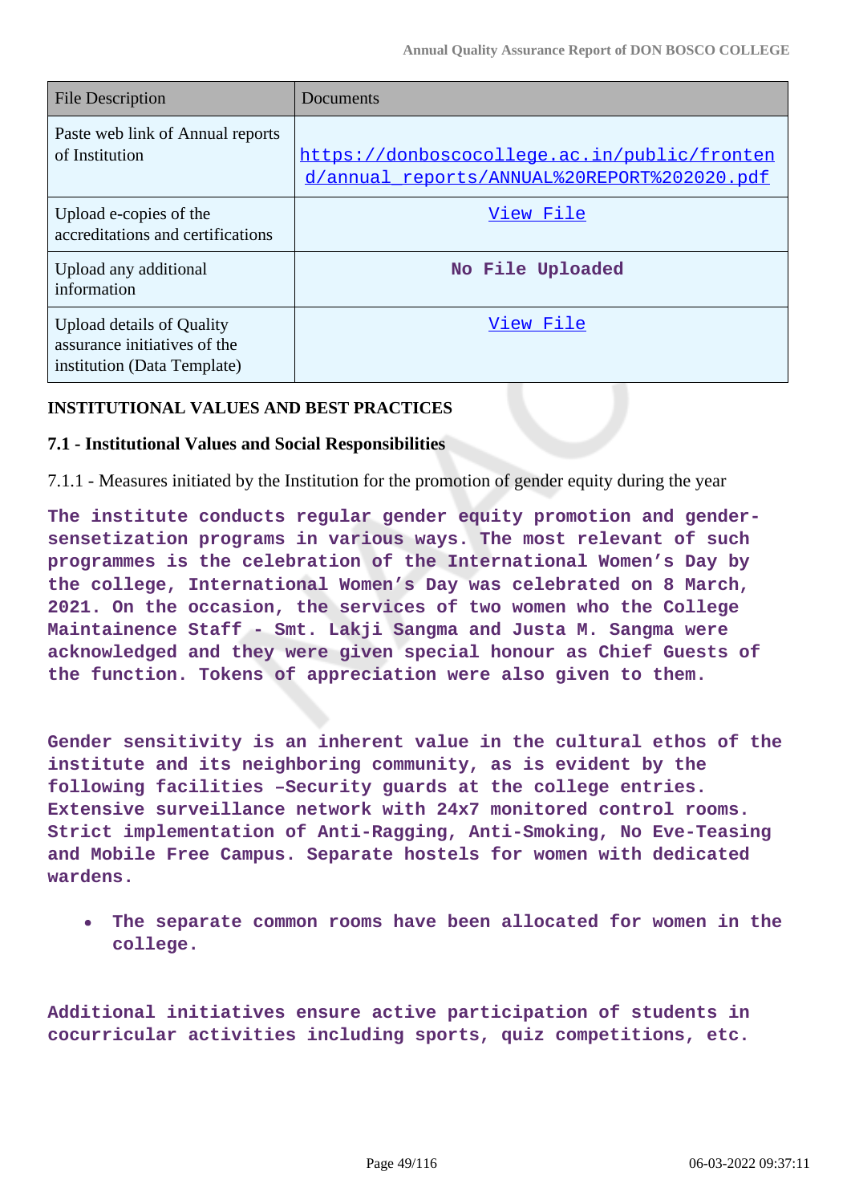| File Description | Documents |
|---|---|
| Paste web link of Annual reports of Institution | https://donboscocollege.ac.in/public/frontend/annual_reports/ANNUAL%20REPORT%202020.pdf |
| Upload e-copies of the accreditations and certifications | View File |
| Upload any additional information | No File Uploaded |
| Upload details of Quality assurance initiatives of the institution (Data Template) | View File |

**INSTITUTIONAL VALUES AND BEST PRACTICES**

**7.1 - Institutional Values and Social Responsibilities**

7.1.1 - Measures initiated by the Institution for the promotion of gender equity during the year

The institute conducts regular gender equity promotion and gender-sensetization programs in various ways. The most relevant of such programmes is the celebration of the International Women's Day by the college, International Women's Day was celebrated on 8 March, 2021. On the occasion, the services of two women who the College Maintainence Staff - Smt. Lakji Sangma and Justa M. Sangma were acknowledged and they were given special honour as Chief Guests of the function. Tokens of appreciation were also given to them.

Gender sensitivity is an inherent value in the cultural ethos of the institute and its neighboring community, as is evident by the following facilities –Security guards at the college entries. Extensive surveillance network with 24x7 monitored control rooms. Strict implementation of Anti-Ragging, Anti-Smoking, No Eve-Teasing and Mobile Free Campus. Separate hostels for women with dedicated wardens.

- The separate common rooms have been allocated for women in the college.

Additional initiatives ensure active participation of students in cocurricular activities including sports, quiz competitions, etc.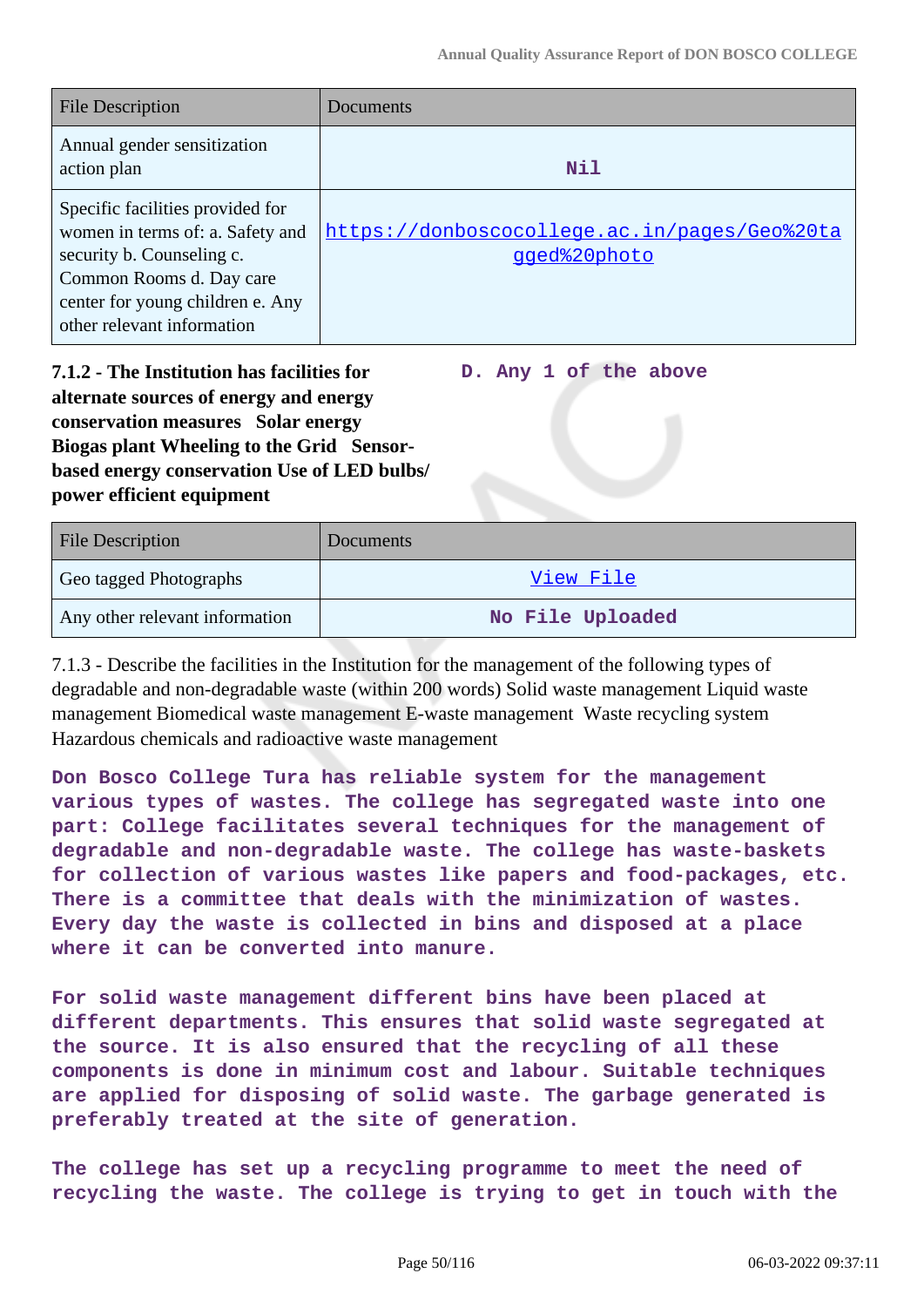| File Description | Documents |
|---|---|
| Annual gender sensitization action plan | **Nil** |
| Specific facilities provided for women in terms of: a. Safety and security b. Counseling c. Common Rooms d. Day care center for young children e. Any other relevant information | https://donboscocollege.ac.in/pages/Geo%20tagged%20photo |

**7.1.2 - The Institution has facilities for alternate sources of energy and energy conservation measures Solar energy Biogas plant Wheeling to the Grid Sensor-based energy conservation Use of LED bulbs/ power efficient equipment**

**D. Any 1 of the above**

| File Description | Documents |
|---|---|
| Geo tagged Photographs | View File |
| Any other relevant information | **No File Uploaded** |

7.1.3 - Describe the facilities in the Institution for the management of the following types of degradable and non-degradable waste (within 200 words) Solid waste management Liquid waste management Biomedical waste management E-waste management Waste recycling system Hazardous chemicals and radioactive waste management

**Don Bosco College Tura has reliable system for the management various types of wastes. The college has segregated waste into one part: College facilitates several techniques for the management of degradable and non-degradable waste. The college has waste-baskets for collection of various wastes like papers and food-packages, etc. There is a committee that deals with the minimization of wastes. Every day the waste is collected in bins and disposed at a place where it can be converted into manure.**

**For solid waste management different bins have been placed at different departments. This ensures that solid waste segregated at the source. It is also ensured that the recycling of all these components is done in minimum cost and labour. Suitable techniques are applied for disposing of solid waste. The garbage generated is preferably treated at the site of generation.**

**The college has set up a recycling programme to meet the need of recycling the waste. The college is trying to get in touch with the**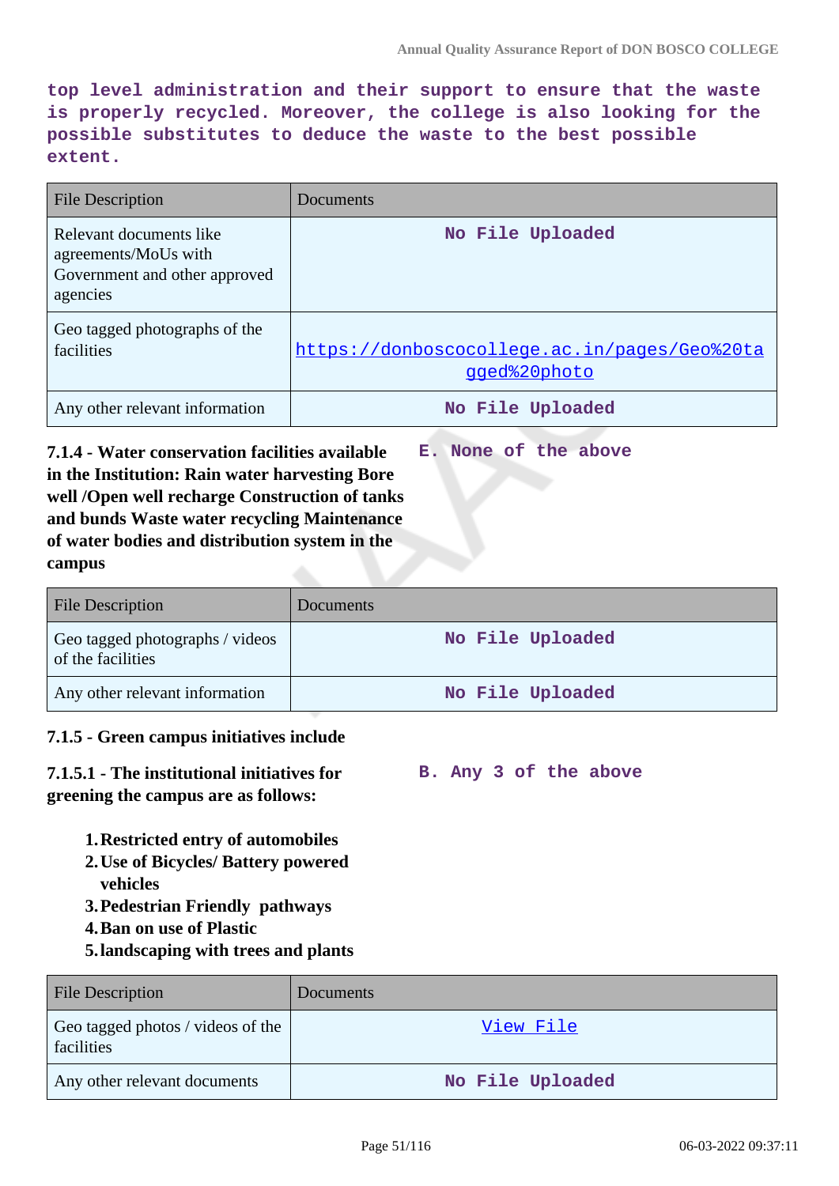top level administration and their support to ensure that the waste is properly recycled. Moreover, the college is also looking for the possible substitutes to deduce the waste to the best possible extent.

| File Description | Documents |
|---|---|
| Relevant documents like agreements/MoUs with Government and other approved agencies | No File Uploaded |
| Geo tagged photographs of the facilities | https://donboscocollege.ac.in/pages/Geo%20tagged%20photo |
| Any other relevant information | No File Uploaded |

**7.1.4 - Water conservation facilities available in the Institution: Rain water harvesting Bore well /Open well recharge Construction of tanks and bunds Waste water recycling Maintenance of water bodies and distribution system in the campus**

E. None of the above

| File Description | Documents |
|---|---|
| Geo tagged photographs / videos of the facilities | No File Uploaded |
| Any other relevant information | No File Uploaded |

**7.1.5 - Green campus initiatives include**

**7.1.5.1 - The institutional initiatives for greening the campus are as follows:**

1. **Restricted entry of automobiles**
2. **Use of Bicycles/ Battery powered vehicles**
3. **Pedestrian Friendly pathways**
4. **Ban on use of Plastic**
5. **landscaping with trees and plants**

B. Any 3 of the above

| File Description | Documents |
|---|---|
| Geo tagged photos / videos of the facilities | View File |
| Any other relevant documents | No File Uploaded |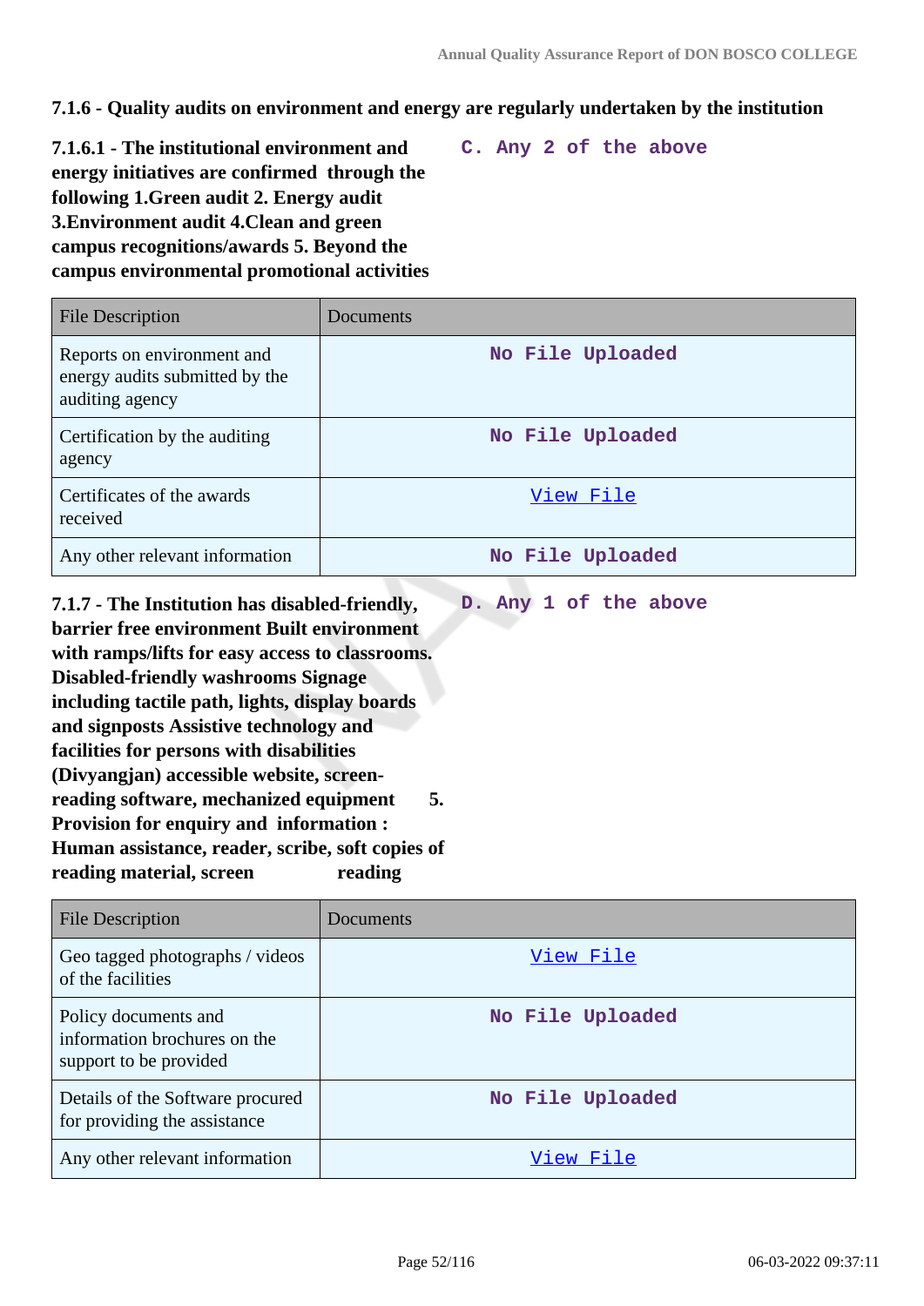**7.1.6 - Quality audits on environment and energy are regularly undertaken by the institution**

**7.1.6.1 - The institutional environment and energy initiatives are confirmed through the following 1.Green audit 2. Energy audit 3.Environment audit 4.Clean and green campus recognitions/awards 5. Beyond the campus environmental promotional activities**

C. Any 2 of the above

| File Description | Documents |
| --- | --- |
| Reports on environment and energy audits submitted by the auditing agency | No File Uploaded |
| Certification by the auditing agency | No File Uploaded |
| Certificates of the awards received | View File |
| Any other relevant information | No File Uploaded |

**7.1.7 - The Institution has disabled-friendly, barrier free environment Built environment with ramps/lifts for easy access to classrooms. Disabled-friendly washrooms Signage including tactile path, lights, display boards and signposts Assistive technology and facilities for persons with disabilities (Divyangjan) accessible website, screen-reading software, mechanized equipment 5. Provision for enquiry and information : Human assistance, reader, scribe, soft copies of reading material, screen reading**

D. Any 1 of the above

| File Description | Documents |
| --- | --- |
| Geo tagged photographs / videos of the facilities | View File |
| Policy documents and information brochures on the support to be provided | No File Uploaded |
| Details of the Software procured for providing the assistance | No File Uploaded |
| Any other relevant information | View File |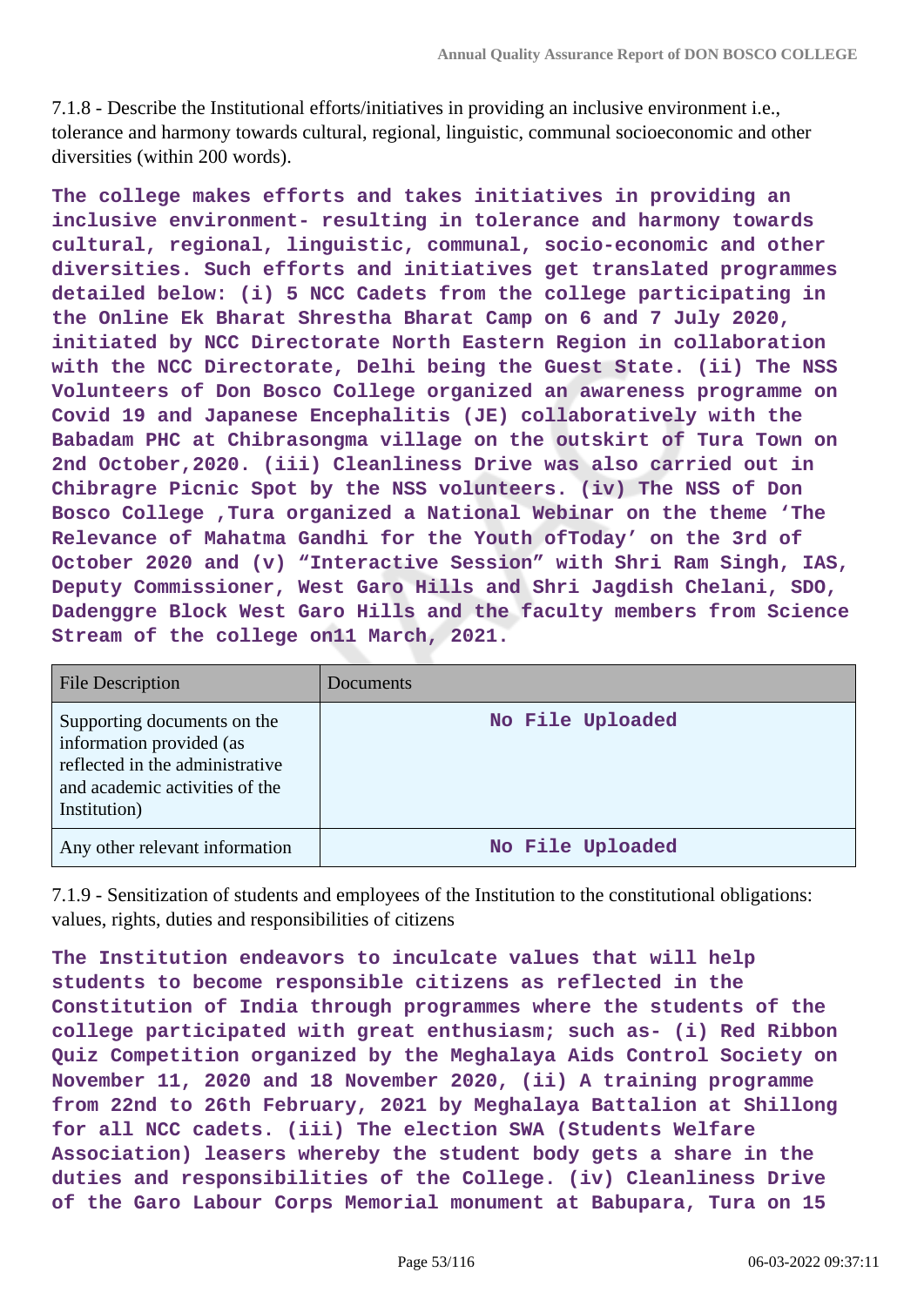7.1.8 - Describe the Institutional efforts/initiatives in providing an inclusive environment i.e., tolerance and harmony towards cultural, regional, linguistic, communal socioeconomic and other diversities (within 200 words).

**The college makes efforts and takes initiatives in providing an inclusive environment- resulting in tolerance and harmony towards cultural, regional, linguistic, communal, socio-economic and other diversities. Such efforts and initiatives get translated programmes detailed below: (i) 5 NCC Cadets from the college participating in the Online Ek Bharat Shrestha Bharat Camp on 6 and 7 July 2020, initiated by NCC Directorate North Eastern Region in collaboration with the NCC Directorate, Delhi being the Guest State. (ii) The NSS Volunteers of Don Bosco College organized an awareness programme on Covid 19 and Japanese Encephalitis (JE) collaboratively with the Babadam PHC at Chibrasongma village on the outskirt of Tura Town on 2nd October,2020. (iii) Cleanliness Drive was also carried out in Chibragre Picnic Spot by the NSS volunteers. (iv) The NSS of Don Bosco College ,Tura organized a National Webinar on the theme 'The Relevance of Mahatma Gandhi for the Youth ofToday' on the 3rd of October 2020 and (v) "Interactive Session" with Shri Ram Singh, IAS, Deputy Commissioner, West Garo Hills and Shri Jagdish Chelani, SDO, Dadenggre Block West Garo Hills and the faculty members from Science Stream of the college on11 March, 2021.**

| File Description | Documents |
|---|---|
| Supporting documents on the information provided (as reflected in the administrative and academic activities of the Institution) | No File Uploaded |
| Any other relevant information | No File Uploaded |

7.1.9 - Sensitization of students and employees of the Institution to the constitutional obligations: values, rights, duties and responsibilities of citizens

**The Institution endeavors to inculcate values that will help students to become responsible citizens as reflected in the Constitution of India through programmes where the students of the college participated with great enthusiasm; such as- (i) Red Ribbon Quiz Competition organized by the Meghalaya Aids Control Society on November 11, 2020 and 18 November 2020, (ii) A training programme from 22nd to 26th February, 2021 by Meghalaya Battalion at Shillong for all NCC cadets. (iii) The election SWA (Students Welfare Association) leasers whereby the student body gets a share in the duties and responsibilities of the College. (iv) Cleanliness Drive of the Garo Labour Corps Memorial monument at Babupara, Tura on 15**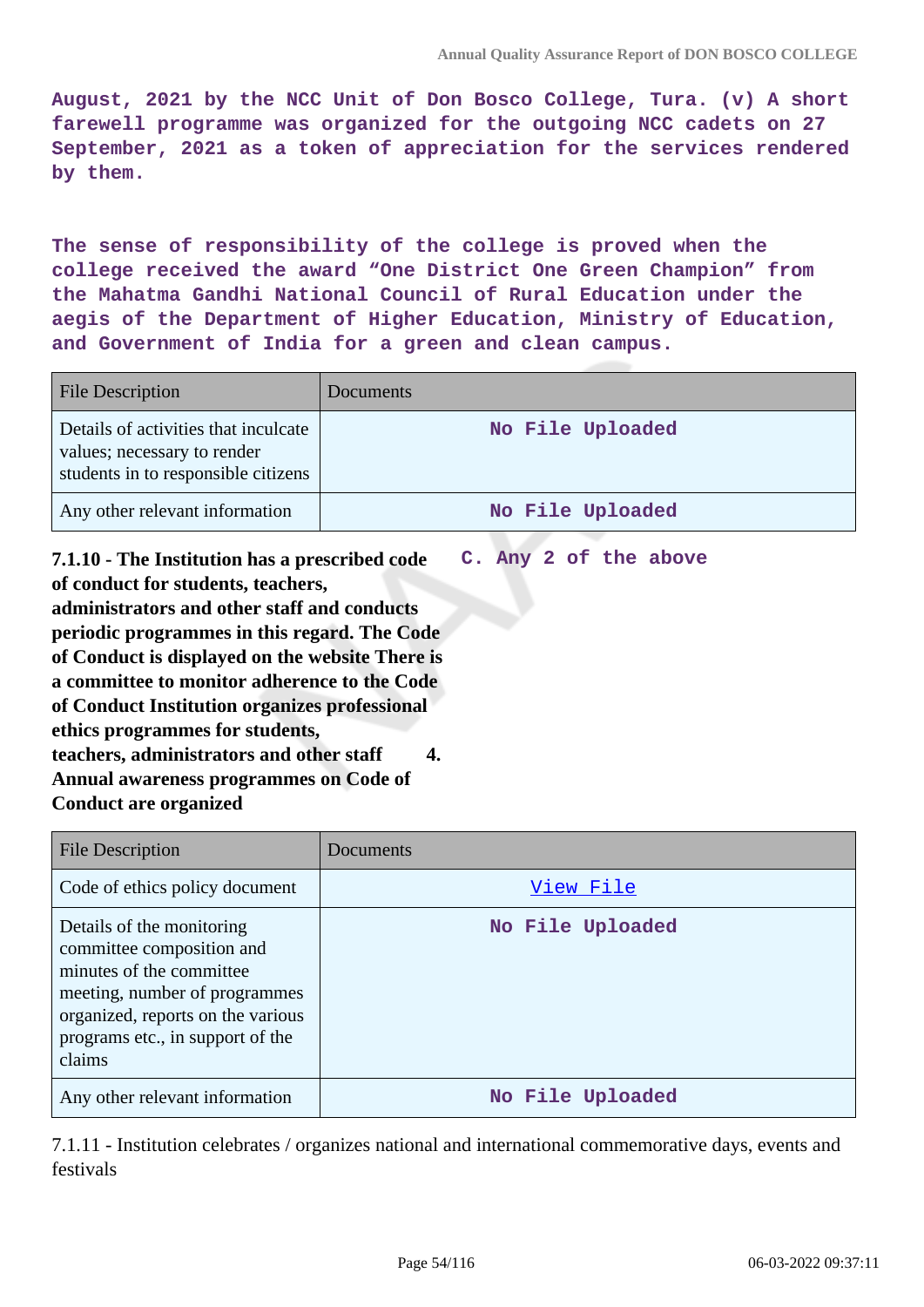August, 2021 by the NCC Unit of Don Bosco College, Tura. (v) A short farewell programme was organized for the outgoing NCC cadets on 27 September, 2021 as a token of appreciation for the services rendered by them.

The sense of responsibility of the college is proved when the college received the award “One District One Green Champion” from the Mahatma Gandhi National Council of Rural Education under the aegis of the Department of Higher Education, Ministry of Education, and Government of India for a green and clean campus.

| File Description | Documents |
|---|---|
| Details of activities that inculcate values; necessary to render students in to responsible citizens | No File Uploaded |
| Any other relevant information | No File Uploaded |

**7.1.10 - The Institution has a prescribed code of conduct for students, teachers, administrators and other staff and conducts periodic programmes in this regard. The Code of Conduct is displayed on the website There is a committee to monitor adherence to the Code of Conduct Institution organizes professional ethics programmes for students, teachers, administrators and other staff 4. Annual awareness programmes on Code of Conduct are organized**

C. Any 2 of the above

| File Description | Documents |
|---|---|
| Code of ethics policy document | View File |
| Details of the monitoring committee composition and minutes of the committee meeting, number of programmes organized, reports on the various programs etc., in support of the claims | No File Uploaded |
| Any other relevant information | No File Uploaded |

7.1.11 - Institution celebrates / organizes national and international commemorative days, events and festivals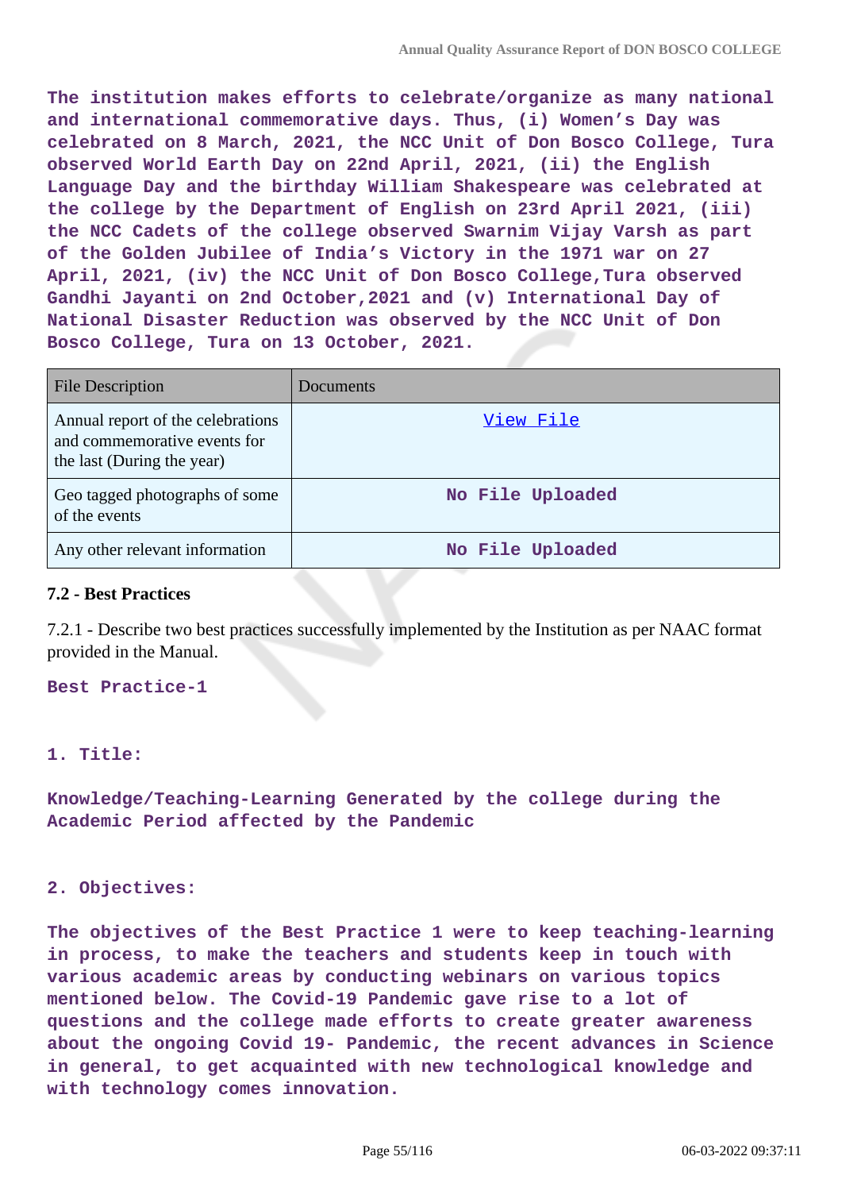The institution makes efforts to celebrate/organize as many national and international commemorative days. Thus, (i) Women's Day was celebrated on 8 March, 2021, the NCC Unit of Don Bosco College, Tura observed World Earth Day on 22nd April, 2021, (ii) the English Language Day and the birthday William Shakespeare was celebrated at the college by the Department of English on 23rd April 2021, (iii) the NCC Cadets of the college observed Swarnim Vijay Varsh as part of the Golden Jubilee of India's Victory in the 1971 war on 27 April, 2021, (iv) the NCC Unit of Don Bosco College,Tura observed Gandhi Jayanti on 2nd October,2021 and (v) International Day of National Disaster Reduction was observed by the NCC Unit of Don Bosco College, Tura on 13 October, 2021.

| File Description | Documents |
|---|---|
| Annual report of the celebrations and commemorative events for the last (During the year) | View File |
| Geo tagged photographs of some of the events | No File Uploaded |
| Any other relevant information | No File Uploaded |

### 7.2 - Best Practices

7.2.1 - Describe two best practices successfully implemented by the Institution as per NAAC format provided in the Manual.

Best Practice-1

1. Title:

Knowledge/Teaching-Learning Generated by the college during the Academic Period affected by the Pandemic

2. Objectives:

The objectives of the Best Practice 1 were to keep teaching-learning in process, to make the teachers and students keep in touch with various academic areas by conducting webinars on various topics mentioned below. The Covid-19 Pandemic gave rise to a lot of questions and the college made efforts to create greater awareness about the ongoing Covid 19- Pandemic, the recent advances in Science in general, to get acquainted with new technological knowledge and with technology comes innovation.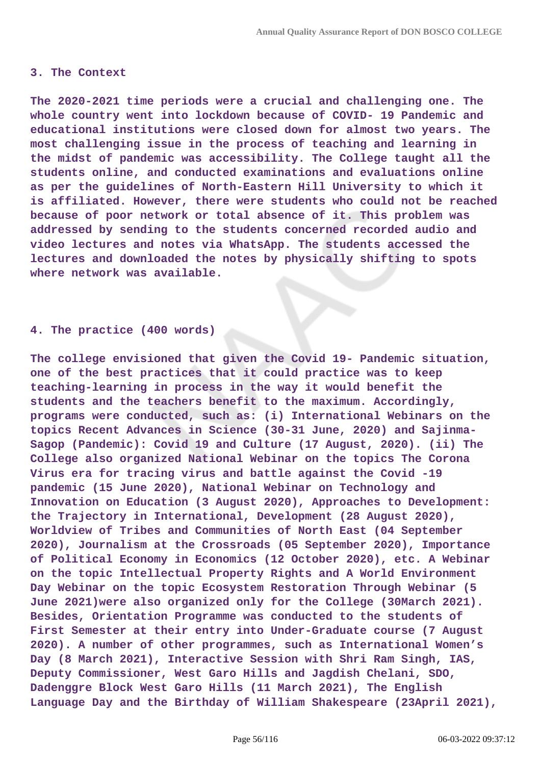### 3. The Context

The 2020-2021 time periods were a crucial and challenging one. The whole country went into lockdown because of COVID- 19 Pandemic and educational institutions were closed down for almost two years. The most challenging issue in the process of teaching and learning in the midst of pandemic was accessibility. The College taught all the students online, and conducted examinations and evaluations online as per the guidelines of North-Eastern Hill University to which it is affiliated. However, there were students who could not be reached because of poor network or total absence of it. This problem was addressed by sending to the students concerned recorded audio and video lectures and notes via WhatsApp. The students accessed the lectures and downloaded the notes by physically shifting to spots where network was available.

### 4. The practice (400 words)

The college envisioned that given the Covid 19- Pandemic situation, one of the best practices that it could practice was to keep teaching-learning in process in the way it would benefit the students and the teachers benefit to the maximum. Accordingly, programs were conducted, such as: (i) International Webinars on the topics Recent Advances in Science (30-31 June, 2020) and Sajinma-Sagop (Pandemic): Covid 19 and Culture (17 August, 2020). (ii) The College also organized National Webinar on the topics The Corona Virus era for tracing virus and battle against the Covid -19 pandemic (15 June 2020), National Webinar on Technology and Innovation on Education (3 August 2020), Approaches to Development: the Trajectory in International, Development (28 August 2020), Worldview of Tribes and Communities of North East (04 September 2020), Journalism at the Crossroads (05 September 2020), Importance of Political Economy in Economics (12 October 2020), etc. A Webinar on the topic Intellectual Property Rights and A World Environment Day Webinar on the topic Ecosystem Restoration Through Webinar (5 June 2021)were also organized only for the College (30March 2021). Besides, Orientation Programme was conducted to the students of First Semester at their entry into Under-Graduate course (7 August 2020). A number of other programmes, such as International Women's Day (8 March 2021), Interactive Session with Shri Ram Singh, IAS, Deputy Commissioner, West Garo Hills and Jagdish Chelani, SDO, Dadenggre Block West Garo Hills (11 March 2021), The English Language Day and the Birthday of William Shakespeare (23April 2021),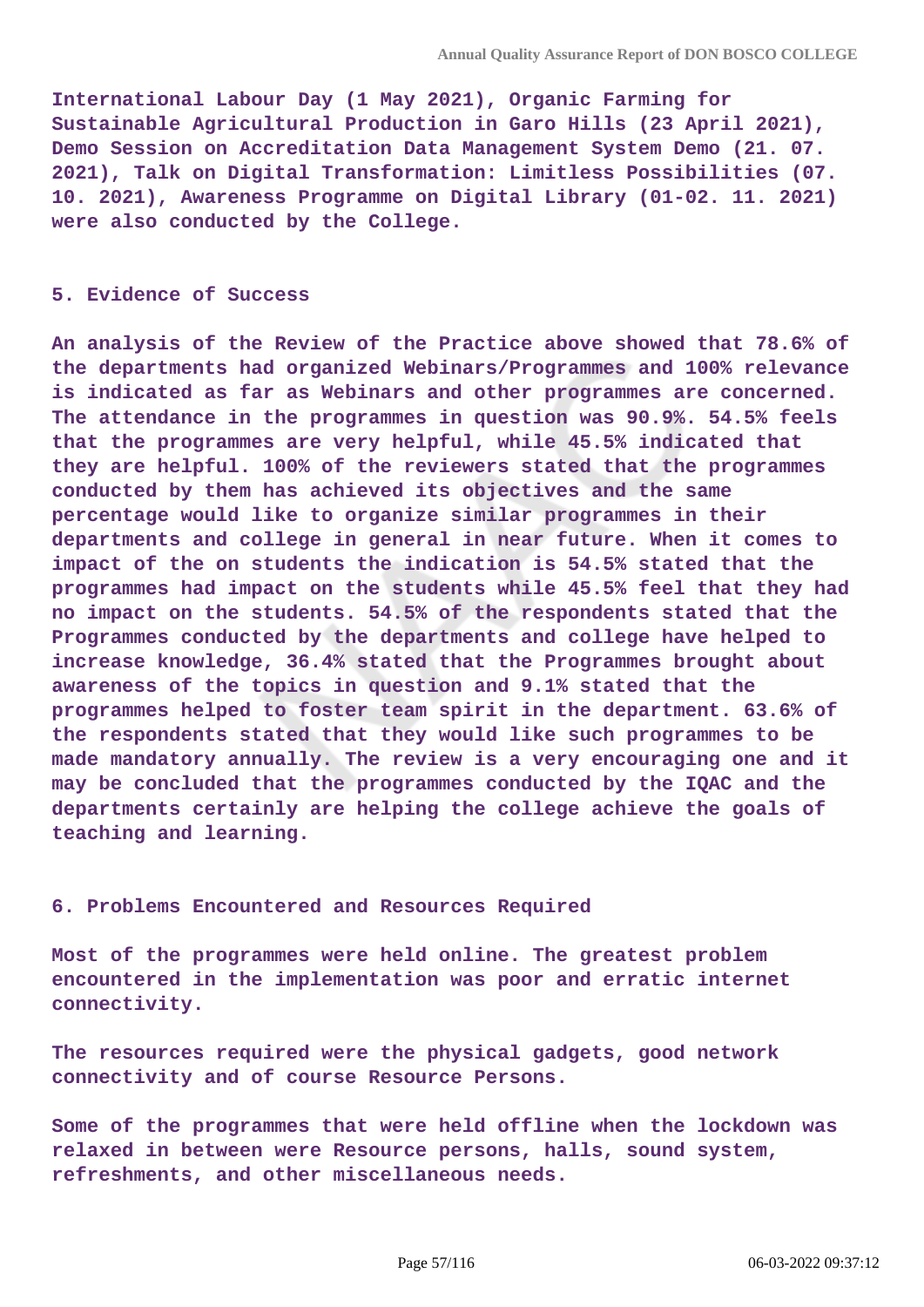International Labour Day (1 May 2021), Organic Farming for Sustainable Agricultural Production in Garo Hills (23 April 2021), Demo Session on Accreditation Data Management System Demo (21. 07. 2021), Talk on Digital Transformation: Limitless Possibilities (07. 10. 2021), Awareness Programme on Digital Library (01-02. 11. 2021) were also conducted by the College.

**5. Evidence of Success**

An analysis of the Review of the Practice above showed that 78.6% of the departments had organized Webinars/Programmes and 100% relevance is indicated as far as Webinars and other programmes are concerned. The attendance in the programmes in question was 90.9%. 54.5% feels that the programmes are very helpful, while 45.5% indicated that they are helpful. 100% of the reviewers stated that the programmes conducted by them has achieved its objectives and the same percentage would like to organize similar programmes in their departments and college in general in near future. When it comes to impact of the on students the indication is 54.5% stated that the programmes had impact on the students while 45.5% feel that they had no impact on the students. 54.5% of the respondents stated that the Programmes conducted by the departments and college have helped to increase knowledge, 36.4% stated that the Programmes brought about awareness of the topics in question and 9.1% stated that the programmes helped to foster team spirit in the department. 63.6% of the respondents stated that they would like such programmes to be made mandatory annually. The review is a very encouraging one and it may be concluded that the programmes conducted by the IQAC and the departments certainly are helping the college achieve the goals of teaching and learning.

**6. Problems Encountered and Resources Required**

Most of the programmes were held online. The greatest problem encountered in the implementation was poor and erratic internet connectivity.

The resources required were the physical gadgets, good network connectivity and of course Resource Persons.

Some of the programmes that were held offline when the lockdown was relaxed in between were Resource persons, halls, sound system, refreshments, and other miscellaneous needs.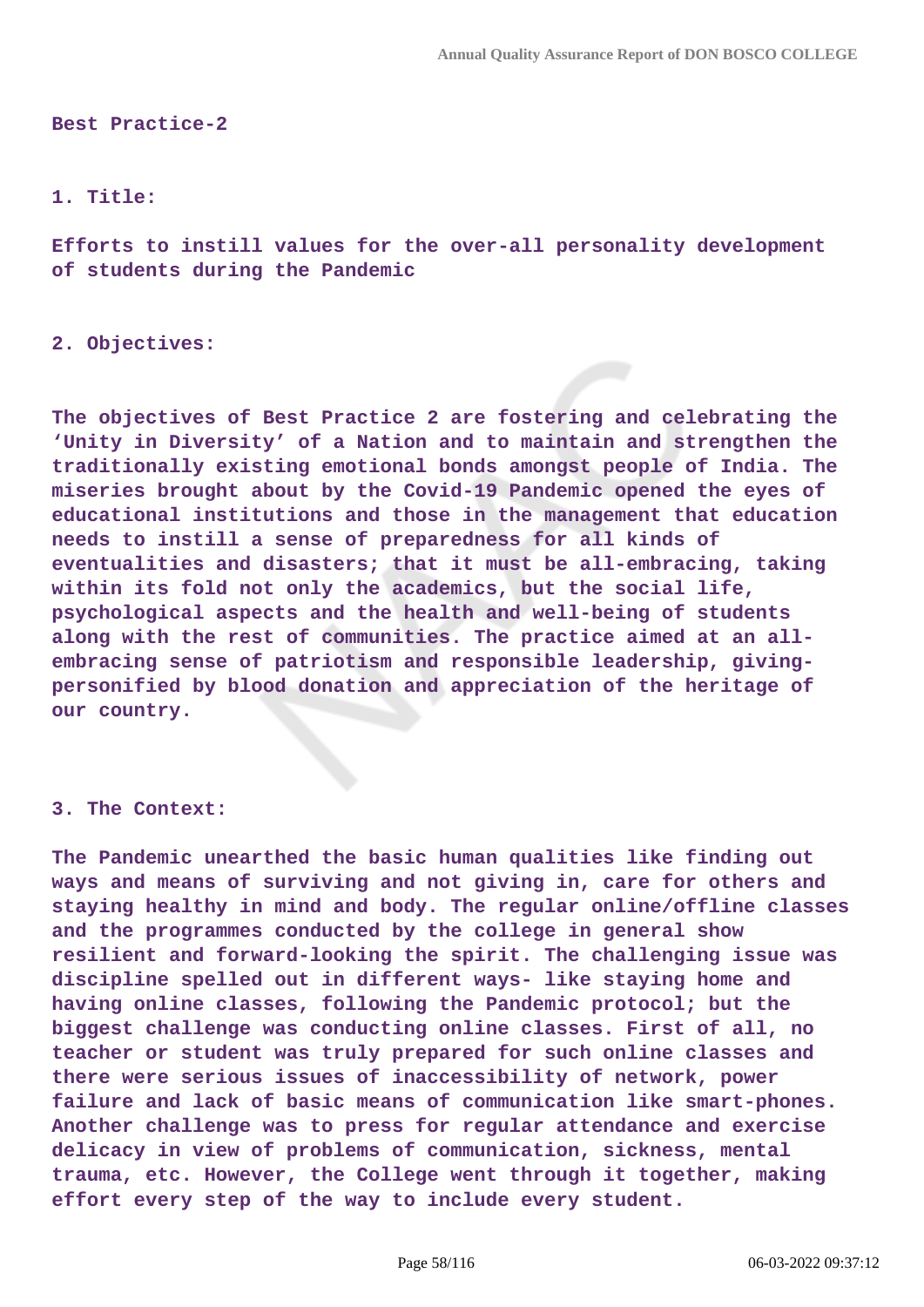**Best Practice-2**

**1. Title:**

**Efforts to instill values for the over-all personality development of students during the Pandemic**

**2. Objectives:**

**The objectives of Best Practice 2 are fostering and celebrating the 'Unity in Diversity' of a Nation and to maintain and strengthen the traditionally existing emotional bonds amongst people of India. The miseries brought about by the Covid-19 Pandemic opened the eyes of educational institutions and those in the management that education needs to instill a sense of preparedness for all kinds of eventualities and disasters; that it must be all-embracing, taking within its fold not only the academics, but the social life, psychological aspects and the health and well-being of students along with the rest of communities. The practice aimed at an all-embracing sense of patriotism and responsible leadership, giving-personified by blood donation and appreciation of the heritage of our country.**

**3. The Context:**

**The Pandemic unearthed the basic human qualities like finding out ways and means of surviving and not giving in, care for others and staying healthy in mind and body. The regular online/offline classes and the programmes conducted by the college in general show resilient and forward-looking the spirit. The challenging issue was discipline spelled out in different ways- like staying home and having online classes, following the Pandemic protocol; but the biggest challenge was conducting online classes. First of all, no teacher or student was truly prepared for such online classes and there were serious issues of inaccessibility of network, power failure and lack of basic means of communication like smart-phones. Another challenge was to press for regular attendance and exercise delicacy in view of problems of communication, sickness, mental trauma, etc. However, the College went through it together, making effort every step of the way to include every student.**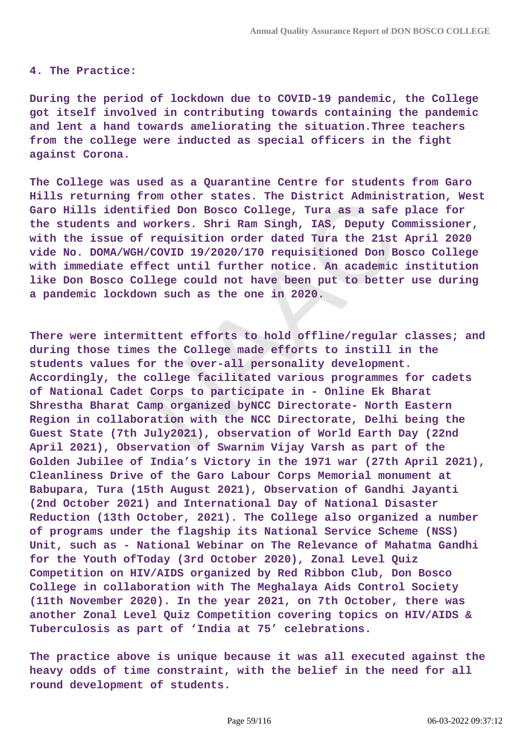**4. The Practice:**

**During the period of lockdown due to COVID-19 pandemic, the College got itself involved in contributing towards containing the pandemic and lent a hand towards ameliorating the situation.Three teachers from the college were inducted as special officers in the fight against Corona.**

**The College was used as a Quarantine Centre for students from Garo Hills returning from other states. The District Administration, West Garo Hills identified Don Bosco College, Tura as a safe place for the students and workers. Shri Ram Singh, IAS, Deputy Commissioner, with the issue of requisition order dated Tura the 21st April 2020 vide No. DOMA/WGH/COVID 19/2020/170 requisitioned Don Bosco College with immediate effect until further notice. An academic institution like Don Bosco College could not have been put to better use during a pandemic lockdown such as the one in 2020.**

**There were intermittent efforts to hold offline/regular classes; and during those times the College made efforts to instill in the students values for the over-all personality development. Accordingly, the college facilitated various programmes for cadets of National Cadet Corps to participate in - Online Ek Bharat Shrestha Bharat Camp organized byNCC Directorate- North Eastern Region in collaboration with the NCC Directorate, Delhi being the Guest State (7th July2021), observation of World Earth Day (22nd April 2021), Observation of Swarnim Vijay Varsh as part of the Golden Jubilee of India's Victory in the 1971 war (27th April 2021), Cleanliness Drive of the Garo Labour Corps Memorial monument at Babupara, Tura (15th August 2021), Observation of Gandhi Jayanti (2nd October 2021) and International Day of National Disaster Reduction (13th October, 2021). The College also organized a number of programs under the flagship its National Service Scheme (NSS) Unit, such as - National Webinar on The Relevance of Mahatma Gandhi for the Youth ofToday (3rd October 2020), Zonal Level Quiz Competition on HIV/AIDS organized by Red Ribbon Club, Don Bosco College in collaboration with The Meghalaya Aids Control Society (11th November 2020). In the year 2021, on 7th October, there was another Zonal Level Quiz Competition covering topics on HIV/AIDS & Tuberculosis as part of 'India at 75' celebrations.**

**The practice above is unique because it was all executed against the heavy odds of time constraint, with the belief in the need for all round development of students.**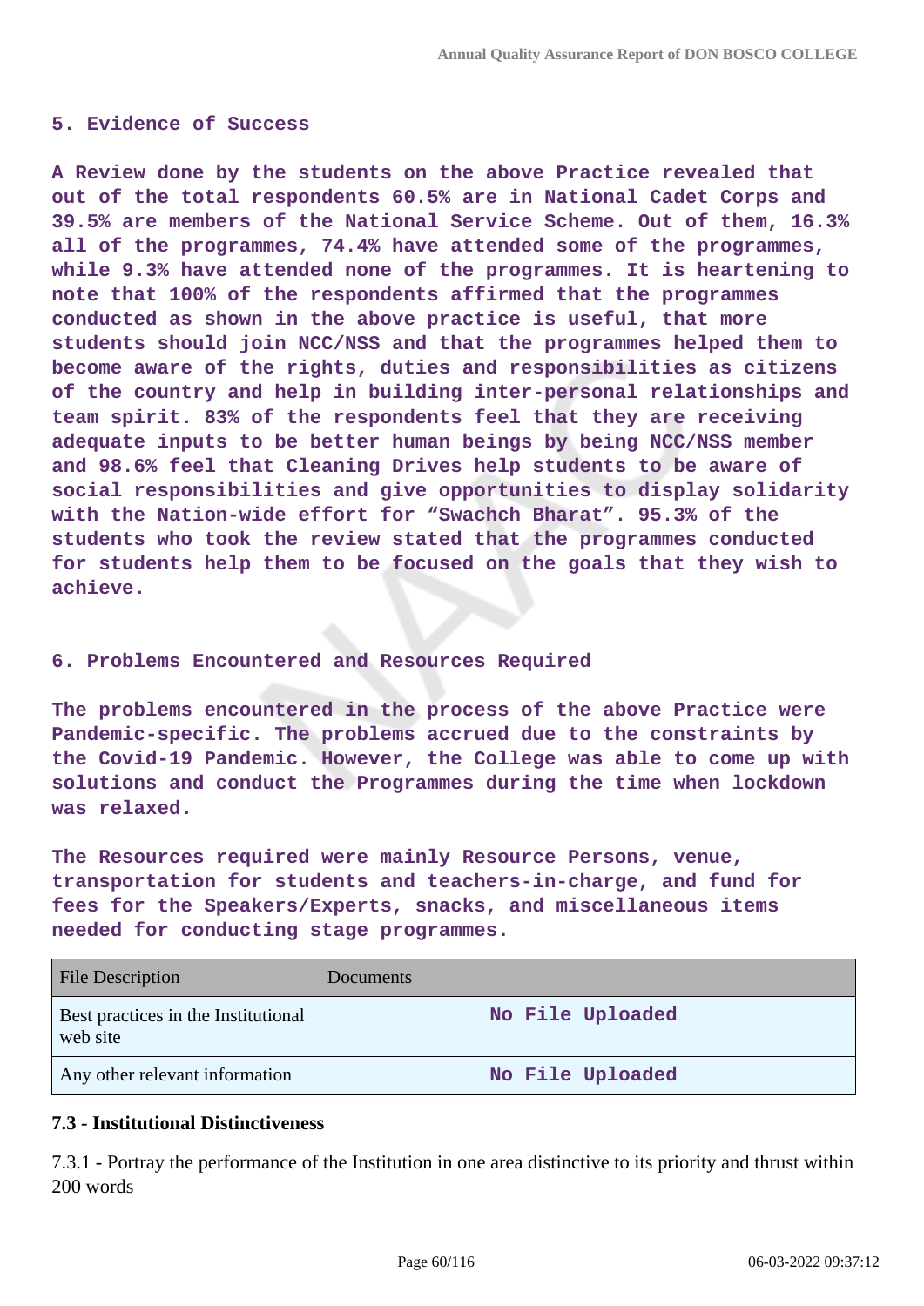**5. Evidence of Success**

**A Review done by the students on the above Practice revealed that out of the total respondents 60.5% are in National Cadet Corps and 39.5% are members of the National Service Scheme. Out of them, 16.3% all of the programmes, 74.4% have attended some of the programmes, while 9.3% have attended none of the programmes. It is heartening to note that 100% of the respondents affirmed that the programmes conducted as shown in the above practice is useful, that more students should join NCC/NSS and that the programmes helped them to become aware of the rights, duties and responsibilities as citizens of the country and help in building inter-personal relationships and team spirit. 83% of the respondents feel that they are receiving adequate inputs to be better human beings by being NCC/NSS member and 98.6% feel that Cleaning Drives help students to be aware of social responsibilities and give opportunities to display solidarity with the Nation-wide effort for "Swachch Bharat". 95.3% of the students who took the review stated that the programmes conducted for students help them to be focused on the goals that they wish to achieve.**

**6. Problems Encountered and Resources Required**

**The problems encountered in the process of the above Practice were Pandemic-specific. The problems accrued due to the constraints by the Covid-19 Pandemic. However, the College was able to come up with solutions and conduct the Programmes during the time when lockdown was relaxed.**

**The Resources required were mainly Resource Persons, venue, transportation for students and teachers-in-charge, and fund for fees for the Speakers/Experts, snacks, and miscellaneous items needed for conducting stage programmes.**

| File Description | Documents |
|---|---|
| Best practices in the Institutional web site | No File Uploaded |
| Any other relevant information | No File Uploaded |

**7.3 - Institutional Distinctiveness**

7.3.1 - Portray the performance of the Institution in one area distinctive to its priority and thrust within 200 words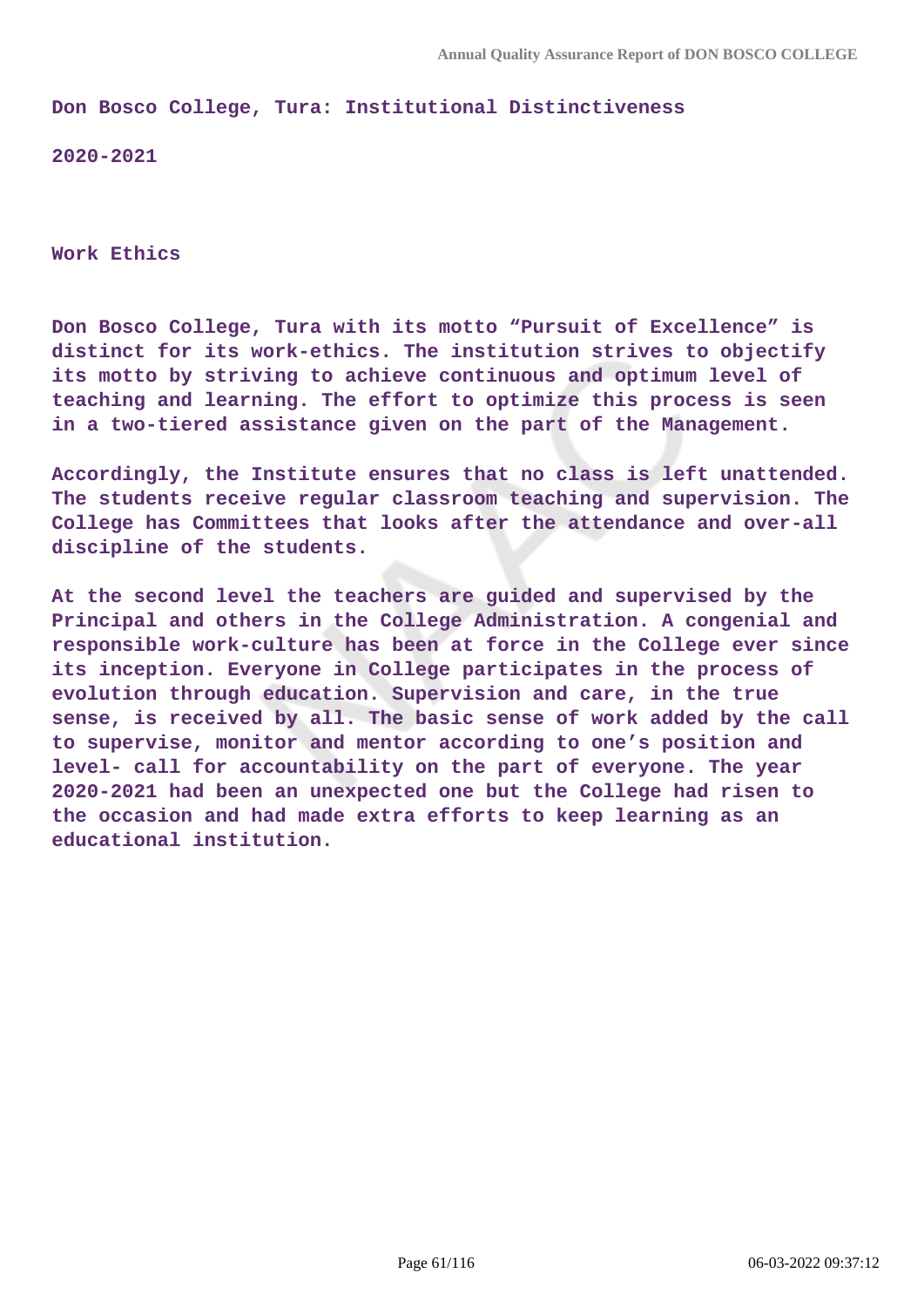**Don Bosco College, Tura: Institutional Distinctiveness**

**2020-2021**

**Work Ethics**

**Don Bosco College, Tura with its motto "Pursuit of Excellence" is distinct for its work-ethics. The institution strives to objectify its motto by striving to achieve continuous and optimum level of teaching and learning. The effort to optimize this process is seen in a two-tiered assistance given on the part of the Management.**

**Accordingly, the Institute ensures that no class is left unattended. The students receive regular classroom teaching and supervision. The College has Committees that looks after the attendance and over-all discipline of the students.**

**At the second level the teachers are guided and supervised by the Principal and others in the College Administration. A congenial and responsible work-culture has been at force in the College ever since its inception. Everyone in College participates in the process of evolution through education. Supervision and care, in the true sense, is received by all. The basic sense of work added by the call to supervise, monitor and mentor according to one's position and level- call for accountability on the part of everyone. The year 2020-2021 had been an unexpected one but the College had risen to the occasion and had made extra efforts to keep learning as an educational institution.**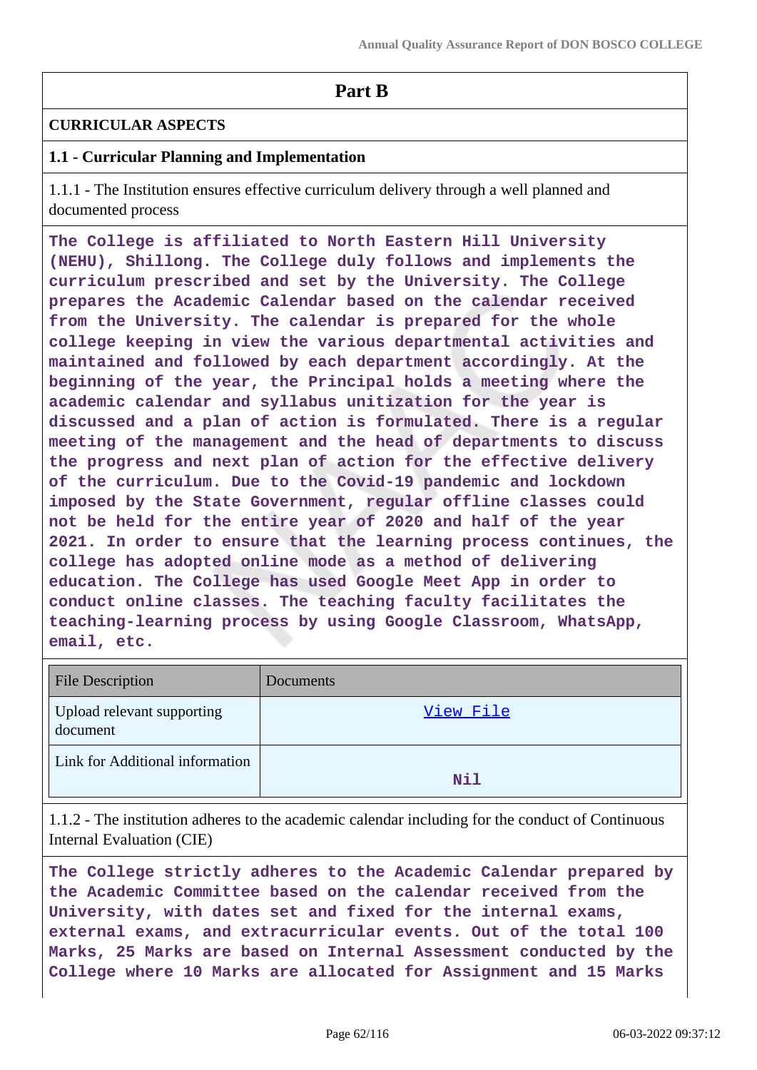## Part B

### CURRICULAR ASPECTS

### 1.1 - Curricular Planning and Implementation

1.1.1 - The Institution ensures effective curriculum delivery through a well planned and documented process

**The College is affiliated to North Eastern Hill University (NEHU), Shillong. The College duly follows and implements the curriculum prescribed and set by the University. The College prepares the Academic Calendar based on the calendar received from the University. The calendar is prepared for the whole college keeping in view the various departmental activities and maintained and followed by each department accordingly. At the beginning of the year, the Principal holds a meeting where the academic calendar and syllabus unitization for the year is discussed and a plan of action is formulated. There is a regular meeting of the management and the head of departments to discuss the progress and next plan of action for the effective delivery of the curriculum. Due to the Covid-19 pandemic and lockdown imposed by the State Government, regular offline classes could not be held for the entire year of 2020 and half of the year 2021. In order to ensure that the learning process continues, the college has adopted online mode as a method of delivering education. The College has used Google Meet App in order to conduct online classes. The teaching faculty facilitates the teaching-learning process by using Google Classroom, WhatsApp, email, etc.**

| File Description | Documents |
|---|---|
| Upload relevant supporting document | View File |
| Link for Additional information | Nil |

1.1.2 - The institution adheres to the academic calendar including for the conduct of Continuous Internal Evaluation (CIE)

**The College strictly adheres to the Academic Calendar prepared by the Academic Committee based on the calendar received from the University, with dates set and fixed for the internal exams, external exams, and extracurricular events. Out of the total 100 Marks, 25 Marks are based on Internal Assessment conducted by the College where 10 Marks are allocated for Assignment and 15 Marks**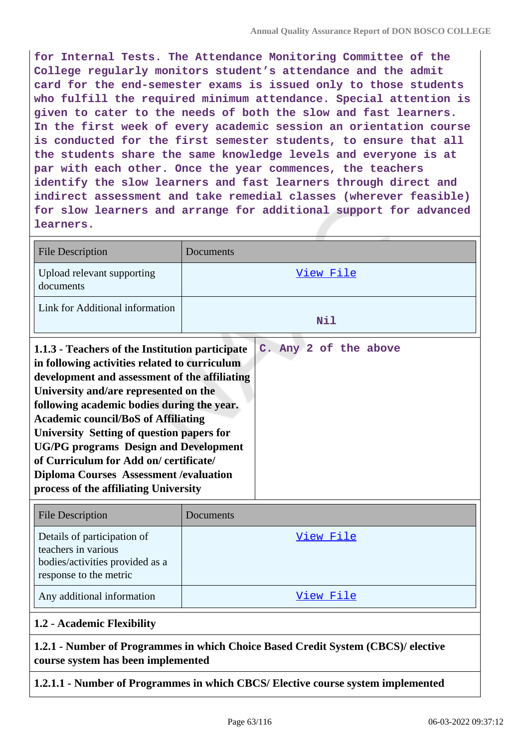for Internal Tests. The Attendance Monitoring Committee of the College regularly monitors student's attendance and the admit card for the end-semester exams is issued only to those students who fulfill the required minimum attendance. Special attention is given to cater to the needs of both the slow and fast learners. In the first week of every academic session an orientation course is conducted for the first semester students, to ensure that all the students share the same knowledge levels and everyone is at par with each other. Once the year commences, the teachers identify the slow learners and fast learners through direct and indirect assessment and take remedial classes (wherever feasible) for slow learners and arrange for additional support for advanced learners.

| File Description | Documents |
|---|---|
| Upload relevant supporting documents | View File |
| Link for Additional information | Nil |

| **1.1.3 - Teachers of the Institution participate in following activities related to curriculum development and assessment of the affiliating University and/are represented on the following academic bodies during the year. Academic council/BoS of Affiliating University Setting of question papers for UG/PG programs Design and Development of Curriculum for Add on/ certificate/ Diploma Courses Assessment /evaluation process of the affiliating University** | C. Any 2 of the above |
|---|---|

| File Description | Documents |
|---|---|
| Details of participation of teachers in various bodies/activities provided as a response to the metric | View File |
| Any additional information | View File |

**1.2 - Academic Flexibility**

**1.2.1 - Number of Programmes in which Choice Based Credit System (CBCS)/ elective course system has been implemented**

**1.2.1.1 - Number of Programmes in which CBCS/ Elective course system implemented**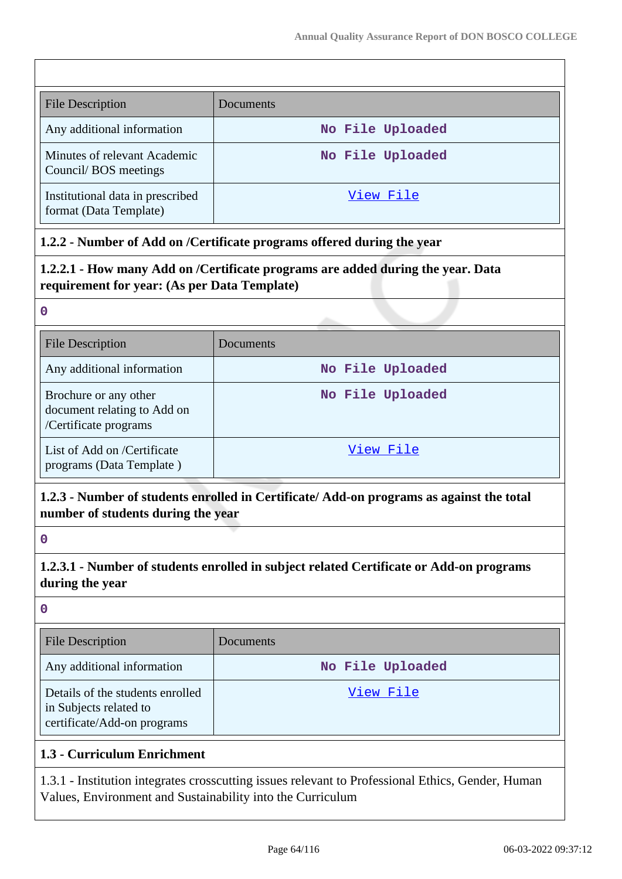| File Description | Documents |
| --- | --- |
| Any additional information | No File Uploaded |
| Minutes of relevant Academic Council/ BOS meetings | No File Uploaded |
| Institutional data in prescribed format (Data Template) | View File |

**1.2.2 - Number of Add on /Certificate programs offered during the year**

**1.2.2.1 - How many Add on /Certificate programs are added during the year. Data requirement for year: (As per Data Template)**

0

| File Description | Documents |
| --- | --- |
| Any additional information | No File Uploaded |
| Brochure or any other document relating to Add on /Certificate programs | No File Uploaded |
| List of Add on /Certificate programs (Data Template ) | View File |

**1.2.3 - Number of students enrolled in Certificate/ Add-on programs as against the total number of students during the year**

0

**1.2.3.1 - Number of students enrolled in subject related Certificate or Add-on programs during the year**

0

| File Description | Documents |
| --- | --- |
| Any additional information | No File Uploaded |
| Details of the students enrolled in Subjects related to certificate/Add-on programs | View File |

**1.3 - Curriculum Enrichment**

1.3.1 - Institution integrates crosscutting issues relevant to Professional Ethics, Gender, Human Values, Environment and Sustainability into the Curriculum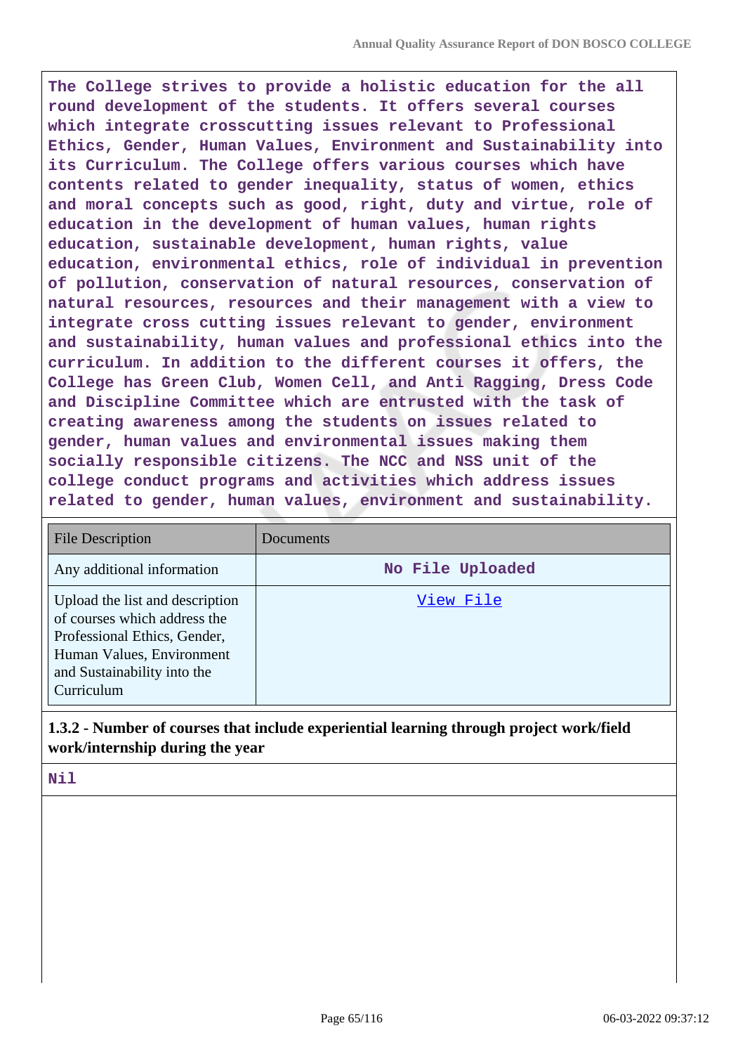The College strives to provide a holistic education for the all round development of the students. It offers several courses which integrate crosscutting issues relevant to Professional Ethics, Gender, Human Values, Environment and Sustainability into its Curriculum. The College offers various courses which have contents related to gender inequality, status of women, ethics and moral concepts such as good, right, duty and virtue, role of education in the development of human values, human rights education, sustainable development, human rights, value education, environmental ethics, role of individual in prevention of pollution, conservation of natural resources, conservation of natural resources, resources and their management with a view to integrate cross cutting issues relevant to gender, environment and sustainability, human values and professional ethics into the curriculum. In addition to the different courses it offers, the College has Green Club, Women Cell, and Anti Ragging, Dress Code and Discipline Committee which are entrusted with the task of creating awareness among the students on issues related to gender, human values and environmental issues making them socially responsible citizens. The NCC and NSS unit of the college conduct programs and activities which address issues related to gender, human values, environment and sustainability.

| File Description | Documents |
|---|---|
| Any additional information | No File Uploaded |
| Upload the list and description of courses which address the Professional Ethics, Gender, Human Values, Environment and Sustainability into the Curriculum | View File |

**1.3.2 - Number of courses that include experiential learning through project work/field work/internship during the year**

Nil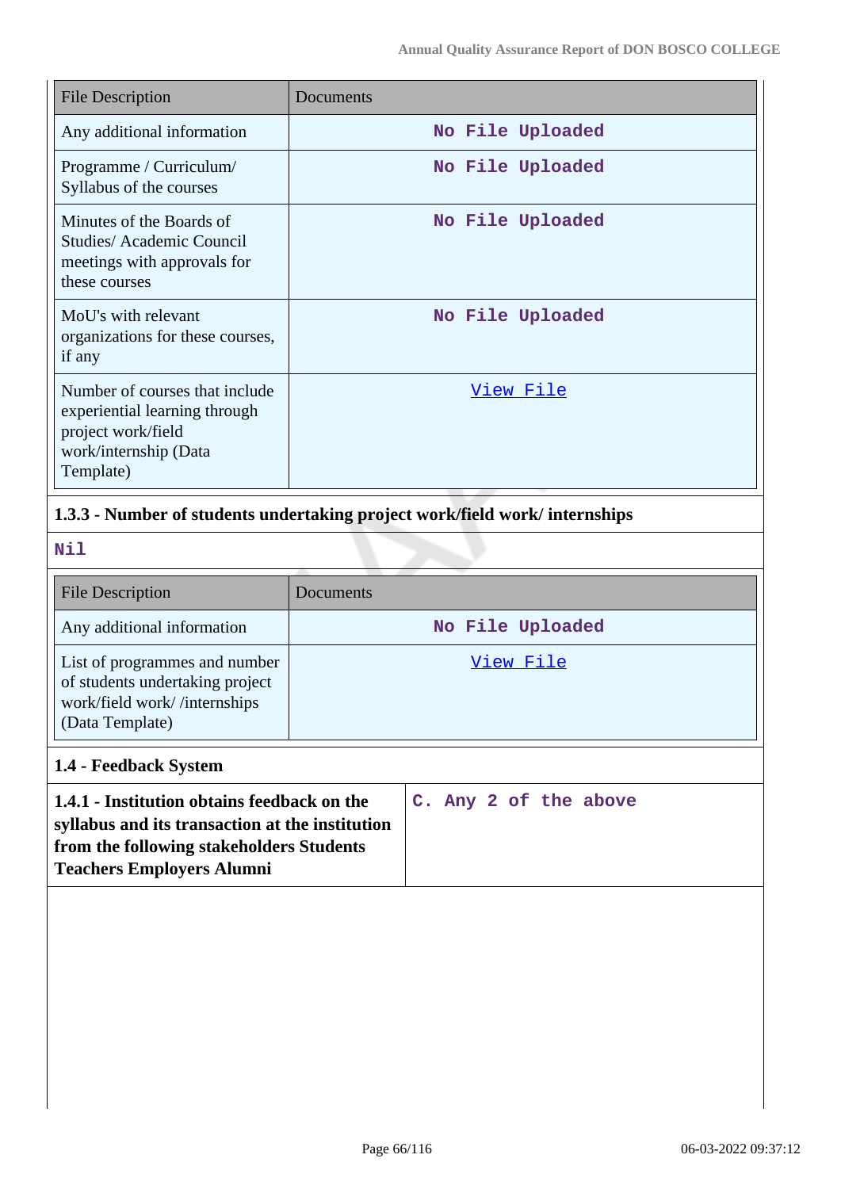| File Description | Documents |
|---|---|
| Any additional information | No File Uploaded |
| Programme / Curriculum/ Syllabus of the courses | No File Uploaded |
| Minutes of the Boards of Studies/ Academic Council meetings with approvals for these courses | No File Uploaded |
| MoU's with relevant organizations for these courses, if any | No File Uploaded |
| Number of courses that include experiential learning through project work/field work/internship (Data Template) | View File |

### 1.3.3 - Number of students undertaking project work/field work/ internships

Nil

| File Description | Documents |
|---|---|
| Any additional information | No File Uploaded |
| List of programmes and number of students undertaking project work/field work/ /internships (Data Template) | View File |

### 1.4 - Feedback System

| **1.4.1 - Institution obtains feedback on the syllabus and its transaction at the institution from the following stakeholders Students Teachers Employers Alumni** | C. Any 2 of the above |
|---|---|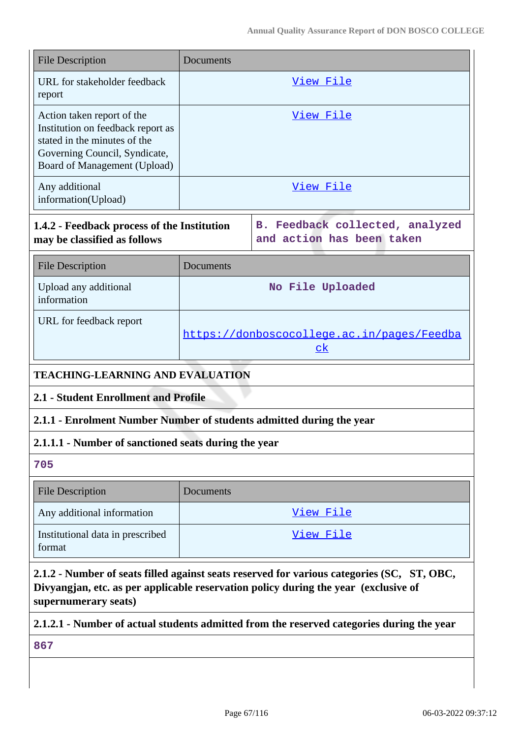| File Description | Documents |
|---|---|
| URL for stakeholder feedback report | View File |
| Action taken report of the Institution on feedback report as stated in the minutes of the Governing Council, Syndicate, Board of Management (Upload) | View File |
| Any additional information(Upload) | View File |

| **1.4.2 - Feedback process of the Institution may be classified as follows** | B. Feedback collected, analyzed and action has been taken |
|---|---|

| File Description | Documents |
|---|---|
| Upload any additional information | No File Uploaded |
| URL for feedback report | https://donboscocollege.ac.in/pages/Feedback |

**TEACHING-LEARNING AND EVALUATION**

**2.1 - Student Enrollment and Profile**

**2.1.1 - Enrolment Number Number of students admitted during the year**

**2.1.1.1 - Number of sanctioned seats during the year**

705

| File Description | Documents |
|---|---|
| Any additional information | View File |
| Institutional data in prescribed format | View File |

**2.1.2 - Number of seats filled against seats reserved for various categories (SC, ST, OBC, Divyangjan, etc. as per applicable reservation policy during the year (exclusive of supernumerary seats)**

**2.1.2.1 - Number of actual students admitted from the reserved categories during the year**

867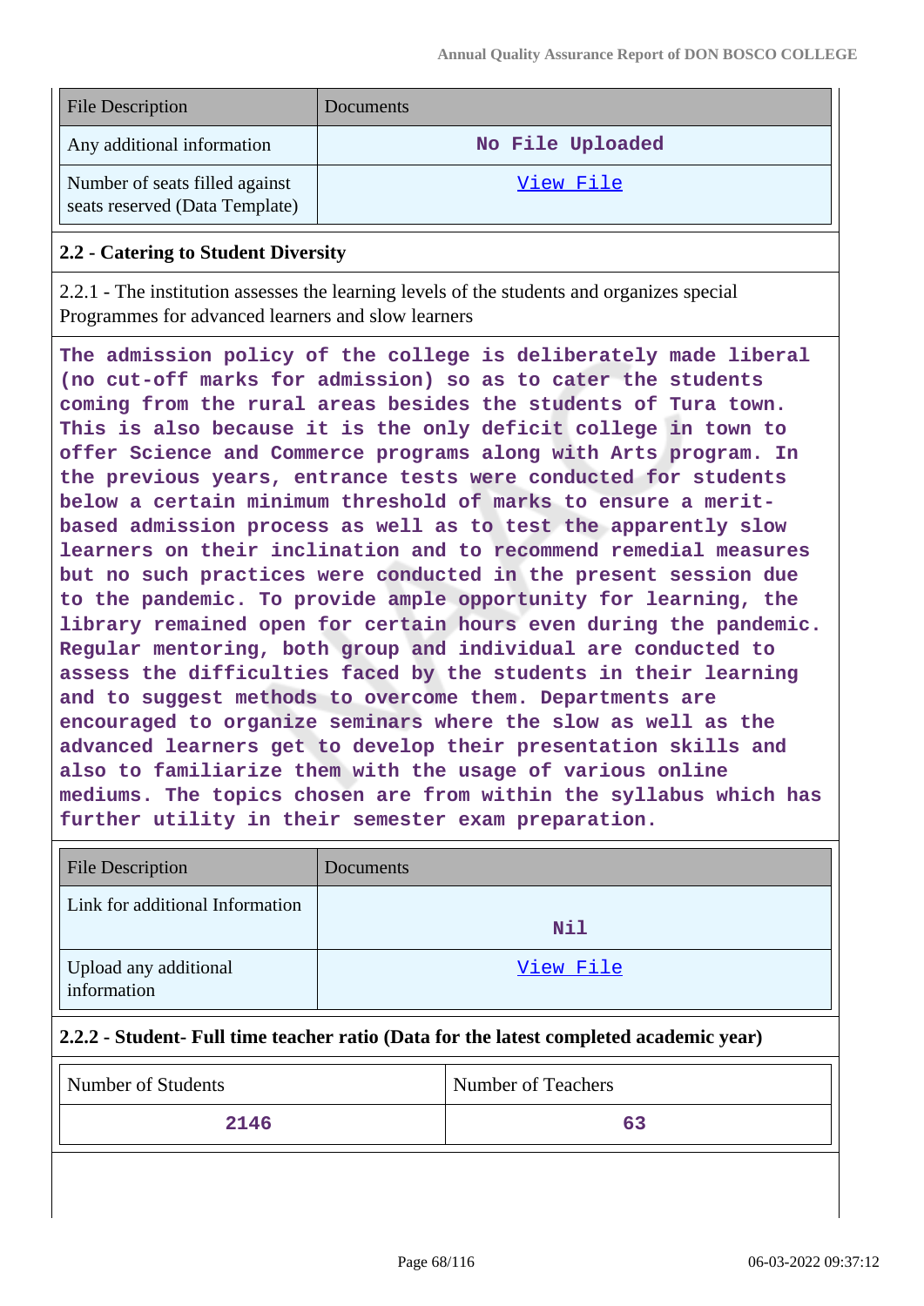| File Description | Documents |
|---|---|
| Any additional information | **No File Uploaded** |
| Number of seats filled against seats reserved (Data Template) | View File |

### 2.2 - Catering to Student Diversity

2.2.1 - The institution assesses the learning levels of the students and organizes special Programmes for advanced learners and slow learners

**The admission policy of the college is deliberately made liberal (no cut-off marks for admission) so as to cater the students coming from the rural areas besides the students of Tura town. This is also because it is the only deficit college in town to offer Science and Commerce programs along with Arts program. In the previous years, entrance tests were conducted for students below a certain minimum threshold of marks to ensure a merit-based admission process as well as to test the apparently slow learners on their inclination and to recommend remedial measures but no such practices were conducted in the present session due to the pandemic. To provide ample opportunity for learning, the library remained open for certain hours even during the pandemic. Regular mentoring, both group and individual are conducted to assess the difficulties faced by the students in their learning and to suggest methods to overcome them. Departments are encouraged to organize seminars where the slow as well as the advanced learners get to develop their presentation skills and also to familiarize them with the usage of various online mediums. The topics chosen are from within the syllabus which has further utility in their semester exam preparation.**

| File Description | Documents |
|---|---|
| Link for additional Information | **Nil** |
| Upload any additional information | View File |

### 2.2.2 - Student- Full time teacher ratio (Data for the latest completed academic year)

| Number of Students | Number of Teachers |
|---|---|
| **2146** | **63** |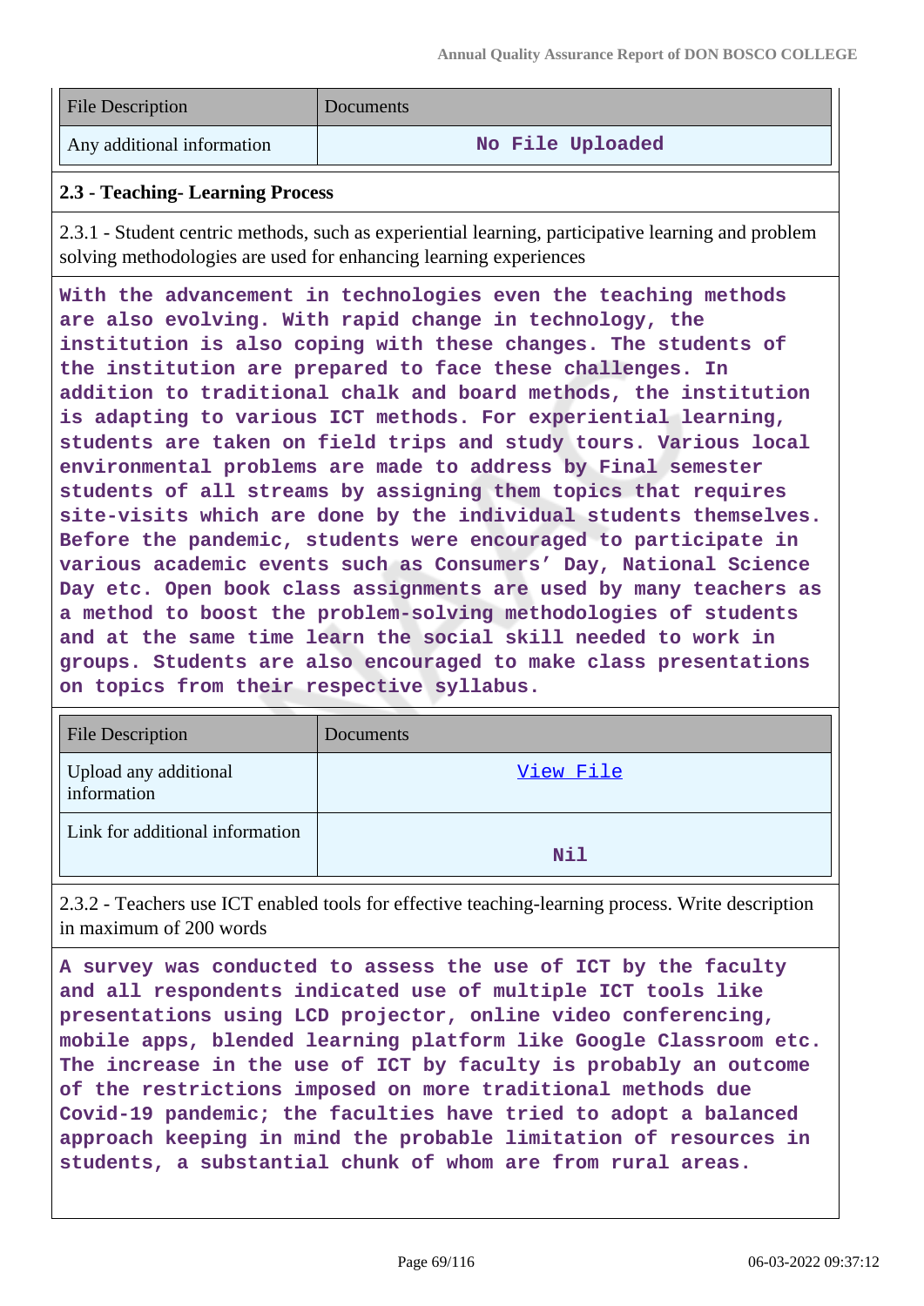| File Description | Documents |
|---|---|
| Any additional information | No File Uploaded |

**2.3 - Teaching- Learning Process**

2.3.1 - Student centric methods, such as experiential learning, participative learning and problem solving methodologies are used for enhancing learning experiences

**With the advancement in technologies even the teaching methods are also evolving. With rapid change in technology, the institution is also coping with these changes. The students of the institution are prepared to face these challenges. In addition to traditional chalk and board methods, the institution is adapting to various ICT methods. For experiential learning, students are taken on field trips and study tours. Various local environmental problems are made to address by Final semester students of all streams by assigning them topics that requires site-visits which are done by the individual students themselves. Before the pandemic, students were encouraged to participate in various academic events such as Consumers' Day, National Science Day etc. Open book class assignments are used by many teachers as a method to boost the problem-solving methodologies of students and at the same time learn the social skill needed to work in groups. Students are also encouraged to make class presentations on topics from their respective syllabus.**

| File Description | Documents |
|---|---|
| Upload any additional information | View File |
| Link for additional information | Nil |

2.3.2 - Teachers use ICT enabled tools for effective teaching-learning process. Write description in maximum of 200 words

**A survey was conducted to assess the use of ICT by the faculty and all respondents indicated use of multiple ICT tools like presentations using LCD projector, online video conferencing, mobile apps, blended learning platform like Google Classroom etc. The increase in the use of ICT by faculty is probably an outcome of the restrictions imposed on more traditional methods due Covid-19 pandemic; the faculties have tried to adopt a balanced approach keeping in mind the probable limitation of resources in students, a substantial chunk of whom are from rural areas.**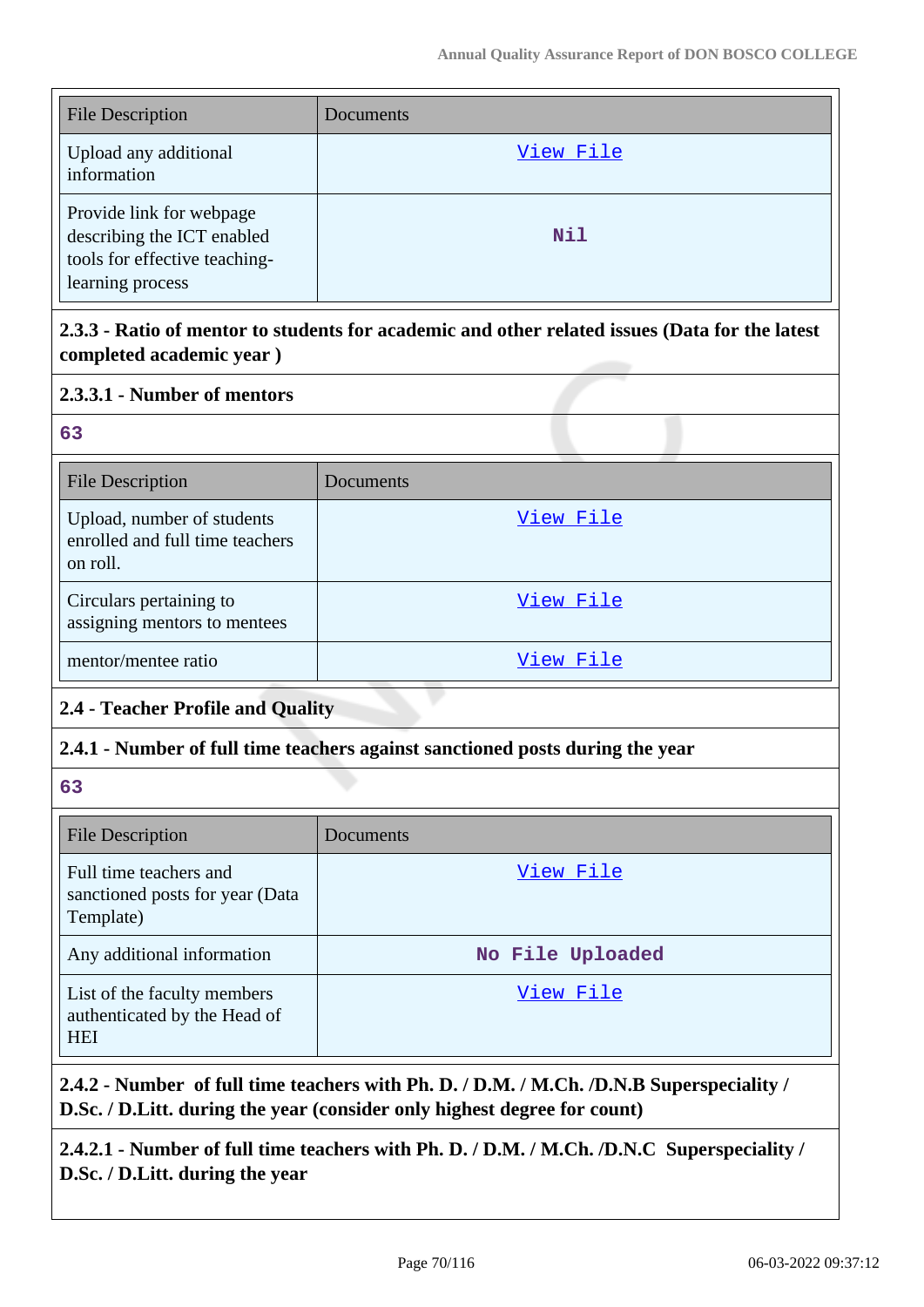| File Description | Documents |
|---|---|
| Upload any additional information | View File |
| Provide link for webpage describing the ICT enabled tools for effective teaching-learning process | Nil |

**2.3.3 - Ratio of mentor to students for academic and other related issues (Data for the latest completed academic year )**

**2.3.3.1 - Number of mentors**

63

| File Description | Documents |
|---|---|
| Upload, number of students enrolled and full time teachers on roll. | View File |
| Circulars pertaining to assigning mentors to mentees | View File |
| mentor/mentee ratio | View File |

**2.4 - Teacher Profile and Quality**

**2.4.1 - Number of full time teachers against sanctioned posts during the year**

63

| File Description | Documents |
|---|---|
| Full time teachers and sanctioned posts for year (Data Template) | View File |
| Any additional information | No File Uploaded |
| List of the faculty members authenticated by the Head of HEI | View File |

**2.4.2 - Number of full time teachers with Ph. D. / D.M. / M.Ch. /D.N.B Superspeciality / D.Sc. / D.Litt. during the year (consider only highest degree for count)**

**2.4.2.1 - Number of full time teachers with Ph. D. / D.M. / M.Ch. /D.N.C Superspeciality / D.Sc. / D.Litt. during the year**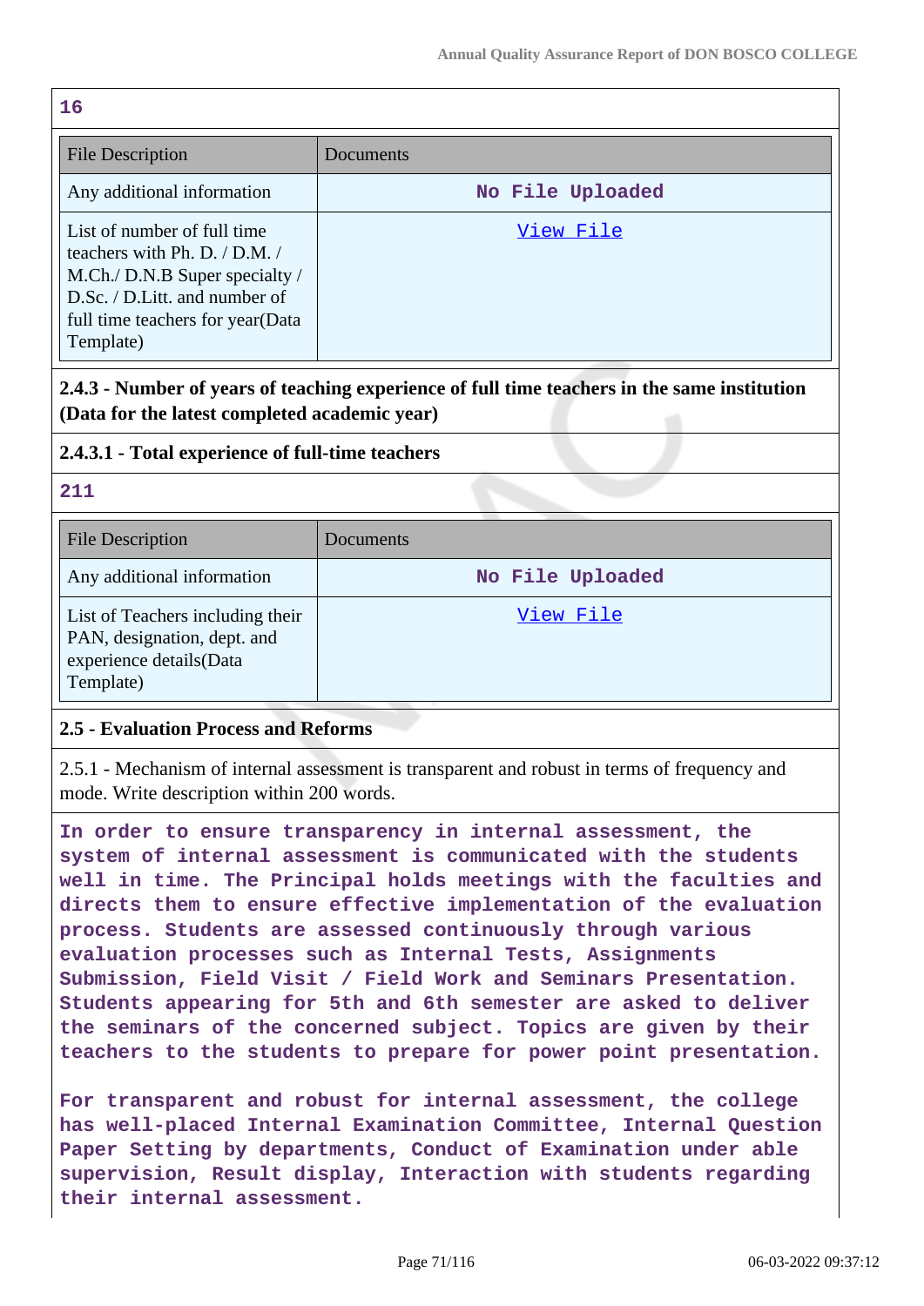16

| File Description | Documents |
|---|---|
| Any additional information | No File Uploaded |
| List of number of full time teachers with Ph. D. / D.M. / M.Ch./ D.N.B Super specialty / D.Sc. / D.Litt. and number of full time teachers for year(Data Template) | View File |

**2.4.3 - Number of years of teaching experience of full time teachers in the same institution (Data for the latest completed academic year)**

**2.4.3.1 - Total experience of full-time teachers**

211

| File Description | Documents |
|---|---|
| Any additional information | No File Uploaded |
| List of Teachers including their PAN, designation, dept. and experience details(Data Template) | View File |

**2.5 - Evaluation Process and Reforms**

2.5.1 - Mechanism of internal assessment is transparent and robust in terms of frequency and mode. Write description within 200 words.

In order to ensure transparency in internal assessment, the system of internal assessment is communicated with the students well in time. The Principal holds meetings with the faculties and directs them to ensure effective implementation of the evaluation process. Students are assessed continuously through various evaluation processes such as Internal Tests, Assignments Submission, Field Visit / Field Work and Seminars Presentation. Students appearing for 5th and 6th semester are asked to deliver the seminars of the concerned subject. Topics are given by their teachers to the students to prepare for power point presentation.

For transparent and robust for internal assessment, the college has well-placed Internal Examination Committee, Internal Question Paper Setting by departments, Conduct of Examination under able supervision, Result display, Interaction with students regarding their internal assessment.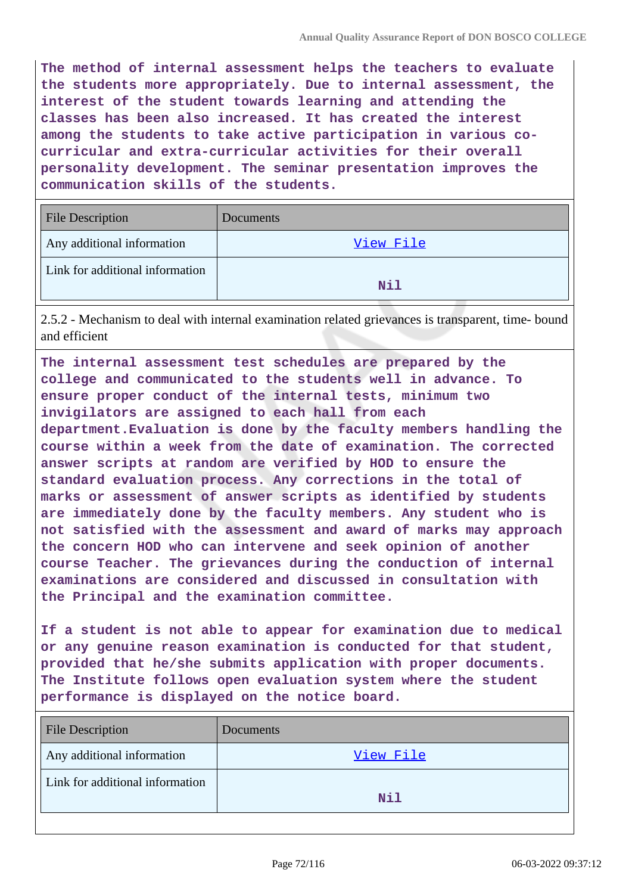**The method of internal assessment helps the teachers to evaluate the students more appropriately. Due to internal assessment, the interest of the student towards learning and attending the classes has been also increased. It has created the interest among the students to take active participation in various co-curricular and extra-curricular activities for their overall personality development. The seminar presentation improves the communication skills of the students.**

| File Description | Documents |
|---|---|
| Any additional information | View File |
| Link for additional information | Nil |

2.5.2 - Mechanism to deal with internal examination related grievances is transparent, time- bound and efficient

**The internal assessment test schedules are prepared by the college and communicated to the students well in advance. To ensure proper conduct of the internal tests, minimum two invigilators are assigned to each hall from each department.Evaluation is done by the faculty members handling the course within a week from the date of examination. The corrected answer scripts at random are verified by HOD to ensure the standard evaluation process. Any corrections in the total of marks or assessment of answer scripts as identified by students are immediately done by the faculty members. Any student who is not satisfied with the assessment and award of marks may approach the concern HOD who can intervene and seek opinion of another course Teacher. The grievances during the conduction of internal examinations are considered and discussed in consultation with the Principal and the examination committee.**

**If a student is not able to appear for examination due to medical or any genuine reason examination is conducted for that student, provided that he/she submits application with proper documents. The Institute follows open evaluation system where the student performance is displayed on the notice board.**

| File Description | Documents |
|---|---|
| Any additional information | View File |
| Link for additional information | Nil |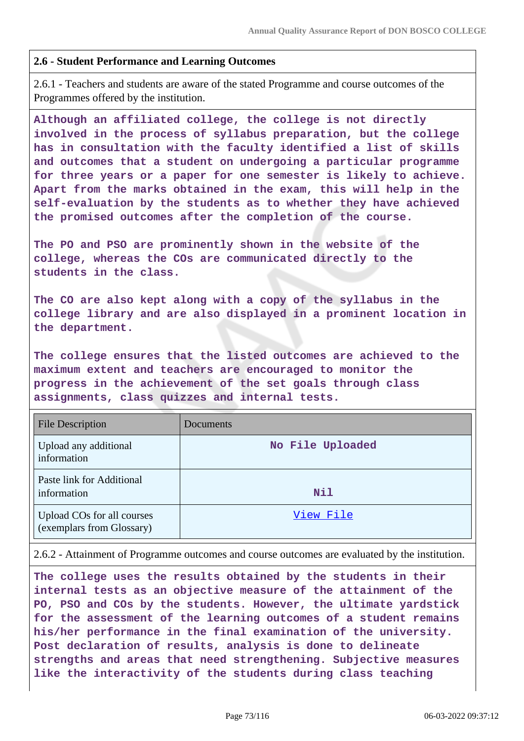## 2.6 - Student Performance and Learning Outcomes

2.6.1 - Teachers and students are aware of the stated Programme and course outcomes of the Programmes offered by the institution.

**Although an affiliated college, the college is not directly involved in the process of syllabus preparation, but the college has in consultation with the faculty identified a list of skills and outcomes that a student on undergoing a particular programme for three years or a paper for one semester is likely to achieve. Apart from the marks obtained in the exam, this will help in the self-evaluation by the students as to whether they have achieved the promised outcomes after the completion of the course.**

**The PO and PSO are prominently shown in the website of the college, whereas the COs are communicated directly to the students in the class.**

**The CO are also kept along with a copy of the syllabus in the college library and are also displayed in a prominent location in the department.**

**The college ensures that the listed outcomes are achieved to the maximum extent and teachers are encouraged to monitor the progress in the achievement of the set goals through class assignments, class quizzes and internal tests.**

| File Description | Documents |
|---|---|
| Upload any additional information | No File Uploaded |
| Paste link for Additional information | Nil |
| Upload COs for all courses (exemplars from Glossary) | View File |

2.6.2 - Attainment of Programme outcomes and course outcomes are evaluated by the institution.

**The college uses the results obtained by the students in their internal tests as an objective measure of the attainment of the PO, PSO and COs by the students. However, the ultimate yardstick for the assessment of the learning outcomes of a student remains his/her performance in the final examination of the university. Post declaration of results, analysis is done to delineate strengths and areas that need strengthening. Subjective measures like the interactivity of the students during class teaching**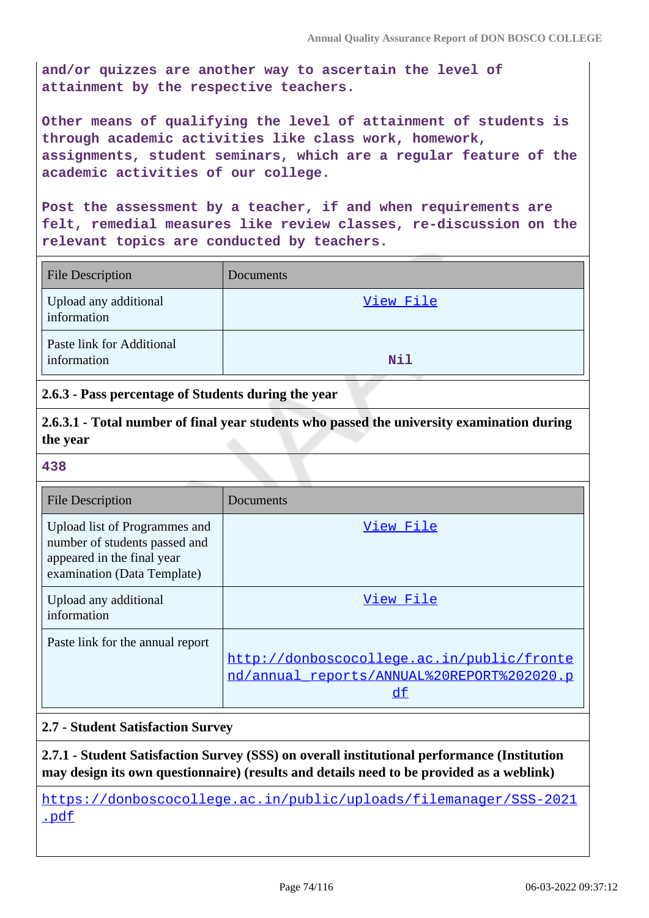and/or quizzes are another way to ascertain the level of attainment by the respective teachers.

Other means of qualifying the level of attainment of students is through academic activities like class work, homework, assignments, student seminars, which are a regular feature of the academic activities of our college.

Post the assessment by a teacher, if and when requirements are felt, remedial measures like review classes, re-discussion on the relevant topics are conducted by teachers.

| File Description | Documents |
|---|---|
| Upload any additional information | View File |
| Paste link for Additional information | Nil |

**2.6.3 - Pass percentage of Students during the year**

**2.6.3.1 - Total number of final year students who passed the university examination during the year**

438

| File Description | Documents |
|---|---|
| Upload list of Programmes and number of students passed and appeared in the final year examination (Data Template) | View File |
| Upload any additional information | View File |
| Paste link for the annual report | http://donboscocollege.ac.in/public/frontend/annual_reports/ANNUAL%20REPORT%202020.pdf |

**2.7 - Student Satisfaction Survey**

**2.7.1 - Student Satisfaction Survey (SSS) on overall institutional performance (Institution may design its own questionnaire) (results and details need to be provided as a weblink)**

https://donboscocollege.ac.in/public/uploads/filemanager/SSS-2021.pdf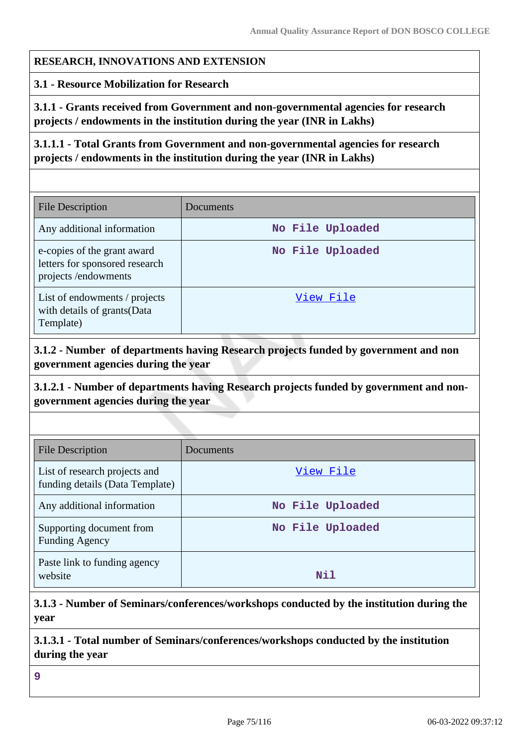**RESEARCH, INNOVATIONS AND EXTENSION**

**3.1 - Resource Mobilization for Research**

**3.1.1 - Grants received from Government and non-governmental agencies for research projects / endowments in the institution during the year (INR in Lakhs)**

**3.1.1.1 - Total Grants from Government and non-governmental agencies for research projects / endowments in the institution during the year (INR in Lakhs)**

| File Description | Documents |
|---|---|
| Any additional information | No File Uploaded |
| e-copies of the grant award letters for sponsored research projects /endowments | No File Uploaded |
| List of endowments / projects with details of grants(Data Template) | View File |

**3.1.2 - Number of departments having Research projects funded by government and non government agencies during the year**

**3.1.2.1 - Number of departments having Research projects funded by government and non-government agencies during the year**

| File Description | Documents |
|---|---|
| List of research projects and funding details (Data Template) | View File |
| Any additional information | No File Uploaded |
| Supporting document from Funding Agency | No File Uploaded |
| Paste link to funding agency website | Nil |

**3.1.3 - Number of Seminars/conferences/workshops conducted by the institution during the year**

**3.1.3.1 - Total number of Seminars/conferences/workshops conducted by the institution during the year**

9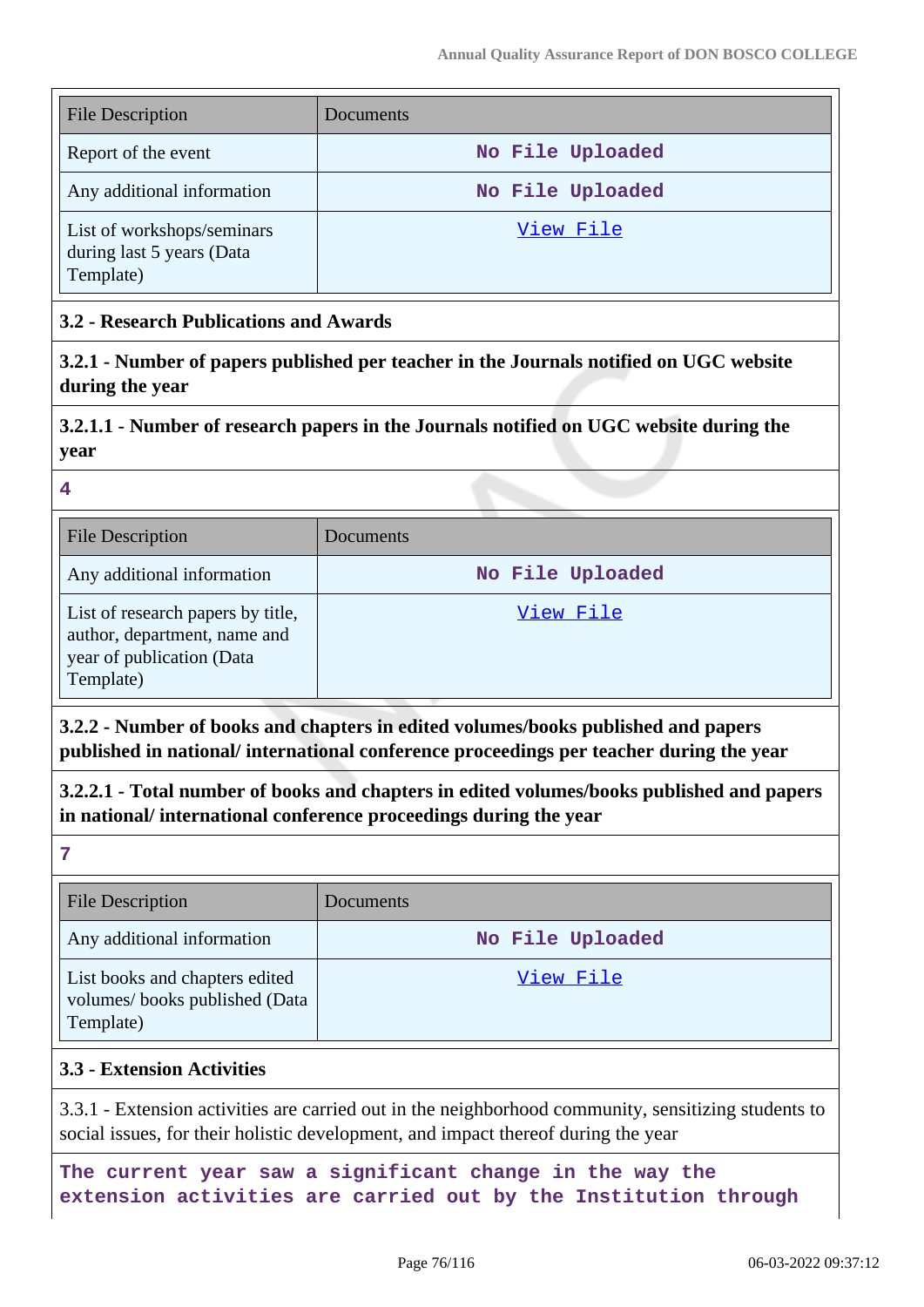| File Description | Documents |
| --- | --- |
| Report of the event | No File Uploaded |
| Any additional information | No File Uploaded |
| List of workshops/seminars during last 5 years (Data Template) | View File |

### 3.2 - Research Publications and Awards

**3.2.1 - Number of papers published per teacher in the Journals notified on UGC website during the year**

**3.2.1.1 - Number of research papers in the Journals notified on UGC website during the year**

4

| File Description | Documents |
| --- | --- |
| Any additional information | No File Uploaded |
| List of research papers by title, author, department, name and year of publication (Data Template) | View File |

**3.2.2 - Number of books and chapters in edited volumes/books published and papers published in national/ international conference proceedings per teacher during the year**

**3.2.2.1 - Total number of books and chapters in edited volumes/books published and papers in national/ international conference proceedings during the year**

7

| File Description | Documents |
| --- | --- |
| Any additional information | No File Uploaded |
| List books and chapters edited volumes/ books published (Data Template) | View File |

### 3.3 - Extension Activities

3.3.1 - Extension activities are carried out in the neighborhood community, sensitizing students to social issues, for their holistic development, and impact thereof during the year

The current year saw a significant change in the way the extension activities are carried out by the Institution through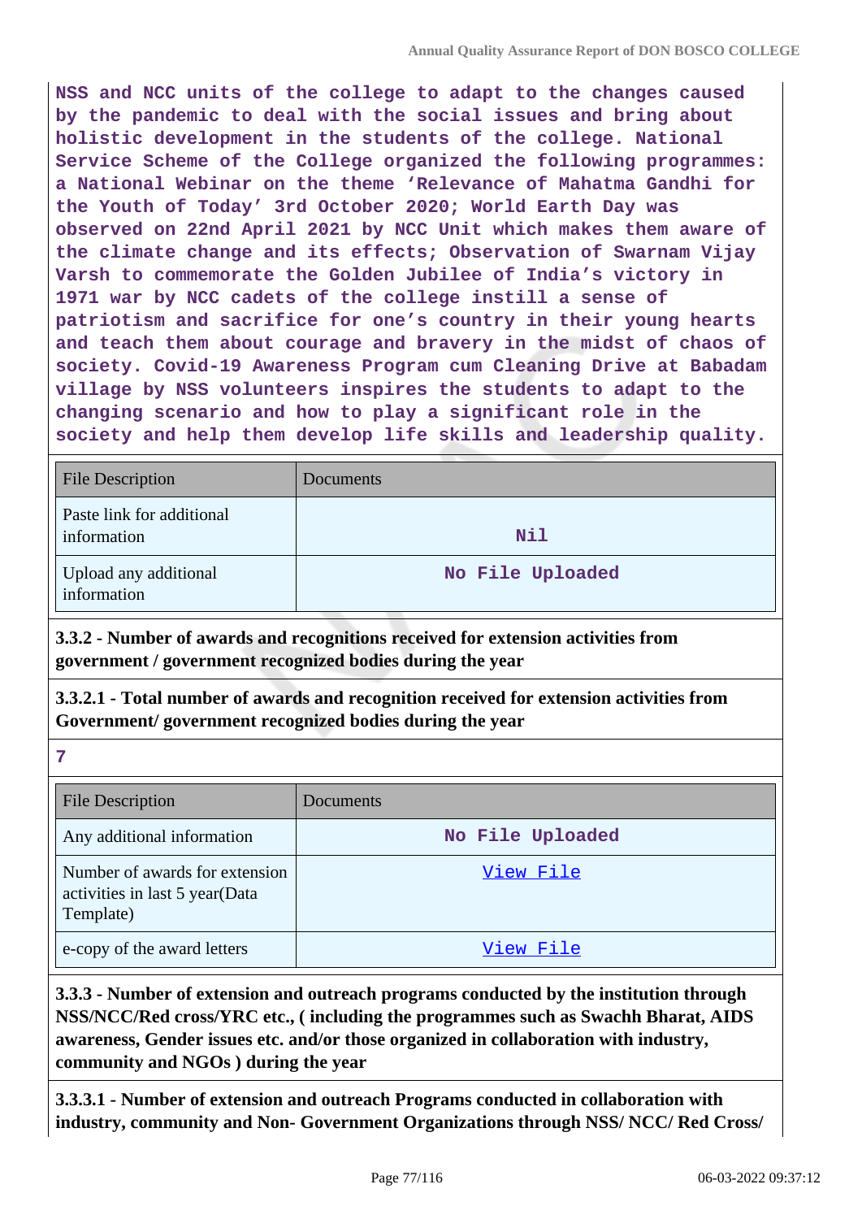NSS and NCC units of the college to adapt to the changes caused by the pandemic to deal with the social issues and bring about holistic development in the students of the college. National Service Scheme of the College organized the following programmes: a National Webinar on the theme 'Relevance of Mahatma Gandhi for the Youth of Today' 3rd October 2020; World Earth Day was observed on 22nd April 2021 by NCC Unit which makes them aware of the climate change and its effects; Observation of Swarnam Vijay Varsh to commemorate the Golden Jubilee of India's victory in 1971 war by NCC cadets of the college instill a sense of patriotism and sacrifice for one's country in their young hearts and teach them about courage and bravery in the midst of chaos of society. Covid-19 Awareness Program cum Cleaning Drive at Babadam village by NSS volunteers inspires the students to adapt to the changing scenario and how to play a significant role in the society and help them develop life skills and leadership quality.

| File Description | Documents |
|---|---|
| Paste link for additional information | Nil |
| Upload any additional information | No File Uploaded |

**3.3.2 - Number of awards and recognitions received for extension activities from government / government recognized bodies during the year**

**3.3.2.1 - Total number of awards and recognition received for extension activities from Government/ government recognized bodies during the year**

**7**

| File Description | Documents |
|---|---|
| Any additional information | No File Uploaded |
| Number of awards for extension activities in last 5 year(Data Template) | View File |
| e-copy of the award letters | View File |

**3.3.3 - Number of extension and outreach programs conducted by the institution through NSS/NCC/Red cross/YRC etc., ( including the programmes such as Swachh Bharat, AIDS awareness, Gender issues etc. and/or those organized in collaboration with industry, community and NGOs ) during the year**

**3.3.3.1 - Number of extension and outreach Programs conducted in collaboration with industry, community and Non- Government Organizations through NSS/ NCC/ Red Cross/**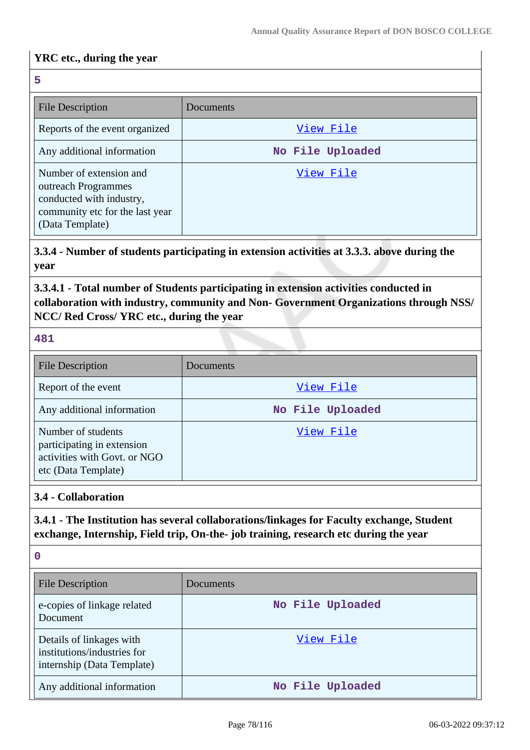**YRC etc., during the year**

**5**

| File Description | Documents |
|---|---|
| Reports of the event organized | View File |
| Any additional information | No File Uploaded |
| Number of extension and outreach Programmes conducted with industry, community etc for the last year (Data Template) | View File |

**3.3.4 - Number of students participating in extension activities at 3.3.3. above during the year**

**3.3.4.1 - Total number of Students participating in extension activities conducted in collaboration with industry, community and Non- Government Organizations through NSS/ NCC/ Red Cross/ YRC etc., during the year**

**481**

| File Description | Documents |
|---|---|
| Report of the event | View File |
| Any additional information | No File Uploaded |
| Number of students participating in extension activities with Govt. or NGO etc (Data Template) | View File |

**3.4 - Collaboration**

**3.4.1 - The Institution has several collaborations/linkages for Faculty exchange, Student exchange, Internship, Field trip, On-the- job training, research etc during the year**

**0**

| File Description | Documents |
|---|---|
| e-copies of linkage related Document | No File Uploaded |
| Details of linkages with institutions/industries for internship (Data Template) | View File |
| Any additional information | No File Uploaded |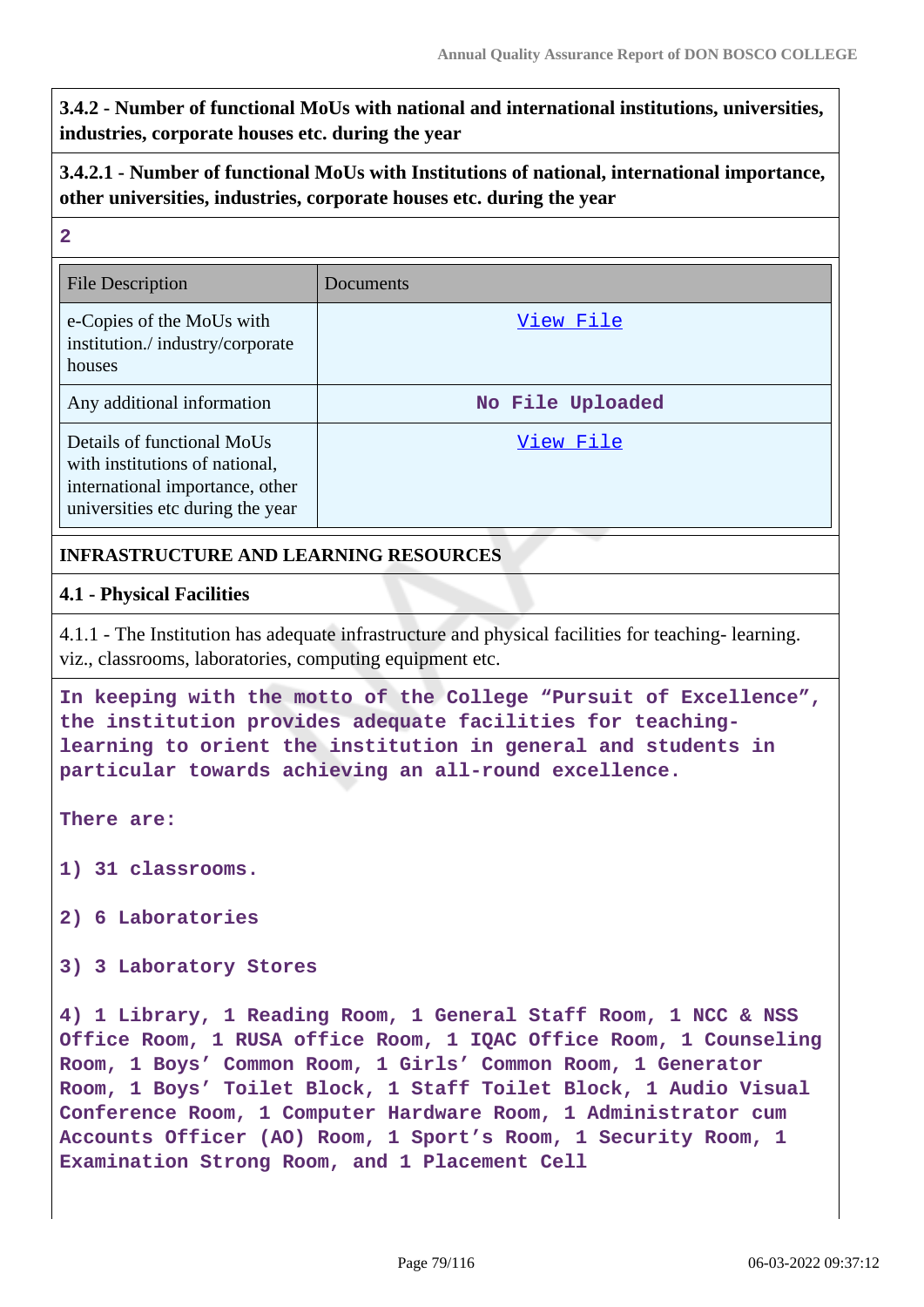**3.4.2 - Number of functional MoUs with national and international institutions, universities, industries, corporate houses etc. during the year**

**3.4.2.1 - Number of functional MoUs with Institutions of national, international importance, other universities, industries, corporate houses etc. during the year**

**2**

| File Description | Documents |
|---|---|
| e-Copies of the MoUs with institution./ industry/corporate houses | View File |
| Any additional information | No File Uploaded |
| Details of functional MoUs with institutions of national, international importance, other universities etc during the year | View File |

**INFRASTRUCTURE AND LEARNING RESOURCES**

**4.1 - Physical Facilities**

4.1.1 - The Institution has adequate infrastructure and physical facilities for teaching- learning. viz., classrooms, laboratories, computing equipment etc.

In keeping with the motto of the College “Pursuit of Excellence”, the institution provides adequate facilities for teaching-learning to orient the institution in general and students in particular towards achieving an all-round excellence.

There are:

1) 31 classrooms.

2) 6 Laboratories

3) 3 Laboratory Stores

4) 1 Library, 1 Reading Room, 1 General Staff Room, 1 NCC & NSS Office Room, 1 RUSA office Room, 1 IQAC Office Room, 1 Counseling Room, 1 Boys’ Common Room, 1 Girls’ Common Room, 1 Generator Room, 1 Boys’ Toilet Block, 1 Staff Toilet Block, 1 Audio Visual Conference Room, 1 Computer Hardware Room, 1 Administrator cum Accounts Officer (AO) Room, 1 Sport’s Room, 1 Security Room, 1 Examination Strong Room, and 1 Placement Cell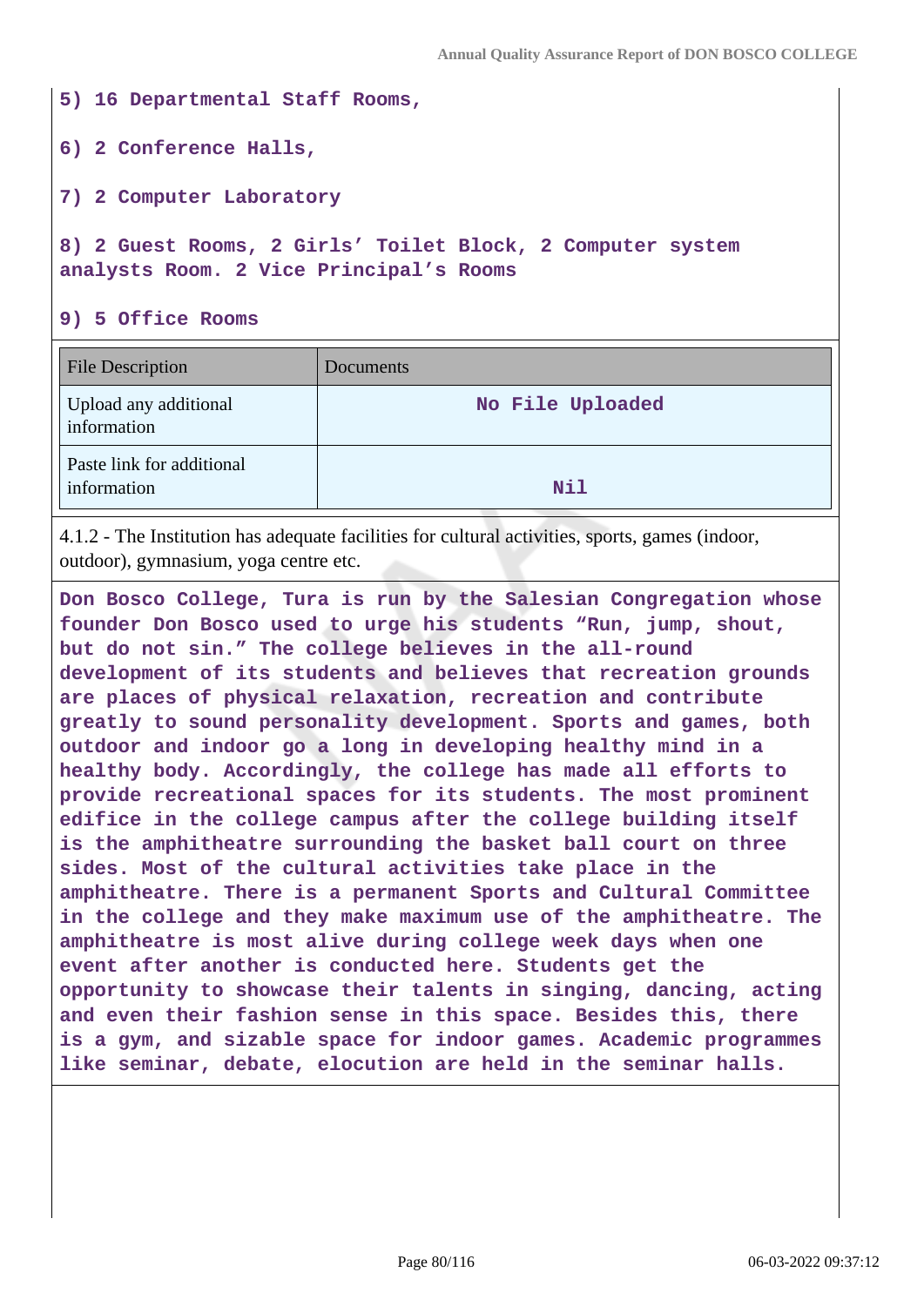5) 16 Departmental Staff Rooms,

6) 2 Conference Halls,

7) 2 Computer Laboratory

8) 2 Guest Rooms, 2 Girls' Toilet Block, 2 Computer system analysts Room. 2 Vice Principal's Rooms

9) 5 Office Rooms

| File Description | Documents |
|---|---|
| Upload any additional information | No File Uploaded |
| Paste link for additional information | Nil |

4.1.2 - The Institution has adequate facilities for cultural activities, sports, games (indoor, outdoor), gymnasium, yoga centre etc.

Don Bosco College, Tura is run by the Salesian Congregation whose founder Don Bosco used to urge his students "Run, jump, shout, but do not sin." The college believes in the all-round development of its students and believes that recreation grounds are places of physical relaxation, recreation and contribute greatly to sound personality development. Sports and games, both outdoor and indoor go a long in developing healthy mind in a healthy body. Accordingly, the college has made all efforts to provide recreational spaces for its students. The most prominent edifice in the college campus after the college building itself is the amphitheatre surrounding the basket ball court on three sides. Most of the cultural activities take place in the amphitheatre. There is a permanent Sports and Cultural Committee in the college and they make maximum use of the amphitheatre. The amphitheatre is most alive during college week days when one event after another is conducted here. Students get the opportunity to showcase their talents in singing, dancing, acting and even their fashion sense in this space. Besides this, there is a gym, and sizable space for indoor games. Academic programmes like seminar, debate, elocution are held in the seminar halls.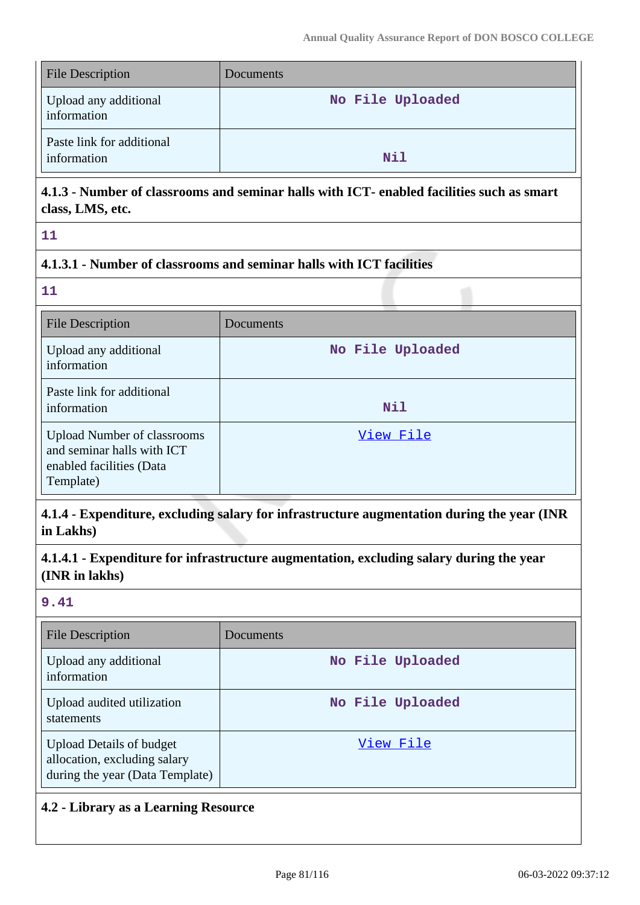| File Description | Documents |
| --- | --- |
| Upload any additional information | No File Uploaded |
| Paste link for additional information | Nil |

### 4.1.3 - Number of classrooms and seminar halls with ICT- enabled facilities such as smart class, LMS, etc.

11

### 4.1.3.1 - Number of classrooms and seminar halls with ICT facilities

11

| File Description | Documents |
| --- | --- |
| Upload any additional information | No File Uploaded |
| Paste link for additional information | Nil |
| Upload Number of classrooms and seminar halls with ICT enabled facilities (Data Template) | View File |

### 4.1.4 - Expenditure, excluding salary for infrastructure augmentation during the year (INR in Lakhs)

### 4.1.4.1 - Expenditure for infrastructure augmentation, excluding salary during the year (INR in lakhs)

9.41

| File Description | Documents |
| --- | --- |
| Upload any additional information | No File Uploaded |
| Upload audited utilization statements | No File Uploaded |
| Upload Details of budget allocation, excluding salary during the year (Data Template) | View File |

## 4.2 - Library as a Learning Resource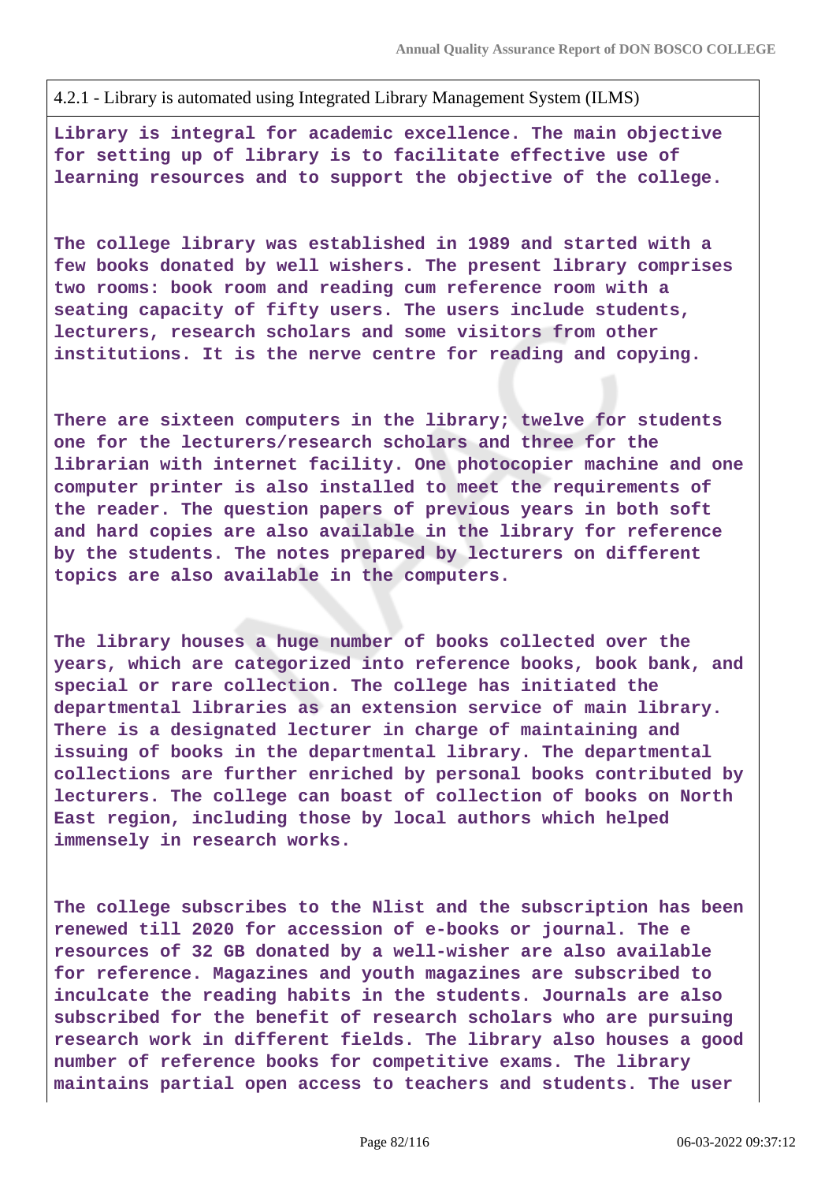4.2.1 - Library is automated using Integrated Library Management System (ILMS)

**Library is integral for academic excellence. The main objective for setting up of library is to facilitate effective use of learning resources and to support the objective of the college.**

**The college library was established in 1989 and started with a few books donated by well wishers. The present library comprises two rooms: book room and reading cum reference room with a seating capacity of fifty users. The users include students, lecturers, research scholars and some visitors from other institutions. It is the nerve centre for reading and copying.**

**There are sixteen computers in the library; twelve for students one for the lecturers/research scholars and three for the librarian with internet facility. One photocopier machine and one computer printer is also installed to meet the requirements of the reader. The question papers of previous years in both soft and hard copies are also available in the library for reference by the students. The notes prepared by lecturers on different topics are also available in the computers.**

**The library houses a huge number of books collected over the years, which are categorized into reference books, book bank, and special or rare collection. The college has initiated the departmental libraries as an extension service of main library. There is a designated lecturer in charge of maintaining and issuing of books in the departmental library. The departmental collections are further enriched by personal books contributed by lecturers. The college can boast of collection of books on North East region, including those by local authors which helped immensely in research works.**

**The college subscribes to the Nlist and the subscription has been renewed till 2020 for accession of e-books or journal. The e resources of 32 GB donated by a well-wisher are also available for reference. Magazines and youth magazines are subscribed to inculcate the reading habits in the students. Journals are also subscribed for the benefit of research scholars who are pursuing research work in different fields. The library also houses a good number of reference books for competitive exams. The library maintains partial open access to teachers and students. The user**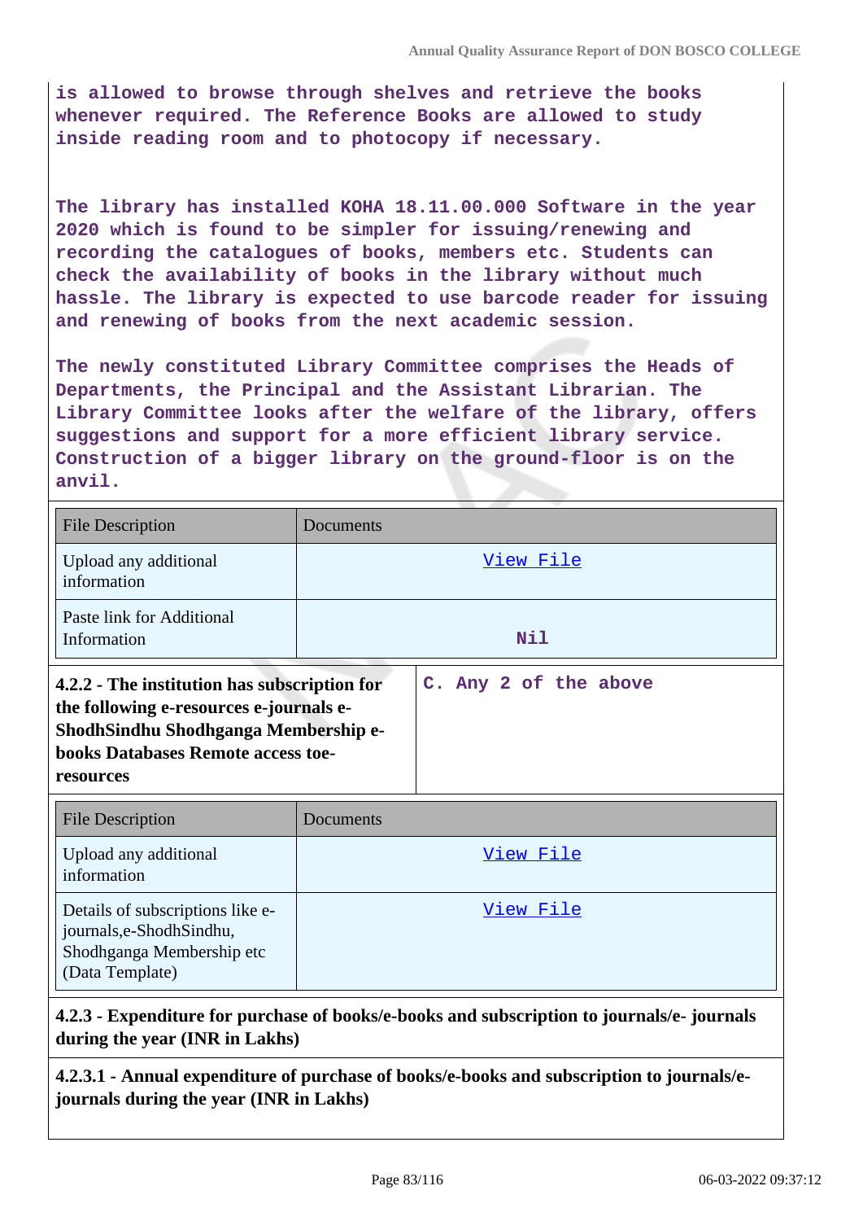is allowed to browse through shelves and retrieve the books whenever required. The Reference Books are allowed to study inside reading room and to photocopy if necessary.

The library has installed KOHA 18.11.00.000 Software in the year 2020 which is found to be simpler for issuing/renewing and recording the catalogues of books, members etc. Students can check the availability of books in the library without much hassle. The library is expected to use barcode reader for issuing and renewing of books from the next academic session.

The newly constituted Library Committee comprises the Heads of Departments, the Principal and the Assistant Librarian. The Library Committee looks after the welfare of the library, offers suggestions and support for a more efficient library service. Construction of a bigger library on the ground-floor is on the anvil.

| File Description | Documents |
|---|---|
| Upload any additional information | View File |
| Paste link for Additional Information | Nil |

| **4.2.2 - The institution has subscription for the following e-resources e-journals e-ShodhSindhu Shodhganga Membership e-books Databases Remote access toe-resources** | C. Any 2 of the above |
|---|---|

| File Description | Documents |
|---|---|
| Upload any additional information | View File |
| Details of subscriptions like e-journals,e-ShodhSindhu, Shodhganga Membership etc (Data Template) | View File |

**4.2.3 - Expenditure for purchase of books/e-books and subscription to journals/e- journals during the year (INR in Lakhs)**

**4.2.3.1 - Annual expenditure of purchase of books/e-books and subscription to journals/e-journals during the year (INR in Lakhs)**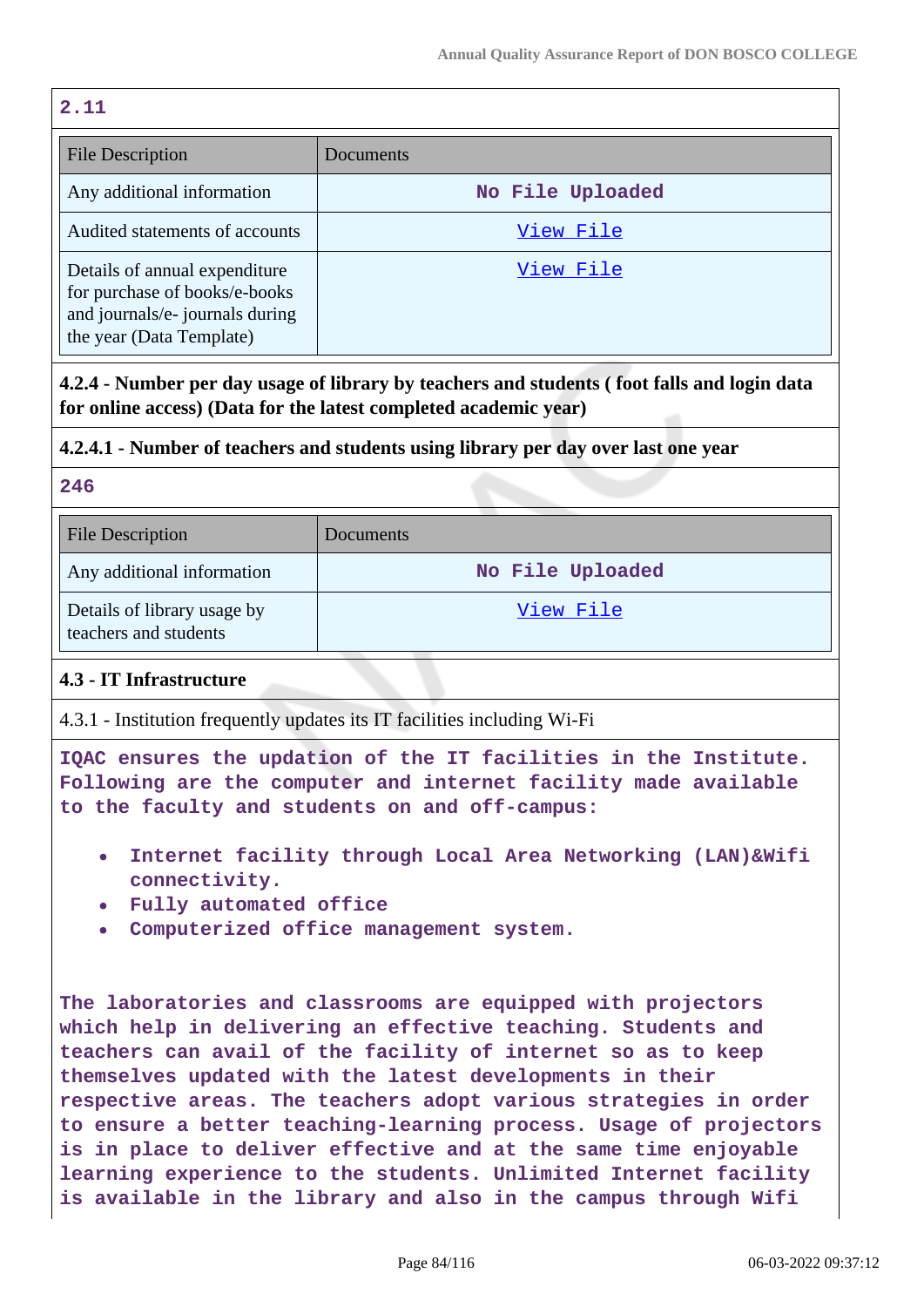**2.11**

| File Description | Documents |
|---|---|
| Any additional information | No File Uploaded |
| Audited statements of accounts | View File |
| Details of annual expenditure for purchase of books/e-books and journals/e- journals during the year (Data Template) | View File |

**4.2.4 - Number per day usage of library by teachers and students ( foot falls and login data for online access) (Data for the latest completed academic year)**

**4.2.4.1 - Number of teachers and students using library per day over last one year**

**246**

| File Description | Documents |
|---|---|
| Any additional information | No File Uploaded |
| Details of library usage by teachers and students | View File |

**4.3 - IT Infrastructure**

4.3.1 - Institution frequently updates its IT facilities including Wi-Fi

IQAC ensures the updation of the IT facilities in the Institute. Following are the computer and internet facility made available to the faculty and students on and off-campus:

- Internet facility through Local Area Networking (LAN)&Wifi connectivity.
- Fully automated office
- Computerized office management system.

The laboratories and classrooms are equipped with projectors which help in delivering an effective teaching. Students and teachers can avail of the facility of internet so as to keep themselves updated with the latest developments in their respective areas. The teachers adopt various strategies in order to ensure a better teaching-learning process. Usage of projectors is in place to deliver effective and at the same time enjoyable learning experience to the students. Unlimited Internet facility is available in the library and also in the campus through Wifi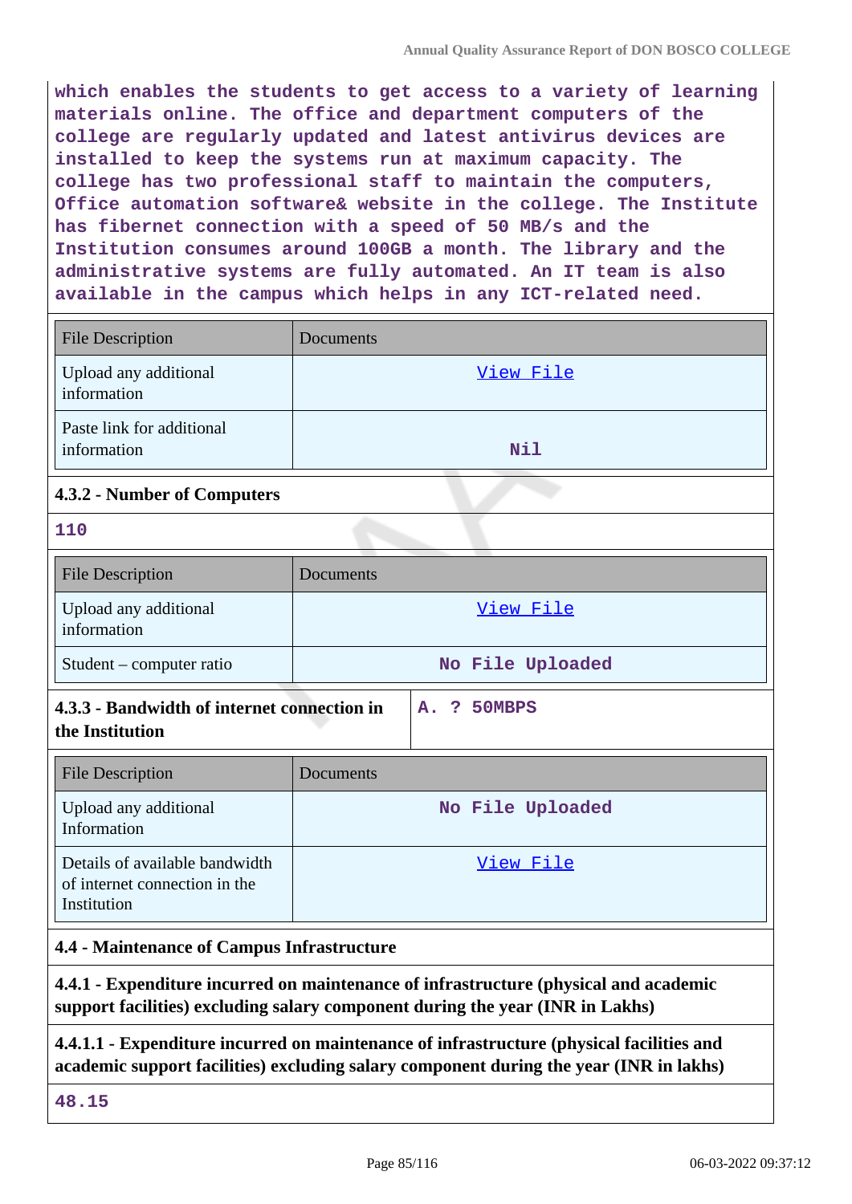which enables the students to get access to a variety of learning materials online. The office and department computers of the college are regularly updated and latest antivirus devices are installed to keep the systems run at maximum capacity. The college has two professional staff to maintain the computers, Office automation software& website in the college. The Institute has fibernet connection with a speed of 50 MB/s and the Institution consumes around 100GB a month. The library and the administrative systems are fully automated. An IT team is also available in the campus which helps in any ICT-related need.

| File Description | Documents |
|---|---|
| Upload any additional information | View File |
| Paste link for additional information | Nil |

**4.3.2 - Number of Computers**

110

| File Description | Documents |
|---|---|
| Upload any additional information | View File |
| Student – computer ratio | No File Uploaded |

| **4.3.3 - Bandwidth of internet connection in the Institution** | A. ? 50MBPS |
|---|---|

| File Description | Documents |
|---|---|
| Upload any additional Information | No File Uploaded |
| Details of available bandwidth of internet connection in the Institution | View File |

**4.4 - Maintenance of Campus Infrastructure**

**4.4.1 - Expenditure incurred on maintenance of infrastructure (physical and academic support facilities) excluding salary component during the year (INR in Lakhs)**

**4.4.1.1 - Expenditure incurred on maintenance of infrastructure (physical facilities and academic support facilities) excluding salary component during the year (INR in lakhs)**

48.15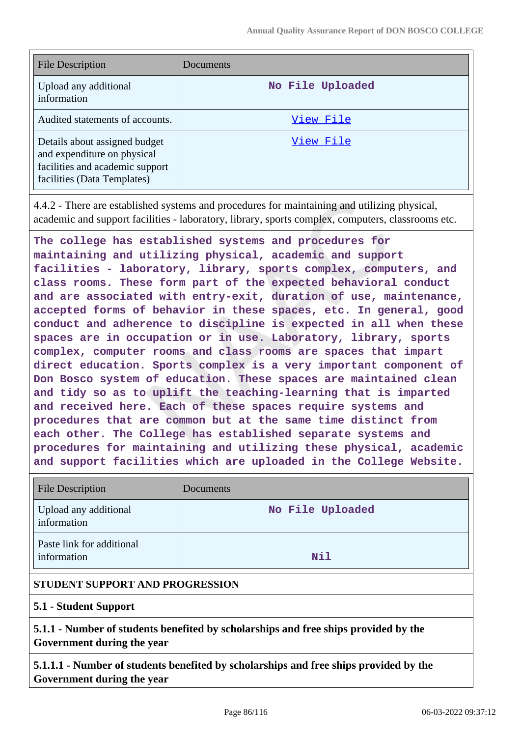| File Description | Documents |
| --- | --- |
| Upload any additional information | No File Uploaded |
| Audited statements of accounts. | View File |
| Details about assigned budget and expenditure on physical facilities and academic support facilities (Data Templates) | View File |

4.4.2 - There are established systems and procedures for maintaining and utilizing physical, academic and support facilities - laboratory, library, sports complex, computers, classrooms etc.

The college has established systems and procedures for maintaining and utilizing physical, academic and support facilities - laboratory, library, sports complex, computers, and class rooms. These form part of the expected behavioral conduct and are associated with entry-exit, duration of use, maintenance, accepted forms of behavior in these spaces, etc. In general, good conduct and adherence to discipline is expected in all when these spaces are in occupation or in use. Laboratory, library, sports complex, computer rooms and class rooms are spaces that impart direct education. Sports complex is a very important component of Don Bosco system of education. These spaces are maintained clean and tidy so as to uplift the teaching-learning that is imparted and received here. Each of these spaces require systems and procedures that are common but at the same time distinct from each other. The College has established separate systems and procedures for maintaining and utilizing these physical, academic and support facilities which are uploaded in the College Website.

| File Description | Documents |
| --- | --- |
| Upload any additional information | No File Uploaded |
| Paste link for additional information | Nil |

## STUDENT SUPPORT AND PROGRESSION

### 5.1 - Student Support

**5.1.1 - Number of students benefited by scholarships and free ships provided by the Government during the year**

**5.1.1.1 - Number of students benefited by scholarships and free ships provided by the Government during the year**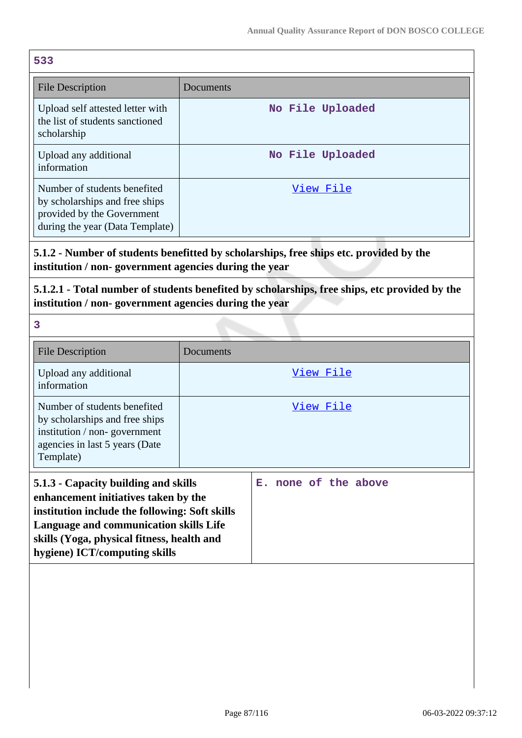533

| File Description | Documents |
|---|---|
| Upload self attested letter with the list of students sanctioned scholarship | No File Uploaded |
| Upload any additional information | No File Uploaded |
| Number of students benefited by scholarships and free ships provided by the Government during the year (Data Template) | View File |

**5.1.2 - Number of students benefitted by scholarships, free ships etc. provided by the institution / non- government agencies during the year**

**5.1.2.1 - Total number of students benefited by scholarships, free ships, etc provided by the institution / non- government agencies during the year**

3

| File Description | Documents |
|---|---|
| Upload any additional information | View File |
| Number of students benefited by scholarships and free ships institution / non- government agencies in last 5 years (Date Template) | View File |

| **5.1.3 - Capacity building and skills enhancement initiatives taken by the institution include the following: Soft skills Language and communication skills Life skills (Yoga, physical fitness, health and hygiene) ICT/computing skills** | E. none of the above |
|---|---|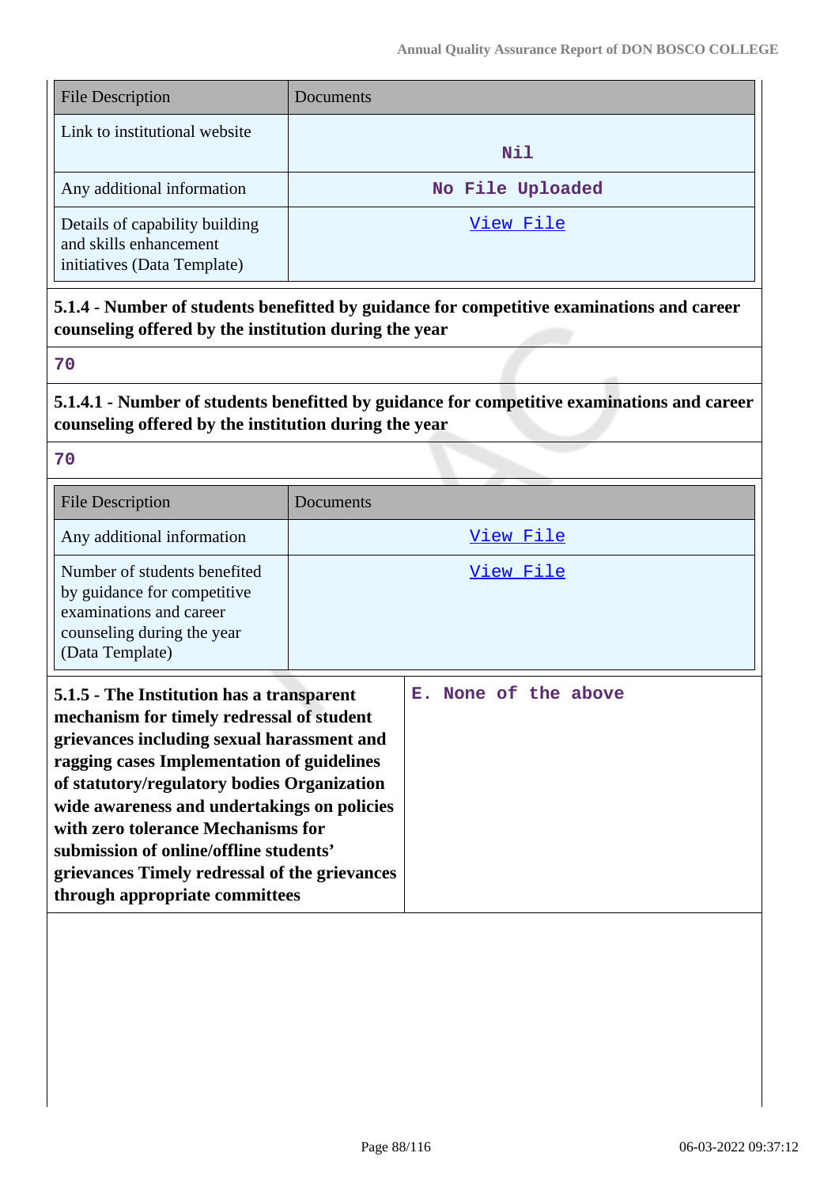| File Description | Documents |
|---|---|
| Link to institutional website | Nil |
| Any additional information | No File Uploaded |
| Details of capability building and skills enhancement initiatives (Data Template) | View File |

**5.1.4 - Number of students benefitted by guidance for competitive examinations and career counseling offered by the institution during the year**

70

**5.1.4.1 - Number of students benefitted by guidance for competitive examinations and career counseling offered by the institution during the year**

70

| File Description | Documents |
|---|---|
| Any additional information | View File |
| Number of students benefited by guidance for competitive examinations and career counseling during the year (Data Template) | View File |

| **5.1.5 - The Institution has a transparent mechanism for timely redressal of student grievances including sexual harassment and ragging cases Implementation of guidelines of statutory/regulatory bodies Organization wide awareness and undertakings on policies with zero tolerance Mechanisms for submission of online/offline students' grievances Timely redressal of the grievances through appropriate committees** | E. None of the above |
|---|---|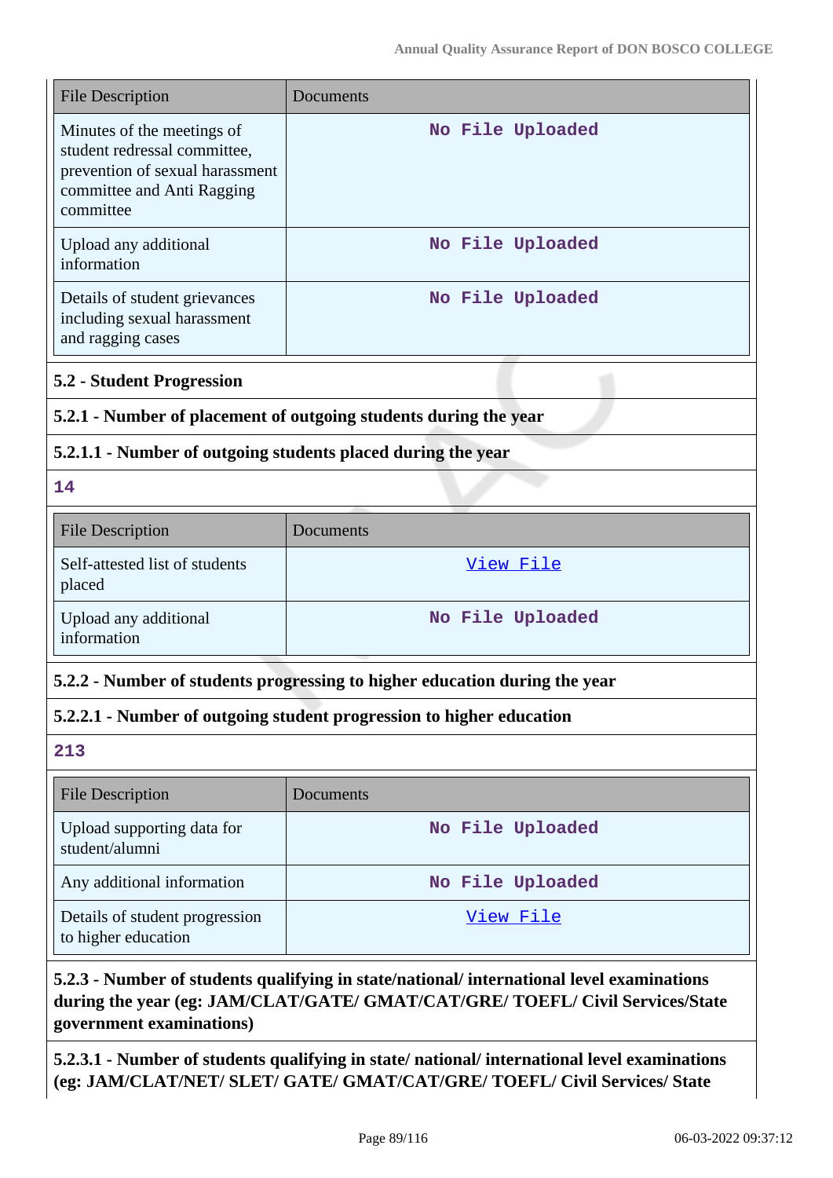| File Description | Documents |
|---|---|
| Minutes of the meetings of student redressal committee, prevention of sexual harassment committee and Anti Ragging committee | No File Uploaded |
| Upload any additional information | No File Uploaded |
| Details of student grievances including sexual harassment and ragging cases | No File Uploaded |

### 5.2 - Student Progression

#### 5.2.1 - Number of placement of outgoing students during the year

#### 5.2.1.1 - Number of outgoing students placed during the year

**14**

| File Description | Documents |
|---|---|
| Self-attested list of students placed | View File |
| Upload any additional information | No File Uploaded |

#### 5.2.2 - Number of students progressing to higher education during the year

#### 5.2.2.1 - Number of outgoing student progression to higher education

**213**

| File Description | Documents |
|---|---|
| Upload supporting data for student/alumni | No File Uploaded |
| Any additional information | No File Uploaded |
| Details of student progression to higher education | View File |

#### 5.2.3 - Number of students qualifying in state/national/ international level examinations during the year (eg: JAM/CLAT/GATE/ GMAT/CAT/GRE/ TOEFL/ Civil Services/State government examinations)

#### 5.2.3.1 - Number of students qualifying in state/ national/ international level examinations (eg: JAM/CLAT/NET/ SLET/ GATE/ GMAT/CAT/GRE/ TOEFL/ Civil Services/ State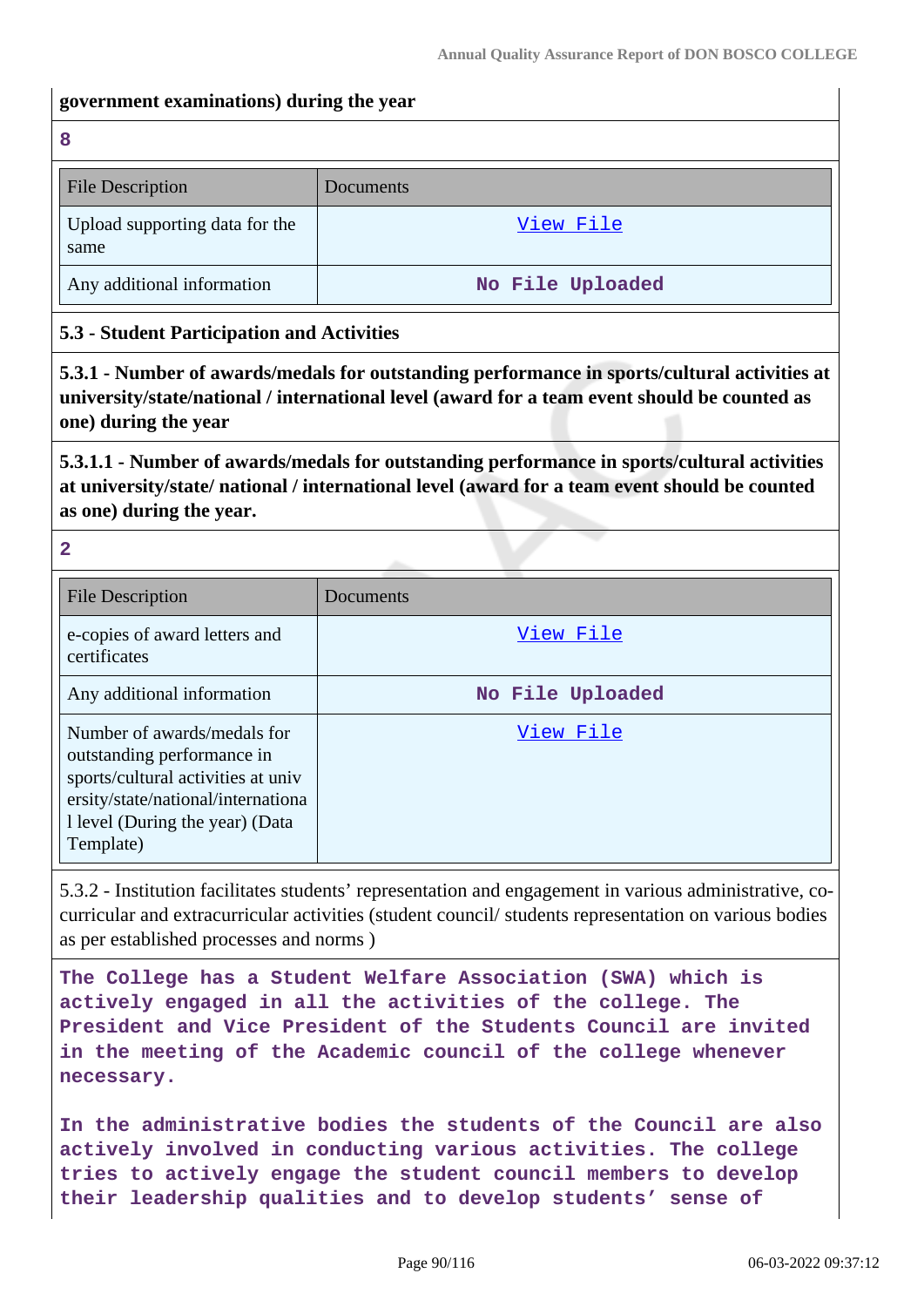**government examinations) during the year**

**8**

| File Description | Documents |
|---|---|
| Upload supporting data for the same | View File |
| Any additional information | No File Uploaded |

**5.3 - Student Participation and Activities**

**5.3.1 - Number of awards/medals for outstanding performance in sports/cultural activities at university/state/national / international level (award for a team event should be counted as one) during the year**

**5.3.1.1 - Number of awards/medals for outstanding performance in sports/cultural activities at university/state/ national / international level (award for a team event should be counted as one) during the year.**

**2**

| File Description | Documents |
|---|---|
| e-copies of award letters and certificates | View File |
| Any additional information | No File Uploaded |
| Number of awards/medals for outstanding performance in sports/cultural activities at university/state/national/international level (During the year) (Data Template) | View File |

5.3.2 - Institution facilitates students' representation and engagement in various administrative, co-curricular and extracurricular activities (student council/ students representation on various bodies as per established processes and norms )

**The College has a Student Welfare Association (SWA) which is actively engaged in all the activities of the college. The President and Vice President of the Students Council are invited in the meeting of the Academic council of the college whenever necessary.**

**In the administrative bodies the students of the Council are also actively involved in conducting various activities. The college tries to actively engage the student council members to develop their leadership qualities and to develop students' sense of**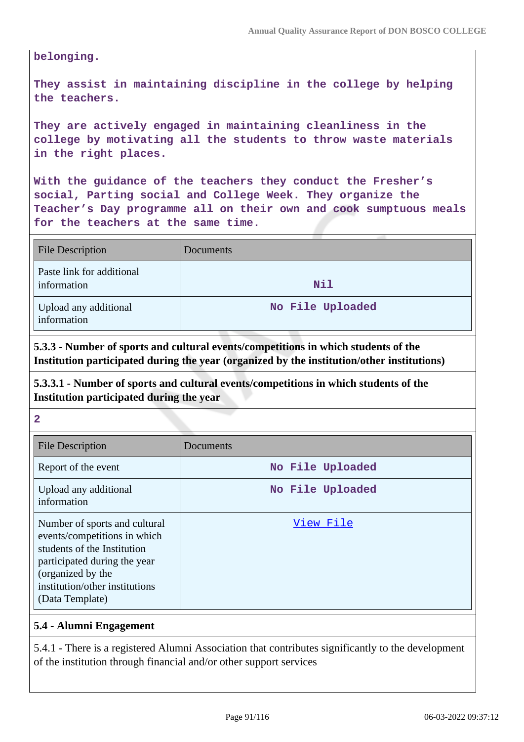belonging.

They assist in maintaining discipline in the college by helping the teachers.

They are actively engaged in maintaining cleanliness in the college by motivating all the students to throw waste materials in the right places.

With the guidance of the teachers they conduct the Fresher's social, Parting social and College Week. They organize the Teacher's Day programme all on their own and cook sumptuous meals for the teachers at the same time.

| File Description | Documents |
|---|---|
| Paste link for additional information | Nil |
| Upload any additional information | No File Uploaded |

**5.3.3 - Number of sports and cultural events/competitions in which students of the Institution participated during the year (organized by the institution/other institutions)**

**5.3.3.1 - Number of sports and cultural events/competitions in which students of the Institution participated during the year**

**2**

| File Description | Documents |
|---|---|
| Report of the event | No File Uploaded |
| Upload any additional information | No File Uploaded |
| Number of sports and cultural events/competitions in which students of the Institution participated during the year (organized by the institution/other institutions (Data Template) | View File |

**5.4 - Alumni Engagement**

5.4.1 - There is a registered Alumni Association that contributes significantly to the development of the institution through financial and/or other support services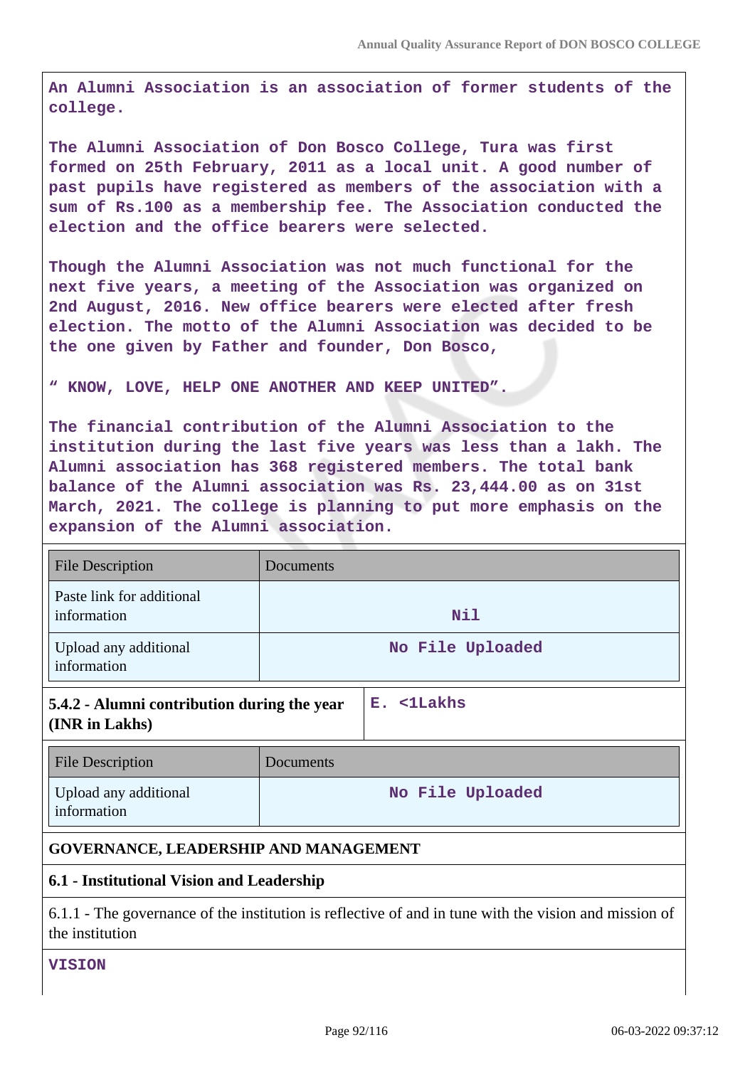An Alumni Association is an association of former students of the college.

The Alumni Association of Don Bosco College, Tura was first formed on 25th February, 2011 as a local unit. A good number of past pupils have registered as members of the association with a sum of Rs.100 as a membership fee. The Association conducted the election and the office bearers were selected.

Though the Alumni Association was not much functional for the next five years, a meeting of the Association was organized on 2nd August, 2016. New office bearers were elected after fresh election. The motto of the Alumni Association was decided to be the one given by Father and founder, Don Bosco,

" KNOW, LOVE, HELP ONE ANOTHER AND KEEP UNITED".

The financial contribution of the Alumni Association to the institution during the last five years was less than a lakh. The Alumni association has 368 registered members. The total bank balance of the Alumni association was Rs. 23,444.00 as on 31st March, 2021. The college is planning to put more emphasis on the expansion of the Alumni association.

| File Description | Documents |
|---|---|
| Paste link for additional information | Nil |
| Upload any additional information | No File Uploaded |

| 5.4.2 - Alumni contribution during the year (INR in Lakhs) | E. <1Lakhs |
|---|---|

| File Description | Documents |
|---|---|
| Upload any additional information | No File Uploaded |

## GOVERNANCE, LEADERSHIP AND MANAGEMENT

### 6.1 - Institutional Vision and Leadership

6.1.1 - The governance of the institution is reflective of and in tune with the vision and mission of the institution

**VISION**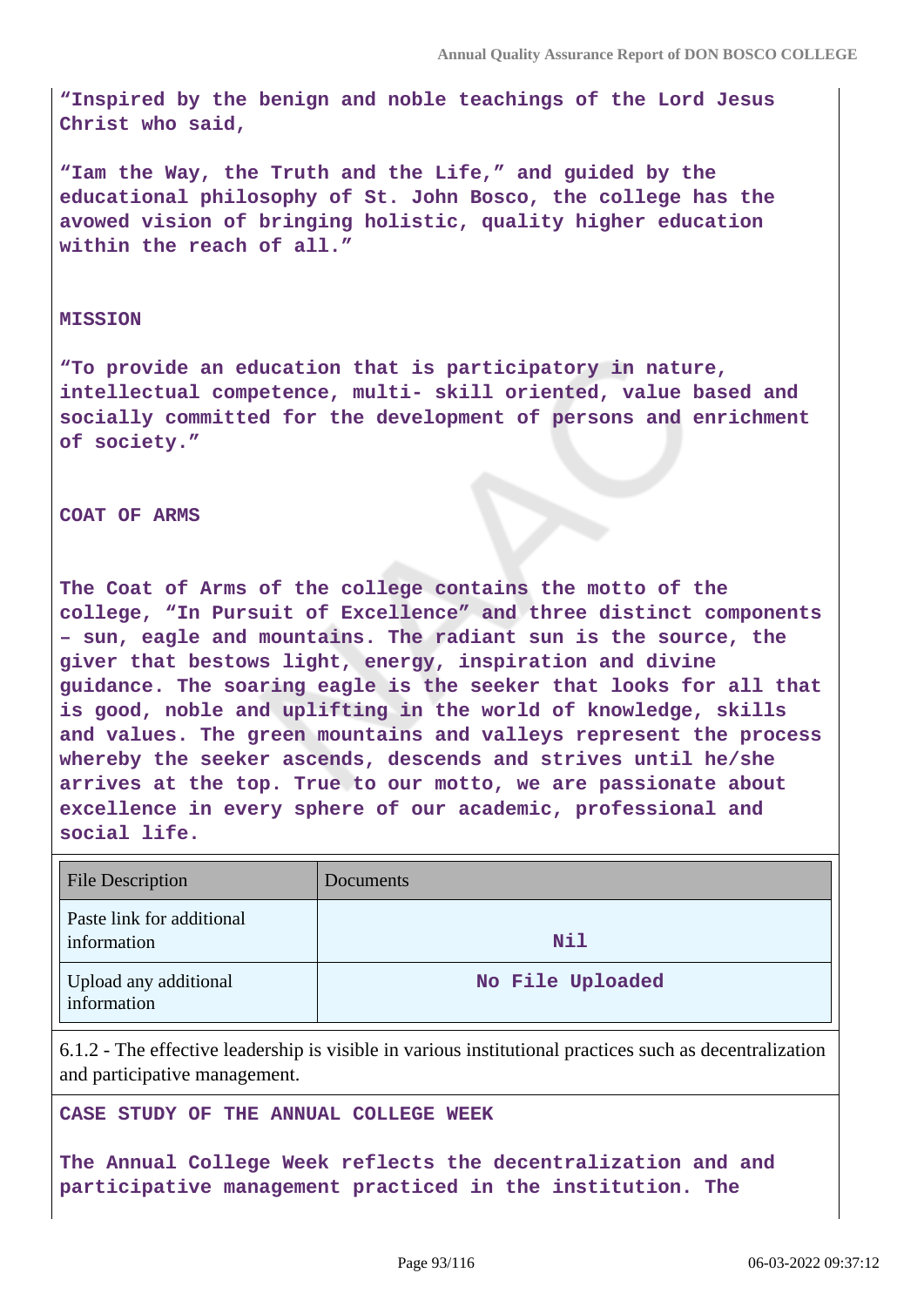**"Inspired by the benign and noble teachings of the Lord Jesus Christ who said,**

**"Iam the Way, the Truth and the Life," and guided by the educational philosophy of St. John Bosco, the college has the avowed vision of bringing holistic, quality higher education within the reach of all."**

**MISSION**

**"To provide an education that is participatory in nature, intellectual competence, multi- skill oriented, value based and socially committed for the development of persons and enrichment of society."**

**COAT OF ARMS**

**The Coat of Arms of the college contains the motto of the college, "In Pursuit of Excellence" and three distinct components – sun, eagle and mountains. The radiant sun is the source, the giver that bestows light, energy, inspiration and divine guidance. The soaring eagle is the seeker that looks for all that is good, noble and uplifting in the world of knowledge, skills and values. The green mountains and valleys represent the process whereby the seeker ascends, descends and strives until he/she arrives at the top. True to our motto, we are passionate about excellence in every sphere of our academic, professional and social life.**

| File Description | Documents |
|---|---|
| Paste link for additional information | Nil |
| Upload any additional information | No File Uploaded |

6.1.2 - The effective leadership is visible in various institutional practices such as decentralization and participative management.

**CASE STUDY OF THE ANNUAL COLLEGE WEEK**

**The Annual College Week reflects the decentralization and and participative management practiced in the institution. The**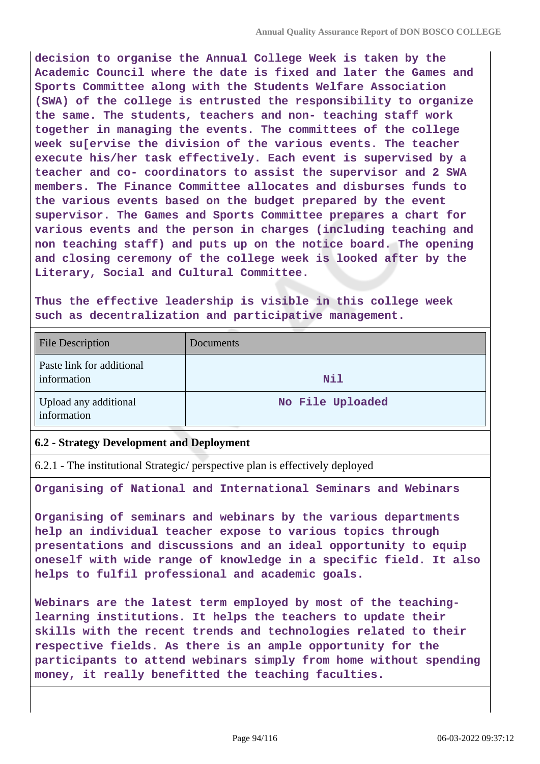decision to organise the Annual College Week is taken by the Academic Council where the date is fixed and later the Games and Sports Committee along with the Students Welfare Association (SWA) of the college is entrusted the responsibility to organize the same. The students, teachers and non- teaching staff work together in managing the events. The committees of the college week su[ervise the division of the various events. The teacher execute his/her task effectively. Each event is supervised by a teacher and co- coordinators to assist the supervisor and 2 SWA members. The Finance Committee allocates and disburses funds to the various events based on the budget prepared by the event supervisor. The Games and Sports Committee prepares a chart for various events and the person in charges (including teaching and non teaching staff) and puts up on the notice board. The opening and closing ceremony of the college week is looked after by the Literary, Social and Cultural Committee.

Thus the effective leadership is visible in this college week such as decentralization and participative management.

| File Description | Documents |
|---|---|
| Paste link for additional information | Nil |
| Upload any additional information | No File Uploaded |

**6.2 - Strategy Development and Deployment**

6.2.1 - The institutional Strategic/ perspective plan is effectively deployed

Organising of National and International Seminars and Webinars

Organising of seminars and webinars by the various departments help an individual teacher expose to various topics through presentations and discussions and an ideal opportunity to equip oneself with wide range of knowledge in a specific field. It also helps to fulfil professional and academic goals.

Webinars are the latest term employed by most of the teaching-learning institutions. It helps the teachers to update their skills with the recent trends and technologies related to their respective fields. As there is an ample opportunity for the participants to attend webinars simply from home without spending money, it really benefitted the teaching faculties.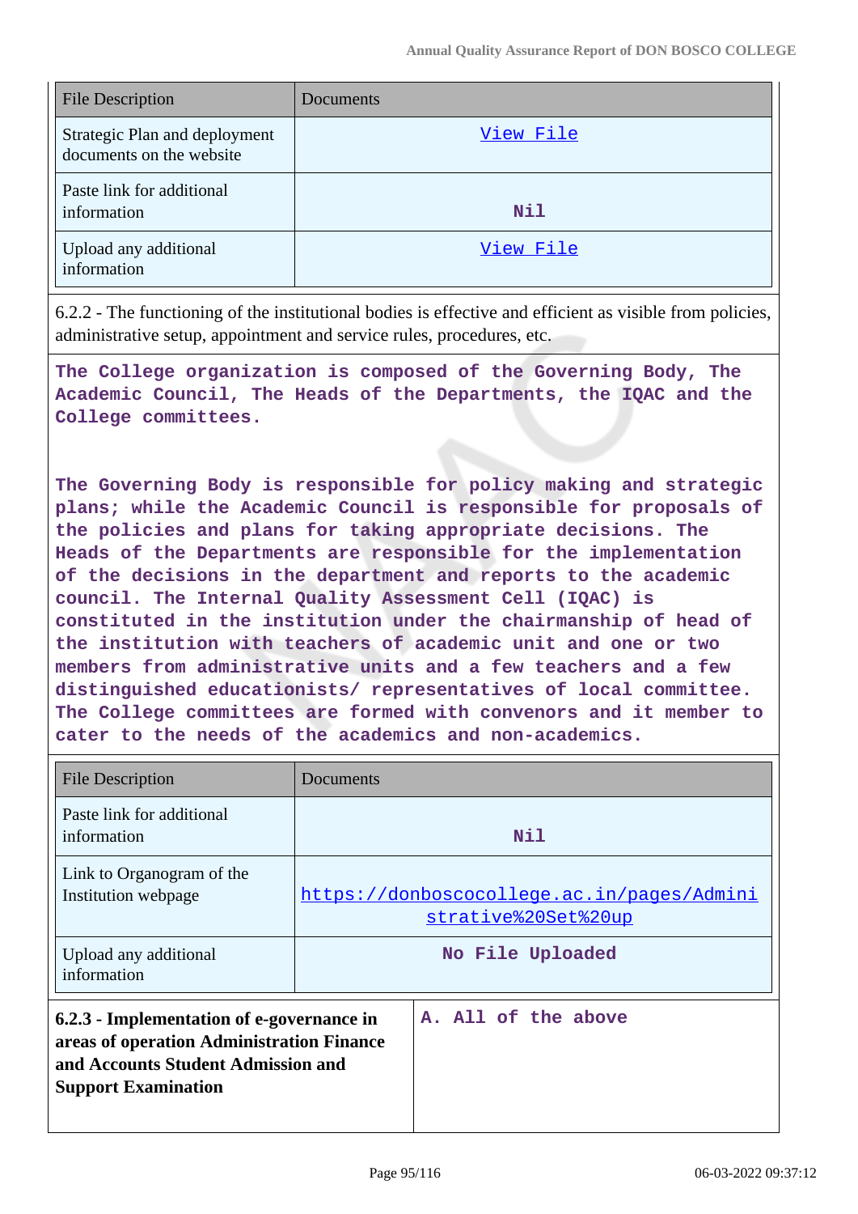| File Description | Documents |
|---|---|
| Strategic Plan and deployment documents on the website | View File |
| Paste link for additional information | Nil |
| Upload any additional information | View File |

6.2.2 - The functioning of the institutional bodies is effective and efficient as visible from policies, administrative setup, appointment and service rules, procedures, etc.

The College organization is composed of the Governing Body, The Academic Council, The Heads of the Departments, the IQAC and the College committees.

The Governing Body is responsible for policy making and strategic plans; while the Academic Council is responsible for proposals of the policies and plans for taking appropriate decisions. The Heads of the Departments are responsible for the implementation of the decisions in the department and reports to the academic council. The Internal Quality Assessment Cell (IQAC) is constituted in the institution under the chairmanship of head of the institution with teachers of academic unit and one or two members from administrative units and a few teachers and a few distinguished educationists/ representatives of local committee. The College committees are formed with convenors and it member to cater to the needs of the academics and non-academics.

| File Description | Documents |
|---|---|
| Paste link for additional information | Nil |
| Link to Organogram of the Institution webpage | https://donboscocollege.ac.in/pages/Administrative%20Set%20up |
| Upload any additional information | No File Uploaded |

| **6.2.3 - Implementation of e-governance in areas of operation Administration Finance and Accounts Student Admission and Support Examination** | A. All of the above |
|---|---|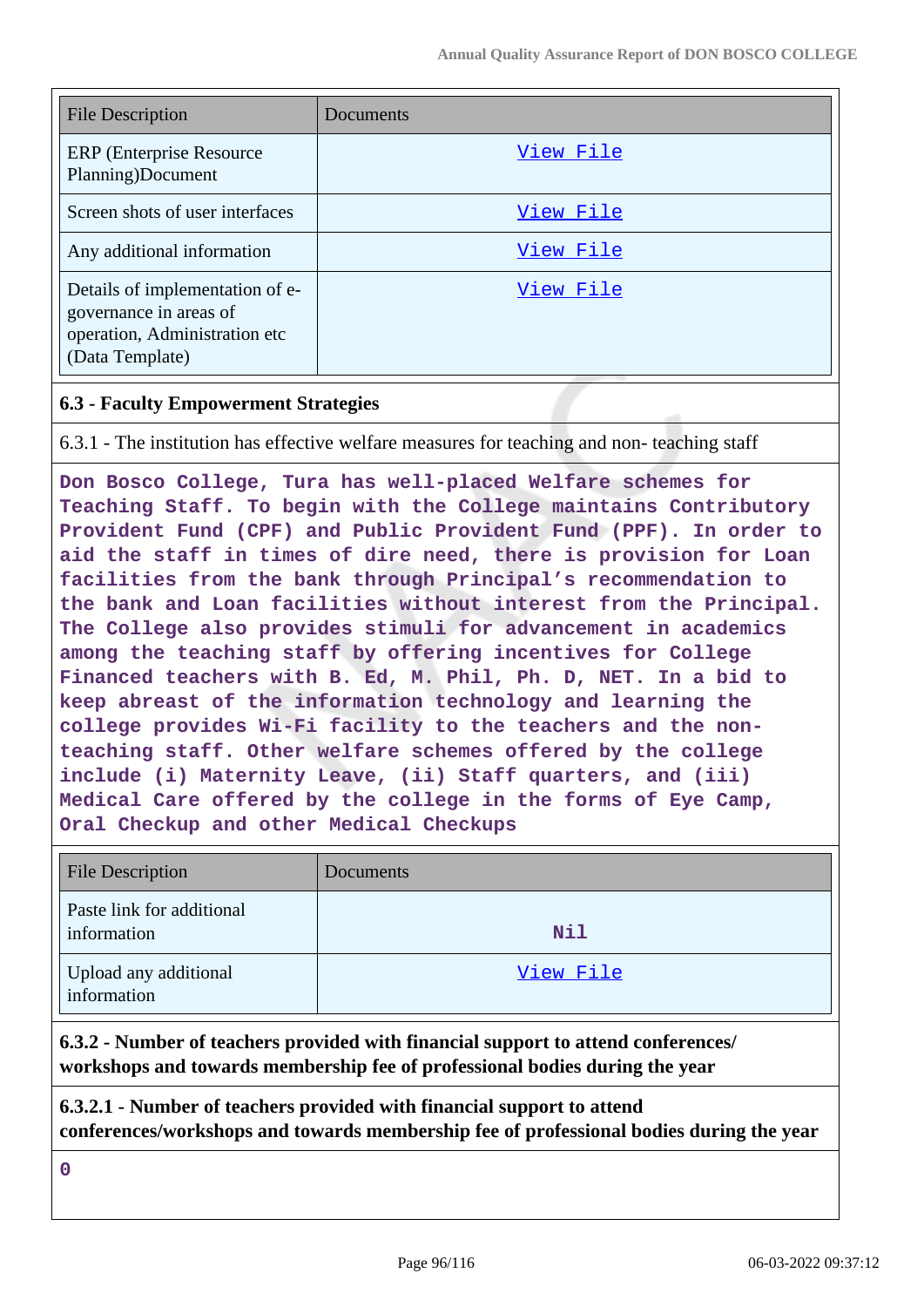| File Description | Documents |
|---|---|
| ERP (Enterprise Resource Planning)Document | View File |
| Screen shots of user interfaces | View File |
| Any additional information | View File |
| Details of implementation of e-governance in areas of operation, Administration etc (Data Template) | View File |

### 6.3 - Faculty Empowerment Strategies

6.3.1 - The institution has effective welfare measures for teaching and non- teaching staff

Don Bosco College, Tura has well-placed Welfare schemes for Teaching Staff. To begin with the College maintains Contributory Provident Fund (CPF) and Public Provident Fund (PPF). In order to aid the staff in times of dire need, there is provision for Loan facilities from the bank through Principal's recommendation to the bank and Loan facilities without interest from the Principal. The College also provides stimuli for advancement in academics among the teaching staff by offering incentives for College Financed teachers with B. Ed, M. Phil, Ph. D, NET. In a bid to keep abreast of the information technology and learning the college provides Wi-Fi facility to the teachers and the non-teaching staff. Other welfare schemes offered by the college include (i) Maternity Leave, (ii) Staff quarters, and (iii) Medical Care offered by the college in the forms of Eye Camp, Oral Checkup and other Medical Checkups

| File Description | Documents |
|---|---|
| Paste link for additional information | Nil |
| Upload any additional information | View File |

**6.3.2 - Number of teachers provided with financial support to attend conferences/ workshops and towards membership fee of professional bodies during the year**

**6.3.2.1 - Number of teachers provided with financial support to attend conferences/workshops and towards membership fee of professional bodies during the year**

0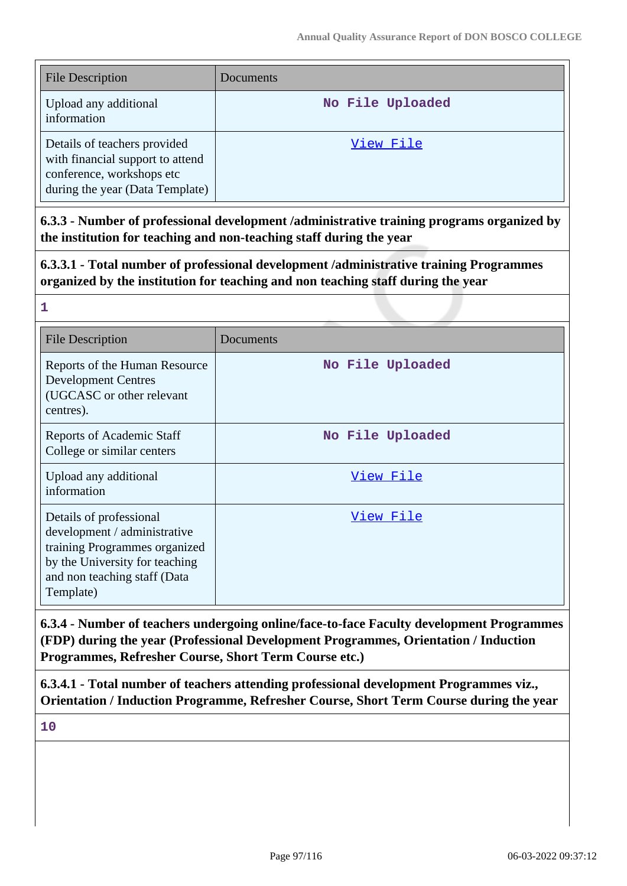| File Description | Documents |
|---|---|
| Upload any additional information | No File Uploaded |
| Details of teachers provided with financial support to attend conference, workshops etc during the year (Data Template) | View File |

**6.3.3 - Number of professional development /administrative training programs organized by the institution for teaching and non-teaching staff during the year**

**6.3.3.1 - Total number of professional development /administrative training Programmes organized by the institution for teaching and non teaching staff during the year**

1

| File Description | Documents |
|---|---|
| Reports of the Human Resource Development Centres (UGCASC or other relevant centres). | No File Uploaded |
| Reports of Academic Staff College or similar centers | No File Uploaded |
| Upload any additional information | View File |
| Details of professional development / administrative training Programmes organized by the University for teaching and non teaching staff (Data Template) | View File |

**6.3.4 - Number of teachers undergoing online/face-to-face Faculty development Programmes (FDP) during the year (Professional Development Programmes, Orientation / Induction Programmes, Refresher Course, Short Term Course etc.)**

**6.3.4.1 - Total number of teachers attending professional development Programmes viz., Orientation / Induction Programme, Refresher Course, Short Term Course during the year**

10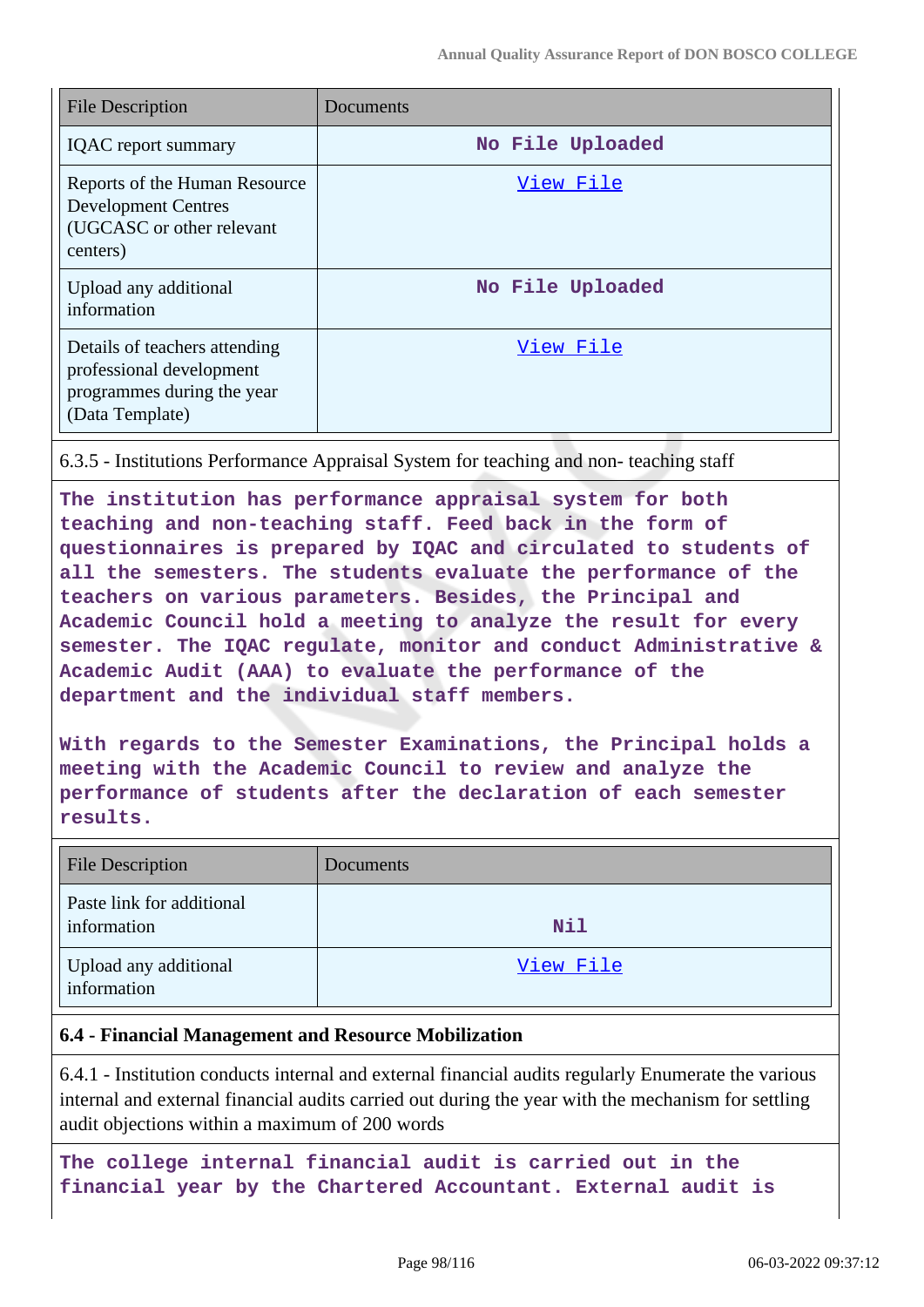| File Description | Documents |
| --- | --- |
| IQAC report summary | **No File Uploaded** |
| Reports of the Human Resource Development Centres (UGCASC or other relevant centers) | View File |
| Upload any additional information | **No File Uploaded** |
| Details of teachers attending professional development programmes during the year (Data Template) | View File |

6.3.5 - Institutions Performance Appraisal System for teaching and non- teaching staff

**The institution has performance appraisal system for both teaching and non-teaching staff. Feed back in the form of questionnaires is prepared by IQAC and circulated to students of all the semesters. The students evaluate the performance of the teachers on various parameters. Besides, the Principal and Academic Council hold a meeting to analyze the result for every semester. The IQAC regulate, monitor and conduct Administrative & Academic Audit (AAA) to evaluate the performance of the department and the individual staff members.**

**With regards to the Semester Examinations, the Principal holds a meeting with the Academic Council to review and analyze the performance of students after the declaration of each semester results.**

| File Description | Documents |
| --- | --- |
| Paste link for additional information | **Nil** |
| Upload any additional information | View File |

**6.4 - Financial Management and Resource Mobilization**

6.4.1 - Institution conducts internal and external financial audits regularly Enumerate the various internal and external financial audits carried out during the year with the mechanism for settling audit objections within a maximum of 200 words

**The college internal financial audit is carried out in the financial year by the Chartered Accountant. External audit is**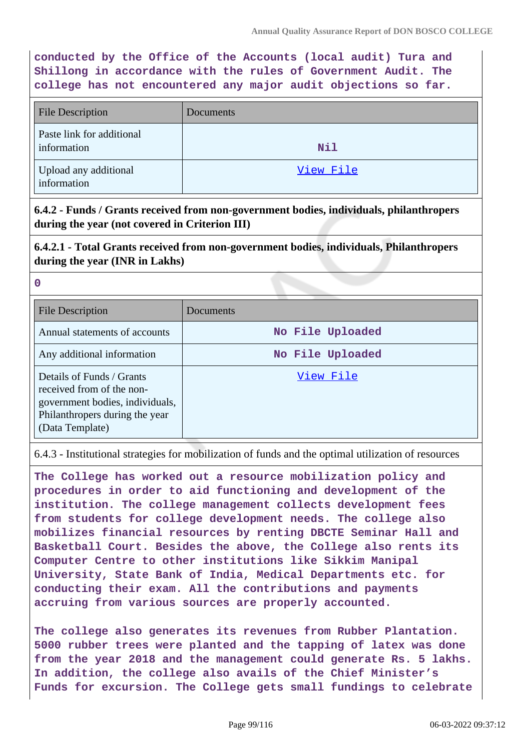**conducted by the Office of the Accounts (local audit) Tura and Shillong in accordance with the rules of Government Audit. The college has not encountered any major audit objections so far.**

| File Description | Documents |
|---|---|
| Paste link for additional information | Nil |
| Upload any additional information | View File |

**6.4.2 - Funds / Grants received from non-government bodies, individuals, philanthropers during the year (not covered in Criterion III)**

**6.4.2.1 - Total Grants received from non-government bodies, individuals, Philanthropers during the year (INR in Lakhs)**

**0**

| File Description | Documents |
|---|---|
| Annual statements of accounts | No File Uploaded |
| Any additional information | No File Uploaded |
| Details of Funds / Grants received from the non-government bodies, individuals, Philanthropers during the year (Data Template) | View File |

6.4.3 - Institutional strategies for mobilization of funds and the optimal utilization of resources

**The College has worked out a resource mobilization policy and procedures in order to aid functioning and development of the institution. The college management collects development fees from students for college development needs. The college also mobilizes financial resources by renting DBCTE Seminar Hall and Basketball Court. Besides the above, the College also rents its Computer Centre to other institutions like Sikkim Manipal University, State Bank of India, Medical Departments etc. for conducting their exam. All the contributions and payments accruing from various sources are properly accounted.**

**The college also generates its revenues from Rubber Plantation. 5000 rubber trees were planted and the tapping of latex was done from the year 2018 and the management could generate Rs. 5 lakhs. In addition, the college also avails of the Chief Minister's Funds for excursion. The College gets small fundings to celebrate**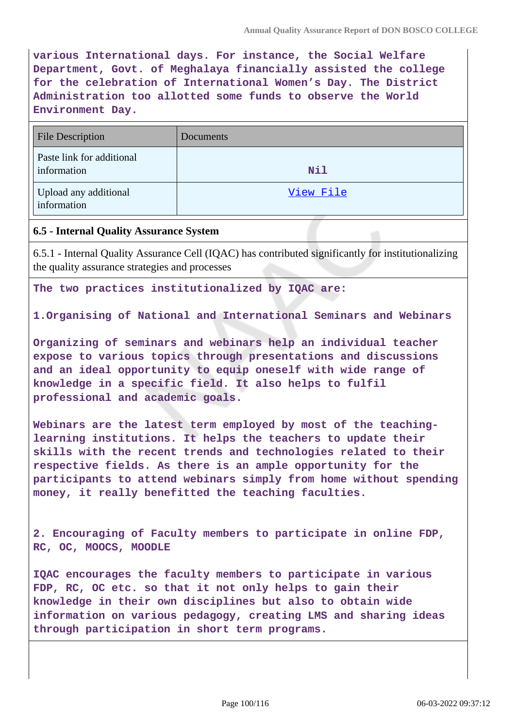various International days. For instance, the Social Welfare Department, Govt. of Meghalaya financially assisted the college for the celebration of International Women's Day. The District Administration too allotted some funds to observe the World Environment Day.

| File Description | Documents |
|---|---|
| Paste link for additional information | Nil |
| Upload any additional information | View File |

### 6.5 - Internal Quality Assurance System

6.5.1 - Internal Quality Assurance Cell (IQAC) has contributed significantly for institutionalizing the quality assurance strategies and processes

The two practices institutionalized by IQAC are:

1.Organising of National and International Seminars and Webinars

Organizing of seminars and webinars help an individual teacher expose to various topics through presentations and discussions and an ideal opportunity to equip oneself with wide range of knowledge in a specific field. It also helps to fulfil professional and academic goals.

Webinars are the latest term employed by most of the teaching-learning institutions. It helps the teachers to update their skills with the recent trends and technologies related to their respective fields. As there is an ample opportunity for the participants to attend webinars simply from home without spending money, it really benefitted the teaching faculties.

2. Encouraging of Faculty members to participate in online FDP, RC, OC, MOOCS, MOODLE

IQAC encourages the faculty members to participate in various FDP, RC, OC etc. so that it not only helps to gain their knowledge in their own disciplines but also to obtain wide information on various pedagogy, creating LMS and sharing ideas through participation in short term programs.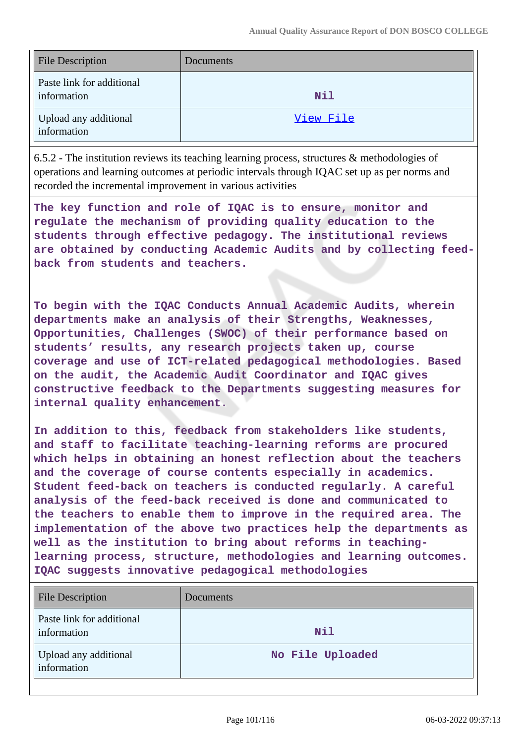| File Description | Documents |
| --- | --- |
| Paste link for additional information | Nil |
| Upload any additional information | View File |

6.5.2 - The institution reviews its teaching learning process, structures & methodologies of operations and learning outcomes at periodic intervals through IQAC set up as per norms and recorded the incremental improvement in various activities

**The key function and role of IQAC is to ensure, monitor and regulate the mechanism of providing quality education to the students through effective pedagogy. The institutional reviews are obtained by conducting Academic Audits and by collecting feed-back from students and teachers.**

**To begin with the IQAC Conducts Annual Academic Audits, wherein departments make an analysis of their Strengths, Weaknesses, Opportunities, Challenges (SWOC) of their performance based on students' results, any research projects taken up, course coverage and use of ICT-related pedagogical methodologies. Based on the audit, the Academic Audit Coordinator and IQAC gives constructive feedback to the Departments suggesting measures for internal quality enhancement.**

**In addition to this, feedback from stakeholders like students, and staff to facilitate teaching-learning reforms are procured which helps in obtaining an honest reflection about the teachers and the coverage of course contents especially in academics. Student feed-back on teachers is conducted regularly. A careful analysis of the feed-back received is done and communicated to the teachers to enable them to improve in the required area. The implementation of the above two practices help the departments as well as the institution to bring about reforms in teaching-learning process, structure, methodologies and learning outcomes. IQAC suggests innovative pedagogical methodologies**

| File Description | Documents |
| --- | --- |
| Paste link for additional information | Nil |
| Upload any additional information | No File Uploaded |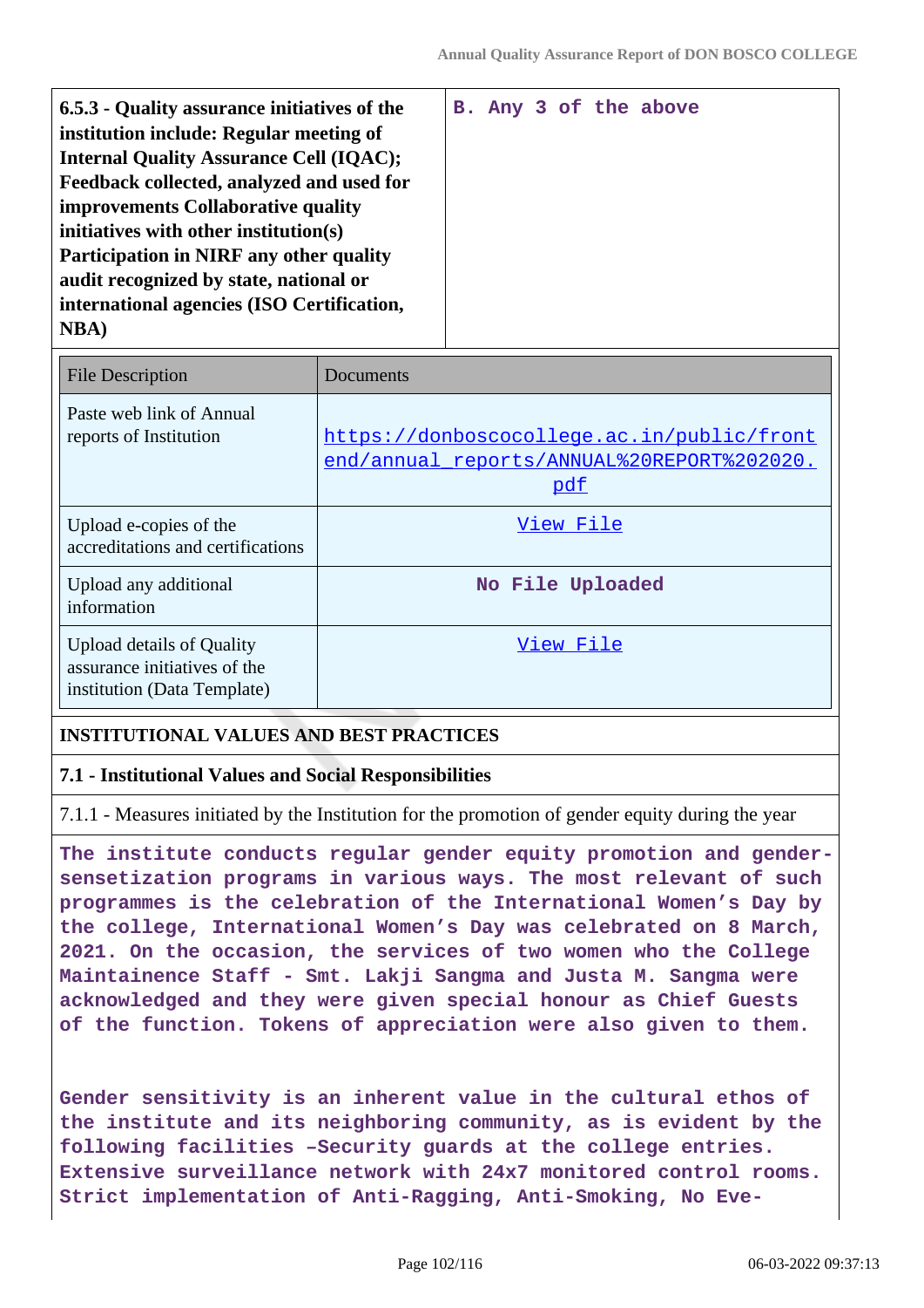| 6.5.3 - Quality assurance initiatives of the institution include: Regular meeting of Internal Quality Assurance Cell (IQAC); Feedback collected, analyzed and used for improvements Collaborative quality initiatives with other institution(s) Participation in NIRF any other quality audit recognized by state, national or international agencies (ISO Certification, NBA) | B. Any 3 of the above |
|---|---|

| File Description | Documents |
|---|---|
| Paste web link of Annual reports of Institution | https://donboscocollege.ac.in/public/frontend/annual_reports/ANNUAL%20REPORT%202020.pdf |
| Upload e-copies of the accreditations and certifications | View File |
| Upload any additional information | No File Uploaded |
| Upload details of Quality assurance initiatives of the institution (Data Template) | View File |

## INSTITUTIONAL VALUES AND BEST PRACTICES

### 7.1 - Institutional Values and Social Responsibilities

7.1.1 - Measures initiated by the Institution for the promotion of gender equity during the year

The institute conducts regular gender equity promotion and gender-sensetization programs in various ways. The most relevant of such programmes is the celebration of the International Women's Day by the college, International Women's Day was celebrated on 8 March, 2021. On the occasion, the services of two women who the College Maintainence Staff - Smt. Lakji Sangma and Justa M. Sangma were acknowledged and they were given special honour as Chief Guests of the function. Tokens of appreciation were also given to them.

Gender sensitivity is an inherent value in the cultural ethos of the institute and its neighboring community, as is evident by the following facilities –Security guards at the college entries. Extensive surveillance network with 24x7 monitored control rooms. Strict implementation of Anti-Ragging, Anti-Smoking, No Eve-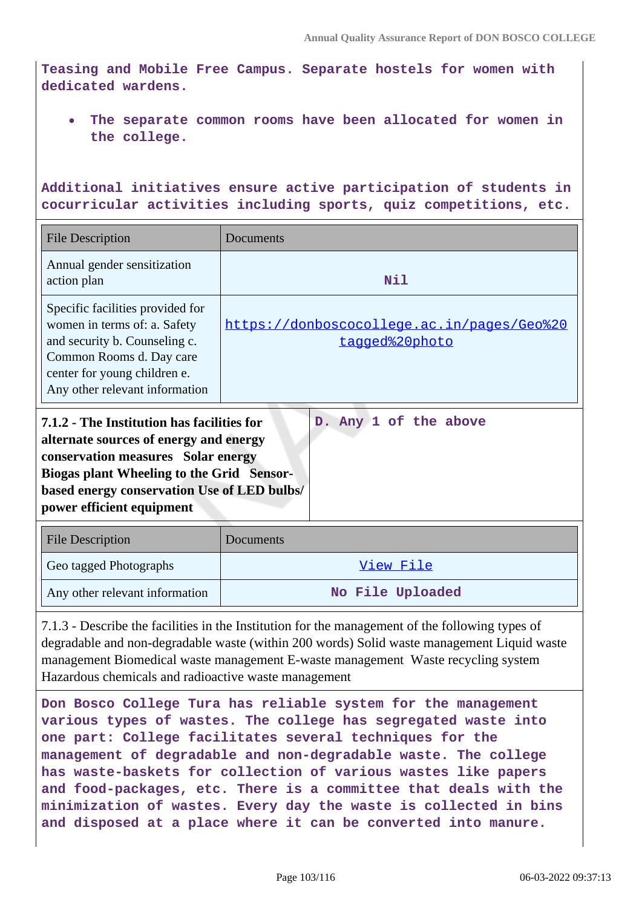**Teasing and Mobile Free Campus. Separate hostels for women with dedicated wardens.**

- **The separate common rooms have been allocated for women in the college.**

**Additional initiatives ensure active participation of students in cocurricular activities including sports, quiz competitions, etc.**

| File Description | Documents |
|---|---|
| Annual gender sensitization action plan | Nil |
| Specific facilities provided for women in terms of: a. Safety and security b. Counseling c. Common Rooms d. Day care center for young children e. Any other relevant information | https://donboscocollege.ac.in/pages/Geo%20tagged%20photo |

| **7.1.2 - The Institution has facilities for alternate sources of energy and energy conservation measures Solar energy Biogas plant Wheeling to the Grid Sensor-based energy conservation Use of LED bulbs/ power efficient equipment** | **D. Any 1 of the above** |
|---|---|

| File Description | Documents |
|---|---|
| Geo tagged Photographs | View File |
| Any other relevant information | No File Uploaded |

7.1.3 - Describe the facilities in the Institution for the management of the following types of degradable and non-degradable waste (within 200 words) Solid waste management Liquid waste management Biomedical waste management E-waste management Waste recycling system Hazardous chemicals and radioactive waste management

**Don Bosco College Tura has reliable system for the management various types of wastes. The college has segregated waste into one part: College facilitates several techniques for the management of degradable and non-degradable waste. The college has waste-baskets for collection of various wastes like papers and food-packages, etc. There is a committee that deals with the minimization of wastes. Every day the waste is collected in bins and disposed at a place where it can be converted into manure.**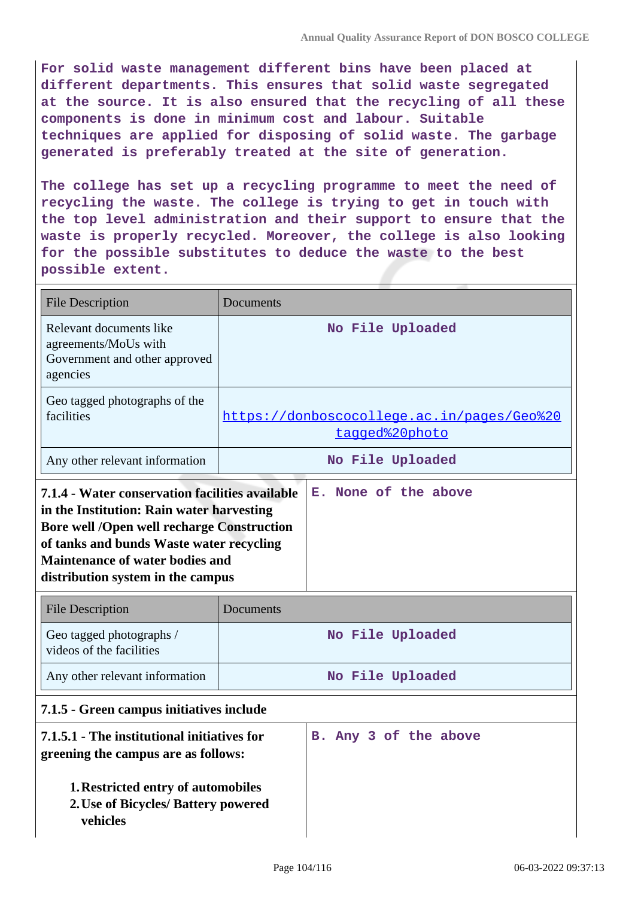For solid waste management different bins have been placed at different departments. This ensures that solid waste segregated at the source. It is also ensured that the recycling of all these components is done in minimum cost and labour. Suitable techniques are applied for disposing of solid waste. The garbage generated is preferably treated at the site of generation.

The college has set up a recycling programme to meet the need of recycling the waste. The college is trying to get in touch with the top level administration and their support to ensure that the waste is properly recycled. Moreover, the college is also looking for the possible substitutes to deduce the waste to the best possible extent.

| File Description | Documents |
| --- | --- |
| Relevant documents like agreements/MoUs with Government and other approved agencies | No File Uploaded |
| Geo tagged photographs of the facilities | https://donboscocollege.ac.in/pages/Geo%20tagged%20photo |
| Any other relevant information | No File Uploaded |

| **7.1.4 - Water conservation facilities available in the Institution: Rain water harvesting Bore well /Open well recharge Construction of tanks and bunds Waste water recycling Maintenance of water bodies and distribution system in the campus** | E. None of the above |
| --- | --- |

| File Description | Documents |
| --- | --- |
| Geo tagged photographs / videos of the facilities | No File Uploaded |
| Any other relevant information | No File Uploaded |

**7.1.5 - Green campus initiatives include**

**7.1.5.1 - The institutional initiatives for greening the campus are as follows:**

1. **Restricted entry of automobiles**
2. **Use of Bicycles/ Battery powered vehicles**

B. Any 3 of the above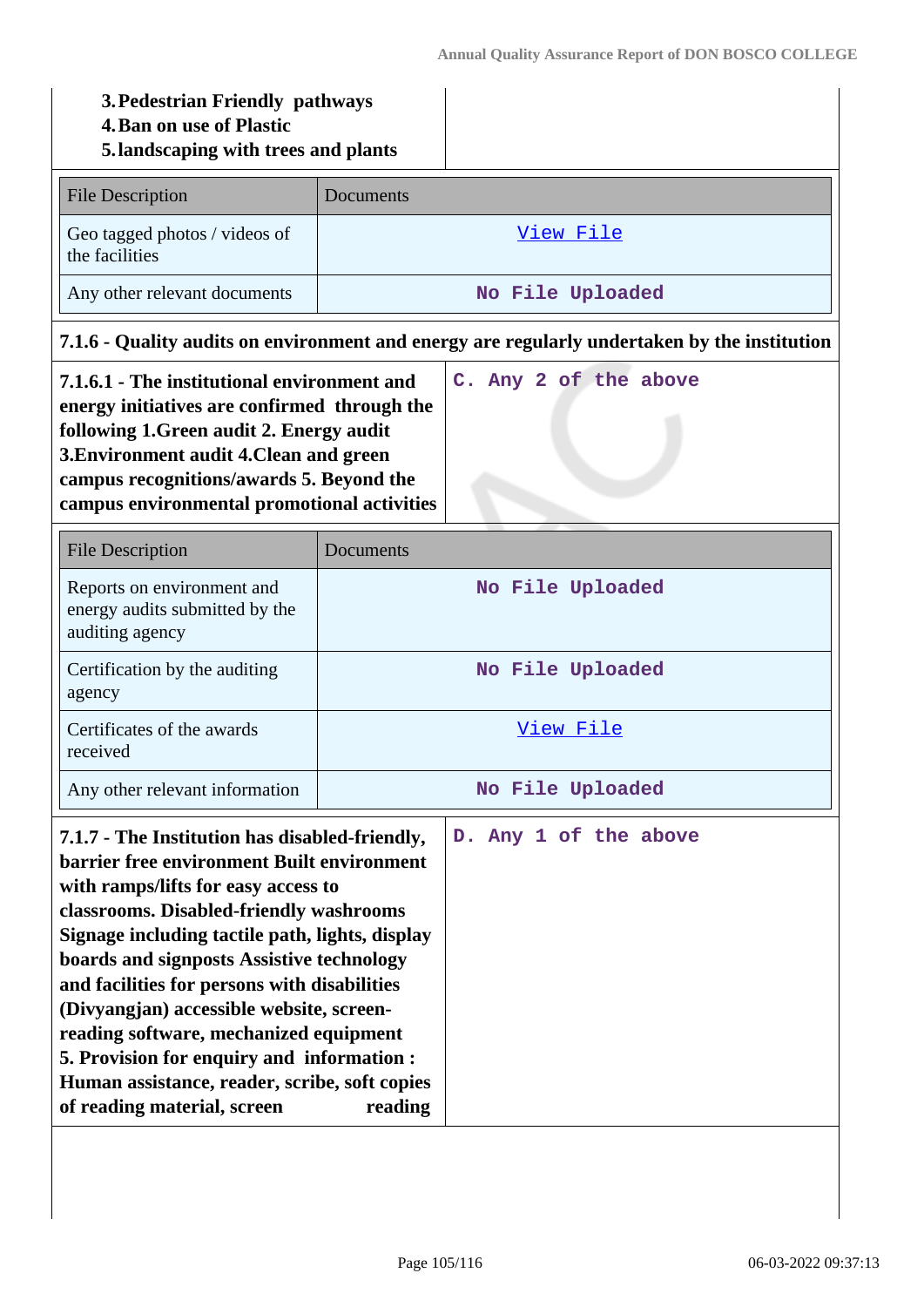3. **Pedestrian Friendly pathways**
4. **Ban on use of Plastic**
5. **landscaping with trees and plants**

| File Description | Documents |
|---|---|
| Geo tagged photos / videos of the facilities | View File |
| Any other relevant documents | No File Uploaded |

**7.1.6 - Quality audits on environment and energy are regularly undertaken by the institution**

| **7.1.6.1 - The institutional environment and energy initiatives are confirmed through the following 1.Green audit 2. Energy audit 3.Environment audit 4.Clean and green campus recognitions/awards 5. Beyond the campus environmental promotional activities** | C. Any 2 of the above |
|---|---|

| File Description | Documents |
|---|---|
| Reports on environment and energy audits submitted by the auditing agency | No File Uploaded |
| Certification by the auditing agency | No File Uploaded |
| Certificates of the awards received | View File |
| Any other relevant information | No File Uploaded |

| **7.1.7 - The Institution has disabled-friendly, barrier free environment Built environment with ramps/lifts for easy access to classrooms. Disabled-friendly washrooms Signage including tactile path, lights, display boards and signposts Assistive technology and facilities for persons with disabilities (Divyangjan) accessible website, screen-reading software, mechanized equipment 5. Provision for enquiry and information : Human assistance, reader, scribe, soft copies of reading material, screen reading** | D. Any 1 of the above |
|---|---|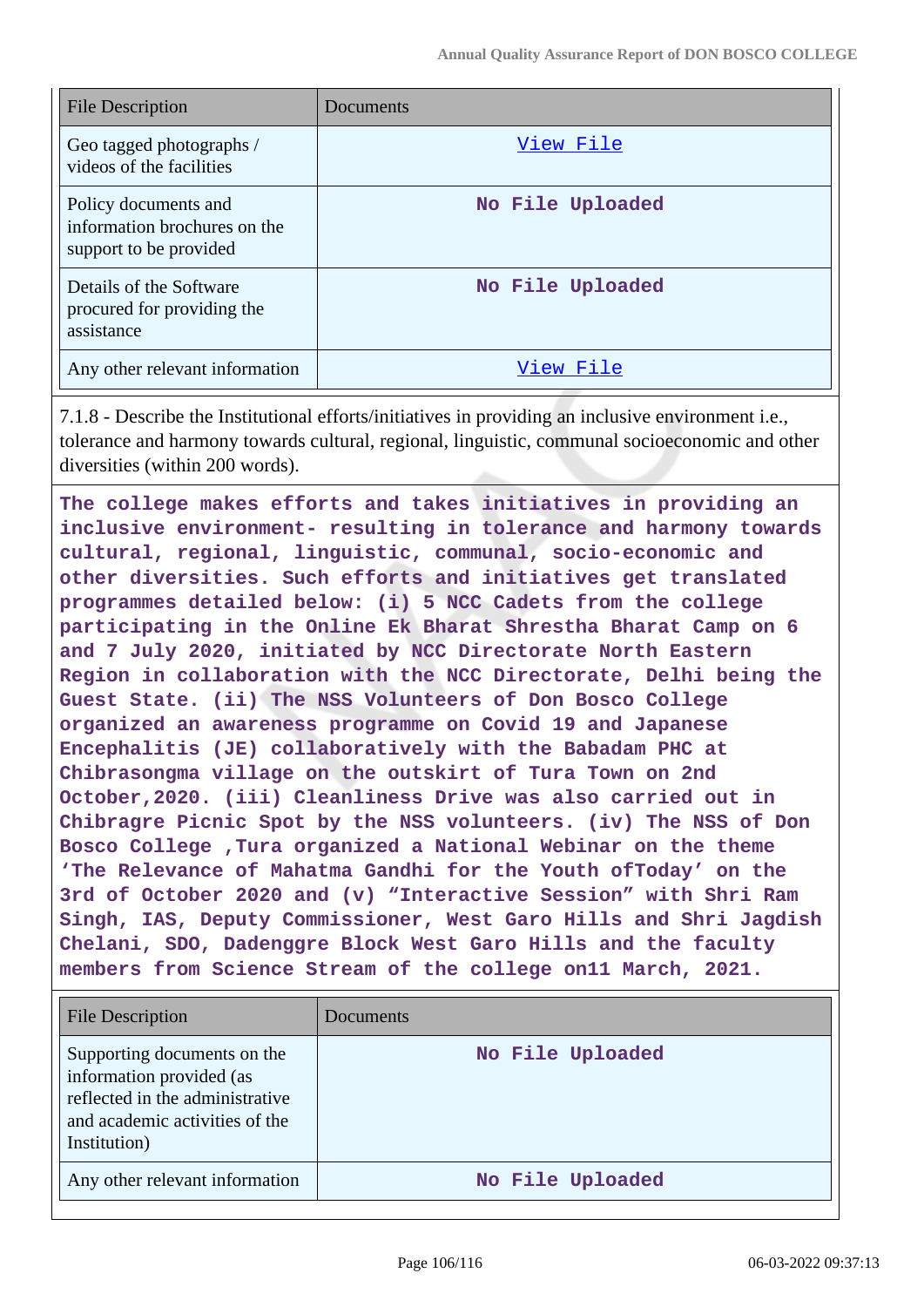| File Description | Documents |
|---|---|
| Geo tagged photographs / videos of the facilities | View File |
| Policy documents and information brochures on the support to be provided | No File Uploaded |
| Details of the Software procured for providing the assistance | No File Uploaded |
| Any other relevant information | View File |

7.1.8 - Describe the Institutional efforts/initiatives in providing an inclusive environment i.e., tolerance and harmony towards cultural, regional, linguistic, communal socioeconomic and other diversities (within 200 words).

**The college makes efforts and takes initiatives in providing an inclusive environment- resulting in tolerance and harmony towards cultural, regional, linguistic, communal, socio-economic and other diversities. Such efforts and initiatives get translated programmes detailed below: (i) 5 NCC Cadets from the college participating in the Online Ek Bharat Shrestha Bharat Camp on 6 and 7 July 2020, initiated by NCC Directorate North Eastern Region in collaboration with the NCC Directorate, Delhi being the Guest State. (ii) The NSS Volunteers of Don Bosco College organized an awareness programme on Covid 19 and Japanese Encephalitis (JE) collaboratively with the Babadam PHC at Chibrasongma village on the outskirt of Tura Town on 2nd October,2020. (iii) Cleanliness Drive was also carried out in Chibragre Picnic Spot by the NSS volunteers. (iv) The NSS of Don Bosco College ,Tura organized a National Webinar on the theme 'The Relevance of Mahatma Gandhi for the Youth ofToday' on the 3rd of October 2020 and (v) "Interactive Session" with Shri Ram Singh, IAS, Deputy Commissioner, West Garo Hills and Shri Jagdish Chelani, SDO, Dadenggre Block West Garo Hills and the faculty members from Science Stream of the college on11 March, 2021.**

| File Description | Documents |
|---|---|
| Supporting documents on the information provided (as reflected in the administrative and academic activities of the Institution) | No File Uploaded |
| Any other relevant information | No File Uploaded |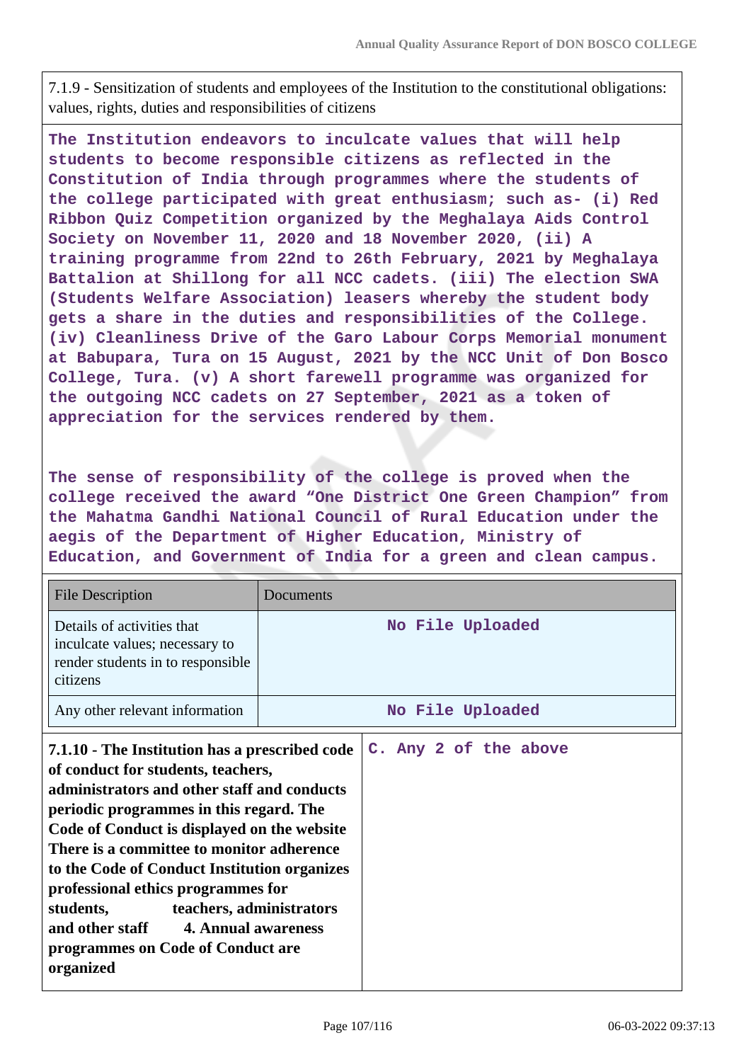7.1.9 - Sensitization of students and employees of the Institution to the constitutional obligations: values, rights, duties and responsibilities of citizens

**The Institution endeavors to inculcate values that will help students to become responsible citizens as reflected in the Constitution of India through programmes where the students of the college participated with great enthusiasm; such as- (i) Red Ribbon Quiz Competition organized by the Meghalaya Aids Control Society on November 11, 2020 and 18 November 2020, (ii) A training programme from 22nd to 26th February, 2021 by Meghalaya Battalion at Shillong for all NCC cadets. (iii) The election SWA (Students Welfare Association) leasers whereby the student body gets a share in the duties and responsibilities of the College. (iv) Cleanliness Drive of the Garo Labour Corps Memorial monument at Babupara, Tura on 15 August, 2021 by the NCC Unit of Don Bosco College, Tura. (v) A short farewell programme was organized for the outgoing NCC cadets on 27 September, 2021 as a token of appreciation for the services rendered by them.**

**The sense of responsibility of the college is proved when the college received the award "One District One Green Champion" from the Mahatma Gandhi National Council of Rural Education under the aegis of the Department of Higher Education, Ministry of Education, and Government of India for a green and clean campus.**

| File Description | Documents |
|---|---|
| Details of activities that inculcate values; necessary to render students in to responsible citizens | No File Uploaded |
| Any other relevant information | No File Uploaded |

| **7.1.10 - The Institution has a prescribed code of conduct for students, teachers, administrators and other staff and conducts periodic programmes in this regard. The Code of Conduct is displayed on the website There is a committee to monitor adherence to the Code of Conduct Institution organizes professional ethics programmes for students, teachers, administrators and other staff 4. Annual awareness programmes on Code of Conduct are organized** | **C. Any 2 of the above** |
|---|---|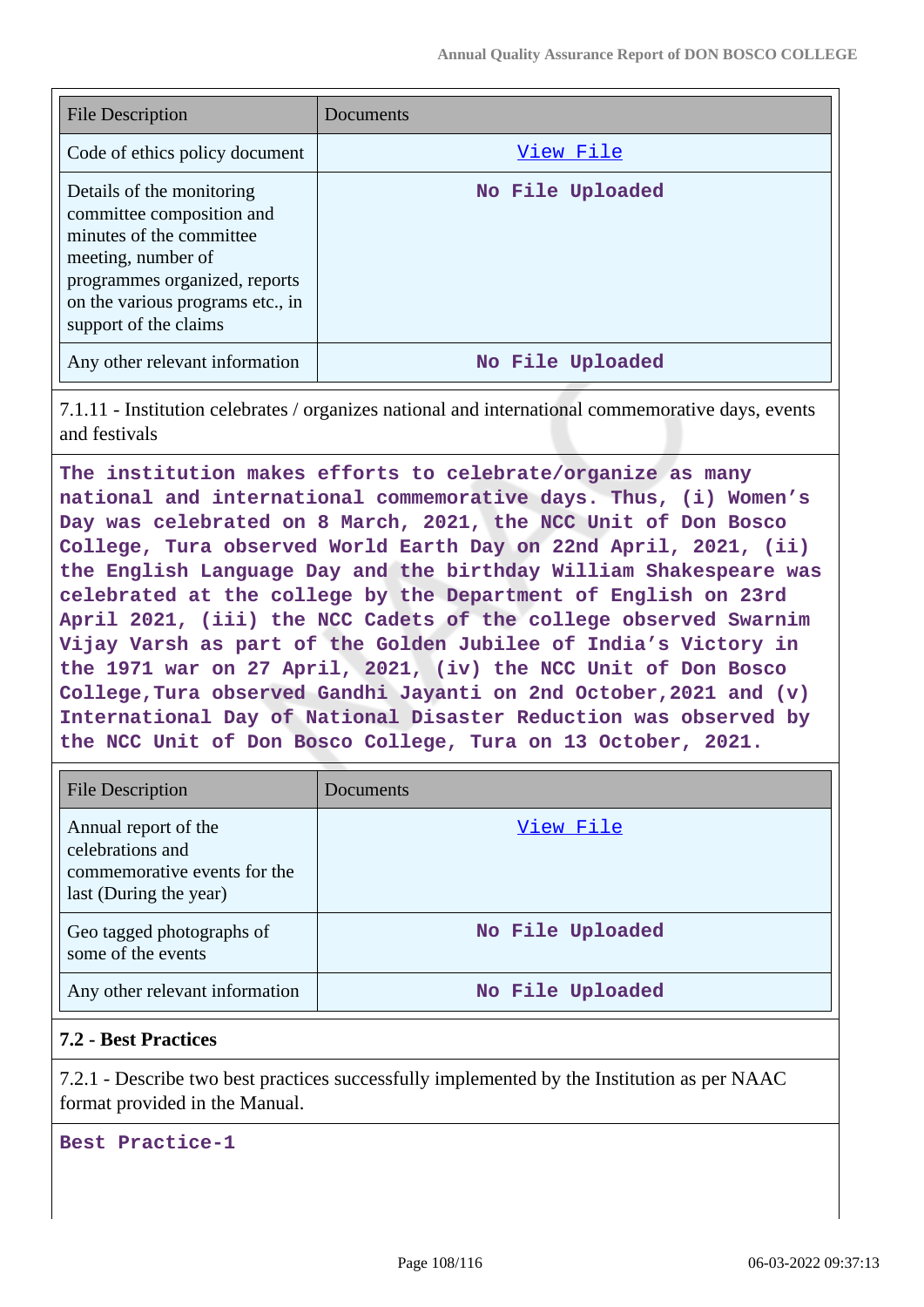| File Description | Documents |
|---|---|
| Code of ethics policy document | View File |
| Details of the monitoring committee composition and minutes of the committee meeting, number of programmes organized, reports on the various programs etc., in support of the claims | No File Uploaded |
| Any other relevant information | No File Uploaded |

7.1.11 - Institution celebrates / organizes national and international commemorative days, events and festivals

**The institution makes efforts to celebrate/organize as many national and international commemorative days. Thus, (i) Women's Day was celebrated on 8 March, 2021, the NCC Unit of Don Bosco College, Tura observed World Earth Day on 22nd April, 2021, (ii) the English Language Day and the birthday William Shakespeare was celebrated at the college by the Department of English on 23rd April 2021, (iii) the NCC Cadets of the college observed Swarnim Vijay Varsh as part of the Golden Jubilee of India's Victory in the 1971 war on 27 April, 2021, (iv) the NCC Unit of Don Bosco College,Tura observed Gandhi Jayanti on 2nd October,2021 and (v) International Day of National Disaster Reduction was observed by the NCC Unit of Don Bosco College, Tura on 13 October, 2021.**

| File Description | Documents |
|---|---|
| Annual report of the celebrations and commemorative events for the last (During the year) | View File |
| Geo tagged photographs of some of the events | No File Uploaded |
| Any other relevant information | No File Uploaded |

## 7.2 - Best Practices

7.2.1 - Describe two best practices successfully implemented by the Institution as per NAAC format provided in the Manual.

**Best Practice-1**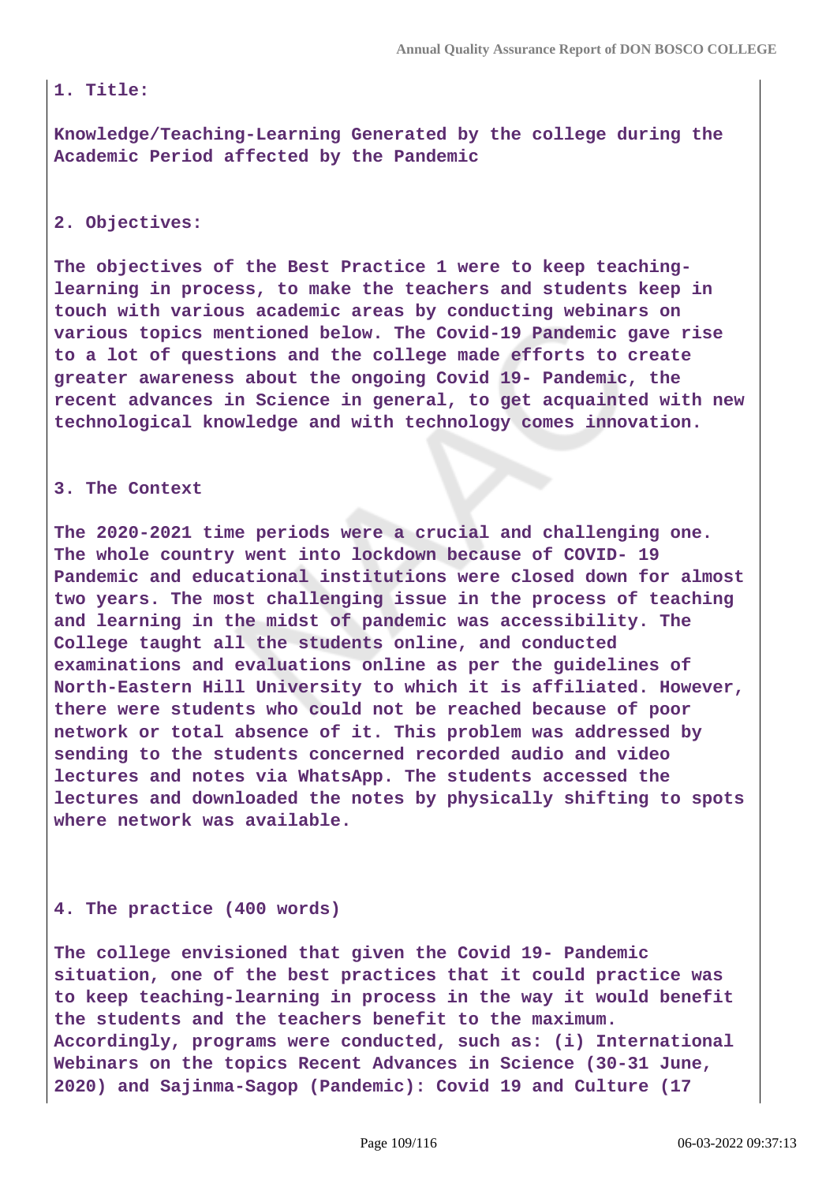**1. Title:**

**Knowledge/Teaching-Learning Generated by the college during the Academic Period affected by the Pandemic**

**2. Objectives:**

**The objectives of the Best Practice 1 were to keep teaching-learning in process, to make the teachers and students keep in touch with various academic areas by conducting webinars on various topics mentioned below. The Covid-19 Pandemic gave rise to a lot of questions and the college made efforts to create greater awareness about the ongoing Covid 19- Pandemic, the recent advances in Science in general, to get acquainted with new technological knowledge and with technology comes innovation.**

**3. The Context**

**The 2020-2021 time periods were a crucial and challenging one. The whole country went into lockdown because of COVID- 19 Pandemic and educational institutions were closed down for almost two years. The most challenging issue in the process of teaching and learning in the midst of pandemic was accessibility. The College taught all the students online, and conducted examinations and evaluations online as per the guidelines of North-Eastern Hill University to which it is affiliated. However, there were students who could not be reached because of poor network or total absence of it. This problem was addressed by sending to the students concerned recorded audio and video lectures and notes via WhatsApp. The students accessed the lectures and downloaded the notes by physically shifting to spots where network was available.**

**4. The practice (400 words)**

**The college envisioned that given the Covid 19- Pandemic situation, one of the best practices that it could practice was to keep teaching-learning in process in the way it would benefit the students and the teachers benefit to the maximum. Accordingly, programs were conducted, such as: (i) International Webinars on the topics Recent Advances in Science (30-31 June, 2020) and Sajinma-Sagop (Pandemic): Covid 19 and Culture (17**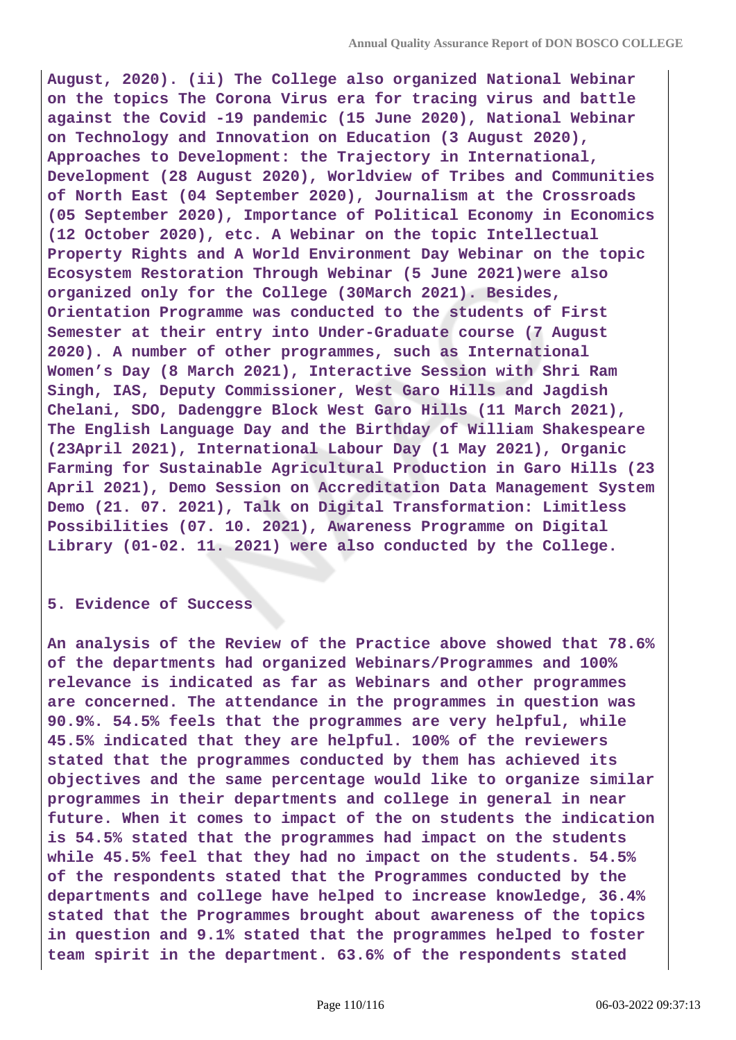**August, 2020). (ii) The College also organized National Webinar on the topics The Corona Virus era for tracing virus and battle against the Covid -19 pandemic (15 June 2020), National Webinar on Technology and Innovation on Education (3 August 2020), Approaches to Development: the Trajectory in International, Development (28 August 2020), Worldview of Tribes and Communities of North East (04 September 2020), Journalism at the Crossroads (05 September 2020), Importance of Political Economy in Economics (12 October 2020), etc. A Webinar on the topic Intellectual Property Rights and A World Environment Day Webinar on the topic Ecosystem Restoration Through Webinar (5 June 2021)were also organized only for the College (30March 2021). Besides, Orientation Programme was conducted to the students of First Semester at their entry into Under-Graduate course (7 August 2020). A number of other programmes, such as International Women's Day (8 March 2021), Interactive Session with Shri Ram Singh, IAS, Deputy Commissioner, West Garo Hills and Jagdish Chelani, SDO, Dadenggre Block West Garo Hills (11 March 2021), The English Language Day and the Birthday of William Shakespeare (23April 2021), International Labour Day (1 May 2021), Organic Farming for Sustainable Agricultural Production in Garo Hills (23 April 2021), Demo Session on Accreditation Data Management System Demo (21. 07. 2021), Talk on Digital Transformation: Limitless Possibilities (07. 10. 2021), Awareness Programme on Digital Library (01-02. 11. 2021) were also conducted by the College.**

**5. Evidence of Success**

**An analysis of the Review of the Practice above showed that 78.6% of the departments had organized Webinars/Programmes and 100% relevance is indicated as far as Webinars and other programmes are concerned. The attendance in the programmes in question was 90.9%. 54.5% feels that the programmes are very helpful, while 45.5% indicated that they are helpful. 100% of the reviewers stated that the programmes conducted by them has achieved its objectives and the same percentage would like to organize similar programmes in their departments and college in general in near future. When it comes to impact of the on students the indication is 54.5% stated that the programmes had impact on the students while 45.5% feel that they had no impact on the students. 54.5% of the respondents stated that the Programmes conducted by the departments and college have helped to increase knowledge, 36.4% stated that the Programmes brought about awareness of the topics in question and 9.1% stated that the programmes helped to foster team spirit in the department. 63.6% of the respondents stated**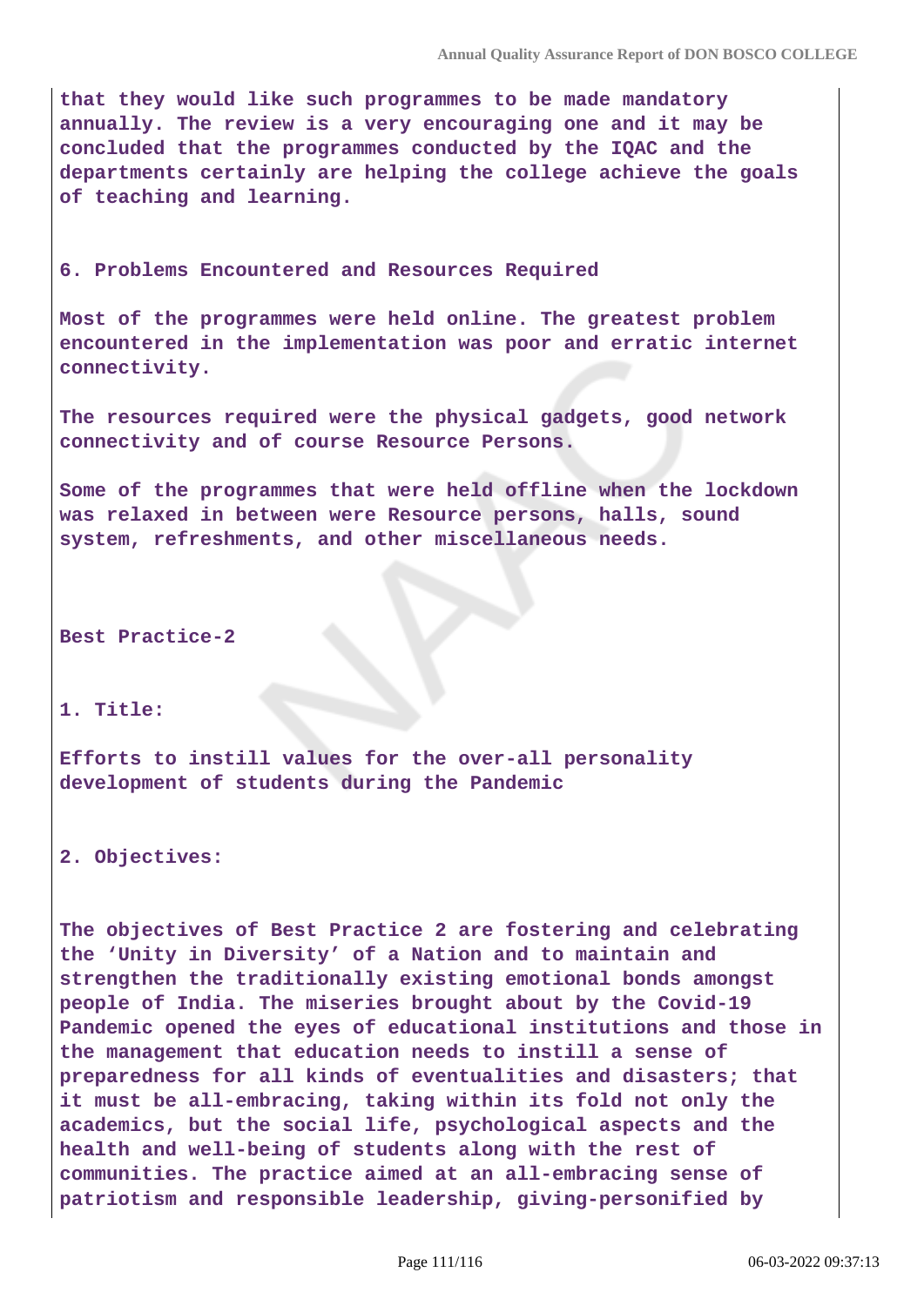that they would like such programmes to be made mandatory annually. The review is a very encouraging one and it may be concluded that the programmes conducted by the IQAC and the departments certainly are helping the college achieve the goals of teaching and learning.

**6. Problems Encountered and Resources Required**

Most of the programmes were held online. The greatest problem encountered in the implementation was poor and erratic internet connectivity.

The resources required were the physical gadgets, good network connectivity and of course Resource Persons.

Some of the programmes that were held offline when the lockdown was relaxed in between were Resource persons, halls, sound system, refreshments, and other miscellaneous needs.

**Best Practice-2**

**1. Title:**

Efforts to instill values for the over-all personality development of students during the Pandemic

**2. Objectives:**

The objectives of Best Practice 2 are fostering and celebrating the 'Unity in Diversity' of a Nation and to maintain and strengthen the traditionally existing emotional bonds amongst people of India. The miseries brought about by the Covid-19 Pandemic opened the eyes of educational institutions and those in the management that education needs to instill a sense of preparedness for all kinds of eventualities and disasters; that it must be all-embracing, taking within its fold not only the academics, but the social life, psychological aspects and the health and well-being of students along with the rest of communities. The practice aimed at an all-embracing sense of patriotism and responsible leadership, giving-personified by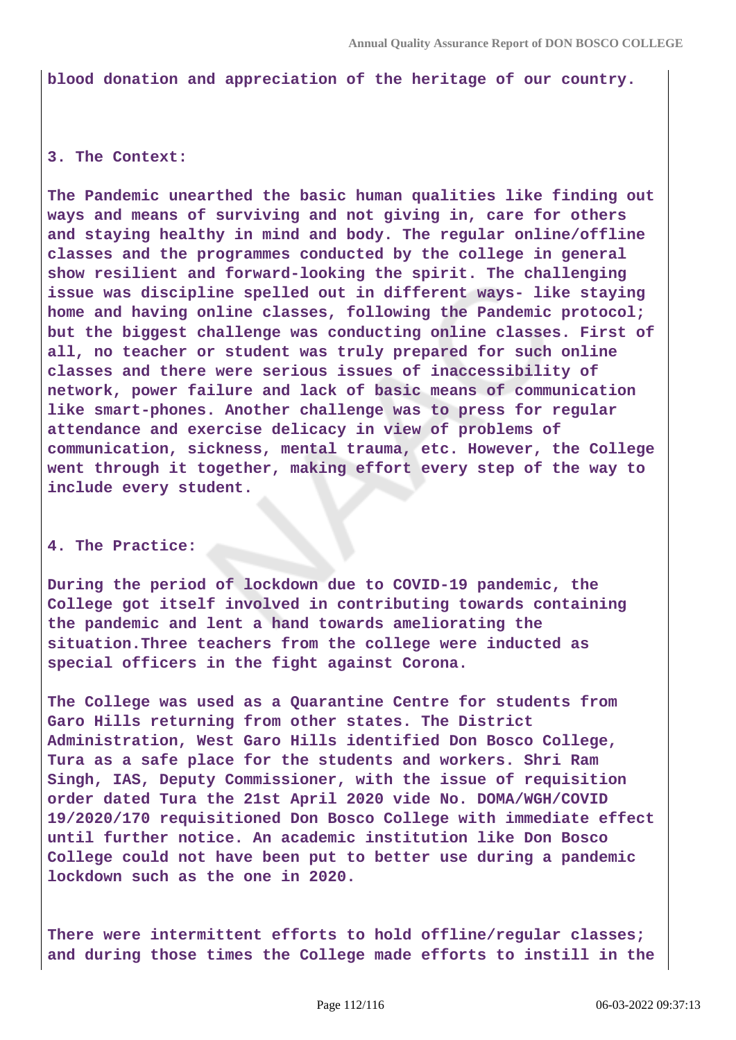**blood donation and appreciation of the heritage of our country.**

**3. The Context:**

**The Pandemic unearthed the basic human qualities like finding out ways and means of surviving and not giving in, care for others and staying healthy in mind and body. The regular online/offline classes and the programmes conducted by the college in general show resilient and forward-looking the spirit. The challenging issue was discipline spelled out in different ways- like staying home and having online classes, following the Pandemic protocol; but the biggest challenge was conducting online classes. First of all, no teacher or student was truly prepared for such online classes and there were serious issues of inaccessibility of network, power failure and lack of basic means of communication like smart-phones. Another challenge was to press for regular attendance and exercise delicacy in view of problems of communication, sickness, mental trauma, etc. However, the College went through it together, making effort every step of the way to include every student.**

**4. The Practice:**

**During the period of lockdown due to COVID-19 pandemic, the College got itself involved in contributing towards containing the pandemic and lent a hand towards ameliorating the situation.Three teachers from the college were inducted as special officers in the fight against Corona.**

**The College was used as a Quarantine Centre for students from Garo Hills returning from other states. The District Administration, West Garo Hills identified Don Bosco College, Tura as a safe place for the students and workers. Shri Ram Singh, IAS, Deputy Commissioner, with the issue of requisition order dated Tura the 21st April 2020 vide No. DOMA/WGH/COVID 19/2020/170 requisitioned Don Bosco College with immediate effect until further notice. An academic institution like Don Bosco College could not have been put to better use during a pandemic lockdown such as the one in 2020.**

**There were intermittent efforts to hold offline/regular classes; and during those times the College made efforts to instill in the**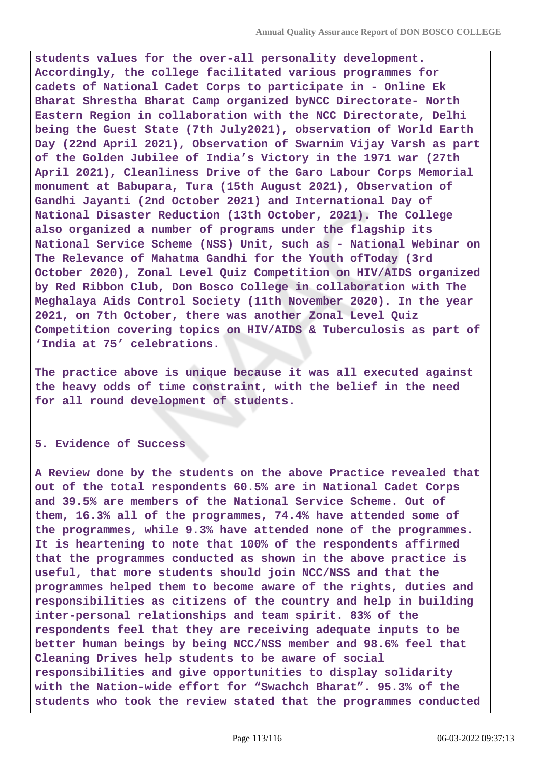students values for the over-all personality development. Accordingly, the college facilitated various programmes for cadets of National Cadet Corps to participate in - Online Ek Bharat Shrestha Bharat Camp organized byNCC Directorate- North Eastern Region in collaboration with the NCC Directorate, Delhi being the Guest State (7th July2021), observation of World Earth Day (22nd April 2021), Observation of Swarnim Vijay Varsh as part of the Golden Jubilee of India's Victory in the 1971 war (27th April 2021), Cleanliness Drive of the Garo Labour Corps Memorial monument at Babupara, Tura (15th August 2021), Observation of Gandhi Jayanti (2nd October 2021) and International Day of National Disaster Reduction (13th October, 2021). The College also organized a number of programs under the flagship its National Service Scheme (NSS) Unit, such as - National Webinar on The Relevance of Mahatma Gandhi for the Youth ofToday (3rd October 2020), Zonal Level Quiz Competition on HIV/AIDS organized by Red Ribbon Club, Don Bosco College in collaboration with The Meghalaya Aids Control Society (11th November 2020). In the year 2021, on 7th October, there was another Zonal Level Quiz Competition covering topics on HIV/AIDS & Tuberculosis as part of 'India at 75' celebrations.

The practice above is unique because it was all executed against the heavy odds of time constraint, with the belief in the need for all round development of students.

5. Evidence of Success

A Review done by the students on the above Practice revealed that out of the total respondents 60.5% are in National Cadet Corps and 39.5% are members of the National Service Scheme. Out of them, 16.3% all of the programmes, 74.4% have attended some of the programmes, while 9.3% have attended none of the programmes. It is heartening to note that 100% of the respondents affirmed that the programmes conducted as shown in the above practice is useful, that more students should join NCC/NSS and that the programmes helped them to become aware of the rights, duties and responsibilities as citizens of the country and help in building inter-personal relationships and team spirit. 83% of the respondents feel that they are receiving adequate inputs to be better human beings by being NCC/NSS member and 98.6% feel that Cleaning Drives help students to be aware of social responsibilities and give opportunities to display solidarity with the Nation-wide effort for "Swachch Bharat". 95.3% of the students who took the review stated that the programmes conducted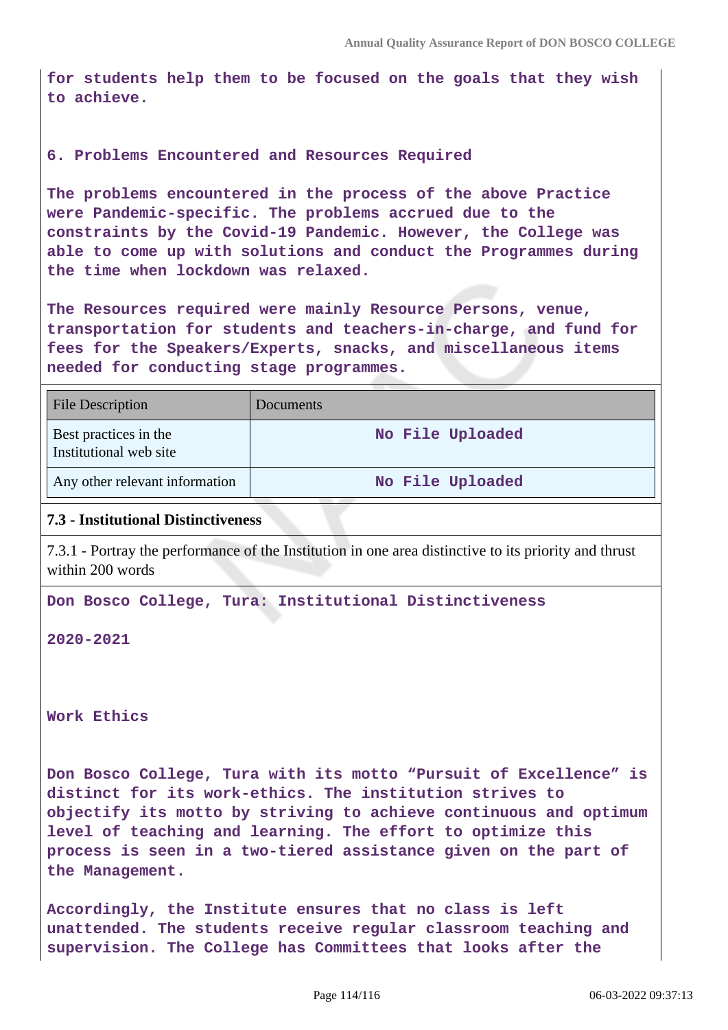for students help them to be focused on the goals that they wish to achieve.

6. Problems Encountered and Resources Required

The problems encountered in the process of the above Practice were Pandemic-specific. The problems accrued due to the constraints by the Covid-19 Pandemic. However, the College was able to come up with solutions and conduct the Programmes during the time when lockdown was relaxed.

The Resources required were mainly Resource Persons, venue, transportation for students and teachers-in-charge, and fund for fees for the Speakers/Experts, snacks, and miscellaneous items needed for conducting stage programmes.

| File Description | Documents |
|---|---|
| Best practices in the Institutional web site | No File Uploaded |
| Any other relevant information | No File Uploaded |

**7.3 - Institutional Distinctiveness**

7.3.1 - Portray the performance of the Institution in one area distinctive to its priority and thrust within 200 words

Don Bosco College, Tura: Institutional Distinctiveness

2020-2021

Work Ethics

Don Bosco College, Tura with its motto "Pursuit of Excellence" is distinct for its work-ethics. The institution strives to objectify its motto by striving to achieve continuous and optimum level of teaching and learning. The effort to optimize this process is seen in a two-tiered assistance given on the part of the Management.

Accordingly, the Institute ensures that no class is left unattended. The students receive regular classroom teaching and supervision. The College has Committees that looks after the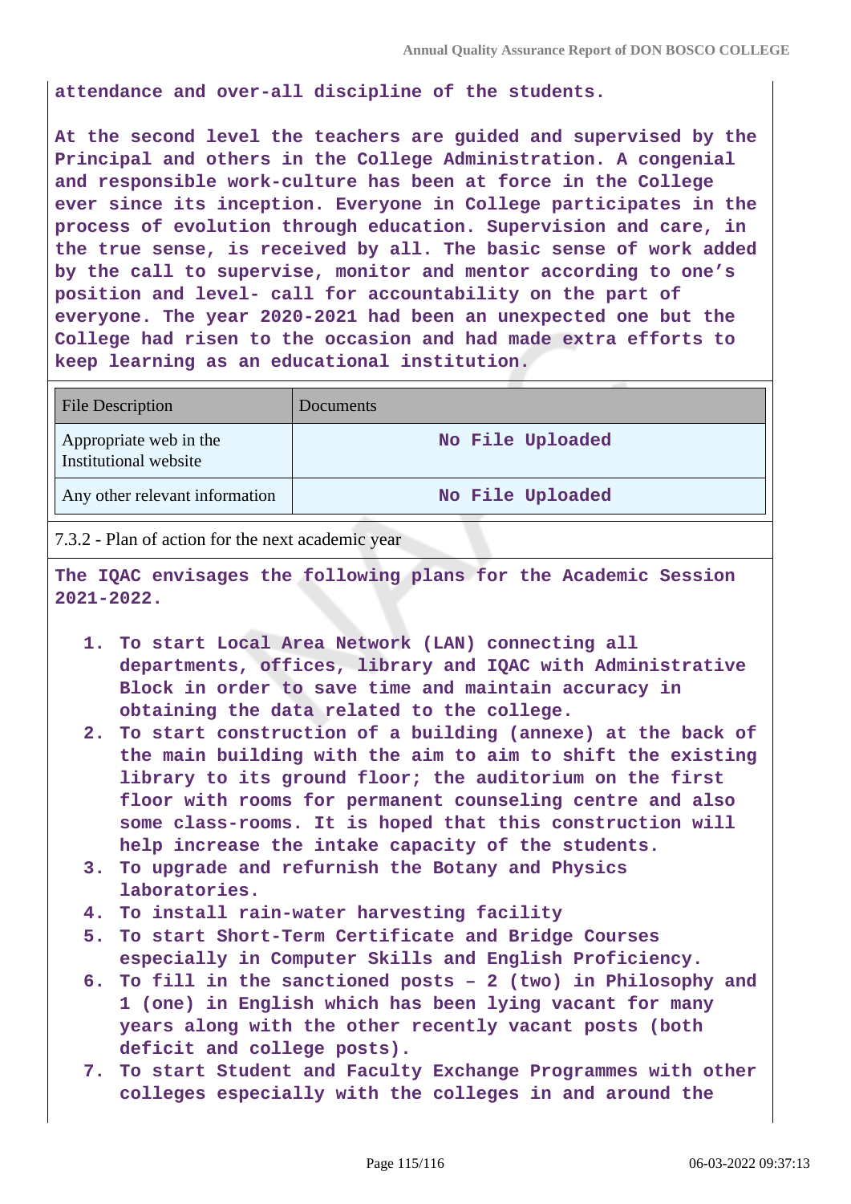attendance and over-all discipline of the students.

At the second level the teachers are guided and supervised by the Principal and others in the College Administration. A congenial and responsible work-culture has been at force in the College ever since its inception. Everyone in College participates in the process of evolution through education. Supervision and care, in the true sense, is received by all. The basic sense of work added by the call to supervise, monitor and mentor according to one's position and level- call for accountability on the part of everyone. The year 2020-2021 had been an unexpected one but the College had risen to the occasion and had made extra efforts to keep learning as an educational institution.

| File Description | Documents |
|---|---|
| Appropriate web in the Institutional website | No File Uploaded |
| Any other relevant information | No File Uploaded |

7.3.2 - Plan of action for the next academic year

The IQAC envisages the following plans for the Academic Session 2021-2022.

1. To start Local Area Network (LAN) connecting all departments, offices, library and IQAC with Administrative Block in order to save time and maintain accuracy in obtaining the data related to the college.
2. To start construction of a building (annexe) at the back of the main building with the aim to aim to shift the existing library to its ground floor; the auditorium on the first floor with rooms for permanent counseling centre and also some class-rooms. It is hoped that this construction will help increase the intake capacity of the students.
3. To upgrade and refurnish the Botany and Physics laboratories.
4. To install rain-water harvesting facility
5. To start Short-Term Certificate and Bridge Courses especially in Computer Skills and English Proficiency.
6. To fill in the sanctioned posts – 2 (two) in Philosophy and 1 (one) in English which has been lying vacant for many years along with the other recently vacant posts (both deficit and college posts).
7. To start Student and Faculty Exchange Programmes with other colleges especially with the colleges in and around the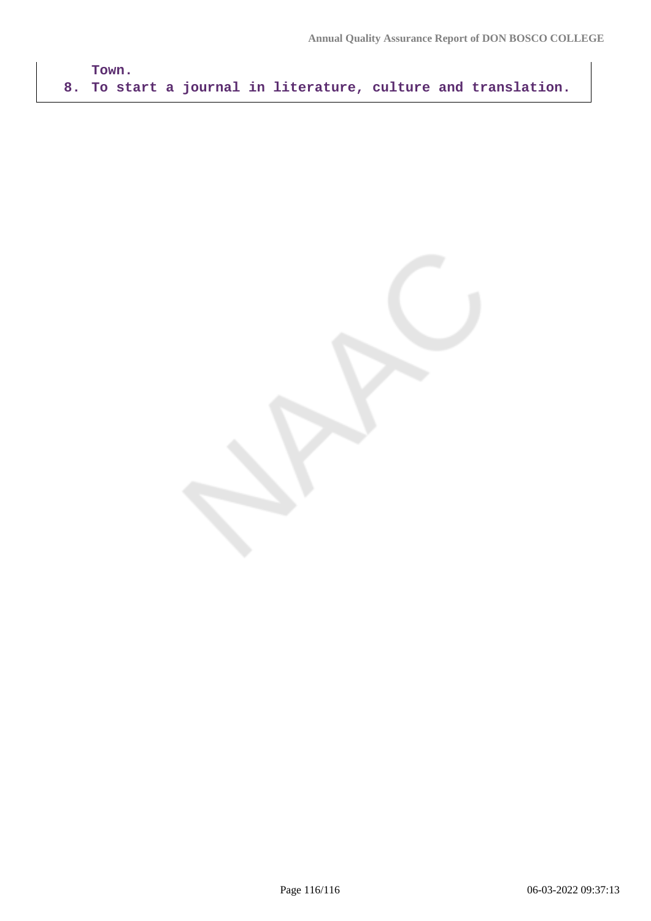Town.

8. To start a journal in literature, culture and translation.